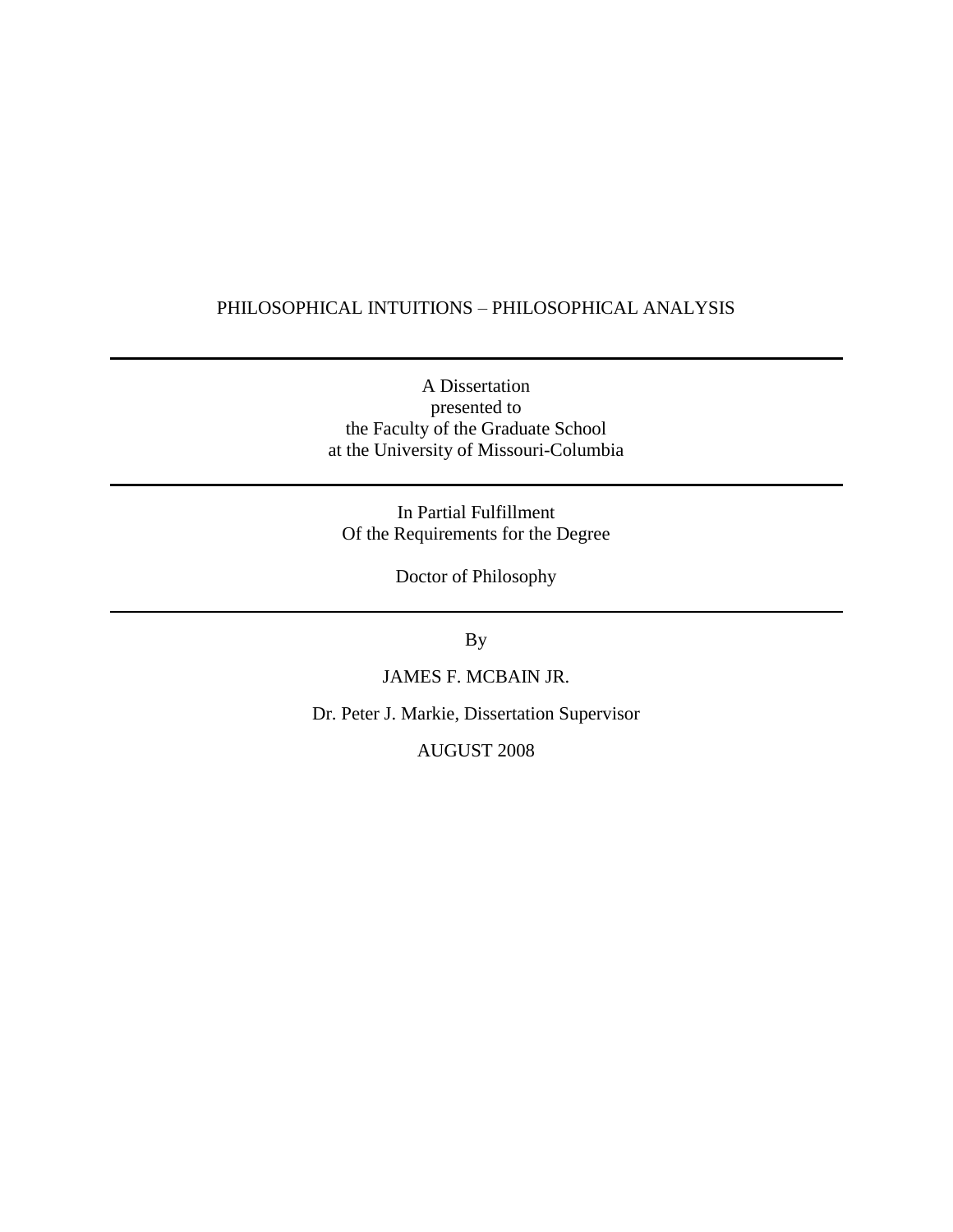# PHILOSOPHICAL INTUITIONS – PHILOSOPHICAL ANALYSIS

---

A Dissertation
presented to
the Faculty of the Graduate School
at the University of Missouri-Columbia

---

In Partial Fulfillment
Of the Requirements for the Degree

Doctor of Philosophy

---

By

JAMES F. MCBAIN JR.

Dr. Peter J. Markie, Dissertation Supervisor

AUGUST 2008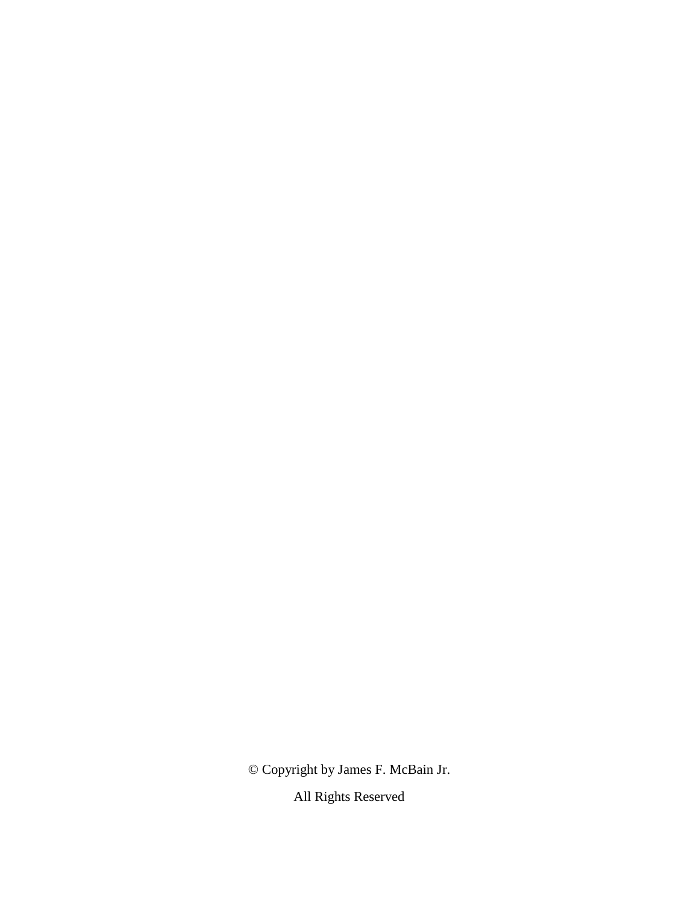© Copyright by James F. McBain Jr.

All Rights Reserved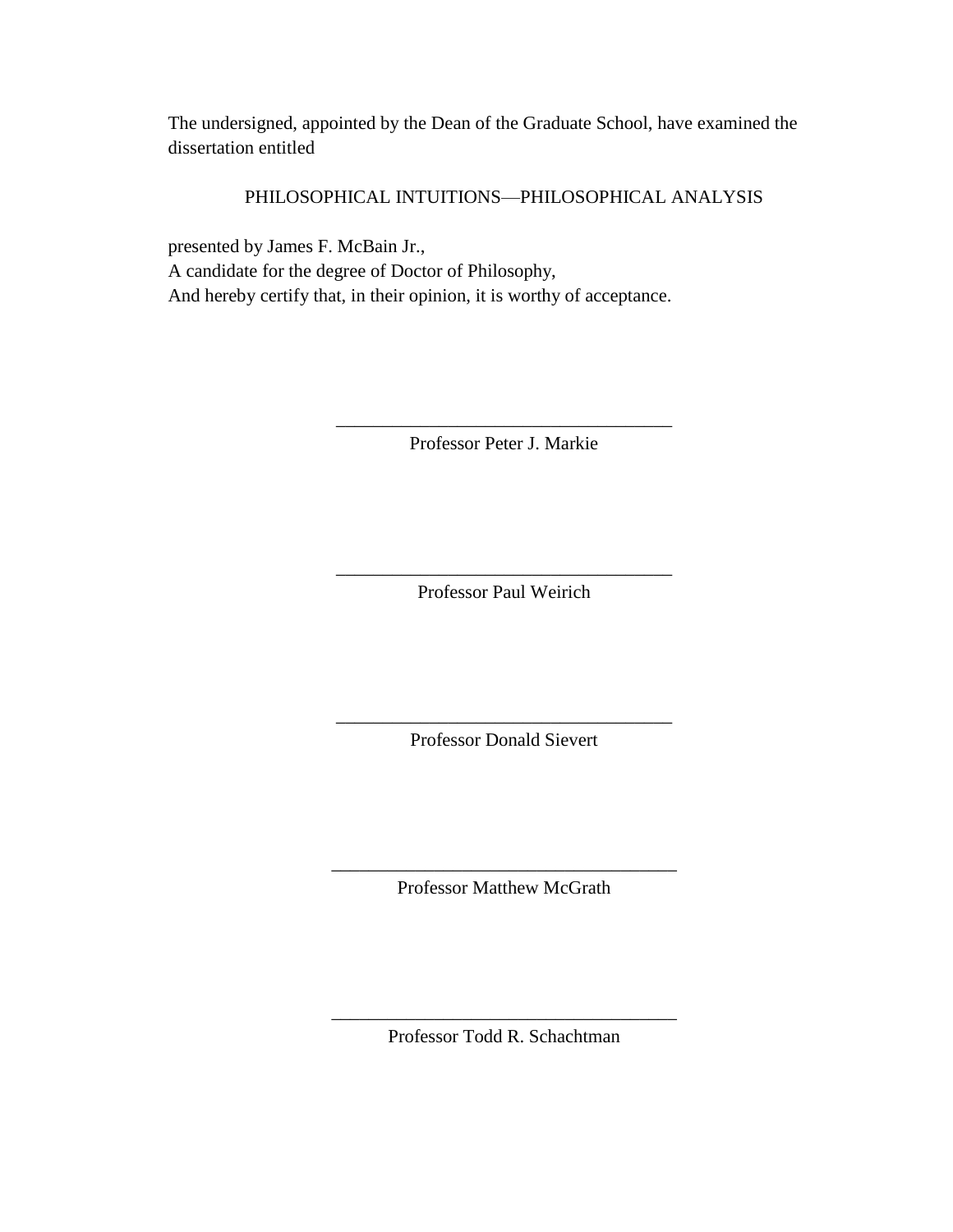The undersigned, appointed by the Dean of the Graduate School, have examined the dissertation entitled

PHILOSOPHICAL INTUITIONS—PHILOSOPHICAL ANALYSIS

presented by James F. McBain Jr.,
A candidate for the degree of Doctor of Philosophy,
And hereby certify that, in their opinion, it is worthy of acceptance.

\_\_\_\_\_\_\_\_\_\_\_\_\_\_\_\_\_\_\_\_\_\_\_\_\_\_\_\_\_\_\_\_\_\_\_\_
Professor Peter J. Markie

\_\_\_\_\_\_\_\_\_\_\_\_\_\_\_\_\_\_\_\_\_\_\_\_\_\_\_\_\_\_\_\_\_\_\_\_
Professor Paul Weirich

\_\_\_\_\_\_\_\_\_\_\_\_\_\_\_\_\_\_\_\_\_\_\_\_\_\_\_\_\_\_\_\_\_\_\_\_
Professor Donald Sievert

\_\_\_\_\_\_\_\_\_\_\_\_\_\_\_\_\_\_\_\_\_\_\_\_\_\_\_\_\_\_\_\_\_\_\_\_
Professor Matthew McGrath

\_\_\_\_\_\_\_\_\_\_\_\_\_\_\_\_\_\_\_\_\_\_\_\_\_\_\_\_\_\_\_\_\_\_\_\_
Professor Todd R. Schachtman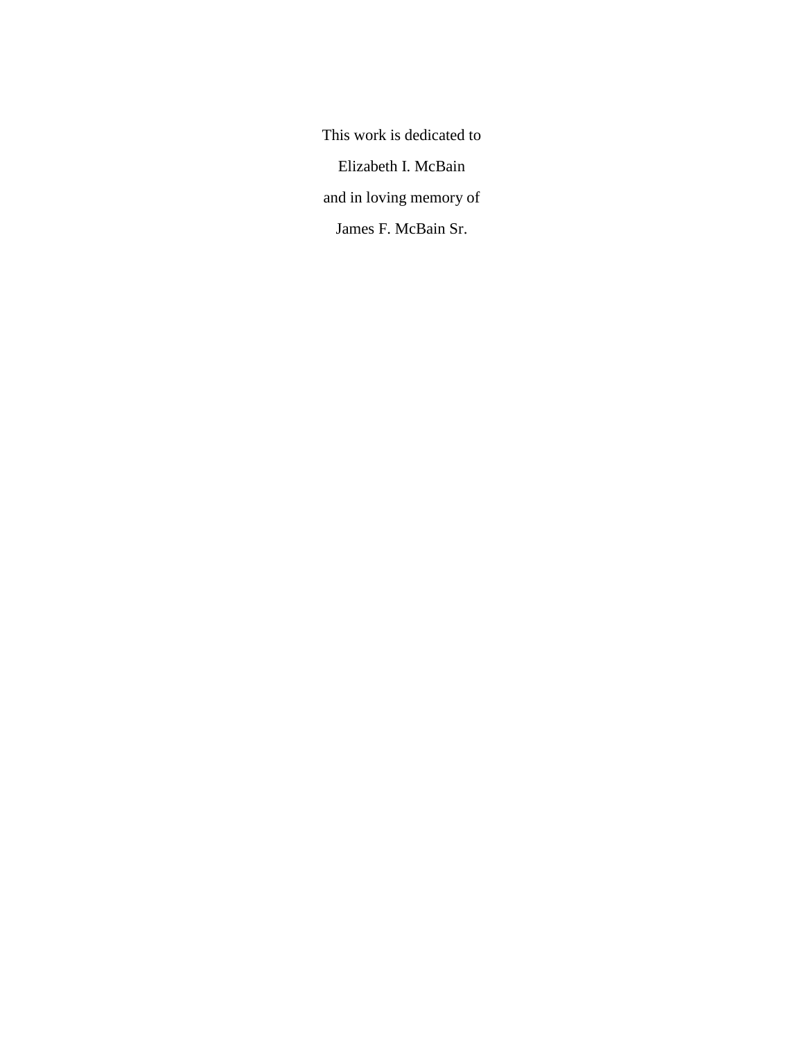This work is dedicated to

Elizabeth I. McBain

and in loving memory of

James F. McBain Sr.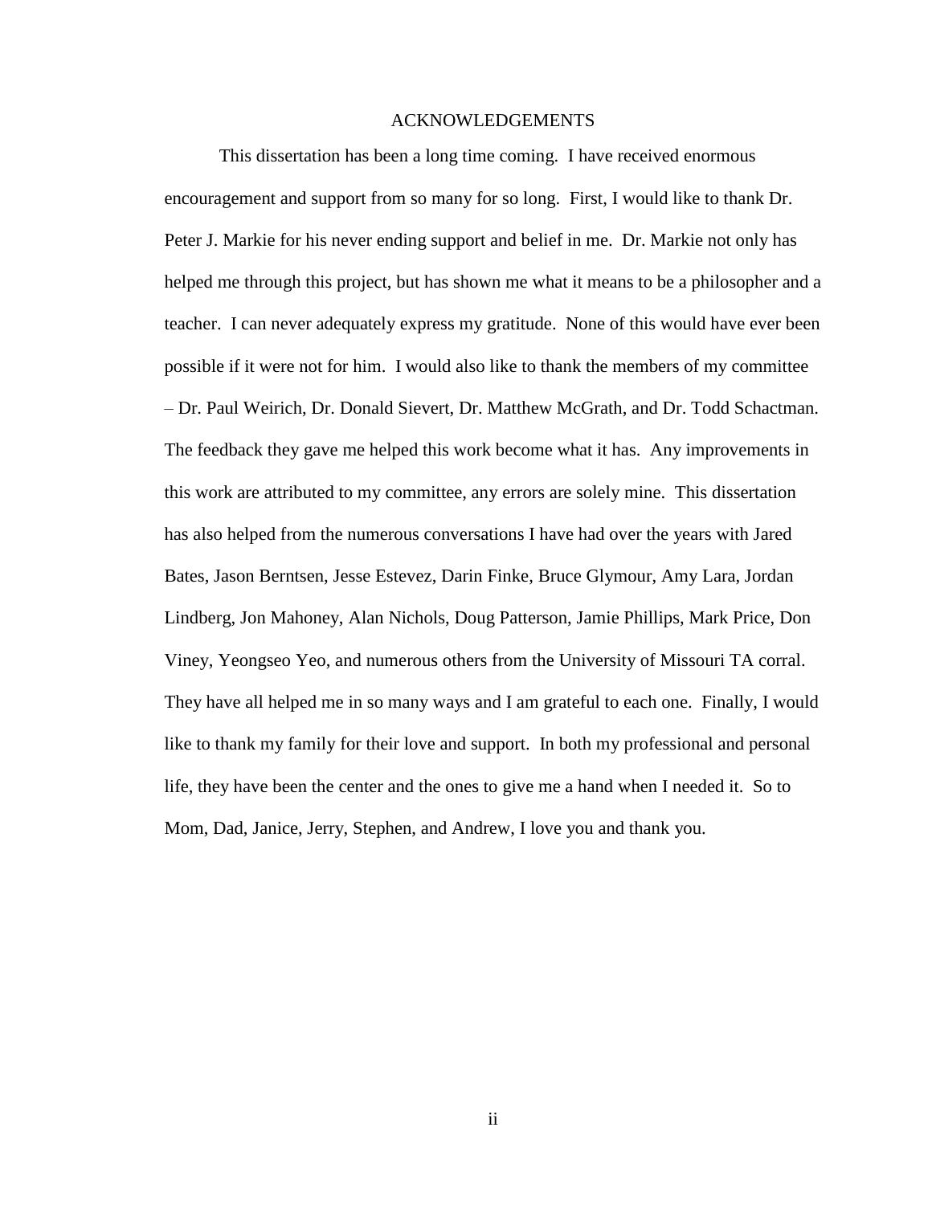# ACKNOWLEDGEMENTS

This dissertation has been a long time coming. I have received enormous encouragement and support from so many for so long. First, I would like to thank Dr. Peter J. Markie for his never ending support and belief in me. Dr. Markie not only has helped me through this project, but has shown me what it means to be a philosopher and a teacher. I can never adequately express my gratitude. None of this would have ever been possible if it were not for him. I would also like to thank the members of my committee – Dr. Paul Weirich, Dr. Donald Sievert, Dr. Matthew McGrath, and Dr. Todd Schactman. The feedback they gave me helped this work become what it has. Any improvements in this work are attributed to my committee, any errors are solely mine. This dissertation has also helped from the numerous conversations I have had over the years with Jared Bates, Jason Berntsen, Jesse Estevez, Darin Finke, Bruce Glymour, Amy Lara, Jordan Lindberg, Jon Mahoney, Alan Nichols, Doug Patterson, Jamie Phillips, Mark Price, Don Viney, Yeongseo Yeo, and numerous others from the University of Missouri TA corral. They have all helped me in so many ways and I am grateful to each one. Finally, I would like to thank my family for their love and support. In both my professional and personal life, they have been the center and the ones to give me a hand when I needed it. So to Mom, Dad, Janice, Jerry, Stephen, and Andrew, I love you and thank you.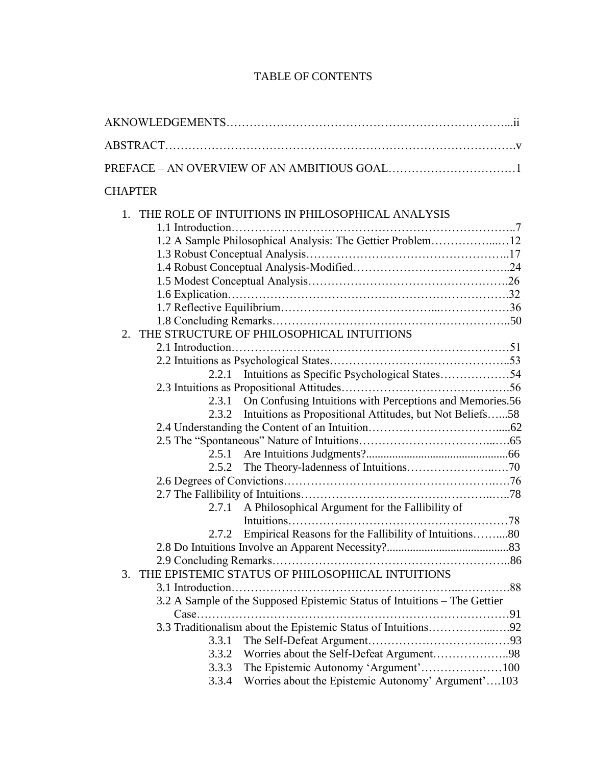# TABLE OF CONTENTS

AKNOWLEDGEMENTS……………………………………………………………...ii

ABSTRACT…………………………………………………………………………….v

PREFACE – AN OVERVIEW OF AN AMBITIOUS GOAL……………………………1

CHAPTER

1. THE ROLE OF INTUITIONS IN PHILOSOPHICAL ANALYSIS
   - 1.1 Introduction……………………………………………………………..7
   - 1.2 A Sample Philosophical Analysis: The Gettier Problem……………...…12
   - 1.3 Robust Conceptual Analysis……………………………………………..17
   - 1.4 Robust Conceptual Analysis-Modified…………………………………..24
   - 1.5 Modest Conceptual Analysis…………………………………………….26
   - 1.6 Explication………………………………………………………………..32
   - 1.7 Reflective Equilibrium……………………………...………………36
   - 1.8 Concluding Remarks……………………………………………………..50
2. THE STRUCTURE OF PHILOSOPHICAL INTUITIONS
   - 2.1 Introduction………………………………………………………………51
   - 2.2 Intuitions as Psychological States………………………………………..53
     - 2.2.1 Intuitions as Specific Psychological States………………54
   - 2.3 Intuitions as Propositional Attitudes…………………………………..….56
     - 2.3.1 On Confusing Intuitions with Perceptions and Memories.56
     - 2.3.2 Intuitions as Propositional Attitudes, but Not Beliefs…...58
   - 2.4 Understanding the Content of an Intuition…………………………….....62
   - 2.5 The "Spontaneous" Nature of Intuitions……………………………...….65
     - 2.5.1 Are Intuitions Judgments?...............................................66
     - 2.5.2 The Theory-ladenness of Intuitions…………………..….70
   - 2.6 Degrees of Convictions……………………………………………….….76
   - 2.7 The Fallibility of Intuitions………………………………………..…..78
     - 2.7.1 A Philosophical Argument for the Fallibility of Intuitions…………………………………………………78
     - 2.7.2 Empirical Reasons for the Fallibility of Intuitions……....80
   - 2.8 Do Intuitions Involve an Apparent Necessity?..........................................83
   - 2.9 Concluding Remarks……………………………………………………..86
3. THE EPISTEMIC STATUS OF PHILOSOPHICAL INTUITIONS
   - 3.1 Introduction…………………………………………………...…………88
   - 3.2 A Sample of the Supposed Epistemic Status of Intuitions – The Gettier Case………………………………………………………………………91
   - 3.3 Traditionalism about the Epistemic Status of Intuitions……………...….92
     - 3.3.1 The Self-Defeat Argument……………………….……93
     - 3.3.2 Worries about the Self-Defeat Argument………………..98
     - 3.3.3 The Epistemic Autonomy 'Argument'…………………100
     - 3.3.4 Worries about the Epistemic Autonomy' Argument'….103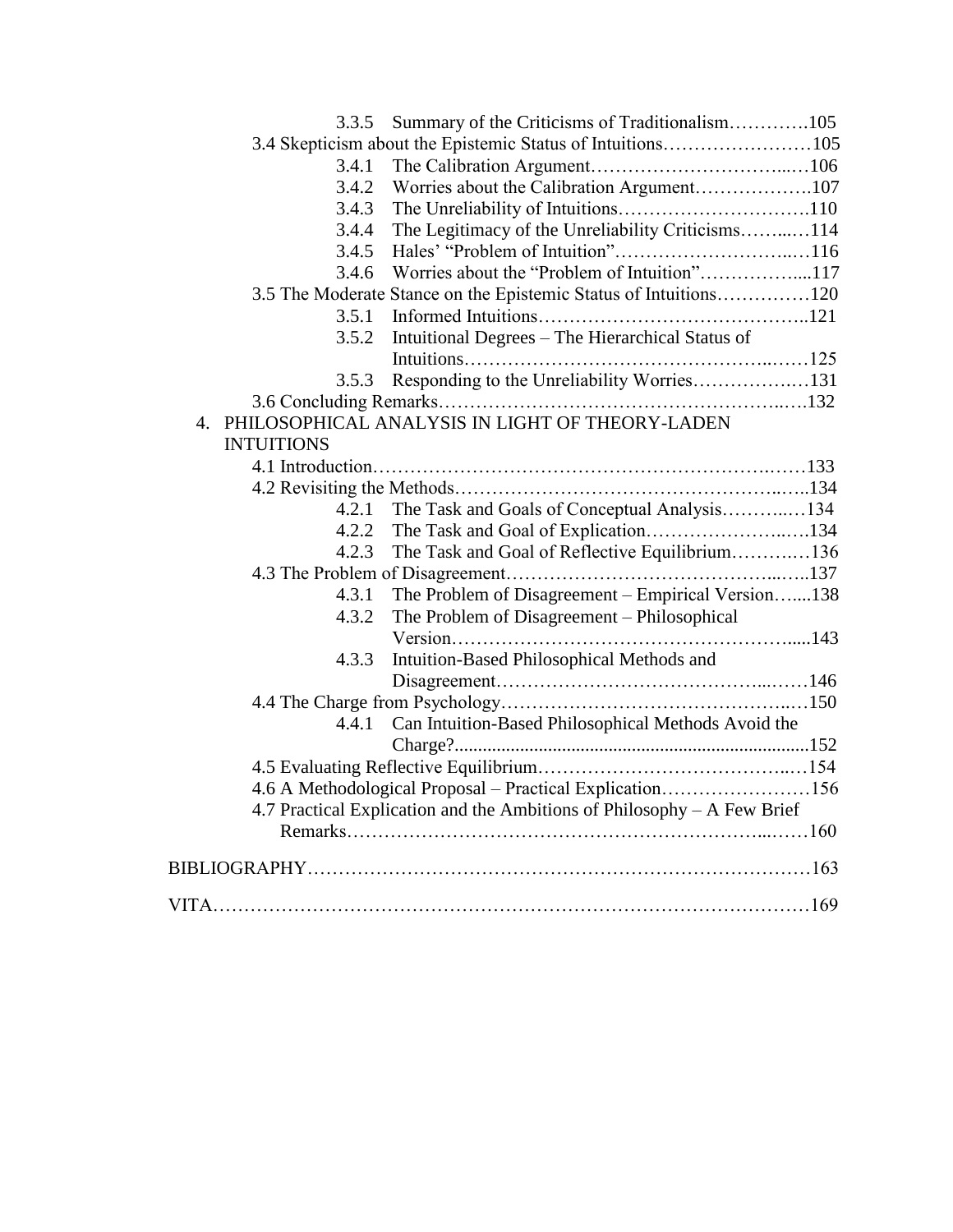3.3.5 Summary of the Criticisms of Traditionalism………….105

3.4 Skepticism about the Epistemic Status of Intuitions……………………105

3.4.1 The Calibration Argument…………………………...…106

3.4.2 Worries about the Calibration Argument……………….107

3.4.3 The Unreliability of Intuitions………………………….110

3.4.4 The Legitimacy of the Unreliability Criticisms……..…114

3.4.5 Hales' "Problem of Intuition"…………………………..…116

3.4.6 Worries about the "Problem of Intuition"……………....117

3.5 The Moderate Stance on the Epistemic Status of Intuitions……………120

3.5.1 Informed Intuitions……………………………………..121

3.5.2 Intuitional Degrees – The Hierarchical Status of Intuitions……………………………………………...……125

3.5.3 Responding to the Unreliability Worries…………….…131

3.6 Concluding Remarks……………………………………………..….132

4. PHILOSOPHICAL ANALYSIS IN LIGHT OF THEORY-LADEN INTUITIONS

4.1 Introduction……………………………………………………….……133

4.2 Revisiting the Methods…………………………………………..…..134

4.2.1 The Task and Goals of Conceptual Analysis………..…134

4.2.2 The Task and Goal of Explication…………………..….134

4.2.3 The Task and Goal of Reflective Equilibrium………..…136

4.3 The Problem of Disagreement…………………………………...…..137

4.3.1 The Problem of Disagreement – Empirical Version…....138

4.3.2 The Problem of Disagreement – Philosophical Version…………………………………………….....143

4.3.3 Intuition-Based Philosophical Methods and Disagreement………………………………….....……146

4.4 The Charge from Psychology…………………………………..…150

4.4.1 Can Intuition-Based Philosophical Methods Avoid the Charge?..........................................................................152

4.5 Evaluating Reflective Equilibrium………………………………..…154

4.6 A Methodological Proposal – Practical Explication……………………156

4.7 Practical Explication and the Ambitions of Philosophy – A Few Brief Remarks……………………………………………………...……160

BIBLIOGRAPHY……………………………………………………………………163

VITA…………………………………………………………………………………169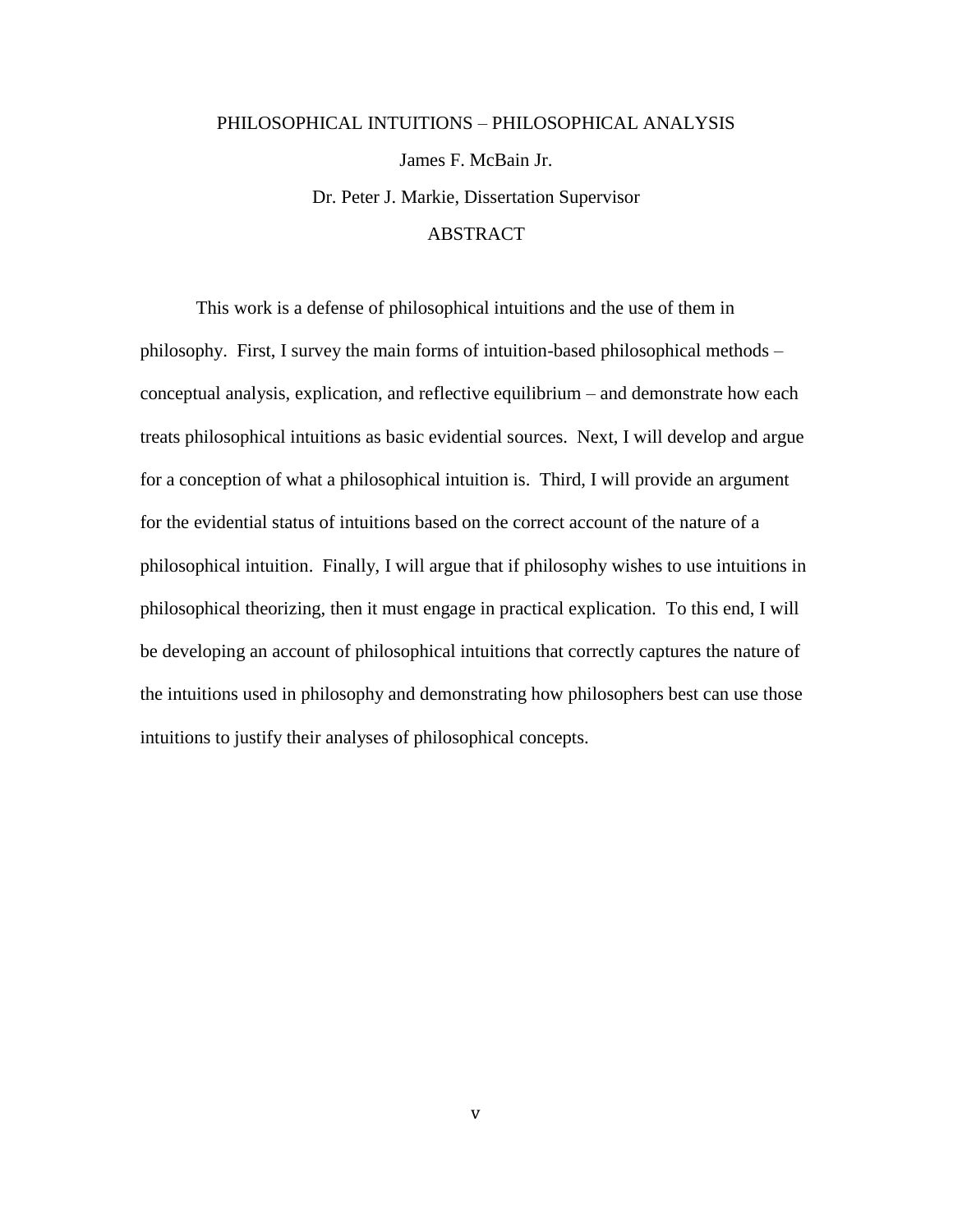PHILOSOPHICAL INTUITIONS – PHILOSOPHICAL ANALYSIS

James F. McBain Jr.

Dr. Peter J. Markie, Dissertation Supervisor

# ABSTRACT

This work is a defense of philosophical intuitions and the use of them in philosophy. First, I survey the main forms of intuition-based philosophical methods – conceptual analysis, explication, and reflective equilibrium – and demonstrate how each treats philosophical intuitions as basic evidential sources. Next, I will develop and argue for a conception of what a philosophical intuition is. Third, I will provide an argument for the evidential status of intuitions based on the correct account of the nature of a philosophical intuition. Finally, I will argue that if philosophy wishes to use intuitions in philosophical theorizing, then it must engage in practical explication. To this end, I will be developing an account of philosophical intuitions that correctly captures the nature of the intuitions used in philosophy and demonstrating how philosophers best can use those intuitions to justify their analyses of philosophical concepts.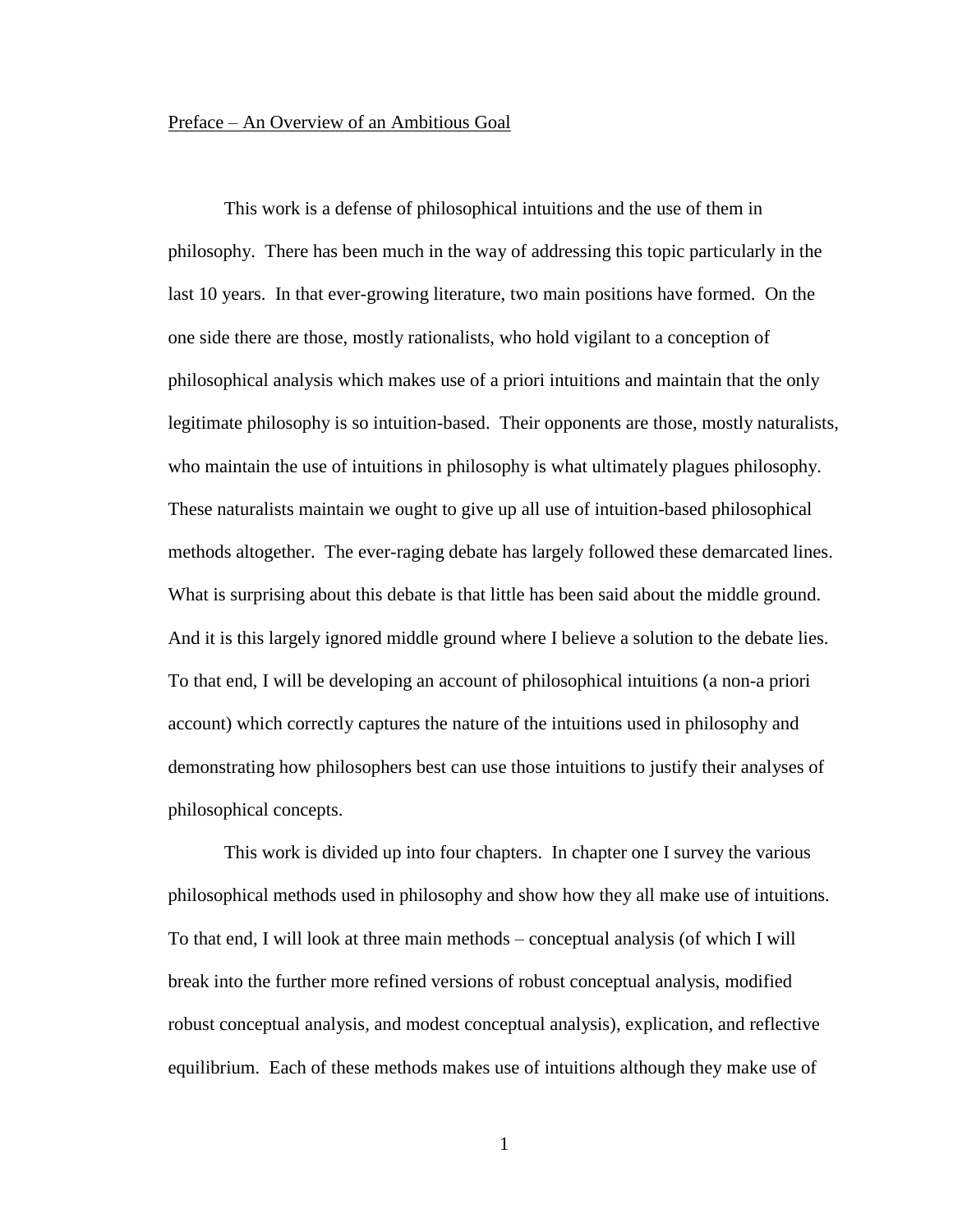## Preface – An Overview of an Ambitious Goal

This work is a defense of philosophical intuitions and the use of them in philosophy. There has been much in the way of addressing this topic particularly in the last 10 years. In that ever-growing literature, two main positions have formed. On the one side there are those, mostly rationalists, who hold vigilant to a conception of philosophical analysis which makes use of a priori intuitions and maintain that the only legitimate philosophy is so intuition-based. Their opponents are those, mostly naturalists, who maintain the use of intuitions in philosophy is what ultimately plagues philosophy. These naturalists maintain we ought to give up all use of intuition-based philosophical methods altogether. The ever-raging debate has largely followed these demarcated lines. What is surprising about this debate is that little has been said about the middle ground. And it is this largely ignored middle ground where I believe a solution to the debate lies. To that end, I will be developing an account of philosophical intuitions (a non-a priori account) which correctly captures the nature of the intuitions used in philosophy and demonstrating how philosophers best can use those intuitions to justify their analyses of philosophical concepts.

This work is divided up into four chapters. In chapter one I survey the various philosophical methods used in philosophy and show how they all make use of intuitions. To that end, I will look at three main methods – conceptual analysis (of which I will break into the further more refined versions of robust conceptual analysis, modified robust conceptual analysis, and modest conceptual analysis), explication, and reflective equilibrium. Each of these methods makes use of intuitions although they make use of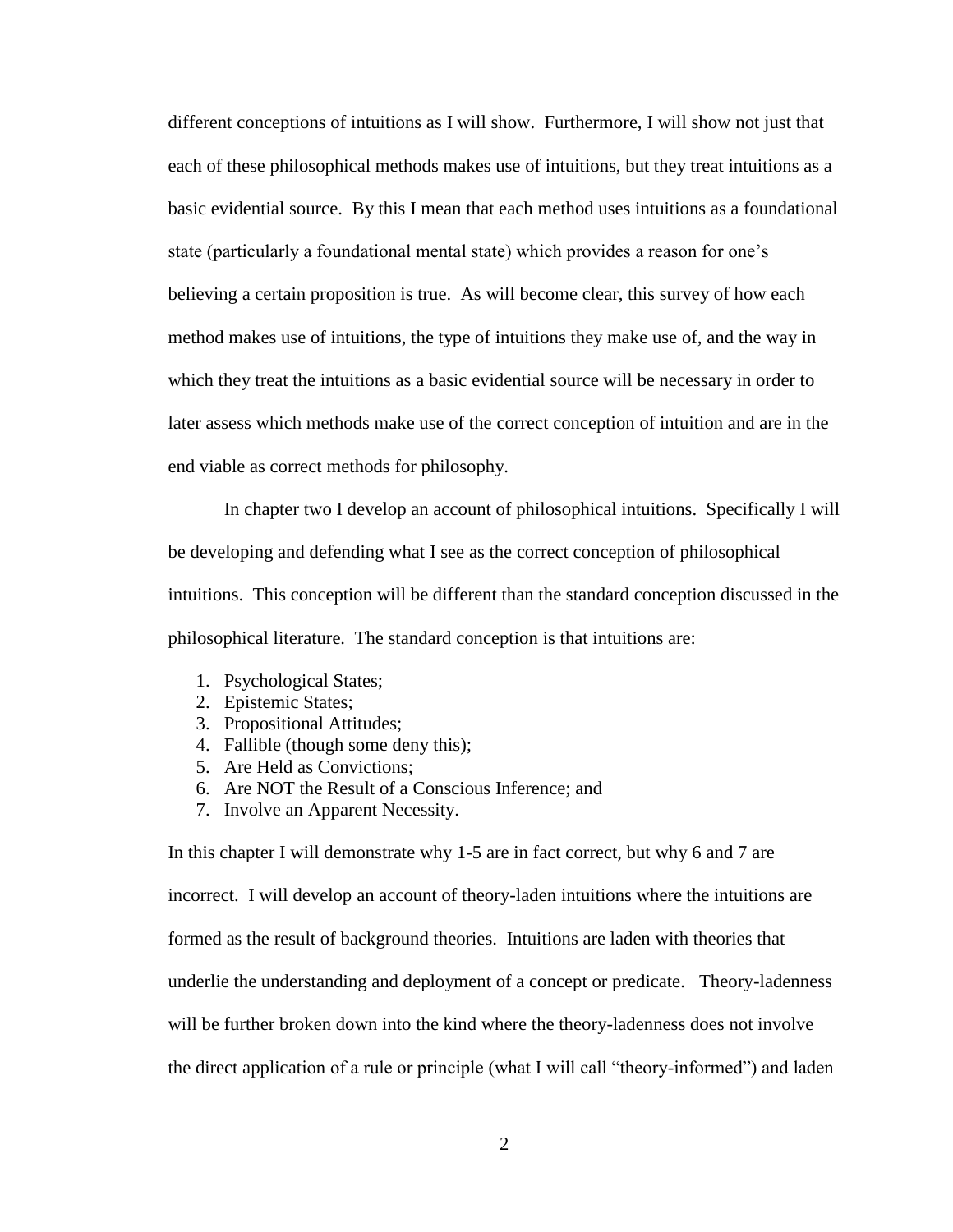different conceptions of intuitions as I will show. Furthermore, I will show not just that each of these philosophical methods makes use of intuitions, but they treat intuitions as a basic evidential source. By this I mean that each method uses intuitions as a foundational state (particularly a foundational mental state) which provides a reason for one's believing a certain proposition is true. As will become clear, this survey of how each method makes use of intuitions, the type of intuitions they make use of, and the way in which they treat the intuitions as a basic evidential source will be necessary in order to later assess which methods make use of the correct conception of intuition and are in the end viable as correct methods for philosophy.

In chapter two I develop an account of philosophical intuitions. Specifically I will be developing and defending what I see as the correct conception of philosophical intuitions. This conception will be different than the standard conception discussed in the philosophical literature. The standard conception is that intuitions are:

1. Psychological States;
2. Epistemic States;
3. Propositional Attitudes;
4. Fallible (though some deny this);
5. Are Held as Convictions;
6. Are NOT the Result of a Conscious Inference; and
7. Involve an Apparent Necessity.

In this chapter I will demonstrate why 1-5 are in fact correct, but why 6 and 7 are incorrect. I will develop an account of theory-laden intuitions where the intuitions are formed as the result of background theories. Intuitions are laden with theories that underlie the understanding and deployment of a concept or predicate. Theory-ladenness will be further broken down into the kind where the theory-ladenness does not involve the direct application of a rule or principle (what I will call "theory-informed") and laden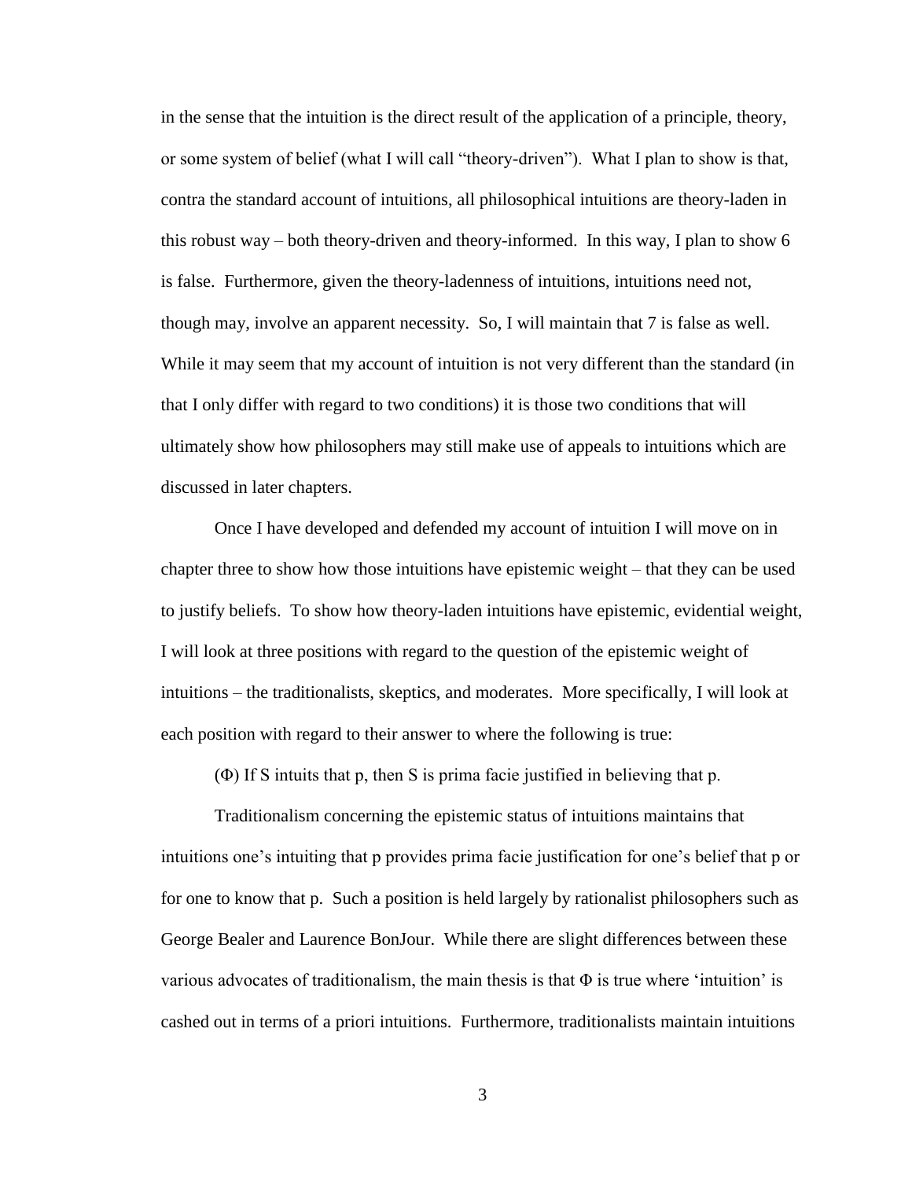in the sense that the intuition is the direct result of the application of a principle, theory, or some system of belief (what I will call "theory-driven"). What I plan to show is that, contra the standard account of intuitions, all philosophical intuitions are theory-laden in this robust way – both theory-driven and theory-informed. In this way, I plan to show 6 is false. Furthermore, given the theory-ladenness of intuitions, intuitions need not, though may, involve an apparent necessity. So, I will maintain that 7 is false as well. While it may seem that my account of intuition is not very different than the standard (in that I only differ with regard to two conditions) it is those two conditions that will ultimately show how philosophers may still make use of appeals to intuitions which are discussed in later chapters.

Once I have developed and defended my account of intuition I will move on in chapter three to show how those intuitions have epistemic weight – that they can be used to justify beliefs. To show how theory-laden intuitions have epistemic, evidential weight, I will look at three positions with regard to the question of the epistemic weight of intuitions – the traditionalists, skeptics, and moderates. More specifically, I will look at each position with regard to their answer to where the following is true:

(Φ) If S intuits that p, then S is prima facie justified in believing that p.

Traditionalism concerning the epistemic status of intuitions maintains that intuitions one's intuiting that p provides prima facie justification for one's belief that p or for one to know that p. Such a position is held largely by rationalist philosophers such as George Bealer and Laurence BonJour. While there are slight differences between these various advocates of traditionalism, the main thesis is that Φ is true where 'intuition' is cashed out in terms of a priori intuitions. Furthermore, traditionalists maintain intuitions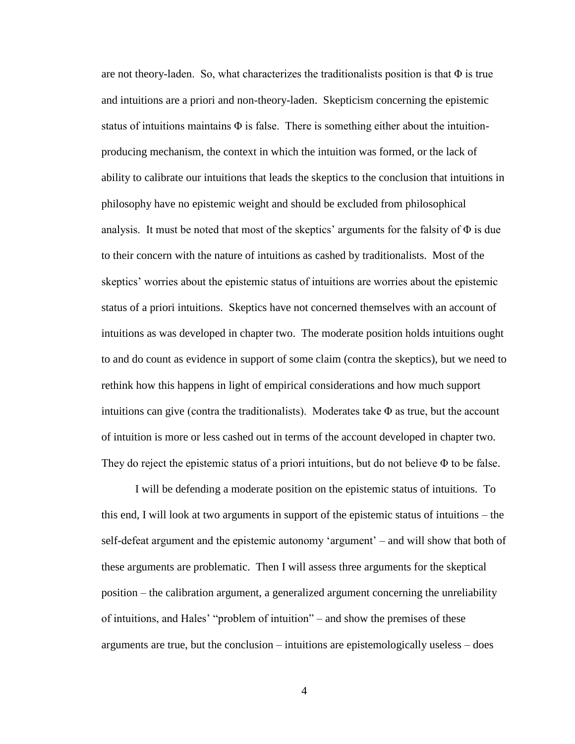are not theory-laden. So, what characterizes the traditionalists position is that $\Phi$ is true and intuitions are a priori and non-theory-laden. Skepticism concerning the epistemic status of intuitions maintains $\Phi$ is false. There is something either about the intuition-producing mechanism, the context in which the intuition was formed, or the lack of ability to calibrate our intuitions that leads the skeptics to the conclusion that intuitions in philosophy have no epistemic weight and should be excluded from philosophical analysis. It must be noted that most of the skeptics' arguments for the falsity of $\Phi$ is due to their concern with the nature of intuitions as cashed by traditionalists. Most of the skeptics' worries about the epistemic status of intuitions are worries about the epistemic status of a priori intuitions. Skeptics have not concerned themselves with an account of intuitions as was developed in chapter two. The moderate position holds intuitions ought to and do count as evidence in support of some claim (contra the skeptics), but we need to rethink how this happens in light of empirical considerations and how much support intuitions can give (contra the traditionalists). Moderates take $\Phi$ as true, but the account of intuition is more or less cashed out in terms of the account developed in chapter two. They do reject the epistemic status of a priori intuitions, but do not believe $\Phi$ to be false.

I will be defending a moderate position on the epistemic status of intuitions. To this end, I will look at two arguments in support of the epistemic status of intuitions – the self-defeat argument and the epistemic autonomy 'argument' – and will show that both of these arguments are problematic. Then I will assess three arguments for the skeptical position – the calibration argument, a generalized argument concerning the unreliability of intuitions, and Hales' "problem of intuition" – and show the premises of these arguments are true, but the conclusion – intuitions are epistemologically useless – does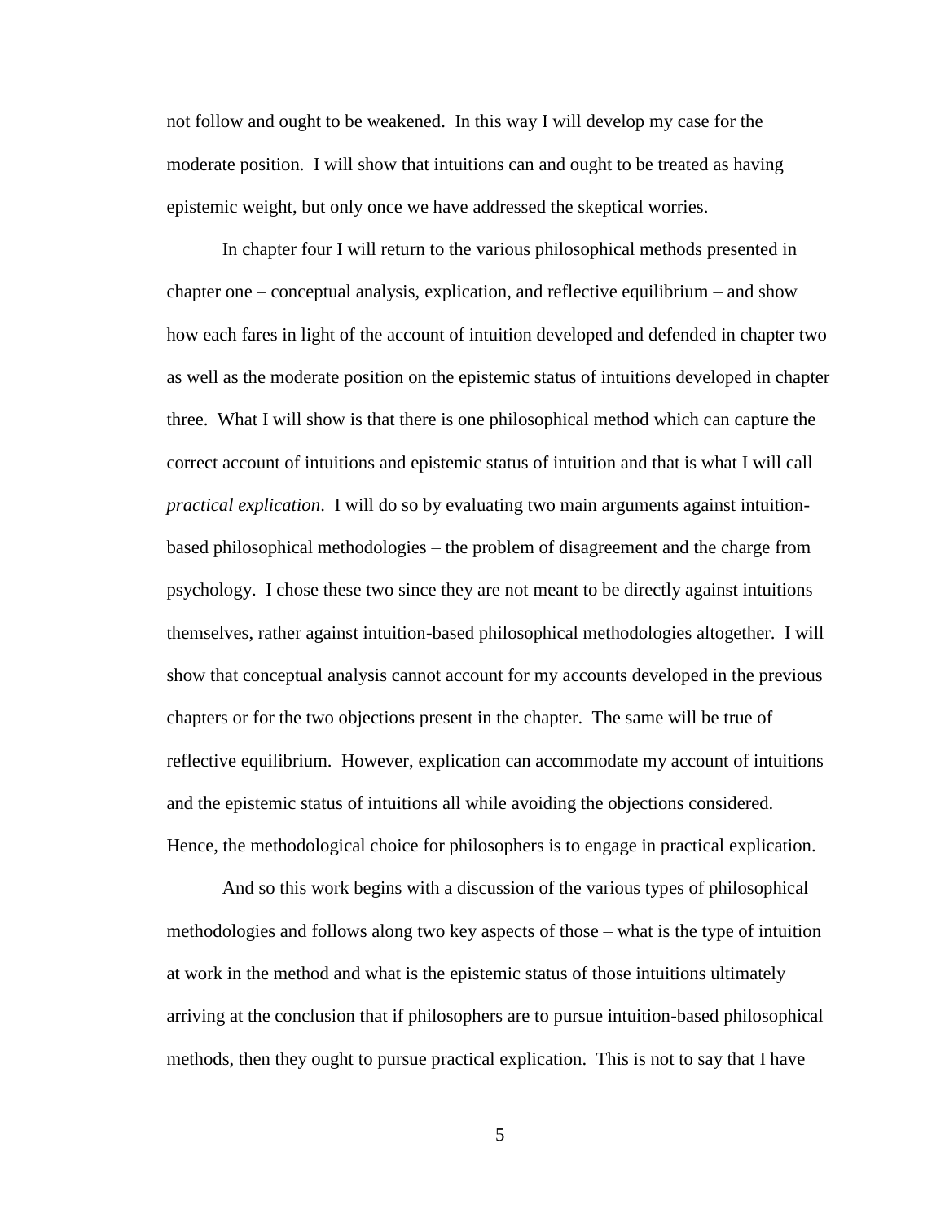not follow and ought to be weakened. In this way I will develop my case for the moderate position. I will show that intuitions can and ought to be treated as having epistemic weight, but only once we have addressed the skeptical worries.

In chapter four I will return to the various philosophical methods presented in chapter one – conceptual analysis, explication, and reflective equilibrium – and show how each fares in light of the account of intuition developed and defended in chapter two as well as the moderate position on the epistemic status of intuitions developed in chapter three. What I will show is that there is one philosophical method which can capture the correct account of intuitions and epistemic status of intuition and that is what I will call *practical explication*. I will do so by evaluating two main arguments against intuition-based philosophical methodologies – the problem of disagreement and the charge from psychology. I chose these two since they are not meant to be directly against intuitions themselves, rather against intuition-based philosophical methodologies altogether. I will show that conceptual analysis cannot account for my accounts developed in the previous chapters or for the two objections present in the chapter. The same will be true of reflective equilibrium. However, explication can accommodate my account of intuitions and the epistemic status of intuitions all while avoiding the objections considered. Hence, the methodological choice for philosophers is to engage in practical explication.

And so this work begins with a discussion of the various types of philosophical methodologies and follows along two key aspects of those – what is the type of intuition at work in the method and what is the epistemic status of those intuitions ultimately arriving at the conclusion that if philosophers are to pursue intuition-based philosophical methods, then they ought to pursue practical explication. This is not to say that I have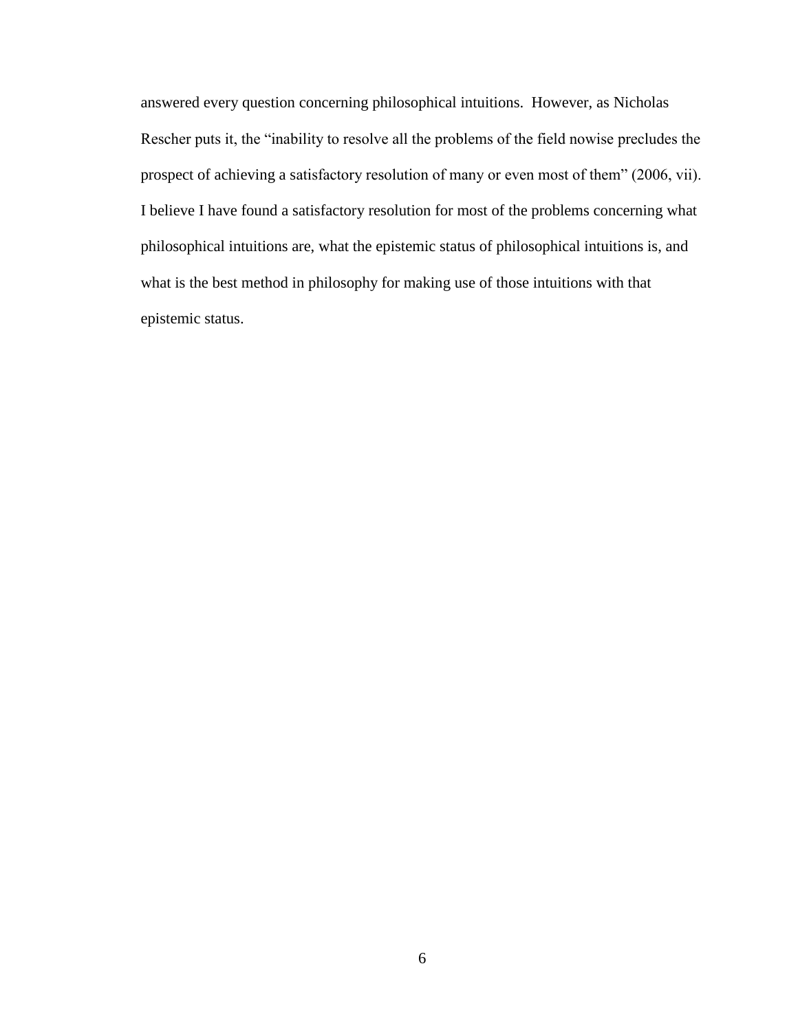answered every question concerning philosophical intuitions. However, as Nicholas Rescher puts it, the "inability to resolve all the problems of the field nowise precludes the prospect of achieving a satisfactory resolution of many or even most of them" (2006, vii). I believe I have found a satisfactory resolution for most of the problems concerning what philosophical intuitions are, what the epistemic status of philosophical intuitions is, and what is the best method in philosophy for making use of those intuitions with that epistemic status.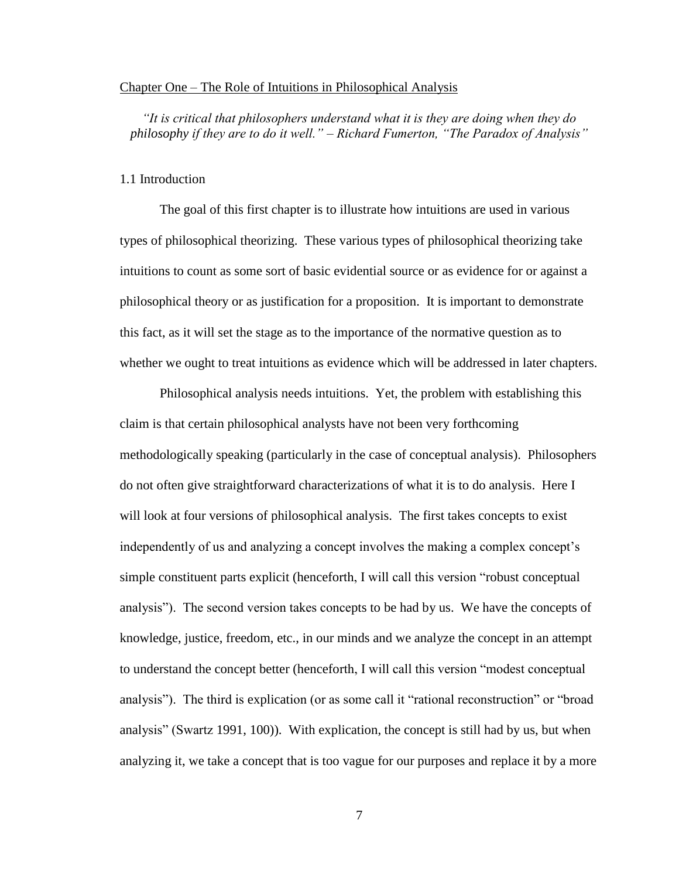## Chapter One – The Role of Intuitions in Philosophical Analysis

*"It is critical that philosophers understand what it is they are doing when they do philosophy if they are to do it well." – Richard Fumerton, "The Paradox of Analysis"*

### 1.1 Introduction

The goal of this first chapter is to illustrate how intuitions are used in various types of philosophical theorizing. These various types of philosophical theorizing take intuitions to count as some sort of basic evidential source or as evidence for or against a philosophical theory or as justification for a proposition. It is important to demonstrate this fact, as it will set the stage as to the importance of the normative question as to whether we ought to treat intuitions as evidence which will be addressed in later chapters.

Philosophical analysis needs intuitions. Yet, the problem with establishing this claim is that certain philosophical analysts have not been very forthcoming methodologically speaking (particularly in the case of conceptual analysis). Philosophers do not often give straightforward characterizations of what it is to do analysis. Here I will look at four versions of philosophical analysis. The first takes concepts to exist independently of us and analyzing a concept involves the making a complex concept's simple constituent parts explicit (henceforth, I will call this version "robust conceptual analysis"). The second version takes concepts to be had by us. We have the concepts of knowledge, justice, freedom, etc., in our minds and we analyze the concept in an attempt to understand the concept better (henceforth, I will call this version "modest conceptual analysis"). The third is explication (or as some call it "rational reconstruction" or "broad analysis" (Swartz 1991, 100)). With explication, the concept is still had by us, but when analyzing it, we take a concept that is too vague for our purposes and replace it by a more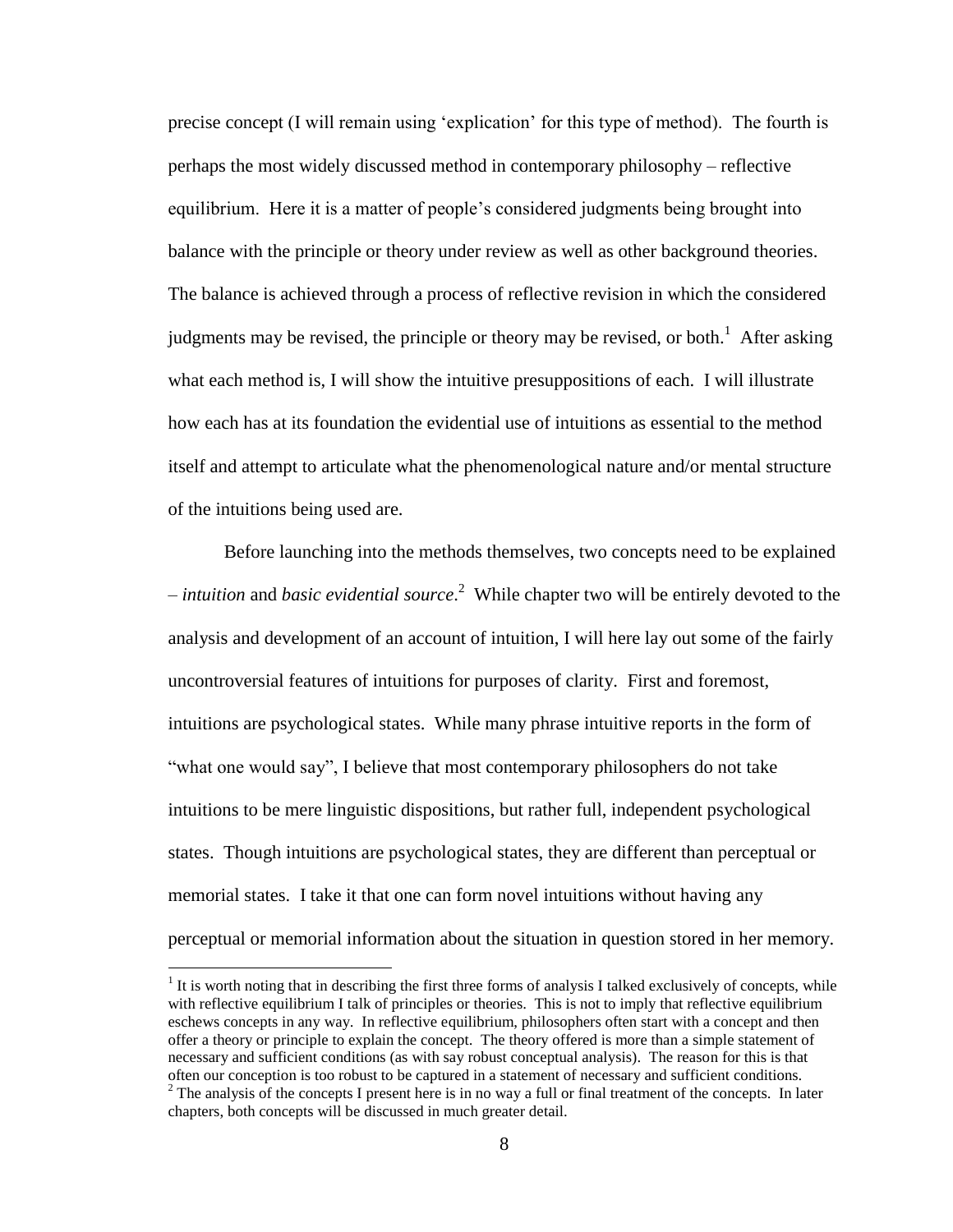precise concept (I will remain using 'explication' for this type of method). The fourth is perhaps the most widely discussed method in contemporary philosophy – reflective equilibrium. Here it is a matter of people's considered judgments being brought into balance with the principle or theory under review as well as other background theories. The balance is achieved through a process of reflective revision in which the considered judgments may be revised, the principle or theory may be revised, or both.[1] After asking what each method is, I will show the intuitive presuppositions of each. I will illustrate how each has at its foundation the evidential use of intuitions as essential to the method itself and attempt to articulate what the phenomenological nature and/or mental structure of the intuitions being used are.

Before launching into the methods themselves, two concepts need to be explained – *intuition* and *basic evidential source*.[2] While chapter two will be entirely devoted to the analysis and development of an account of intuition, I will here lay out some of the fairly uncontroversial features of intuitions for purposes of clarity. First and foremost, intuitions are psychological states. While many phrase intuitive reports in the form of "what one would say", I believe that most contemporary philosophers do not take intuitions to be mere linguistic dispositions, but rather full, independent psychological states. Though intuitions are psychological states, they are different than perceptual or memorial states. I take it that one can form novel intuitions without having any perceptual or memorial information about the situation in question stored in her memory.

---

[1] It is worth noting that in describing the first three forms of analysis I talked exclusively of concepts, while with reflective equilibrium I talk of principles or theories. This is not to imply that reflective equilibrium eschews concepts in any way. In reflective equilibrium, philosophers often start with a concept and then offer a theory or principle to explain the concept. The theory offered is more than a simple statement of necessary and sufficient conditions (as with say robust conceptual analysis). The reason for this is that often our conception is too robust to be captured in a statement of necessary and sufficient conditions.

[2] The analysis of the concepts I present here is in no way a full or final treatment of the concepts. In later chapters, both concepts will be discussed in much greater detail.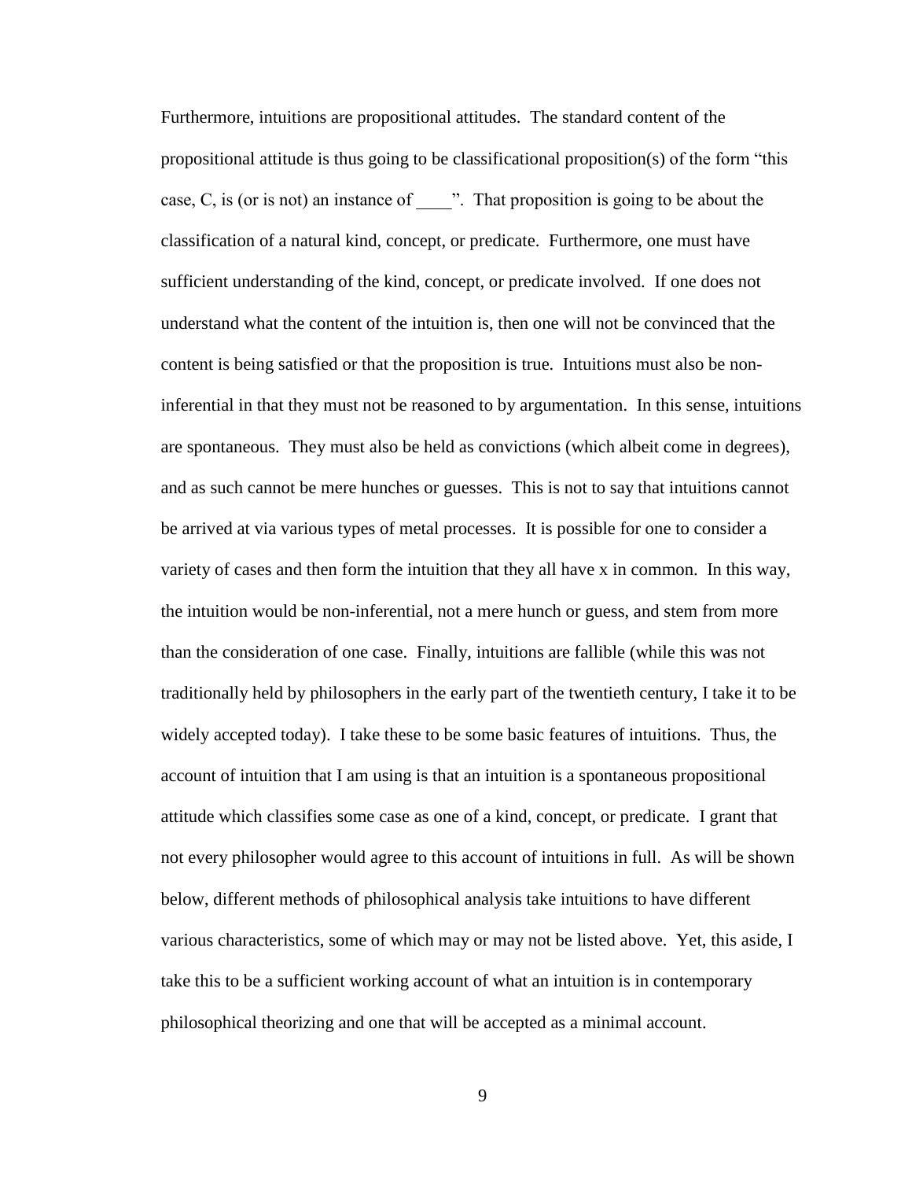Furthermore, intuitions are propositional attitudes. The standard content of the propositional attitude is thus going to be classificational proposition(s) of the form "this case, C, is (or is not) an instance of ____". That proposition is going to be about the classification of a natural kind, concept, or predicate. Furthermore, one must have sufficient understanding of the kind, concept, or predicate involved. If one does not understand what the content of the intuition is, then one will not be convinced that the content is being satisfied or that the proposition is true. Intuitions must also be non-inferential in that they must not be reasoned to by argumentation. In this sense, intuitions are spontaneous. They must also be held as convictions (which albeit come in degrees), and as such cannot be mere hunches or guesses. This is not to say that intuitions cannot be arrived at via various types of metal processes. It is possible for one to consider a variety of cases and then form the intuition that they all have x in common. In this way, the intuition would be non-inferential, not a mere hunch or guess, and stem from more than the consideration of one case. Finally, intuitions are fallible (while this was not traditionally held by philosophers in the early part of the twentieth century, I take it to be widely accepted today). I take these to be some basic features of intuitions. Thus, the account of intuition that I am using is that an intuition is a spontaneous propositional attitude which classifies some case as one of a kind, concept, or predicate. I grant that not every philosopher would agree to this account of intuitions in full. As will be shown below, different methods of philosophical analysis take intuitions to have different various characteristics, some of which may or may not be listed above. Yet, this aside, I take this to be a sufficient working account of what an intuition is in contemporary philosophical theorizing and one that will be accepted as a minimal account.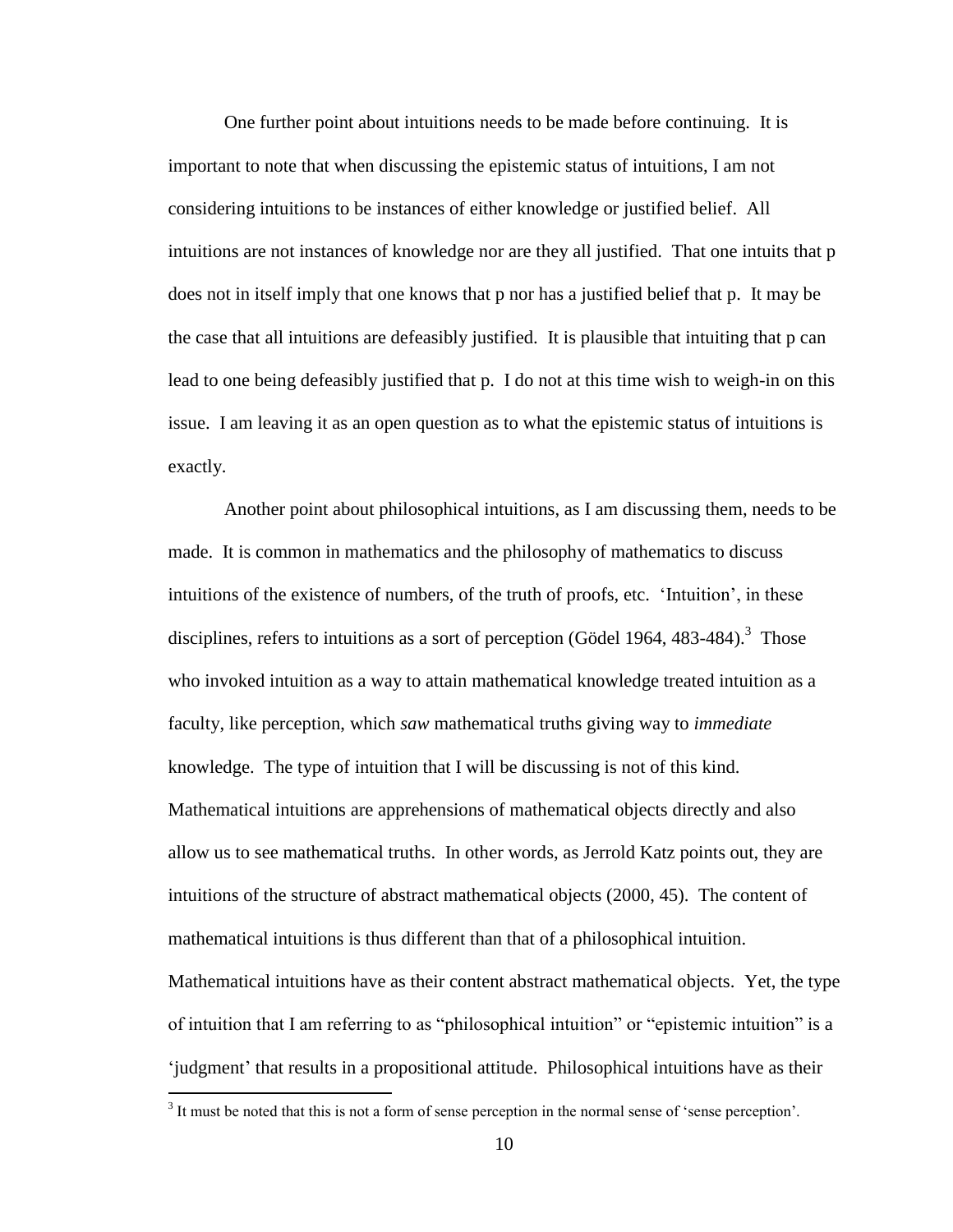One further point about intuitions needs to be made before continuing. It is important to note that when discussing the epistemic status of intuitions, I am not considering intuitions to be instances of either knowledge or justified belief. All intuitions are not instances of knowledge nor are they all justified. That one intuits that p does not in itself imply that one knows that p nor has a justified belief that p. It may be the case that all intuitions are defeasibly justified. It is plausible that intuiting that p can lead to one being defeasibly justified that p. I do not at this time wish to weigh-in on this issue. I am leaving it as an open question as to what the epistemic status of intuitions is exactly.

Another point about philosophical intuitions, as I am discussing them, needs to be made. It is common in mathematics and the philosophy of mathematics to discuss intuitions of the existence of numbers, of the truth of proofs, etc. 'Intuition', in these disciplines, refers to intuitions as a sort of perception (Gödel 1964, 483-484).[3] Those who invoked intuition as a way to attain mathematical knowledge treated intuition as a faculty, like perception, which *saw* mathematical truths giving way to *immediate* knowledge. The type of intuition that I will be discussing is not of this kind. Mathematical intuitions are apprehensions of mathematical objects directly and also allow us to see mathematical truths. In other words, as Jerrold Katz points out, they are intuitions of the structure of abstract mathematical objects (2000, 45). The content of mathematical intuitions is thus different than that of a philosophical intuition. Mathematical intuitions have as their content abstract mathematical objects. Yet, the type of intuition that I am referring to as "philosophical intuition" or "epistemic intuition" is a 'judgment' that results in a propositional attitude. Philosophical intuitions have as their

[3] It must be noted that this is not a form of sense perception in the normal sense of 'sense perception'.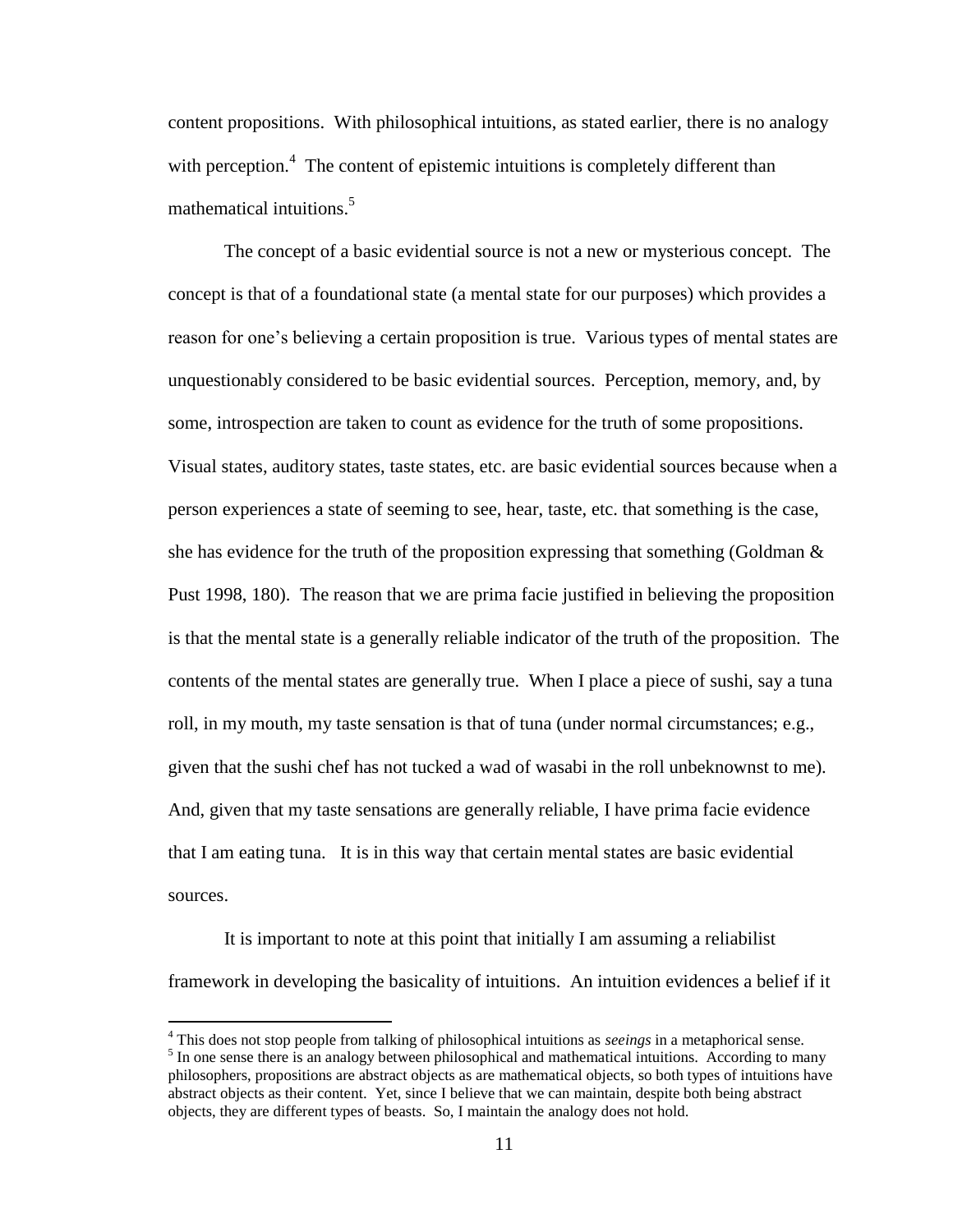content propositions. With philosophical intuitions, as stated earlier, there is no analogy with perception.[4] The content of epistemic intuitions is completely different than mathematical intuitions.[5]

The concept of a basic evidential source is not a new or mysterious concept. The concept is that of a foundational state (a mental state for our purposes) which provides a reason for one's believing a certain proposition is true. Various types of mental states are unquestionably considered to be basic evidential sources. Perception, memory, and, by some, introspection are taken to count as evidence for the truth of some propositions. Visual states, auditory states, taste states, etc. are basic evidential sources because when a person experiences a state of seeming to see, hear, taste, etc. that something is the case, she has evidence for the truth of the proposition expressing that something (Goldman & Pust 1998, 180). The reason that we are prima facie justified in believing the proposition is that the mental state is a generally reliable indicator of the truth of the proposition. The contents of the mental states are generally true. When I place a piece of sushi, say a tuna roll, in my mouth, my taste sensation is that of tuna (under normal circumstances; e.g., given that the sushi chef has not tucked a wad of wasabi in the roll unbeknownst to me). And, given that my taste sensations are generally reliable, I have prima facie evidence that I am eating tuna. It is in this way that certain mental states are basic evidential sources.

It is important to note at this point that initially I am assuming a reliabilist framework in developing the basicality of intuitions. An intuition evidences a belief if it

---

[4] This does not stop people from talking of philosophical intuitions as *seeings* in a metaphorical sense.

[5] In one sense there is an analogy between philosophical and mathematical intuitions. According to many philosophers, propositions are abstract objects as are mathematical objects, so both types of intuitions have abstract objects as their content. Yet, since I believe that we can maintain, despite both being abstract objects, they are different types of beasts. So, I maintain the analogy does not hold.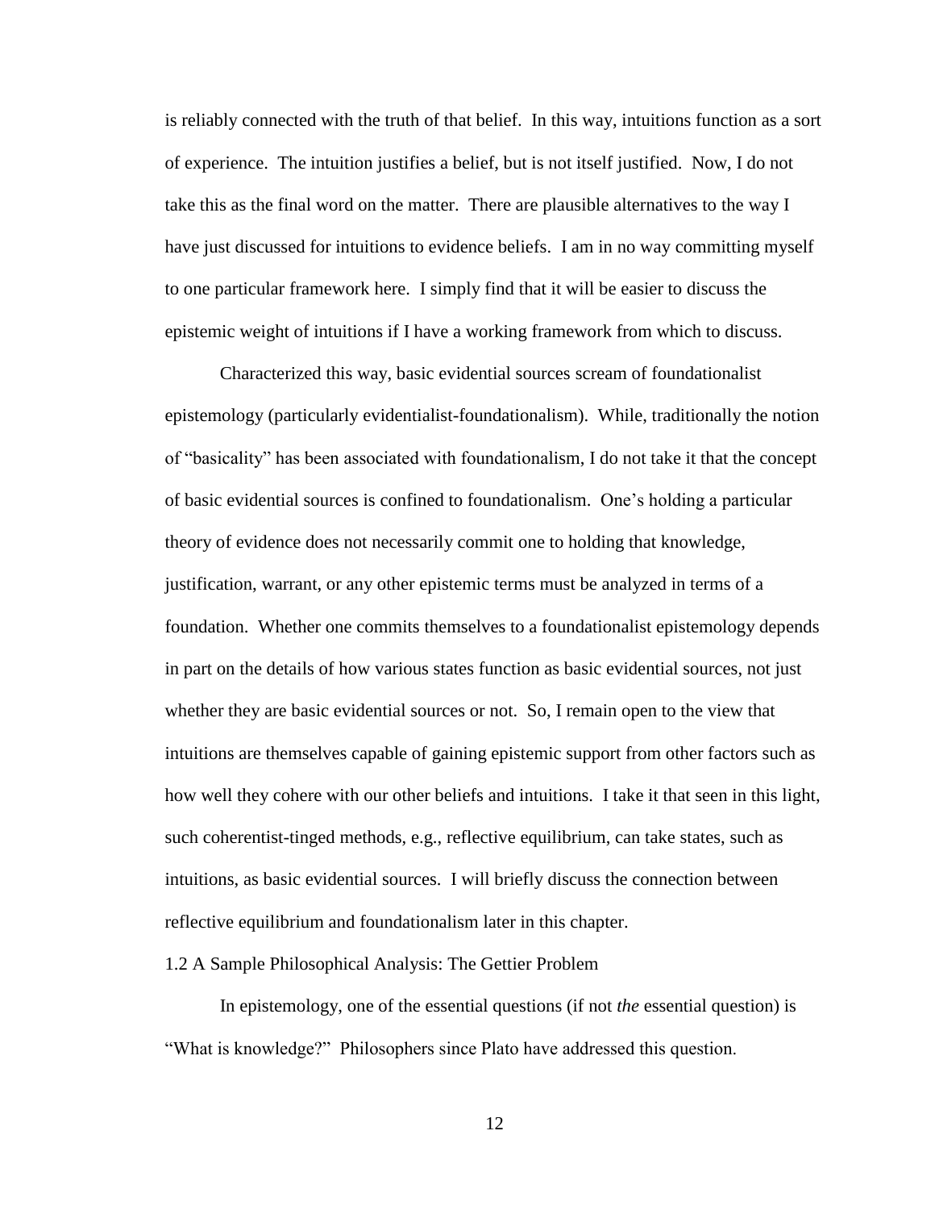is reliably connected with the truth of that belief. In this way, intuitions function as a sort of experience. The intuition justifies a belief, but is not itself justified. Now, I do not take this as the final word on the matter. There are plausible alternatives to the way I have just discussed for intuitions to evidence beliefs. I am in no way committing myself to one particular framework here. I simply find that it will be easier to discuss the epistemic weight of intuitions if I have a working framework from which to discuss.

Characterized this way, basic evidential sources scream of foundationalist epistemology (particularly evidentialist-foundationalism). While, traditionally the notion of "basicality" has been associated with foundationalism, I do not take it that the concept of basic evidential sources is confined to foundationalism. One's holding a particular theory of evidence does not necessarily commit one to holding that knowledge, justification, warrant, or any other epistemic terms must be analyzed in terms of a foundation. Whether one commits themselves to a foundationalist epistemology depends in part on the details of how various states function as basic evidential sources, not just whether they are basic evidential sources or not. So, I remain open to the view that intuitions are themselves capable of gaining epistemic support from other factors such as how well they cohere with our other beliefs and intuitions. I take it that seen in this light, such coherentist-tinged methods, e.g., reflective equilibrium, can take states, such as intuitions, as basic evidential sources. I will briefly discuss the connection between reflective equilibrium and foundationalism later in this chapter.

## 1.2 A Sample Philosophical Analysis: The Gettier Problem

In epistemology, one of the essential questions (if not *the* essential question) is "What is knowledge?" Philosophers since Plato have addressed this question.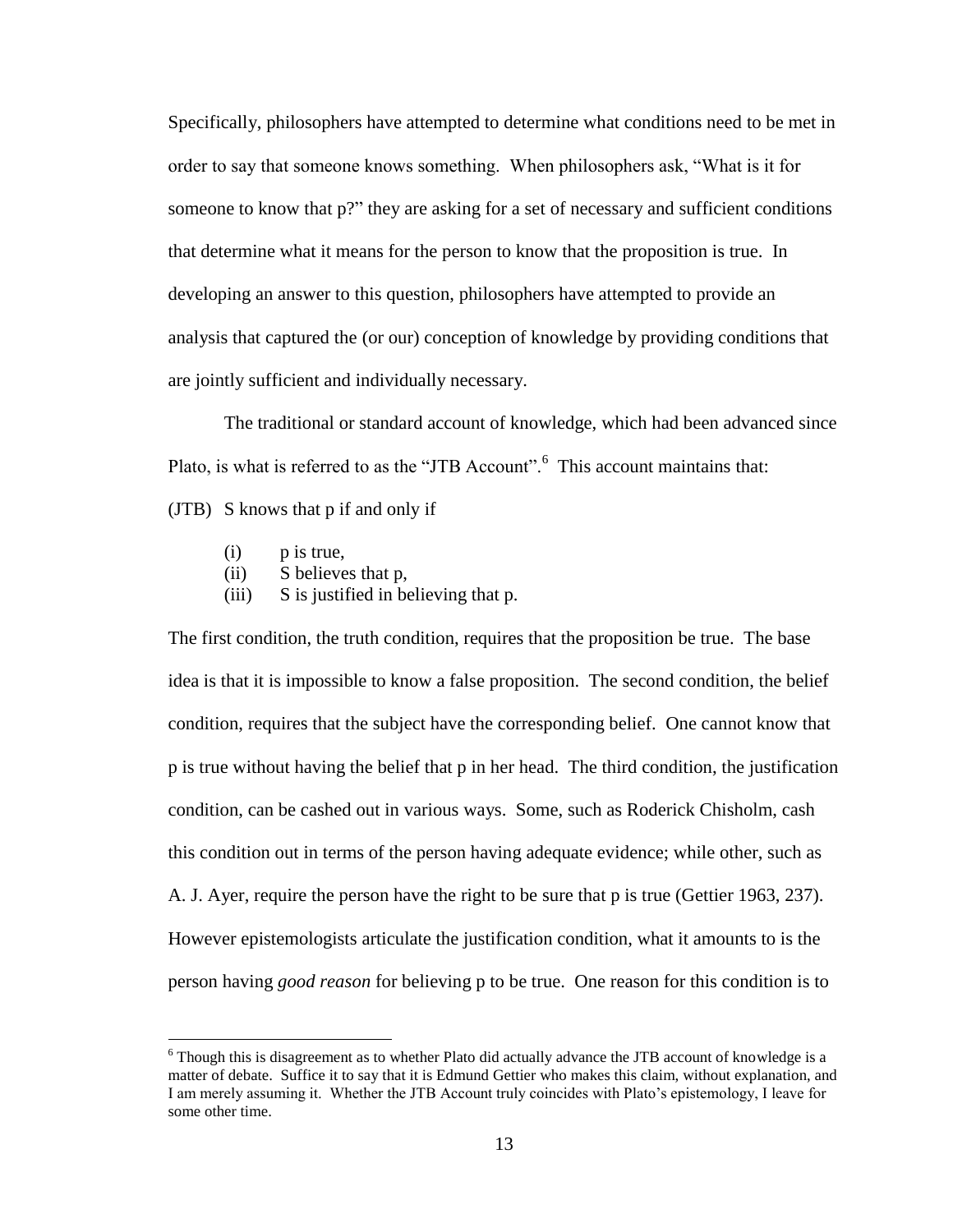Specifically, philosophers have attempted to determine what conditions need to be met in order to say that someone knows something. When philosophers ask, "What is it for someone to know that p?" they are asking for a set of necessary and sufficient conditions that determine what it means for the person to know that the proposition is true. In developing an answer to this question, philosophers have attempted to provide an analysis that captured the (or our) conception of knowledge by providing conditions that are jointly sufficient and individually necessary.

The traditional or standard account of knowledge, which had been advanced since Plato, is what is referred to as the "JTB Account".[6] This account maintains that:

(JTB) S knows that p if and only if

- (i) p is true,
- (ii) S believes that p,
- (iii) S is justified in believing that p.

The first condition, the truth condition, requires that the proposition be true. The base idea is that it is impossible to know a false proposition. The second condition, the belief condition, requires that the subject have the corresponding belief. One cannot know that p is true without having the belief that p in her head. The third condition, the justification condition, can be cashed out in various ways. Some, such as Roderick Chisholm, cash this condition out in terms of the person having adequate evidence; while other, such as A. J. Ayer, require the person have the right to be sure that p is true (Gettier 1963, 237). However epistemologists articulate the justification condition, what it amounts to is the person having *good reason* for believing p to be true. One reason for this condition is to

[6] Though this is disagreement as to whether Plato did actually advance the JTB account of knowledge is a matter of debate. Suffice it to say that it is Edmund Gettier who makes this claim, without explanation, and I am merely assuming it. Whether the JTB Account truly coincides with Plato's epistemology, I leave for some other time.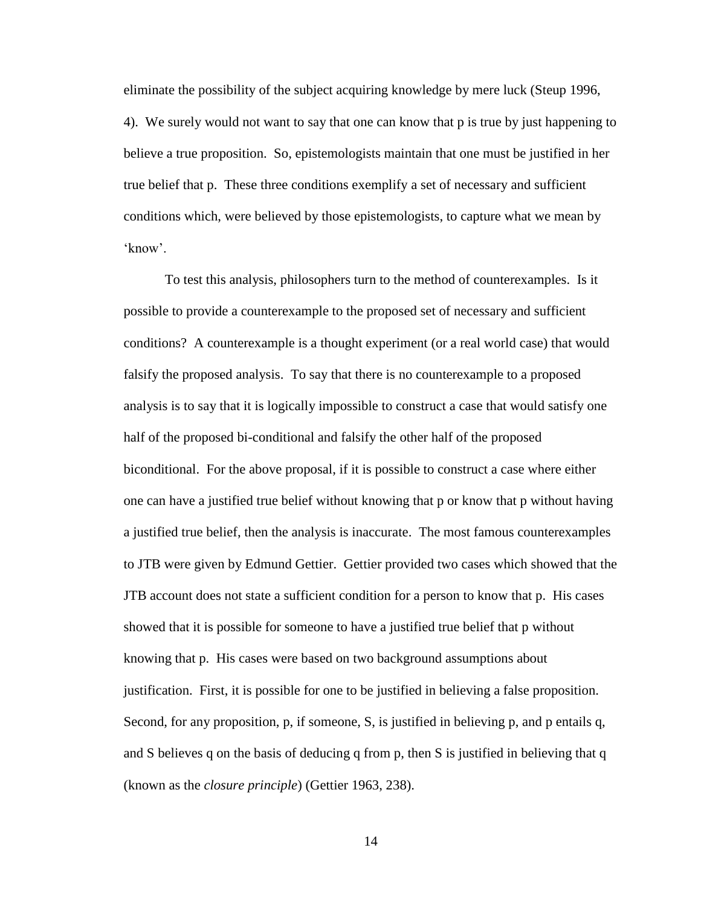eliminate the possibility of the subject acquiring knowledge by mere luck (Steup 1996, 4). We surely would not want to say that one can know that p is true by just happening to believe a true proposition. So, epistemologists maintain that one must be justified in her true belief that p. These three conditions exemplify a set of necessary and sufficient conditions which, were believed by those epistemologists, to capture what we mean by 'know'.

To test this analysis, philosophers turn to the method of counterexamples. Is it possible to provide a counterexample to the proposed set of necessary and sufficient conditions? A counterexample is a thought experiment (or a real world case) that would falsify the proposed analysis. To say that there is no counterexample to a proposed analysis is to say that it is logically impossible to construct a case that would satisfy one half of the proposed bi-conditional and falsify the other half of the proposed biconditional. For the above proposal, if it is possible to construct a case where either one can have a justified true belief without knowing that p or know that p without having a justified true belief, then the analysis is inaccurate. The most famous counterexamples to JTB were given by Edmund Gettier. Gettier provided two cases which showed that the JTB account does not state a sufficient condition for a person to know that p. His cases showed that it is possible for someone to have a justified true belief that p without knowing that p. His cases were based on two background assumptions about justification. First, it is possible for one to be justified in believing a false proposition. Second, for any proposition, p, if someone, S, is justified in believing p, and p entails q, and S believes q on the basis of deducing q from p, then S is justified in believing that q (known as the *closure principle*) (Gettier 1963, 238).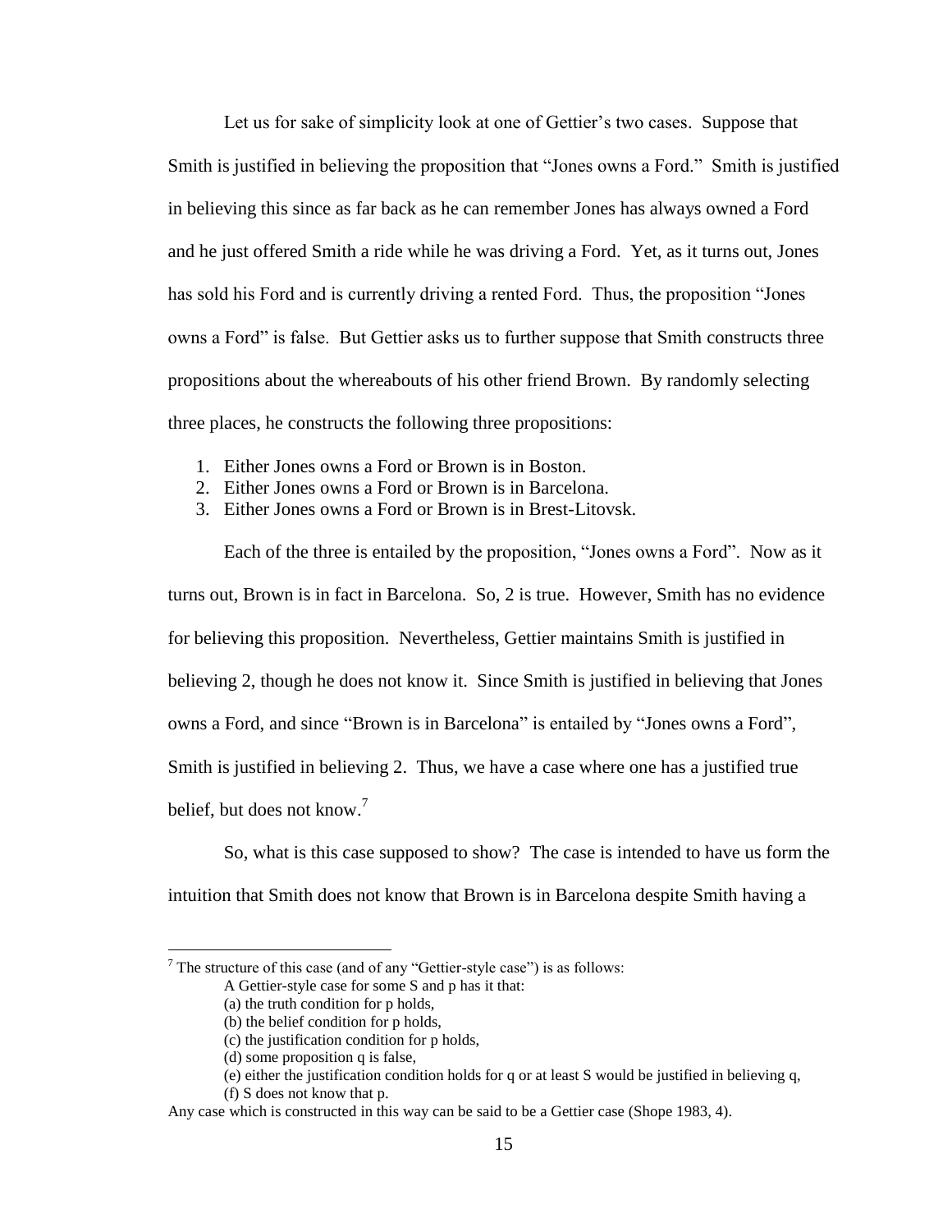Let us for sake of simplicity look at one of Gettier's two cases. Suppose that Smith is justified in believing the proposition that "Jones owns a Ford." Smith is justified in believing this since as far back as he can remember Jones has always owned a Ford and he just offered Smith a ride while he was driving a Ford. Yet, as it turns out, Jones has sold his Ford and is currently driving a rented Ford. Thus, the proposition "Jones owns a Ford" is false. But Gettier asks us to further suppose that Smith constructs three propositions about the whereabouts of his other friend Brown. By randomly selecting three places, he constructs the following three propositions:

1. Either Jones owns a Ford or Brown is in Boston.
2. Either Jones owns a Ford or Brown is in Barcelona.
3. Either Jones owns a Ford or Brown is in Brest-Litovsk.

Each of the three is entailed by the proposition, "Jones owns a Ford". Now as it turns out, Brown is in fact in Barcelona. So, 2 is true. However, Smith has no evidence for believing this proposition. Nevertheless, Gettier maintains Smith is justified in believing 2, though he does not know it. Since Smith is justified in believing that Jones owns a Ford, and since "Brown is in Barcelona" is entailed by "Jones owns a Ford", Smith is justified in believing 2. Thus, we have a case where one has a justified true belief, but does not know.[7]

So, what is this case supposed to show? The case is intended to have us form the intuition that Smith does not know that Brown is in Barcelona despite Smith having a

---

[7] The structure of this case (and of any "Gettier-style case") is as follows:

A Gettier-style case for some S and p has it that:

(a) the truth condition for p holds,

(b) the belief condition for p holds,

(c) the justification condition for p holds,

(d) some proposition q is false,

(e) either the justification condition holds for q or at least S would be justified in believing q,

(f) S does not know that p.

Any case which is constructed in this way can be said to be a Gettier case (Shope 1983, 4).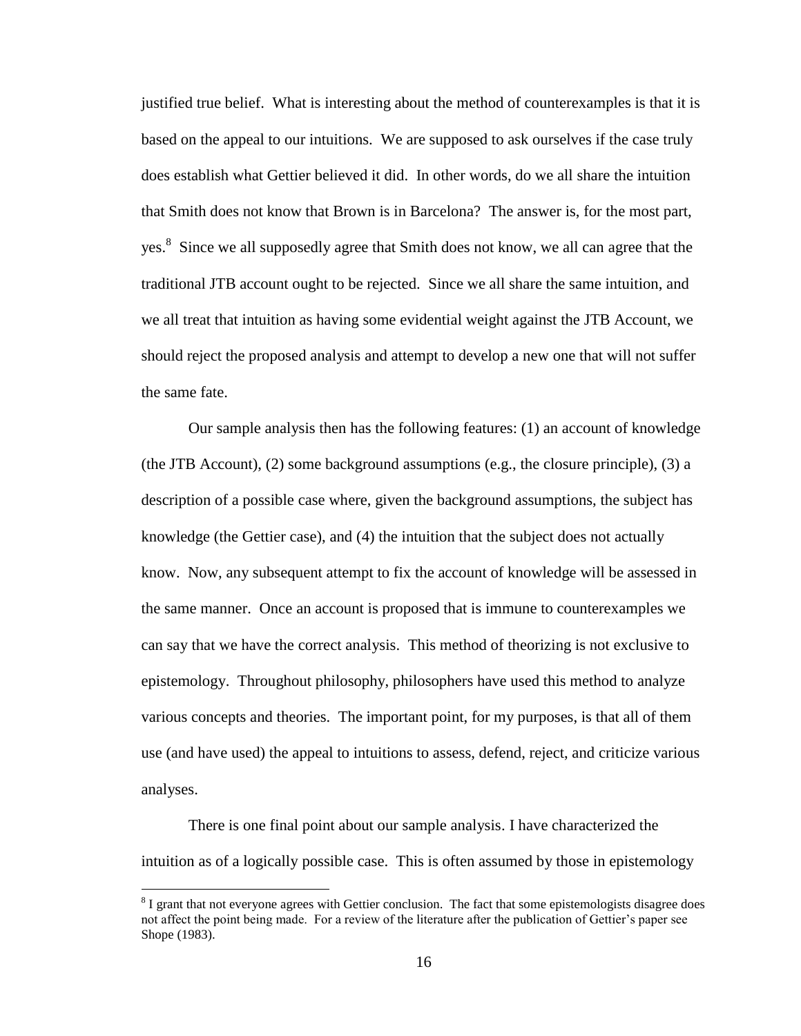justified true belief. What is interesting about the method of counterexamples is that it is based on the appeal to our intuitions. We are supposed to ask ourselves if the case truly does establish what Gettier believed it did. In other words, do we all share the intuition that Smith does not know that Brown is in Barcelona? The answer is, for the most part, yes.[8] Since we all supposedly agree that Smith does not know, we all can agree that the traditional JTB account ought to be rejected. Since we all share the same intuition, and we all treat that intuition as having some evidential weight against the JTB Account, we should reject the proposed analysis and attempt to develop a new one that will not suffer the same fate.

Our sample analysis then has the following features: (1) an account of knowledge (the JTB Account), (2) some background assumptions (e.g., the closure principle), (3) a description of a possible case where, given the background assumptions, the subject has knowledge (the Gettier case), and (4) the intuition that the subject does not actually know. Now, any subsequent attempt to fix the account of knowledge will be assessed in the same manner. Once an account is proposed that is immune to counterexamples we can say that we have the correct analysis. This method of theorizing is not exclusive to epistemology. Throughout philosophy, philosophers have used this method to analyze various concepts and theories. The important point, for my purposes, is that all of them use (and have used) the appeal to intuitions to assess, defend, reject, and criticize various analyses.

There is one final point about our sample analysis. I have characterized the intuition as of a logically possible case. This is often assumed by those in epistemology

---

[8] I grant that not everyone agrees with Gettier conclusion. The fact that some epistemologists disagree does not affect the point being made. For a review of the literature after the publication of Gettier's paper see Shope (1983).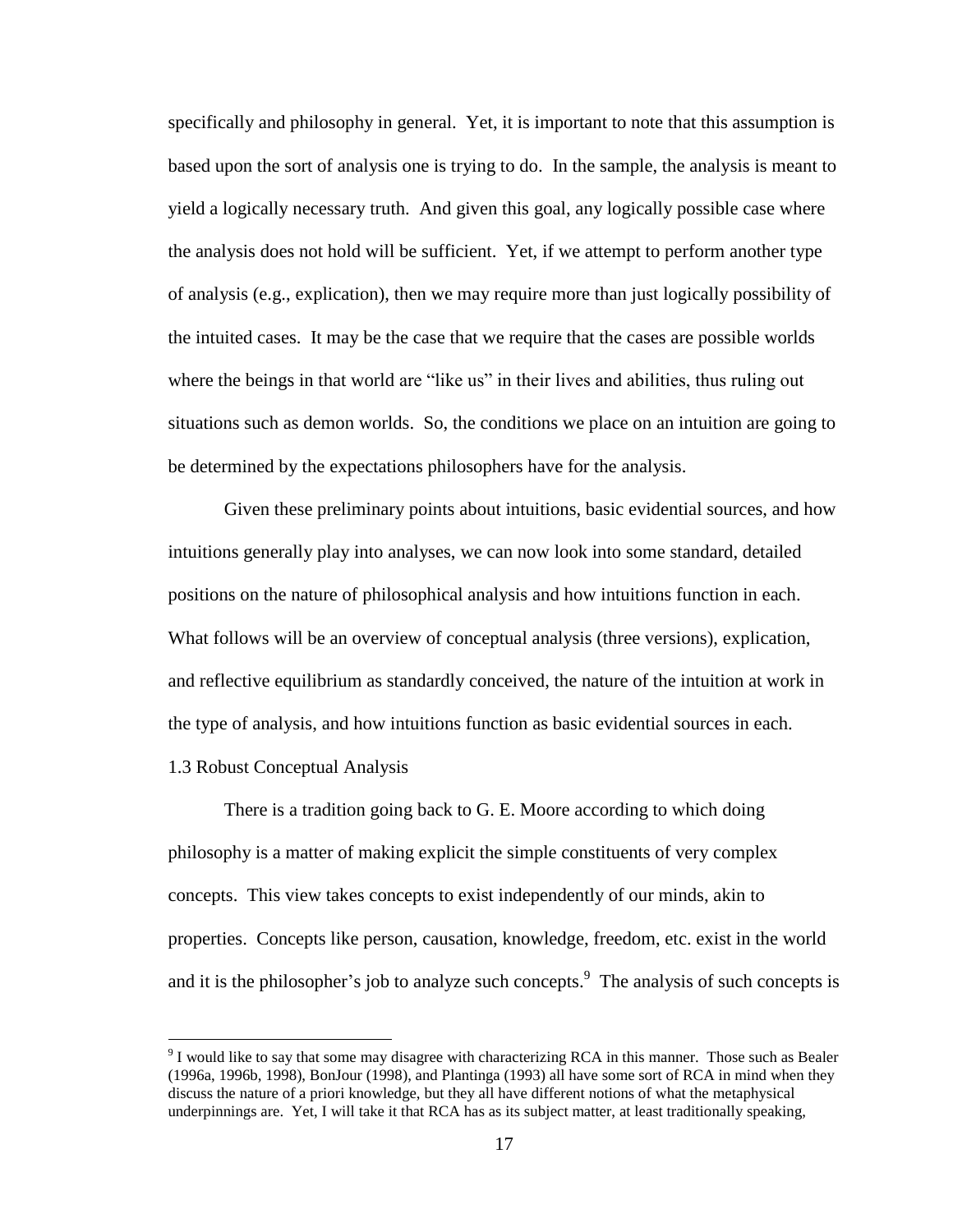specifically and philosophy in general. Yet, it is important to note that this assumption is based upon the sort of analysis one is trying to do. In the sample, the analysis is meant to yield a logically necessary truth. And given this goal, any logically possible case where the analysis does not hold will be sufficient. Yet, if we attempt to perform another type of analysis (e.g., explication), then we may require more than just logically possibility of the intuited cases. It may be the case that we require that the cases are possible worlds where the beings in that world are "like us" in their lives and abilities, thus ruling out situations such as demon worlds. So, the conditions we place on an intuition are going to be determined by the expectations philosophers have for the analysis.

Given these preliminary points about intuitions, basic evidential sources, and how intuitions generally play into analyses, we can now look into some standard, detailed positions on the nature of philosophical analysis and how intuitions function in each. What follows will be an overview of conceptual analysis (three versions), explication, and reflective equilibrium as standardly conceived, the nature of the intuition at work in the type of analysis, and how intuitions function as basic evidential sources in each.

## 1.3 Robust Conceptual Analysis

There is a tradition going back to G. E. Moore according to which doing philosophy is a matter of making explicit the simple constituents of very complex concepts. This view takes concepts to exist independently of our minds, akin to properties. Concepts like person, causation, knowledge, freedom, etc. exist in the world and it is the philosopher's job to analyze such concepts.[9] The analysis of such concepts is

---

[9] I would like to say that some may disagree with characterizing RCA in this manner. Those such as Bealer (1996a, 1996b, 1998), BonJour (1998), and Plantinga (1993) all have some sort of RCA in mind when they discuss the nature of a priori knowledge, but they all have different notions of what the metaphysical underpinnings are. Yet, I will take it that RCA has as its subject matter, at least traditionally speaking,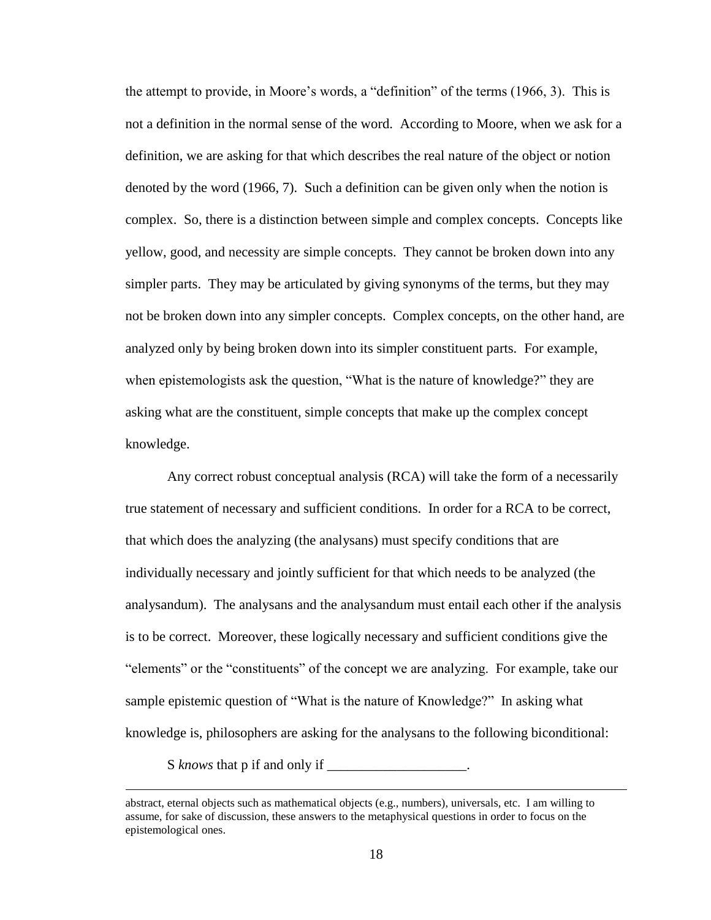the attempt to provide, in Moore's words, a "definition" of the terms (1966, 3). This is not a definition in the normal sense of the word. According to Moore, when we ask for a definition, we are asking for that which describes the real nature of the object or notion denoted by the word (1966, 7). Such a definition can be given only when the notion is complex. So, there is a distinction between simple and complex concepts. Concepts like yellow, good, and necessity are simple concepts. They cannot be broken down into any simpler parts. They may be articulated by giving synonyms of the terms, but they may not be broken down into any simpler concepts. Complex concepts, on the other hand, are analyzed only by being broken down into its simpler constituent parts. For example, when epistemologists ask the question, "What is the nature of knowledge?" they are asking what are the constituent, simple concepts that make up the complex concept knowledge.

Any correct robust conceptual analysis (RCA) will take the form of a necessarily true statement of necessary and sufficient conditions. In order for a RCA to be correct, that which does the analyzing (the analysans) must specify conditions that are individually necessary and jointly sufficient for that which needs to be analyzed (the analysandum). The analysans and the analysandum must entail each other if the analysis is to be correct. Moreover, these logically necessary and sufficient conditions give the "elements" or the "constituents" of the concept we are analyzing. For example, take our sample epistemic question of "What is the nature of Knowledge?" In asking what knowledge is, philosophers are asking for the analysans to the following biconditional:

S *knows* that p if and only if ____________________.

---

abstract, eternal objects such as mathematical objects (e.g., numbers), universals, etc. I am willing to assume, for sake of discussion, these answers to the metaphysical questions in order to focus on the epistemological ones.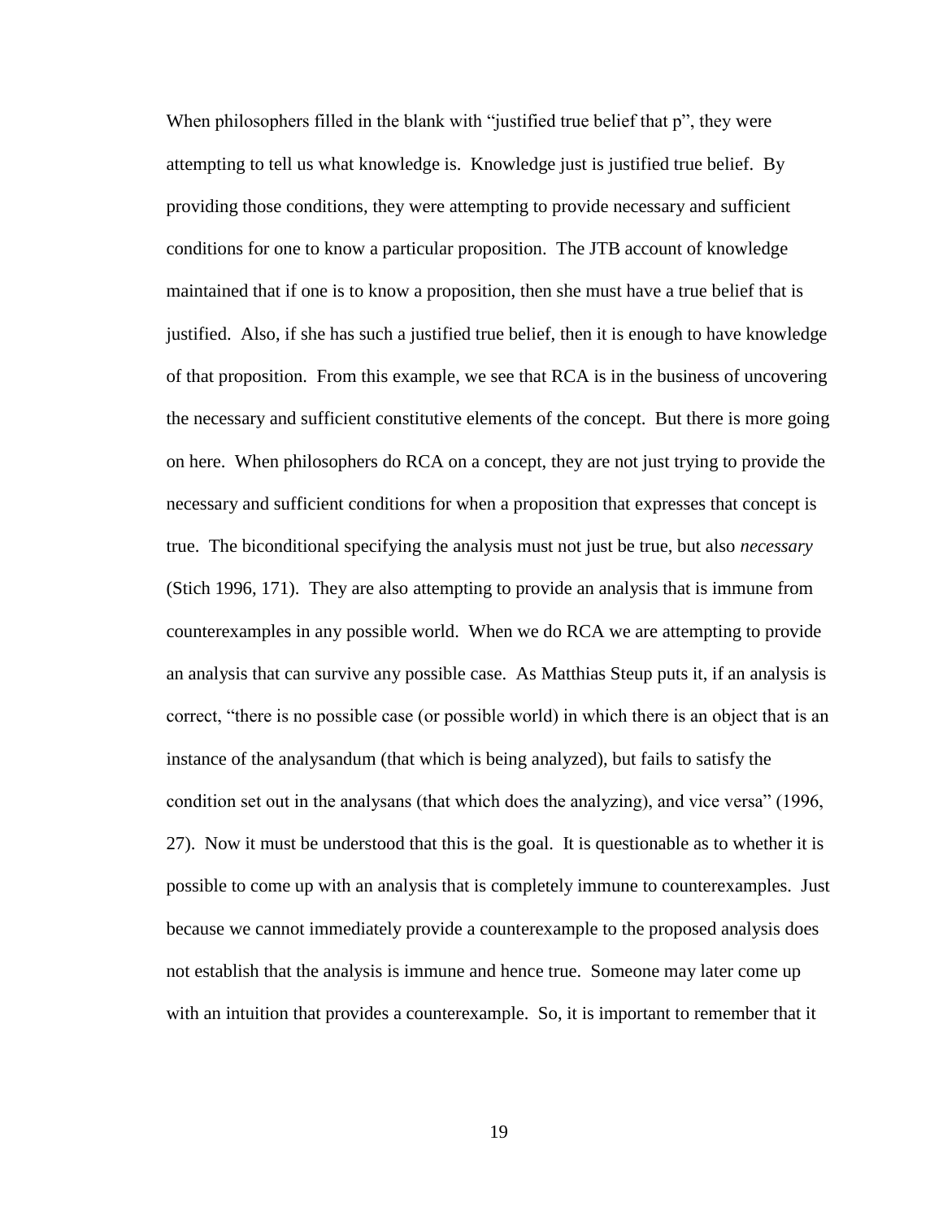When philosophers filled in the blank with "justified true belief that p", they were attempting to tell us what knowledge is. Knowledge just is justified true belief. By providing those conditions, they were attempting to provide necessary and sufficient conditions for one to know a particular proposition. The JTB account of knowledge maintained that if one is to know a proposition, then she must have a true belief that is justified. Also, if she has such a justified true belief, then it is enough to have knowledge of that proposition. From this example, we see that RCA is in the business of uncovering the necessary and sufficient constitutive elements of the concept. But there is more going on here. When philosophers do RCA on a concept, they are not just trying to provide the necessary and sufficient conditions for when a proposition that expresses that concept is true. The biconditional specifying the analysis must not just be true, but also *necessary* (Stich 1996, 171). They are also attempting to provide an analysis that is immune from counterexamples in any possible world. When we do RCA we are attempting to provide an analysis that can survive any possible case. As Matthias Steup puts it, if an analysis is correct, "there is no possible case (or possible world) in which there is an object that is an instance of the analysandum (that which is being analyzed), but fails to satisfy the condition set out in the analysans (that which does the analyzing), and vice versa" (1996, 27). Now it must be understood that this is the goal. It is questionable as to whether it is possible to come up with an analysis that is completely immune to counterexamples. Just because we cannot immediately provide a counterexample to the proposed analysis does not establish that the analysis is immune and hence true. Someone may later come up with an intuition that provides a counterexample. So, it is important to remember that it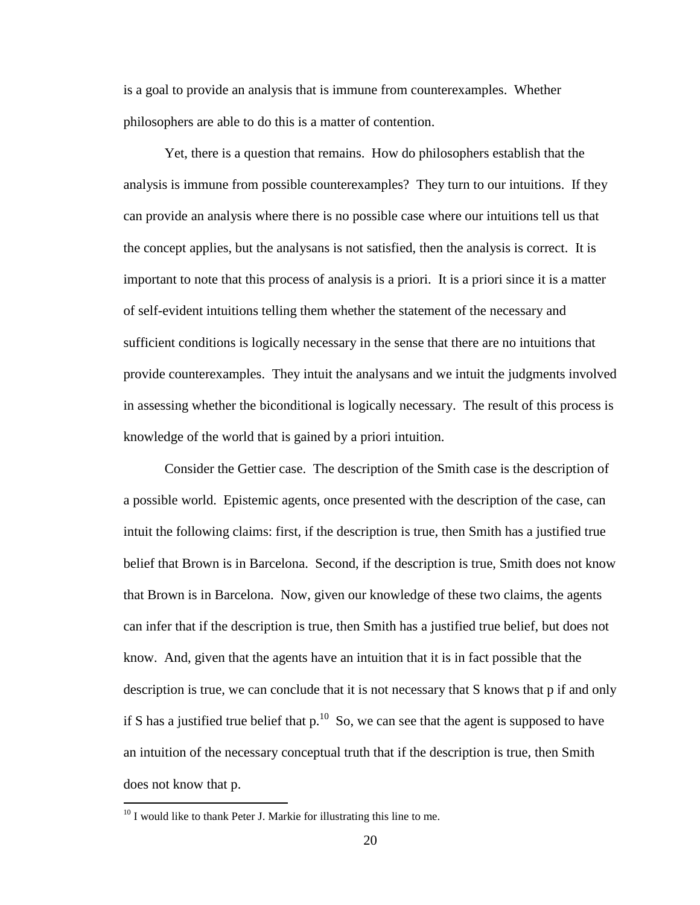is a goal to provide an analysis that is immune from counterexamples. Whether philosophers are able to do this is a matter of contention.

Yet, there is a question that remains. How do philosophers establish that the analysis is immune from possible counterexamples? They turn to our intuitions. If they can provide an analysis where there is no possible case where our intuitions tell us that the concept applies, but the analysans is not satisfied, then the analysis is correct. It is important to note that this process of analysis is a priori. It is a priori since it is a matter of self-evident intuitions telling them whether the statement of the necessary and sufficient conditions is logically necessary in the sense that there are no intuitions that provide counterexamples. They intuit the analysans and we intuit the judgments involved in assessing whether the biconditional is logically necessary. The result of this process is knowledge of the world that is gained by a priori intuition.

Consider the Gettier case. The description of the Smith case is the description of a possible world. Epistemic agents, once presented with the description of the case, can intuit the following claims: first, if the description is true, then Smith has a justified true belief that Brown is in Barcelona. Second, if the description is true, Smith does not know that Brown is in Barcelona. Now, given our knowledge of these two claims, the agents can infer that if the description is true, then Smith has a justified true belief, but does not know. And, given that the agents have an intuition that it is in fact possible that the description is true, we can conclude that it is not necessary that S knows that p if and only if S has a justified true belief that p.[10] So, we can see that the agent is supposed to have an intuition of the necessary conceptual truth that if the description is true, then Smith does not know that p.

---

[10] I would like to thank Peter J. Markie for illustrating this line to me.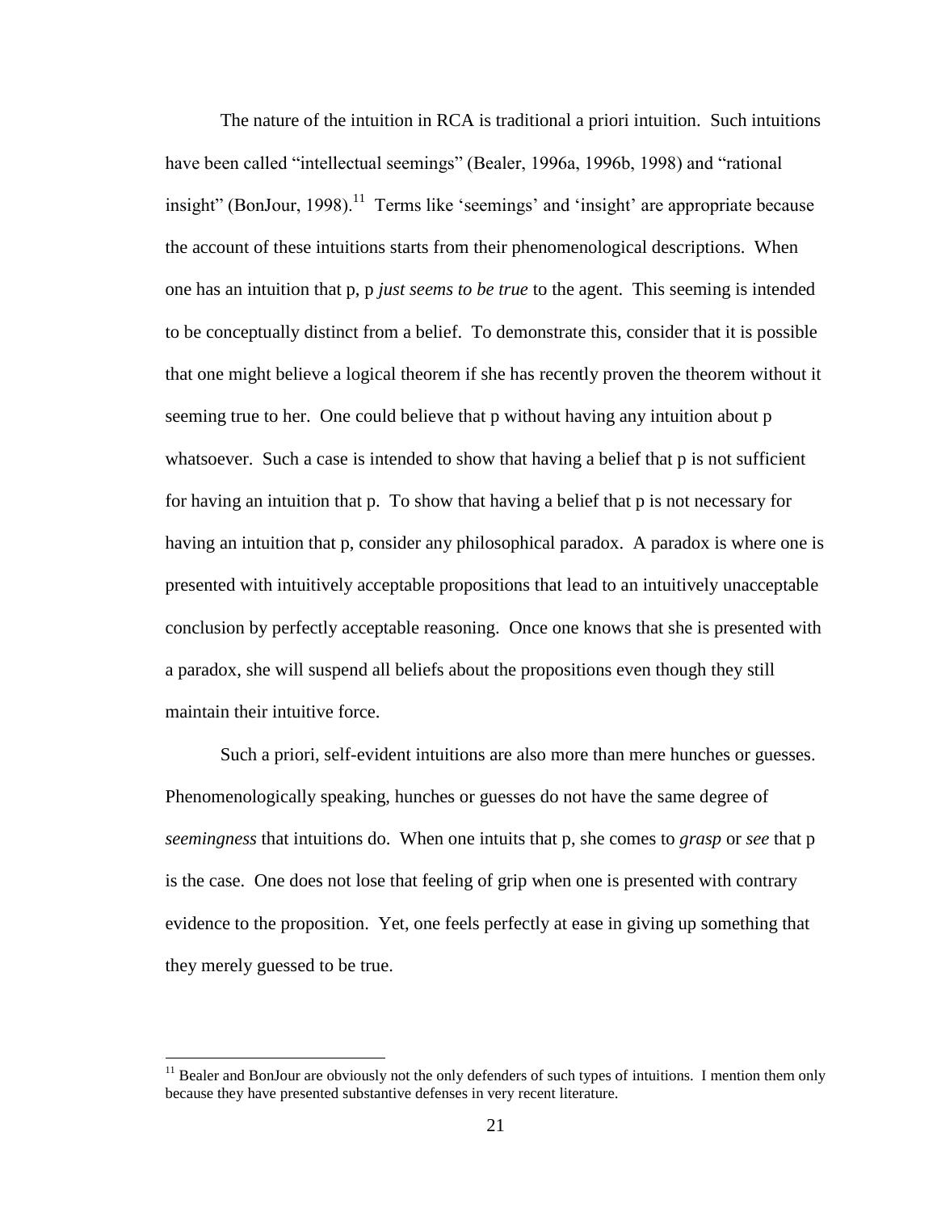The nature of the intuition in RCA is traditional a priori intuition. Such intuitions have been called "intellectual seemings" (Bealer, 1996a, 1996b, 1998) and "rational insight" (BonJour, 1998).[11] Terms like 'seemings' and 'insight' are appropriate because the account of these intuitions starts from their phenomenological descriptions. When one has an intuition that p, p *just seems to be true* to the agent. This seeming is intended to be conceptually distinct from a belief. To demonstrate this, consider that it is possible that one might believe a logical theorem if she has recently proven the theorem without it seeming true to her. One could believe that p without having any intuition about p whatsoever. Such a case is intended to show that having a belief that p is not sufficient for having an intuition that p. To show that having a belief that p is not necessary for having an intuition that p, consider any philosophical paradox. A paradox is where one is presented with intuitively acceptable propositions that lead to an intuitively unacceptable conclusion by perfectly acceptable reasoning. Once one knows that she is presented with a paradox, she will suspend all beliefs about the propositions even though they still maintain their intuitive force.

Such a priori, self-evident intuitions are also more than mere hunches or guesses. Phenomenologically speaking, hunches or guesses do not have the same degree of *seemingness* that intuitions do. When one intuits that p, she comes to *grasp* or *see* that p is the case. One does not lose that feeling of grip when one is presented with contrary evidence to the proposition. Yet, one feels perfectly at ease in giving up something that they merely guessed to be true.

[11] Bealer and BonJour are obviously not the only defenders of such types of intuitions. I mention them only because they have presented substantive defenses in very recent literature.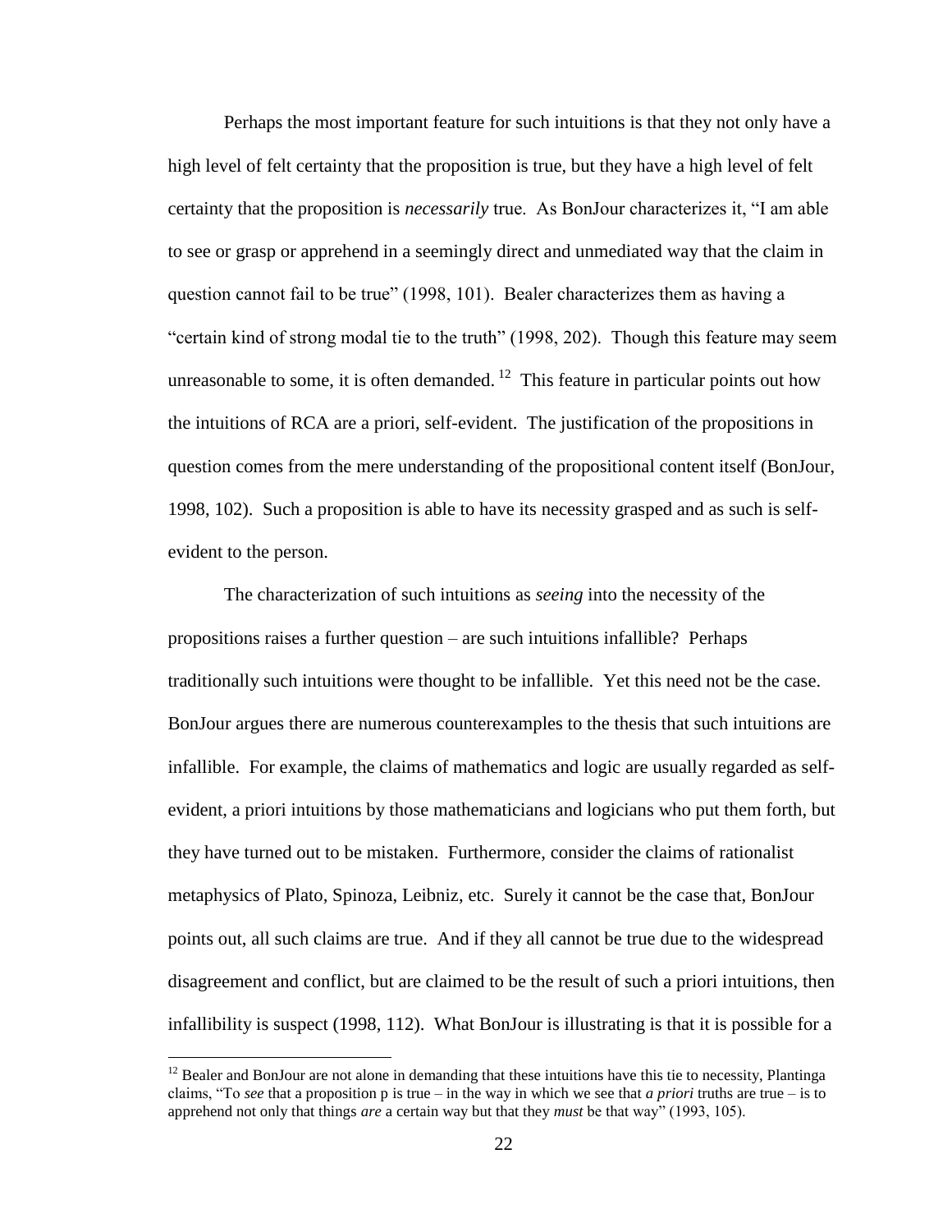Perhaps the most important feature for such intuitions is that they not only have a high level of felt certainty that the proposition is true, but they have a high level of felt certainty that the proposition is *necessarily* true. As BonJour characterizes it, "I am able to see or grasp or apprehend in a seemingly direct and unmediated way that the claim in question cannot fail to be true" (1998, 101). Bealer characterizes them as having a "certain kind of strong modal tie to the truth" (1998, 202). Though this feature may seem unreasonable to some, it is often demanded. [12] This feature in particular points out how the intuitions of RCA are a priori, self-evident. The justification of the propositions in question comes from the mere understanding of the propositional content itself (BonJour, 1998, 102). Such a proposition is able to have its necessity grasped and as such is self-evident to the person.

The characterization of such intuitions as *seeing* into the necessity of the propositions raises a further question – are such intuitions infallible? Perhaps traditionally such intuitions were thought to be infallible. Yet this need not be the case. BonJour argues there are numerous counterexamples to the thesis that such intuitions are infallible. For example, the claims of mathematics and logic are usually regarded as self-evident, a priori intuitions by those mathematicians and logicians who put them forth, but they have turned out to be mistaken. Furthermore, consider the claims of rationalist metaphysics of Plato, Spinoza, Leibniz, etc. Surely it cannot be the case that, BonJour points out, all such claims are true. And if they all cannot be true due to the widespread disagreement and conflict, but are claimed to be the result of such a priori intuitions, then infallibility is suspect (1998, 112). What BonJour is illustrating is that it is possible for a

[12] Bealer and BonJour are not alone in demanding that these intuitions have this tie to necessity, Plantinga claims, "To *see* that a proposition p is true – in the way in which we see that *a priori* truths are true – is to apprehend not only that things *are* a certain way but that they *must* be that way" (1993, 105).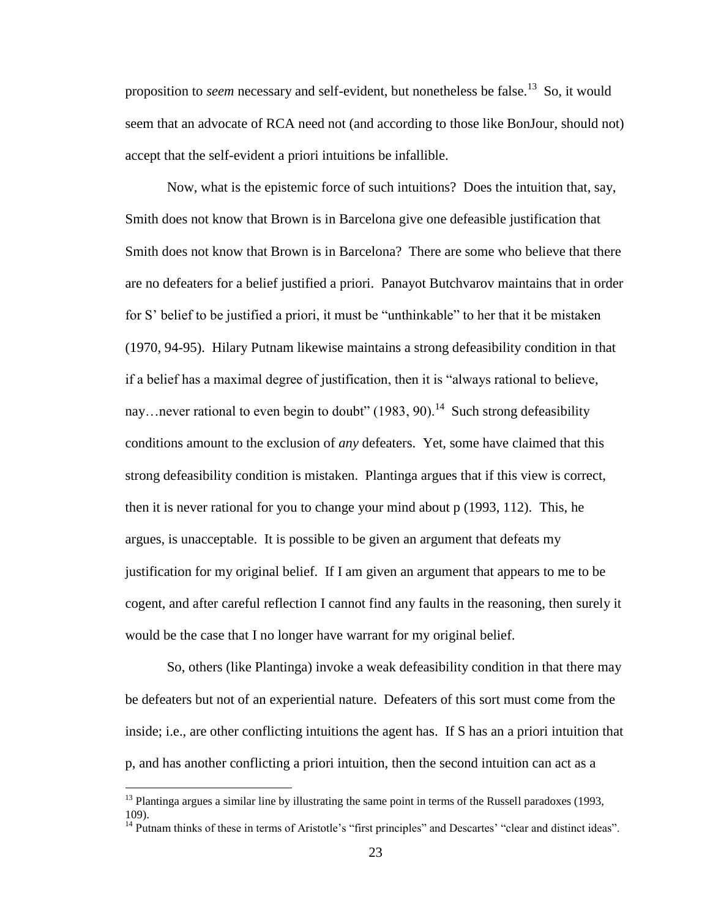proposition to *seem* necessary and self-evident, but nonetheless be false.[13] So, it would seem that an advocate of RCA need not (and according to those like BonJour, should not) accept that the self-evident a priori intuitions be infallible.

Now, what is the epistemic force of such intuitions? Does the intuition that, say, Smith does not know that Brown is in Barcelona give one defeasible justification that Smith does not know that Brown is in Barcelona? There are some who believe that there are no defeaters for a belief justified a priori. Panayot Butchvarov maintains that in order for S' belief to be justified a priori, it must be "unthinkable" to her that it be mistaken (1970, 94-95). Hilary Putnam likewise maintains a strong defeasibility condition in that if a belief has a maximal degree of justification, then it is "always rational to believe, nay…never rational to even begin to doubt" (1983, 90).[14] Such strong defeasibility conditions amount to the exclusion of *any* defeaters. Yet, some have claimed that this strong defeasibility condition is mistaken. Plantinga argues that if this view is correct, then it is never rational for you to change your mind about p (1993, 112). This, he argues, is unacceptable. It is possible to be given an argument that defeats my justification for my original belief. If I am given an argument that appears to me to be cogent, and after careful reflection I cannot find any faults in the reasoning, then surely it would be the case that I no longer have warrant for my original belief.

So, others (like Plantinga) invoke a weak defeasibility condition in that there may be defeaters but not of an experiential nature. Defeaters of this sort must come from the inside; i.e., are other conflicting intuitions the agent has. If S has an a priori intuition that p, and has another conflicting a priori intuition, then the second intuition can act as a

[13] Plantinga argues a similar line by illustrating the same point in terms of the Russell paradoxes (1993, 109).

[14] Putnam thinks of these in terms of Aristotle's "first principles" and Descartes' "clear and distinct ideas".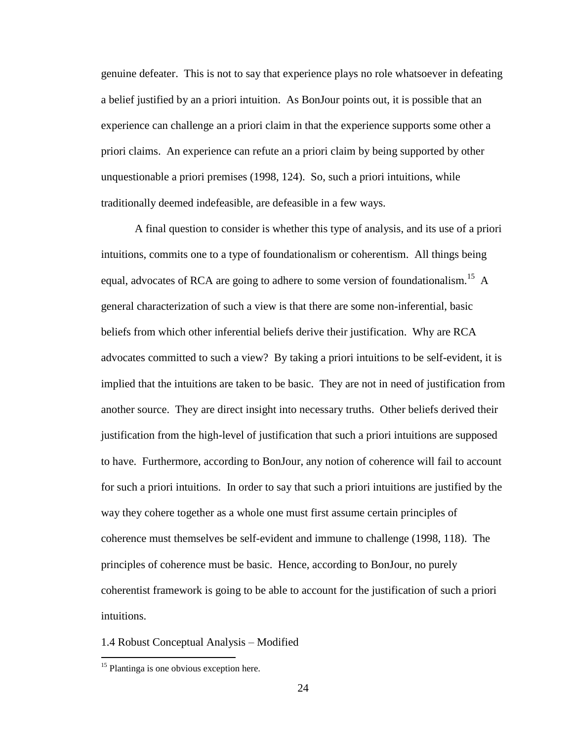genuine defeater. This is not to say that experience plays no role whatsoever in defeating a belief justified by an a priori intuition. As BonJour points out, it is possible that an experience can challenge an a priori claim in that the experience supports some other a priori claims. An experience can refute an a priori claim by being supported by other unquestionable a priori premises (1998, 124). So, such a priori intuitions, while traditionally deemed indefeasible, are defeasible in a few ways.

A final question to consider is whether this type of analysis, and its use of a priori intuitions, commits one to a type of foundationalism or coherentism. All things being equal, advocates of RCA are going to adhere to some version of foundationalism.[15] A general characterization of such a view is that there are some non-inferential, basic beliefs from which other inferential beliefs derive their justification. Why are RCA advocates committed to such a view? By taking a priori intuitions to be self-evident, it is implied that the intuitions are taken to be basic. They are not in need of justification from another source. They are direct insight into necessary truths. Other beliefs derived their justification from the high-level of justification that such a priori intuitions are supposed to have. Furthermore, according to BonJour, any notion of coherence will fail to account for such a priori intuitions. In order to say that such a priori intuitions are justified by the way they cohere together as a whole one must first assume certain principles of coherence must themselves be self-evident and immune to challenge (1998, 118). The principles of coherence must be basic. Hence, according to BonJour, no purely coherentist framework is going to be able to account for the justification of such a priori intuitions.

## 1.4 Robust Conceptual Analysis – Modified

[15] Plantinga is one obvious exception here.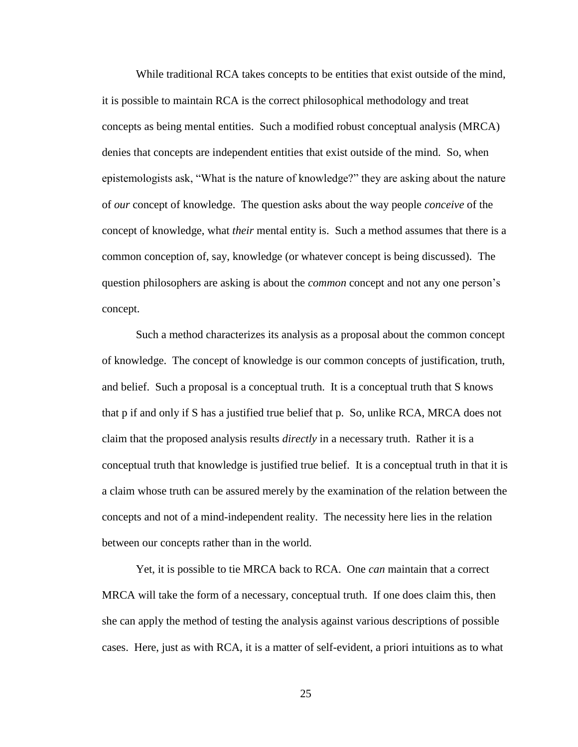While traditional RCA takes concepts to be entities that exist outside of the mind, it is possible to maintain RCA is the correct philosophical methodology and treat concepts as being mental entities. Such a modified robust conceptual analysis (MRCA) denies that concepts are independent entities that exist outside of the mind. So, when epistemologists ask, "What is the nature of knowledge?" they are asking about the nature of *our* concept of knowledge. The question asks about the way people *conceive* of the concept of knowledge, what *their* mental entity is. Such a method assumes that there is a common conception of, say, knowledge (or whatever concept is being discussed). The question philosophers are asking is about the *common* concept and not any one person's concept.

Such a method characterizes its analysis as a proposal about the common concept of knowledge. The concept of knowledge is our common concepts of justification, truth, and belief. Such a proposal is a conceptual truth. It is a conceptual truth that S knows that p if and only if S has a justified true belief that p. So, unlike RCA, MRCA does not claim that the proposed analysis results *directly* in a necessary truth. Rather it is a conceptual truth that knowledge is justified true belief. It is a conceptual truth in that it is a claim whose truth can be assured merely by the examination of the relation between the concepts and not of a mind-independent reality. The necessity here lies in the relation between our concepts rather than in the world.

Yet, it is possible to tie MRCA back to RCA. One *can* maintain that a correct MRCA will take the form of a necessary, conceptual truth. If one does claim this, then she can apply the method of testing the analysis against various descriptions of possible cases. Here, just as with RCA, it is a matter of self-evident, a priori intuitions as to what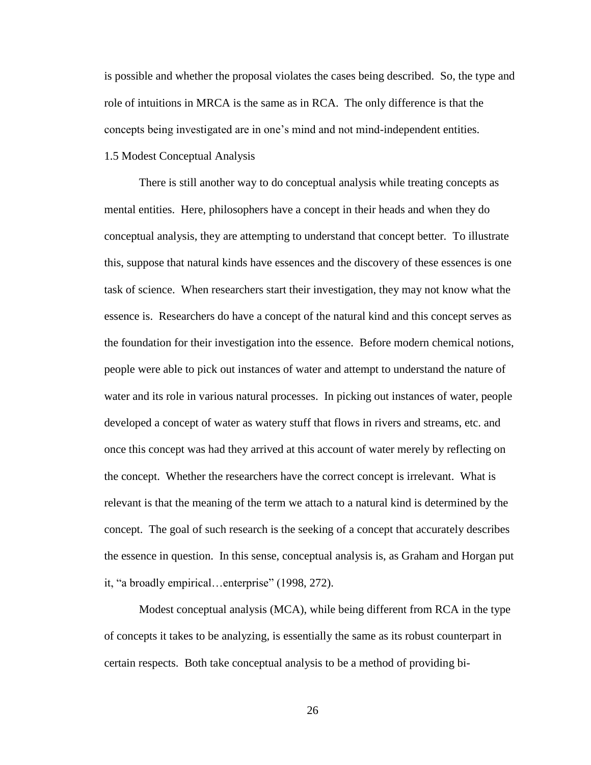is possible and whether the proposal violates the cases being described. So, the type and role of intuitions in MRCA is the same as in RCA. The only difference is that the concepts being investigated are in one's mind and not mind-independent entities.

### 1.5 Modest Conceptual Analysis

There is still another way to do conceptual analysis while treating concepts as mental entities. Here, philosophers have a concept in their heads and when they do conceptual analysis, they are attempting to understand that concept better. To illustrate this, suppose that natural kinds have essences and the discovery of these essences is one task of science. When researchers start their investigation, they may not know what the essence is. Researchers do have a concept of the natural kind and this concept serves as the foundation for their investigation into the essence. Before modern chemical notions, people were able to pick out instances of water and attempt to understand the nature of water and its role in various natural processes. In picking out instances of water, people developed a concept of water as watery stuff that flows in rivers and streams, etc. and once this concept was had they arrived at this account of water merely by reflecting on the concept. Whether the researchers have the correct concept is irrelevant. What is relevant is that the meaning of the term we attach to a natural kind is determined by the concept. The goal of such research is the seeking of a concept that accurately describes the essence in question. In this sense, conceptual analysis is, as Graham and Horgan put it, "a broadly empirical…enterprise" (1998, 272).

Modest conceptual analysis (MCA), while being different from RCA in the type of concepts it takes to be analyzing, is essentially the same as its robust counterpart in certain respects. Both take conceptual analysis to be a method of providing bi-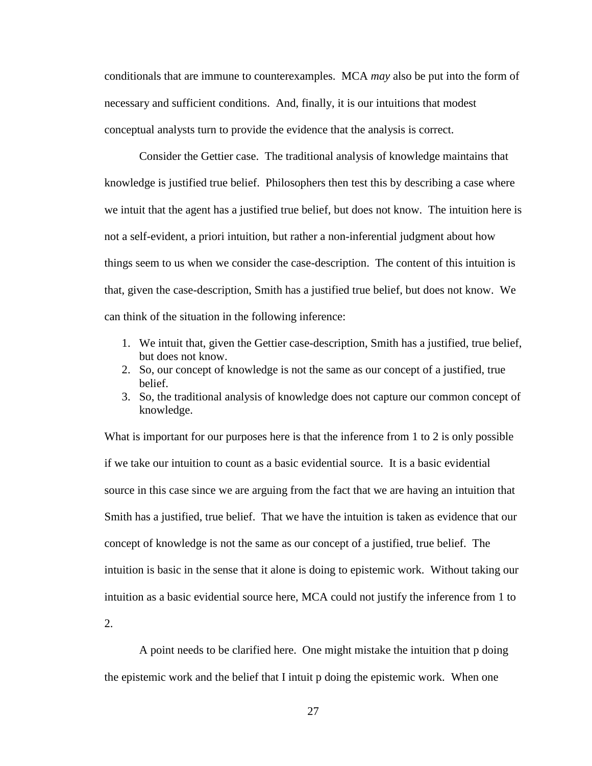conditionals that are immune to counterexamples. MCA *may* also be put into the form of necessary and sufficient conditions. And, finally, it is our intuitions that modest conceptual analysts turn to provide the evidence that the analysis is correct.

Consider the Gettier case. The traditional analysis of knowledge maintains that knowledge is justified true belief. Philosophers then test this by describing a case where we intuit that the agent has a justified true belief, but does not know. The intuition here is not a self-evident, a priori intuition, but rather a non-inferential judgment about how things seem to us when we consider the case-description. The content of this intuition is that, given the case-description, Smith has a justified true belief, but does not know. We can think of the situation in the following inference:

1. We intuit that, given the Gettier case-description, Smith has a justified, true belief, but does not know.
2. So, our concept of knowledge is not the same as our concept of a justified, true belief.
3. So, the traditional analysis of knowledge does not capture our common concept of knowledge.

What is important for our purposes here is that the inference from 1 to 2 is only possible if we take our intuition to count as a basic evidential source. It is a basic evidential source in this case since we are arguing from the fact that we are having an intuition that Smith has a justified, true belief. That we have the intuition is taken as evidence that our concept of knowledge is not the same as our concept of a justified, true belief. The intuition is basic in the sense that it alone is doing to epistemic work. Without taking our intuition as a basic evidential source here, MCA could not justify the inference from 1 to 2.

A point needs to be clarified here. One might mistake the intuition that p doing the epistemic work and the belief that I intuit p doing the epistemic work. When one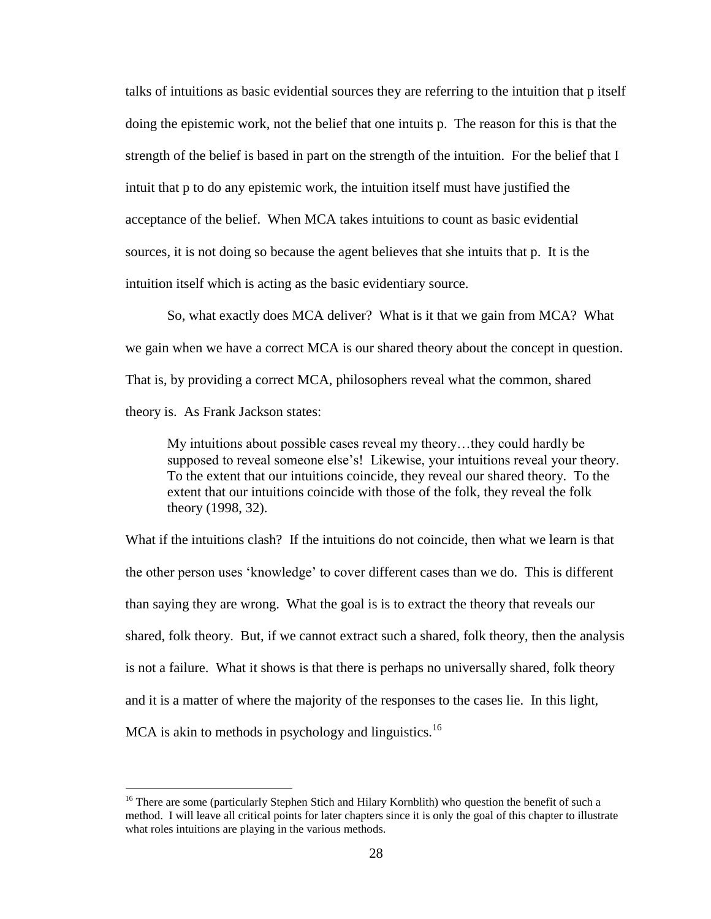talks of intuitions as basic evidential sources they are referring to the intuition that p itself doing the epistemic work, not the belief that one intuits p. The reason for this is that the strength of the belief is based in part on the strength of the intuition. For the belief that I intuit that p to do any epistemic work, the intuition itself must have justified the acceptance of the belief. When MCA takes intuitions to count as basic evidential sources, it is not doing so because the agent believes that she intuits that p. It is the intuition itself which is acting as the basic evidentiary source.

So, what exactly does MCA deliver? What is it that we gain from MCA? What we gain when we have a correct MCA is our shared theory about the concept in question. That is, by providing a correct MCA, philosophers reveal what the common, shared theory is. As Frank Jackson states:

> My intuitions about possible cases reveal my theory…they could hardly be supposed to reveal someone else's! Likewise, your intuitions reveal your theory. To the extent that our intuitions coincide, they reveal our shared theory. To the extent that our intuitions coincide with those of the folk, they reveal the folk theory (1998, 32).

What if the intuitions clash? If the intuitions do not coincide, then what we learn is that the other person uses 'knowledge' to cover different cases than we do. This is different than saying they are wrong. What the goal is is to extract the theory that reveals our shared, folk theory. But, if we cannot extract such a shared, folk theory, then the analysis is not a failure. What it shows is that there is perhaps no universally shared, folk theory and it is a matter of where the majority of the responses to the cases lie. In this light, MCA is akin to methods in psychology and linguistics.[16]

[16] There are some (particularly Stephen Stich and Hilary Kornblith) who question the benefit of such a method. I will leave all critical points for later chapters since it is only the goal of this chapter to illustrate what roles intuitions are playing in the various methods.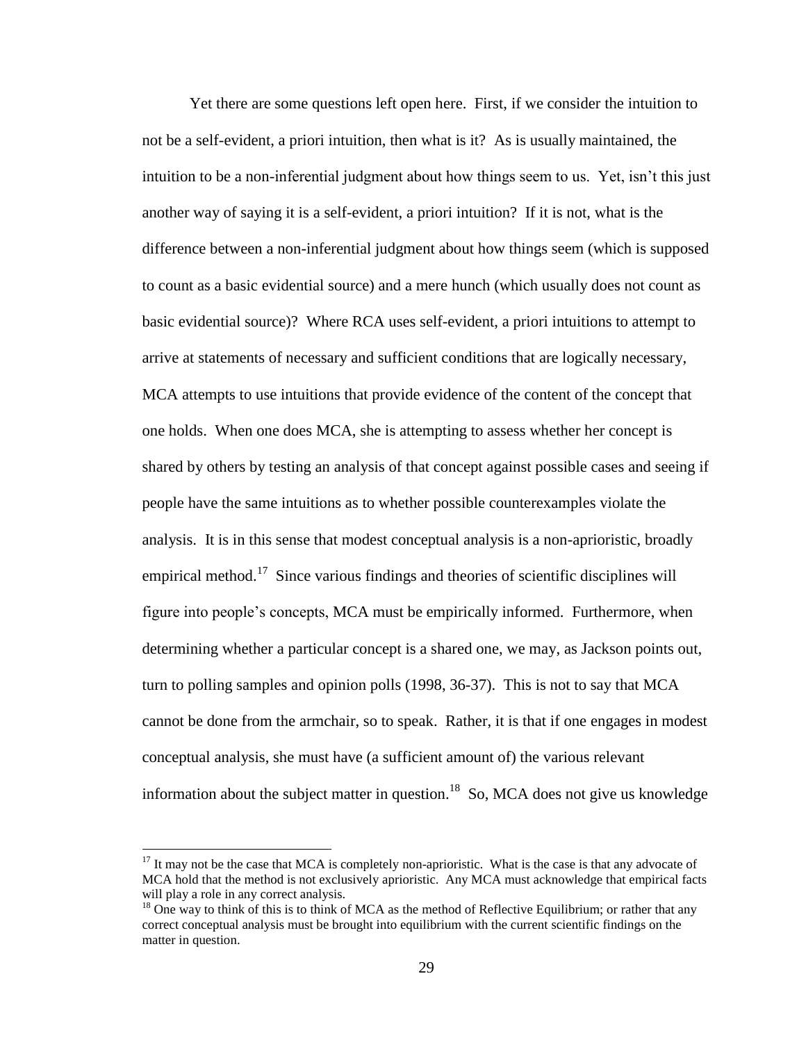Yet there are some questions left open here. First, if we consider the intuition to not be a self-evident, a priori intuition, then what is it? As is usually maintained, the intuition to be a non-inferential judgment about how things seem to us. Yet, isn't this just another way of saying it is a self-evident, a priori intuition? If it is not, what is the difference between a non-inferential judgment about how things seem (which is supposed to count as a basic evidential source) and a mere hunch (which usually does not count as basic evidential source)? Where RCA uses self-evident, a priori intuitions to attempt to arrive at statements of necessary and sufficient conditions that are logically necessary, MCA attempts to use intuitions that provide evidence of the content of the concept that one holds. When one does MCA, she is attempting to assess whether her concept is shared by others by testing an analysis of that concept against possible cases and seeing if people have the same intuitions as to whether possible counterexamples violate the analysis. It is in this sense that modest conceptual analysis is a non-aprioristic, broadly empirical method.[17] Since various findings and theories of scientific disciplines will figure into people's concepts, MCA must be empirically informed. Furthermore, when determining whether a particular concept is a shared one, we may, as Jackson points out, turn to polling samples and opinion polls (1998, 36-37). This is not to say that MCA cannot be done from the armchair, so to speak. Rather, it is that if one engages in modest conceptual analysis, she must have (a sufficient amount of) the various relevant information about the subject matter in question.[18] So, MCA does not give us knowledge

[17] It may not be the case that MCA is completely non-aprioristic. What is the case is that any advocate of MCA hold that the method is not exclusively aprioristic. Any MCA must acknowledge that empirical facts will play a role in any correct analysis.

[18] One way to think of this is to think of MCA as the method of Reflective Equilibrium; or rather that any correct conceptual analysis must be brought into equilibrium with the current scientific findings on the matter in question.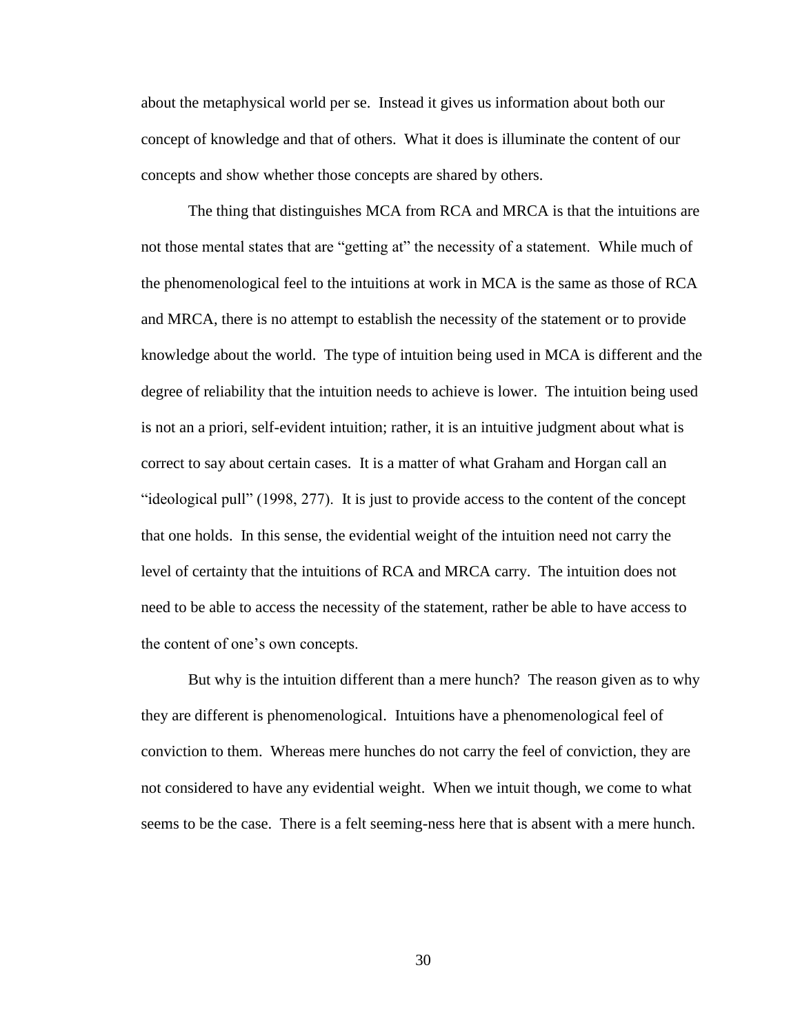about the metaphysical world per se. Instead it gives us information about both our concept of knowledge and that of others. What it does is illuminate the content of our concepts and show whether those concepts are shared by others.

The thing that distinguishes MCA from RCA and MRCA is that the intuitions are not those mental states that are "getting at" the necessity of a statement. While much of the phenomenological feel to the intuitions at work in MCA is the same as those of RCA and MRCA, there is no attempt to establish the necessity of the statement or to provide knowledge about the world. The type of intuition being used in MCA is different and the degree of reliability that the intuition needs to achieve is lower. The intuition being used is not an a priori, self-evident intuition; rather, it is an intuitive judgment about what is correct to say about certain cases. It is a matter of what Graham and Horgan call an "ideological pull" (1998, 277). It is just to provide access to the content of the concept that one holds. In this sense, the evidential weight of the intuition need not carry the level of certainty that the intuitions of RCA and MRCA carry. The intuition does not need to be able to access the necessity of the statement, rather be able to have access to the content of one's own concepts.

But why is the intuition different than a mere hunch? The reason given as to why they are different is phenomenological. Intuitions have a phenomenological feel of conviction to them. Whereas mere hunches do not carry the feel of conviction, they are not considered to have any evidential weight. When we intuit though, we come to what seems to be the case. There is a felt seeming-ness here that is absent with a mere hunch.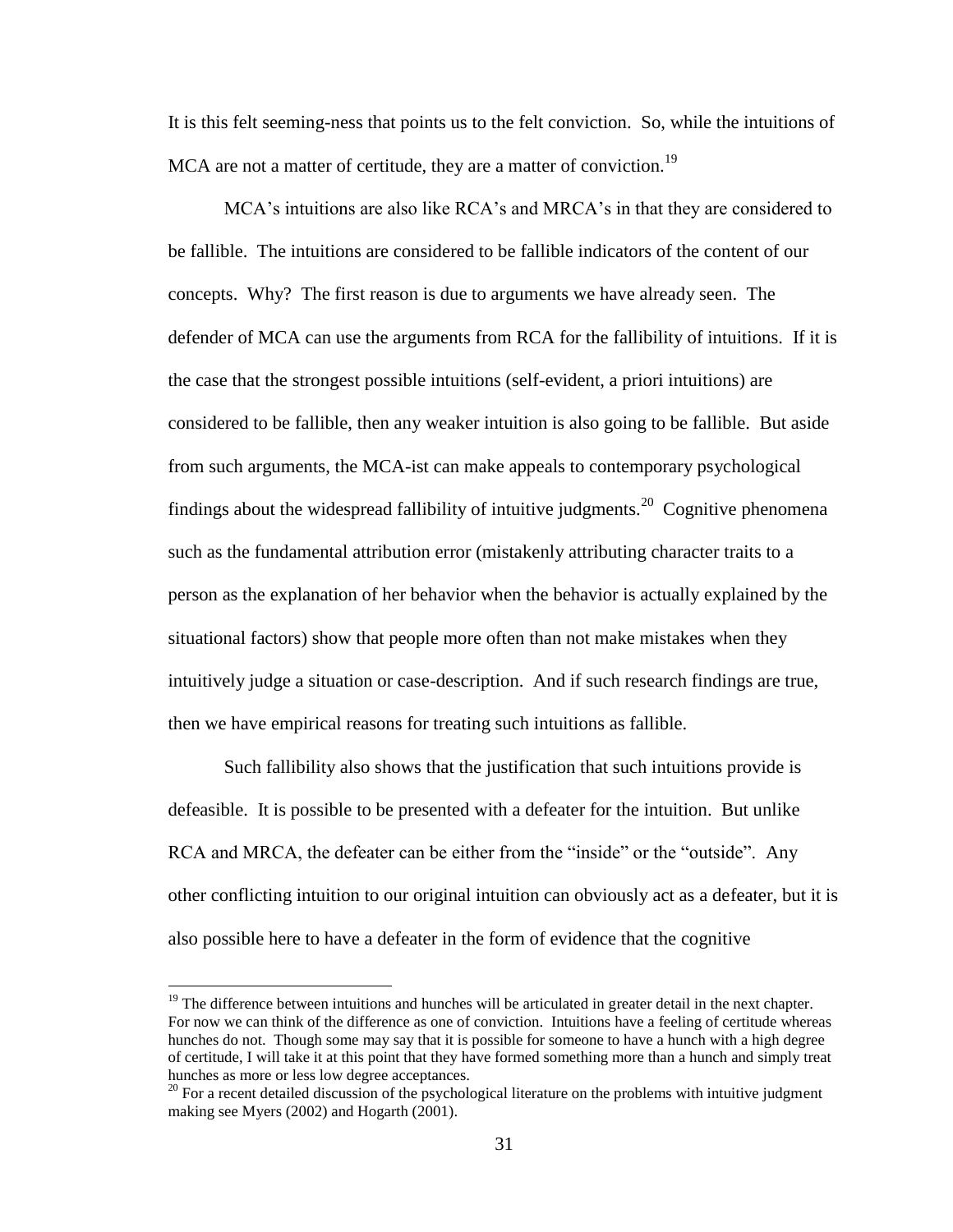It is this felt seeming-ness that points us to the felt conviction. So, while the intuitions of MCA are not a matter of certitude, they are a matter of conviction.[19]

MCA's intuitions are also like RCA's and MRCA's in that they are considered to be fallible. The intuitions are considered to be fallible indicators of the content of our concepts. Why? The first reason is due to arguments we have already seen. The defender of MCA can use the arguments from RCA for the fallibility of intuitions. If it is the case that the strongest possible intuitions (self-evident, a priori intuitions) are considered to be fallible, then any weaker intuition is also going to be fallible. But aside from such arguments, the MCA-ist can make appeals to contemporary psychological findings about the widespread fallibility of intuitive judgments.[20] Cognitive phenomena such as the fundamental attribution error (mistakenly attributing character traits to a person as the explanation of her behavior when the behavior is actually explained by the situational factors) show that people more often than not make mistakes when they intuitively judge a situation or case-description. And if such research findings are true, then we have empirical reasons for treating such intuitions as fallible.

Such fallibility also shows that the justification that such intuitions provide is defeasible. It is possible to be presented with a defeater for the intuition. But unlike RCA and MRCA, the defeater can be either from the "inside" or the "outside". Any other conflicting intuition to our original intuition can obviously act as a defeater, but it is also possible here to have a defeater in the form of evidence that the cognitive

---

[19] The difference between intuitions and hunches will be articulated in greater detail in the next chapter. For now we can think of the difference as one of conviction. Intuitions have a feeling of certitude whereas hunches do not. Though some may say that it is possible for someone to have a hunch with a high degree of certitude, I will take it at this point that they have formed something more than a hunch and simply treat hunches as more or less low degree acceptances.

[20] For a recent detailed discussion of the psychological literature on the problems with intuitive judgment making see Myers (2002) and Hogarth (2001).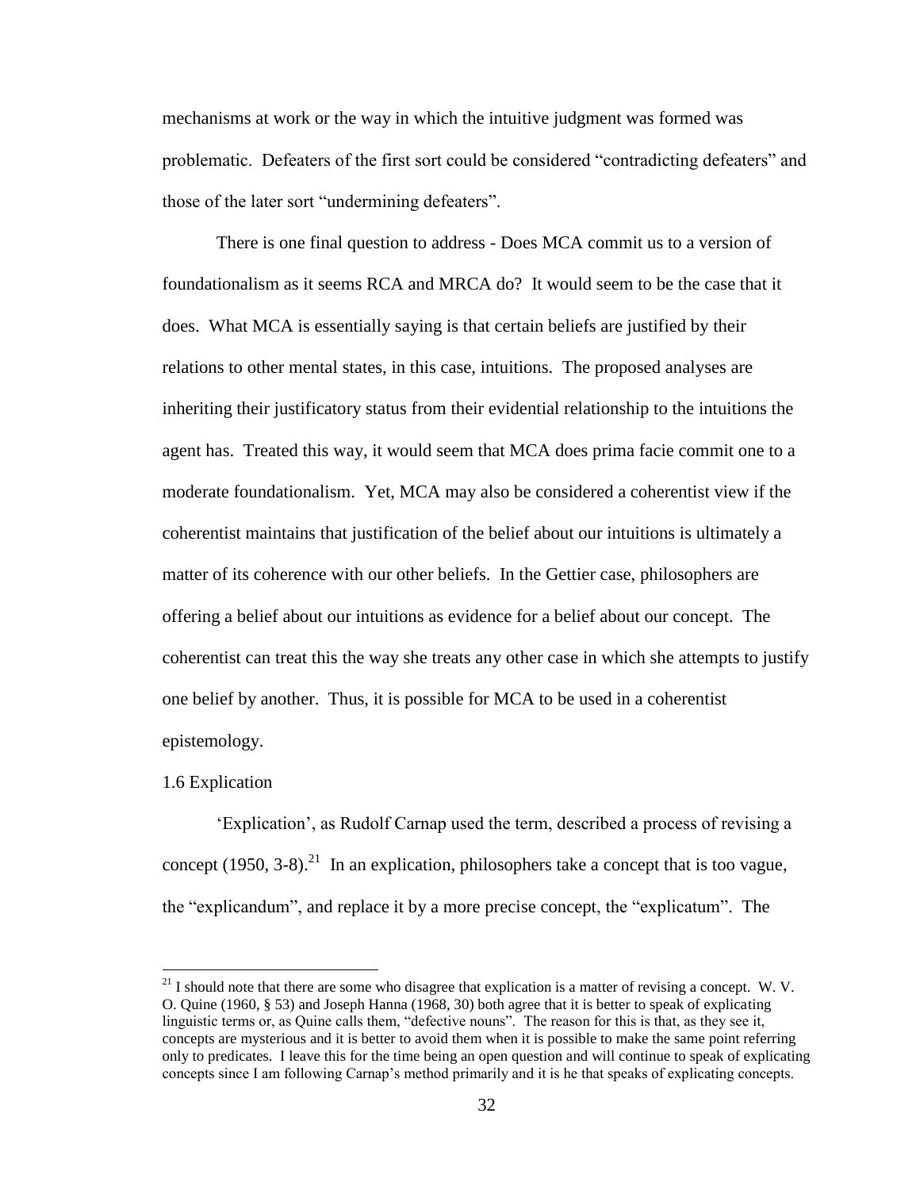mechanisms at work or the way in which the intuitive judgment was formed was problematic. Defeaters of the first sort could be considered "contradicting defeaters" and those of the later sort "undermining defeaters".

There is one final question to address - Does MCA commit us to a version of foundationalism as it seems RCA and MRCA do? It would seem to be the case that it does. What MCA is essentially saying is that certain beliefs are justified by their relations to other mental states, in this case, intuitions. The proposed analyses are inheriting their justificatory status from their evidential relationship to the intuitions the agent has. Treated this way, it would seem that MCA does prima facie commit one to a moderate foundationalism. Yet, MCA may also be considered a coherentist view if the coherentist maintains that justification of the belief about our intuitions is ultimately a matter of its coherence with our other beliefs. In the Gettier case, philosophers are offering a belief about our intuitions as evidence for a belief about our concept. The coherentist can treat this the way she treats any other case in which she attempts to justify one belief by another. Thus, it is possible for MCA to be used in a coherentist epistemology.

## 1.6 Explication

'Explication', as Rudolf Carnap used the term, described a process of revising a concept (1950, 3-8).[21] In an explication, philosophers take a concept that is too vague, the "explicandum", and replace it by a more precise concept, the "explicatum". The

[21] I should note that there are some who disagree that explication is a matter of revising a concept. W. V. O. Quine (1960, § 53) and Joseph Hanna (1968, 30) both agree that it is better to speak of explicating linguistic terms or, as Quine calls them, "defective nouns". The reason for this is that, as they see it, concepts are mysterious and it is better to avoid them when it is possible to make the same point referring only to predicates. I leave this for the time being an open question and will continue to speak of explicating concepts since I am following Carnap's method primarily and it is he that speaks of explicating concepts.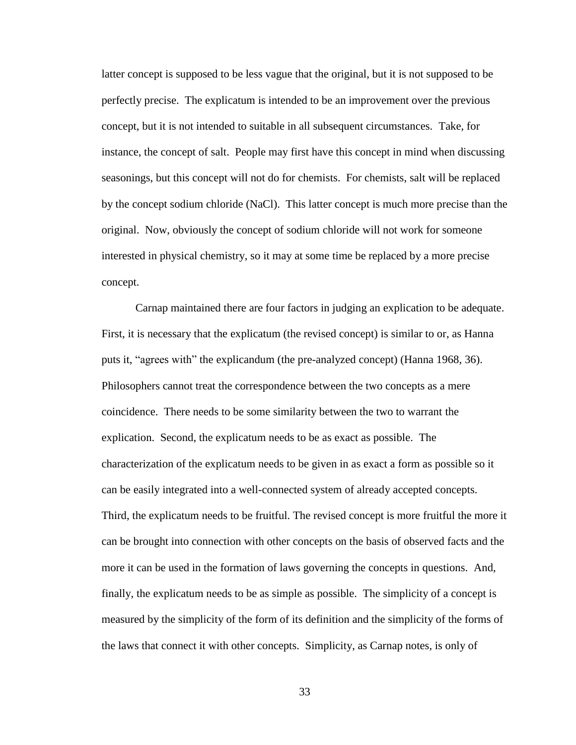latter concept is supposed to be less vague that the original, but it is not supposed to be perfectly precise. The explicatum is intended to be an improvement over the previous concept, but it is not intended to suitable in all subsequent circumstances. Take, for instance, the concept of salt. People may first have this concept in mind when discussing seasonings, but this concept will not do for chemists. For chemists, salt will be replaced by the concept sodium chloride (NaCl). This latter concept is much more precise than the original. Now, obviously the concept of sodium chloride will not work for someone interested in physical chemistry, so it may at some time be replaced by a more precise concept.

Carnap maintained there are four factors in judging an explication to be adequate. First, it is necessary that the explicatum (the revised concept) is similar to or, as Hanna puts it, "agrees with" the explicandum (the pre-analyzed concept) (Hanna 1968, 36). Philosophers cannot treat the correspondence between the two concepts as a mere coincidence. There needs to be some similarity between the two to warrant the explication. Second, the explicatum needs to be as exact as possible. The characterization of the explicatum needs to be given in as exact a form as possible so it can be easily integrated into a well-connected system of already accepted concepts. Third, the explicatum needs to be fruitful. The revised concept is more fruitful the more it can be brought into connection with other concepts on the basis of observed facts and the more it can be used in the formation of laws governing the concepts in questions. And, finally, the explicatum needs to be as simple as possible. The simplicity of a concept is measured by the simplicity of the form of its definition and the simplicity of the forms of the laws that connect it with other concepts. Simplicity, as Carnap notes, is only of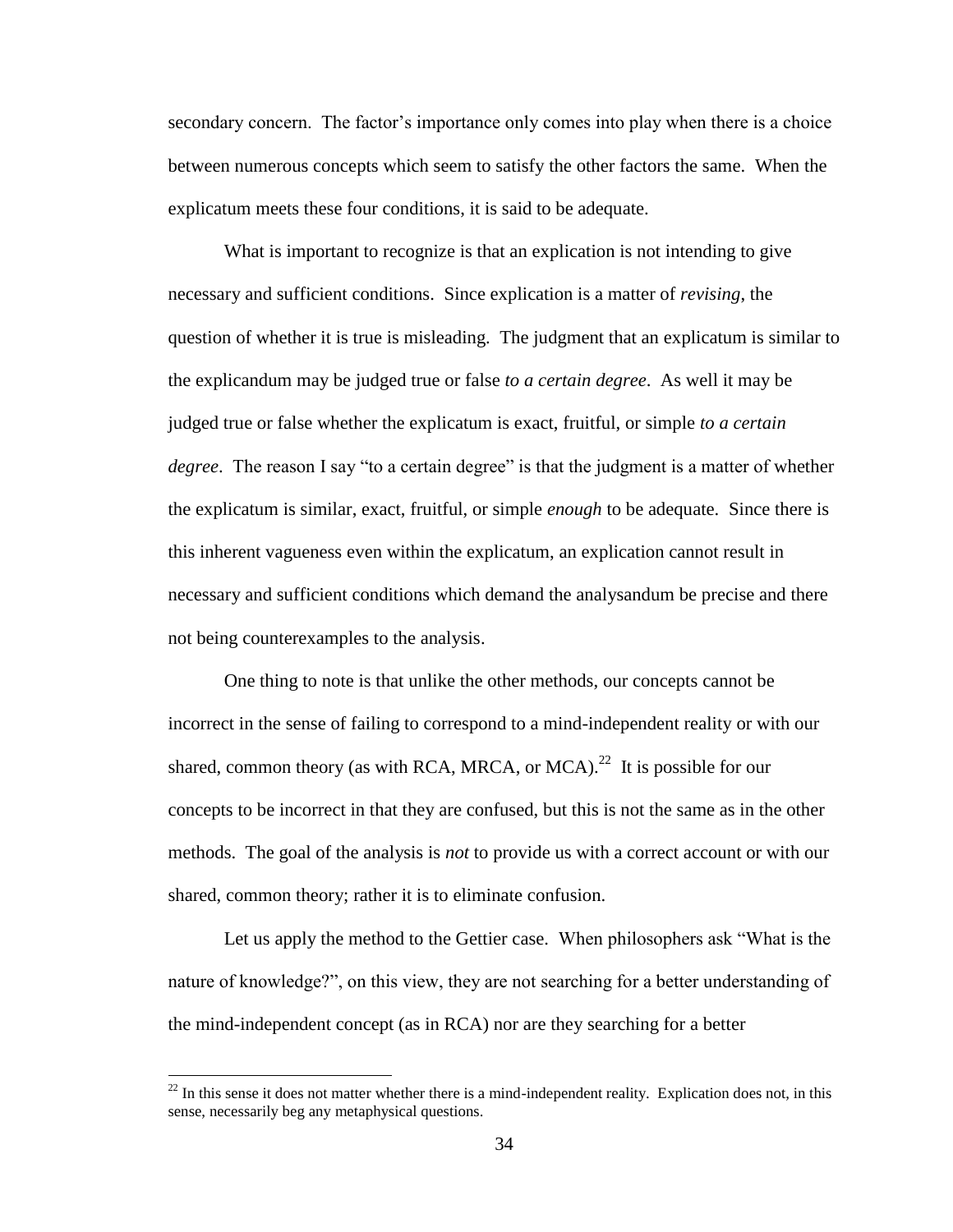secondary concern. The factor's importance only comes into play when there is a choice between numerous concepts which seem to satisfy the other factors the same. When the explicatum meets these four conditions, it is said to be adequate.

What is important to recognize is that an explication is not intending to give necessary and sufficient conditions. Since explication is a matter of *revising*, the question of whether it is true is misleading. The judgment that an explicatum is similar to the explicandum may be judged true or false *to a certain degree*. As well it may be judged true or false whether the explicatum is exact, fruitful, or simple *to a certain degree*. The reason I say "to a certain degree" is that the judgment is a matter of whether the explicatum is similar, exact, fruitful, or simple *enough* to be adequate. Since there is this inherent vagueness even within the explicatum, an explication cannot result in necessary and sufficient conditions which demand the analysandum be precise and there not being counterexamples to the analysis.

One thing to note is that unlike the other methods, our concepts cannot be incorrect in the sense of failing to correspond to a mind-independent reality or with our shared, common theory (as with RCA, MRCA, or MCA).[22] It is possible for our concepts to be incorrect in that they are confused, but this is not the same as in the other methods. The goal of the analysis is *not* to provide us with a correct account or with our shared, common theory; rather it is to eliminate confusion.

Let us apply the method to the Gettier case. When philosophers ask "What is the nature of knowledge?", on this view, they are not searching for a better understanding of the mind-independent concept (as in RCA) nor are they searching for a better

[22] In this sense it does not matter whether there is a mind-independent reality. Explication does not, in this sense, necessarily beg any metaphysical questions.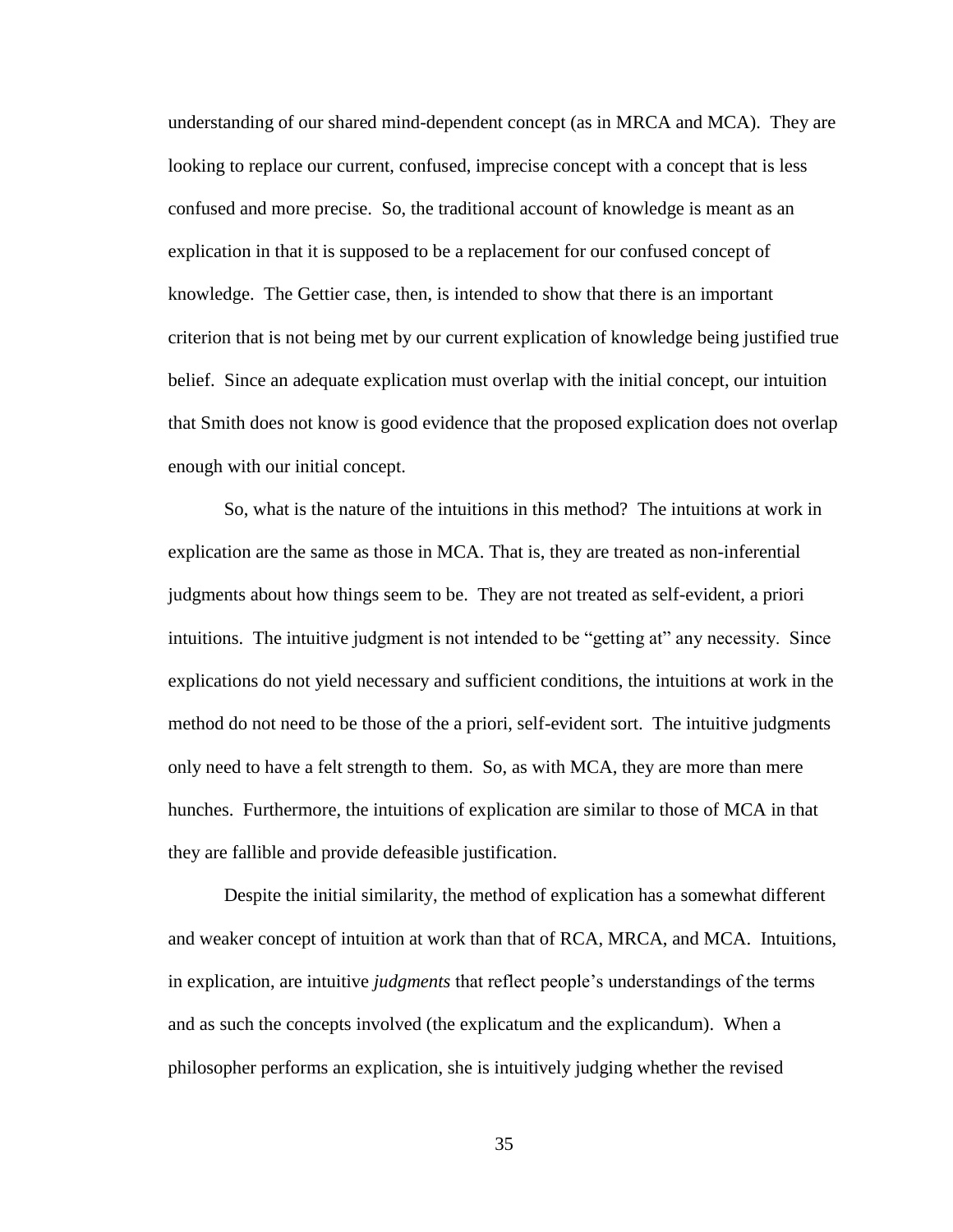understanding of our shared mind-dependent concept (as in MRCA and MCA). They are looking to replace our current, confused, imprecise concept with a concept that is less confused and more precise. So, the traditional account of knowledge is meant as an explication in that it is supposed to be a replacement for our confused concept of knowledge. The Gettier case, then, is intended to show that there is an important criterion that is not being met by our current explication of knowledge being justified true belief. Since an adequate explication must overlap with the initial concept, our intuition that Smith does not know is good evidence that the proposed explication does not overlap enough with our initial concept.

So, what is the nature of the intuitions in this method? The intuitions at work in explication are the same as those in MCA. That is, they are treated as non-inferential judgments about how things seem to be. They are not treated as self-evident, a priori intuitions. The intuitive judgment is not intended to be "getting at" any necessity. Since explications do not yield necessary and sufficient conditions, the intuitions at work in the method do not need to be those of the a priori, self-evident sort. The intuitive judgments only need to have a felt strength to them. So, as with MCA, they are more than mere hunches. Furthermore, the intuitions of explication are similar to those of MCA in that they are fallible and provide defeasible justification.

Despite the initial similarity, the method of explication has a somewhat different and weaker concept of intuition at work than that of RCA, MRCA, and MCA. Intuitions, in explication, are intuitive *judgments* that reflect people's understandings of the terms and as such the concepts involved (the explicatum and the explicandum). When a philosopher performs an explication, she is intuitively judging whether the revised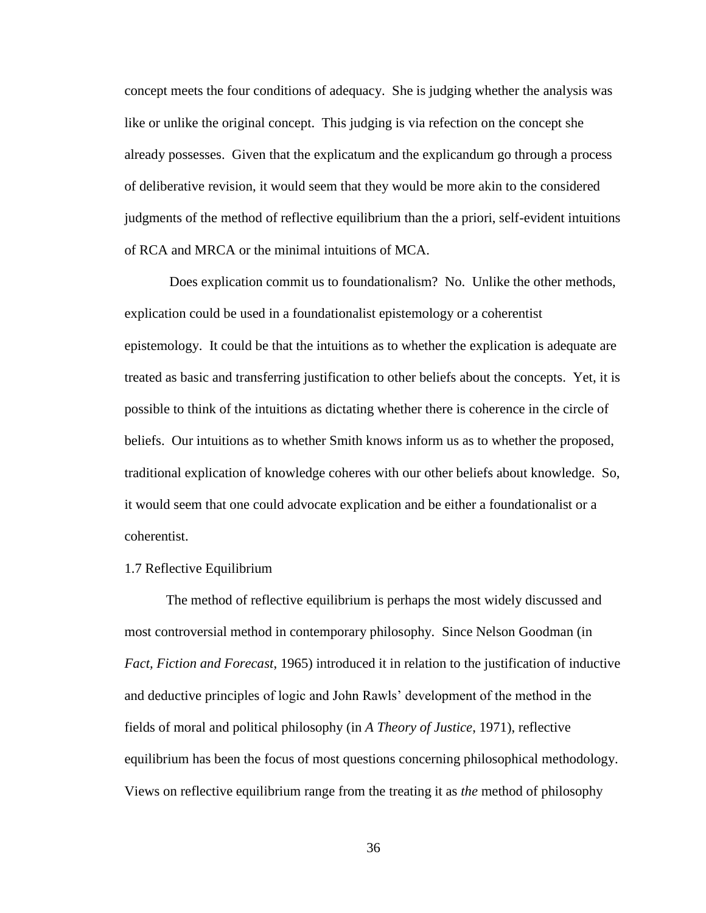concept meets the four conditions of adequacy. She is judging whether the analysis was like or unlike the original concept. This judging is via refection on the concept she already possesses. Given that the explicatum and the explicandum go through a process of deliberative revision, it would seem that they would be more akin to the considered judgments of the method of reflective equilibrium than the a priori, self-evident intuitions of RCA and MRCA or the minimal intuitions of MCA.

Does explication commit us to foundationalism? No. Unlike the other methods, explication could be used in a foundationalist epistemology or a coherentist epistemology. It could be that the intuitions as to whether the explication is adequate are treated as basic and transferring justification to other beliefs about the concepts. Yet, it is possible to think of the intuitions as dictating whether there is coherence in the circle of beliefs. Our intuitions as to whether Smith knows inform us as to whether the proposed, traditional explication of knowledge coheres with our other beliefs about knowledge. So, it would seem that one could advocate explication and be either a foundationalist or a coherentist.

### 1.7 Reflective Equilibrium

The method of reflective equilibrium is perhaps the most widely discussed and most controversial method in contemporary philosophy. Since Nelson Goodman (in *Fact, Fiction and Forecast*, 1965) introduced it in relation to the justification of inductive and deductive principles of logic and John Rawls' development of the method in the fields of moral and political philosophy (in *A Theory of Justice*, 1971), reflective equilibrium has been the focus of most questions concerning philosophical methodology. Views on reflective equilibrium range from the treating it as *the* method of philosophy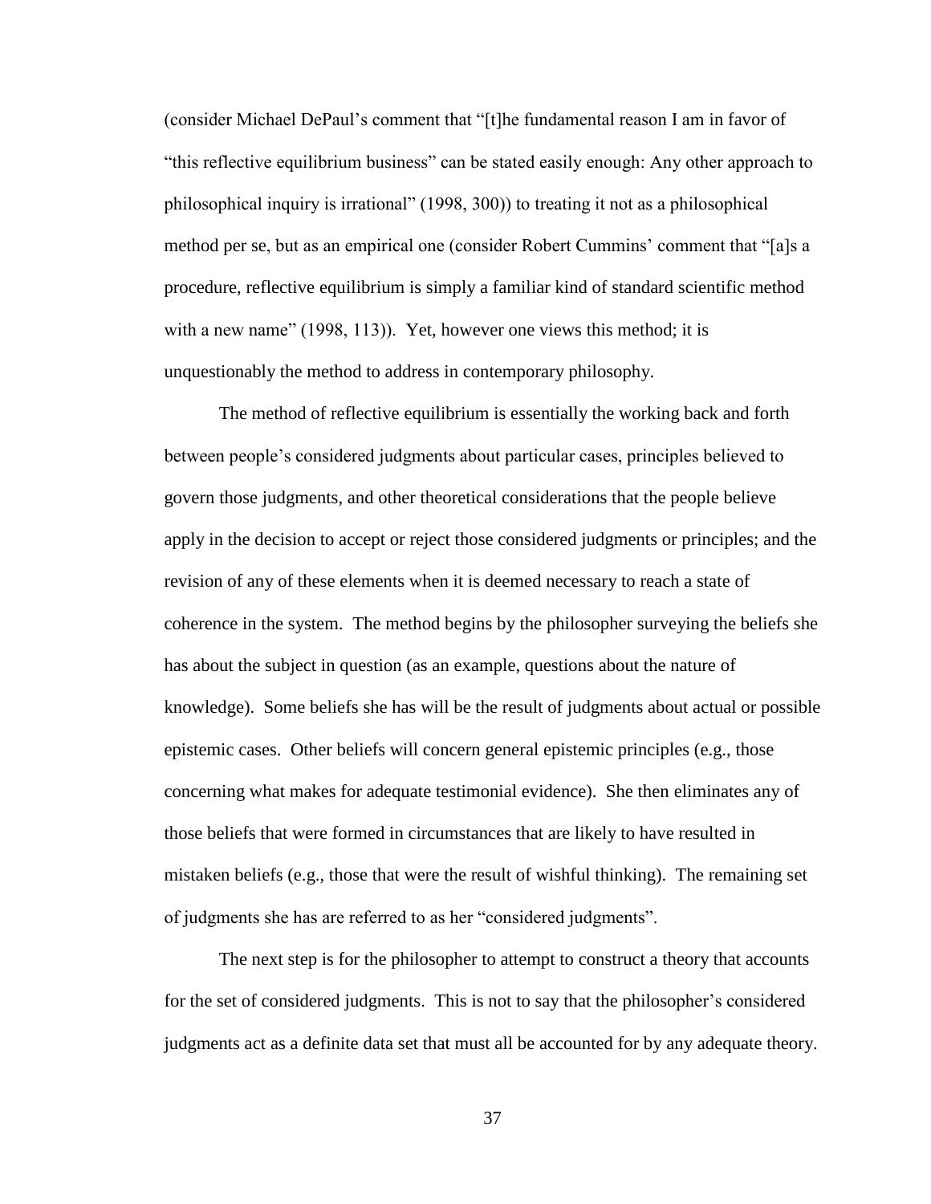(consider Michael DePaul's comment that "[t]he fundamental reason I am in favor of "this reflective equilibrium business" can be stated easily enough: Any other approach to philosophical inquiry is irrational" (1998, 300)) to treating it not as a philosophical method per se, but as an empirical one (consider Robert Cummins' comment that "[a]s a procedure, reflective equilibrium is simply a familiar kind of standard scientific method with a new name" (1998, 113)). Yet, however one views this method; it is unquestionably the method to address in contemporary philosophy.

The method of reflective equilibrium is essentially the working back and forth between people's considered judgments about particular cases, principles believed to govern those judgments, and other theoretical considerations that the people believe apply in the decision to accept or reject those considered judgments or principles; and the revision of any of these elements when it is deemed necessary to reach a state of coherence in the system. The method begins by the philosopher surveying the beliefs she has about the subject in question (as an example, questions about the nature of knowledge). Some beliefs she has will be the result of judgments about actual or possible epistemic cases. Other beliefs will concern general epistemic principles (e.g., those concerning what makes for adequate testimonial evidence). She then eliminates any of those beliefs that were formed in circumstances that are likely to have resulted in mistaken beliefs (e.g., those that were the result of wishful thinking). The remaining set of judgments she has are referred to as her "considered judgments".

The next step is for the philosopher to attempt to construct a theory that accounts for the set of considered judgments. This is not to say that the philosopher's considered judgments act as a definite data set that must all be accounted for by any adequate theory.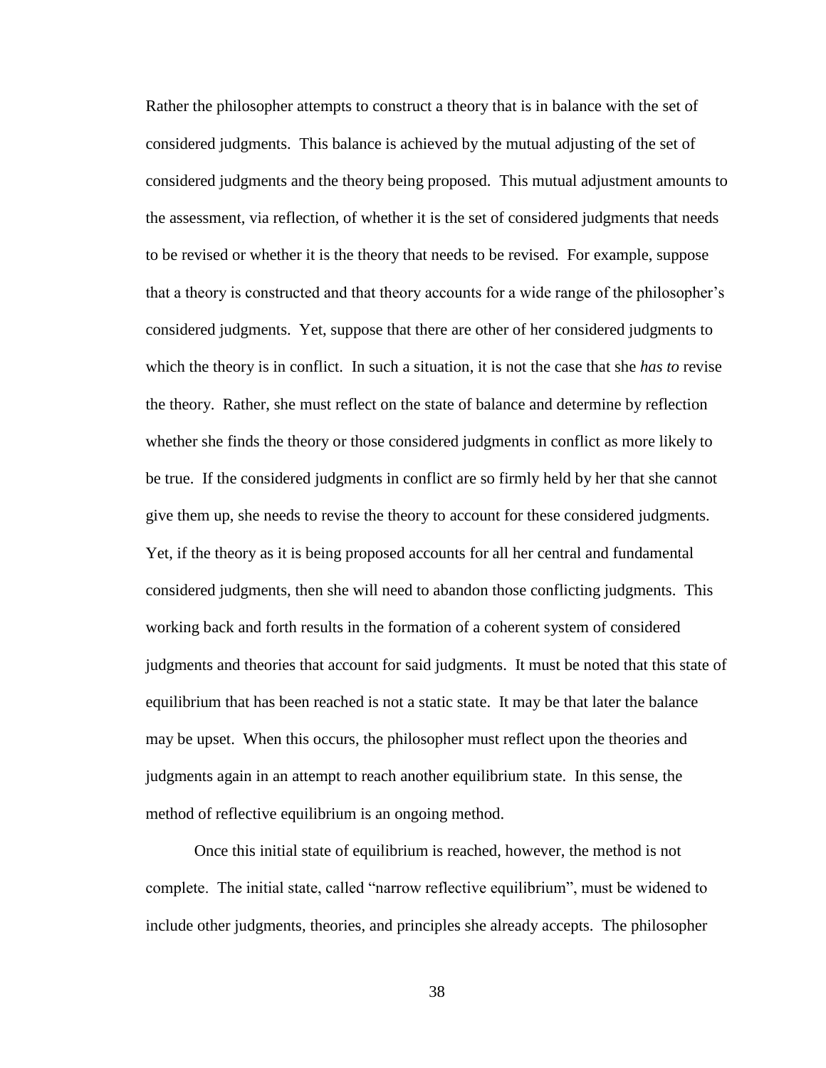Rather the philosopher attempts to construct a theory that is in balance with the set of considered judgments. This balance is achieved by the mutual adjusting of the set of considered judgments and the theory being proposed. This mutual adjustment amounts to the assessment, via reflection, of whether it is the set of considered judgments that needs to be revised or whether it is the theory that needs to be revised. For example, suppose that a theory is constructed and that theory accounts for a wide range of the philosopher's considered judgments. Yet, suppose that there are other of her considered judgments to which the theory is in conflict. In such a situation, it is not the case that she *has to* revise the theory. Rather, she must reflect on the state of balance and determine by reflection whether she finds the theory or those considered judgments in conflict as more likely to be true. If the considered judgments in conflict are so firmly held by her that she cannot give them up, she needs to revise the theory to account for these considered judgments. Yet, if the theory as it is being proposed accounts for all her central and fundamental considered judgments, then she will need to abandon those conflicting judgments. This working back and forth results in the formation of a coherent system of considered judgments and theories that account for said judgments. It must be noted that this state of equilibrium that has been reached is not a static state. It may be that later the balance may be upset. When this occurs, the philosopher must reflect upon the theories and judgments again in an attempt to reach another equilibrium state. In this sense, the method of reflective equilibrium is an ongoing method.

Once this initial state of equilibrium is reached, however, the method is not complete. The initial state, called "narrow reflective equilibrium", must be widened to include other judgments, theories, and principles she already accepts. The philosopher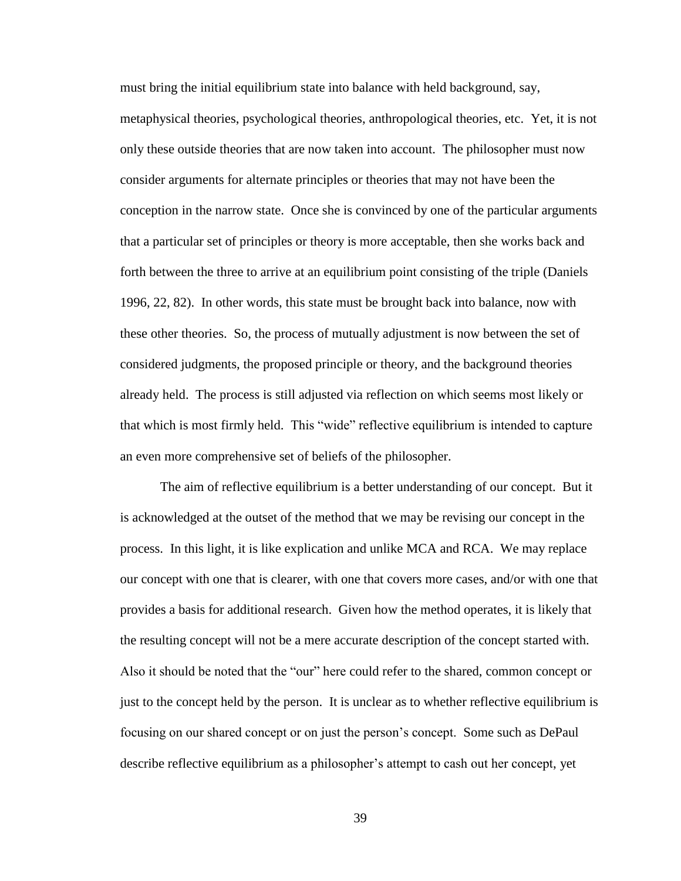must bring the initial equilibrium state into balance with held background, say, metaphysical theories, psychological theories, anthropological theories, etc. Yet, it is not only these outside theories that are now taken into account. The philosopher must now consider arguments for alternate principles or theories that may not have been the conception in the narrow state. Once she is convinced by one of the particular arguments that a particular set of principles or theory is more acceptable, then she works back and forth between the three to arrive at an equilibrium point consisting of the triple (Daniels 1996, 22, 82). In other words, this state must be brought back into balance, now with these other theories. So, the process of mutually adjustment is now between the set of considered judgments, the proposed principle or theory, and the background theories already held. The process is still adjusted via reflection on which seems most likely or that which is most firmly held. This "wide" reflective equilibrium is intended to capture an even more comprehensive set of beliefs of the philosopher.

The aim of reflective equilibrium is a better understanding of our concept. But it is acknowledged at the outset of the method that we may be revising our concept in the process. In this light, it is like explication and unlike MCA and RCA. We may replace our concept with one that is clearer, with one that covers more cases, and/or with one that provides a basis for additional research. Given how the method operates, it is likely that the resulting concept will not be a mere accurate description of the concept started with. Also it should be noted that the "our" here could refer to the shared, common concept or just to the concept held by the person. It is unclear as to whether reflective equilibrium is focusing on our shared concept or on just the person's concept. Some such as DePaul describe reflective equilibrium as a philosopher's attempt to cash out her concept, yet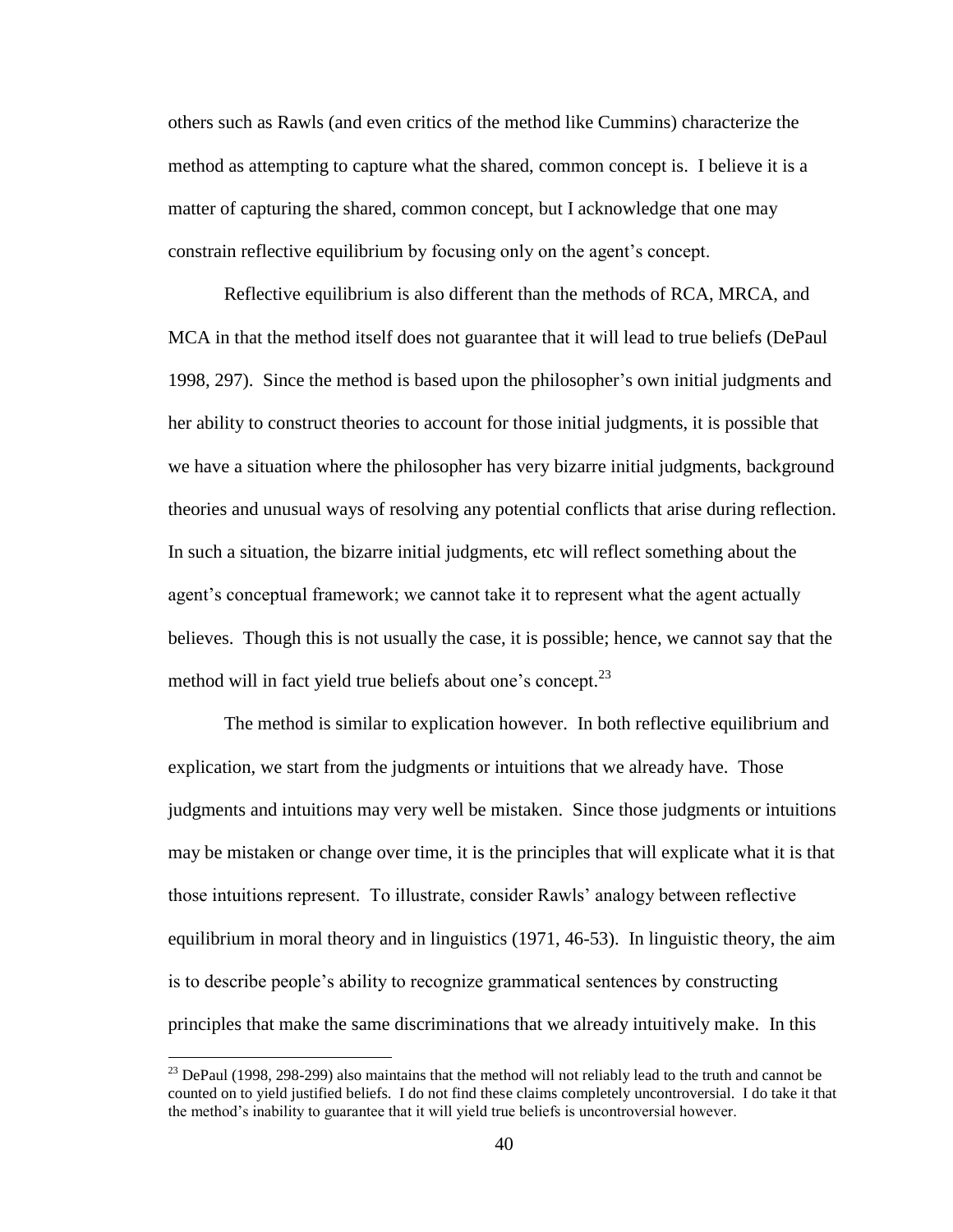others such as Rawls (and even critics of the method like Cummins) characterize the method as attempting to capture what the shared, common concept is. I believe it is a matter of capturing the shared, common concept, but I acknowledge that one may constrain reflective equilibrium by focusing only on the agent's concept.

Reflective equilibrium is also different than the methods of RCA, MRCA, and MCA in that the method itself does not guarantee that it will lead to true beliefs (DePaul 1998, 297). Since the method is based upon the philosopher's own initial judgments and her ability to construct theories to account for those initial judgments, it is possible that we have a situation where the philosopher has very bizarre initial judgments, background theories and unusual ways of resolving any potential conflicts that arise during reflection. In such a situation, the bizarre initial judgments, etc will reflect something about the agent's conceptual framework; we cannot take it to represent what the agent actually believes. Though this is not usually the case, it is possible; hence, we cannot say that the method will in fact yield true beliefs about one's concept.[23]

The method is similar to explication however. In both reflective equilibrium and explication, we start from the judgments or intuitions that we already have. Those judgments and intuitions may very well be mistaken. Since those judgments or intuitions may be mistaken or change over time, it is the principles that will explicate what it is that those intuitions represent. To illustrate, consider Rawls' analogy between reflective equilibrium in moral theory and in linguistics (1971, 46-53). In linguistic theory, the aim is to describe people's ability to recognize grammatical sentences by constructing principles that make the same discriminations that we already intuitively make. In this

[23] DePaul (1998, 298-299) also maintains that the method will not reliably lead to the truth and cannot be counted on to yield justified beliefs. I do not find these claims completely uncontroversial. I do take it that the method's inability to guarantee that it will yield true beliefs is uncontroversial however.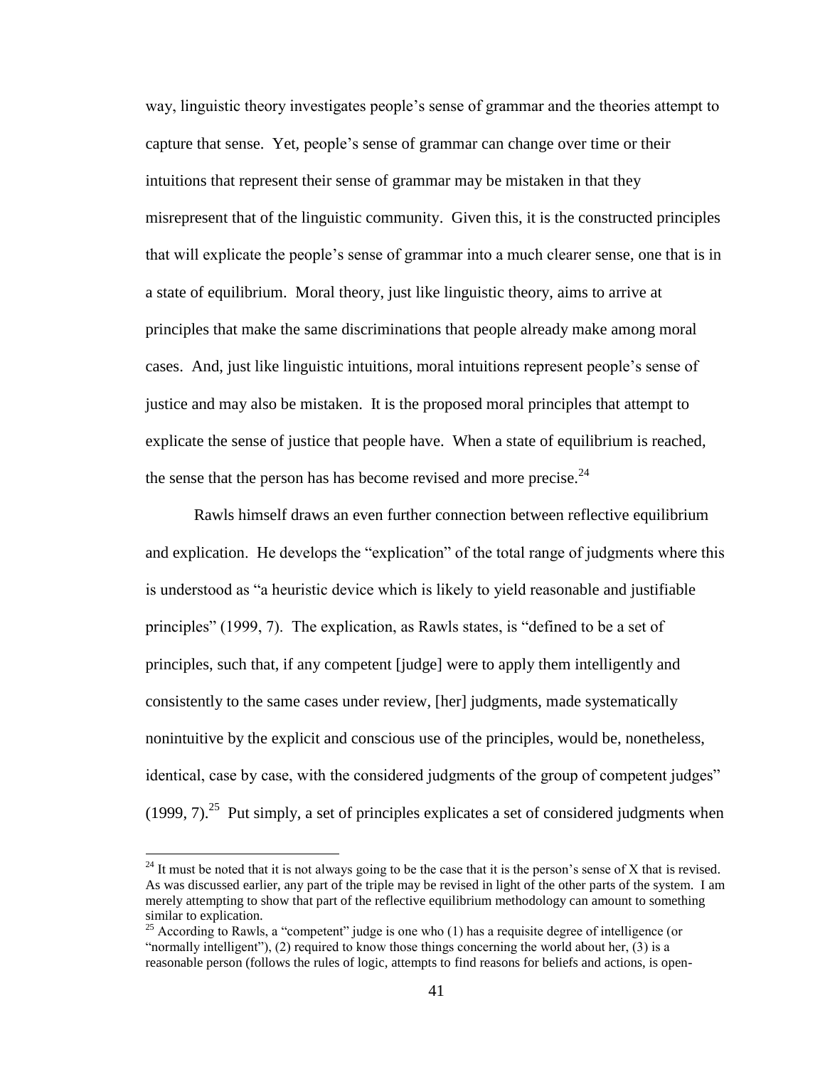way, linguistic theory investigates people's sense of grammar and the theories attempt to capture that sense. Yet, people's sense of grammar can change over time or their intuitions that represent their sense of grammar may be mistaken in that they misrepresent that of the linguistic community. Given this, it is the constructed principles that will explicate the people's sense of grammar into a much clearer sense, one that is in a state of equilibrium. Moral theory, just like linguistic theory, aims to arrive at principles that make the same discriminations that people already make among moral cases. And, just like linguistic intuitions, moral intuitions represent people's sense of justice and may also be mistaken. It is the proposed moral principles that attempt to explicate the sense of justice that people have. When a state of equilibrium is reached, the sense that the person has has become revised and more precise.[24]

Rawls himself draws an even further connection between reflective equilibrium and explication. He develops the "explication" of the total range of judgments where this is understood as "a heuristic device which is likely to yield reasonable and justifiable principles" (1999, 7). The explication, as Rawls states, is "defined to be a set of principles, such that, if any competent [judge] were to apply them intelligently and consistently to the same cases under review, [her] judgments, made systematically nonintuitive by the explicit and conscious use of the principles, would be, nonetheless, identical, case by case, with the considered judgments of the group of competent judges" (1999, 7).[25] Put simply, a set of principles explicates a set of considered judgments when

---

[24] It must be noted that it is not always going to be the case that it is the person's sense of X that is revised. As was discussed earlier, any part of the triple may be revised in light of the other parts of the system. I am merely attempting to show that part of the reflective equilibrium methodology can amount to something similar to explication.

[25] According to Rawls, a "competent" judge is one who (1) has a requisite degree of intelligence (or "normally intelligent"), (2) required to know those things concerning the world about her, (3) is a reasonable person (follows the rules of logic, attempts to find reasons for beliefs and actions, is open-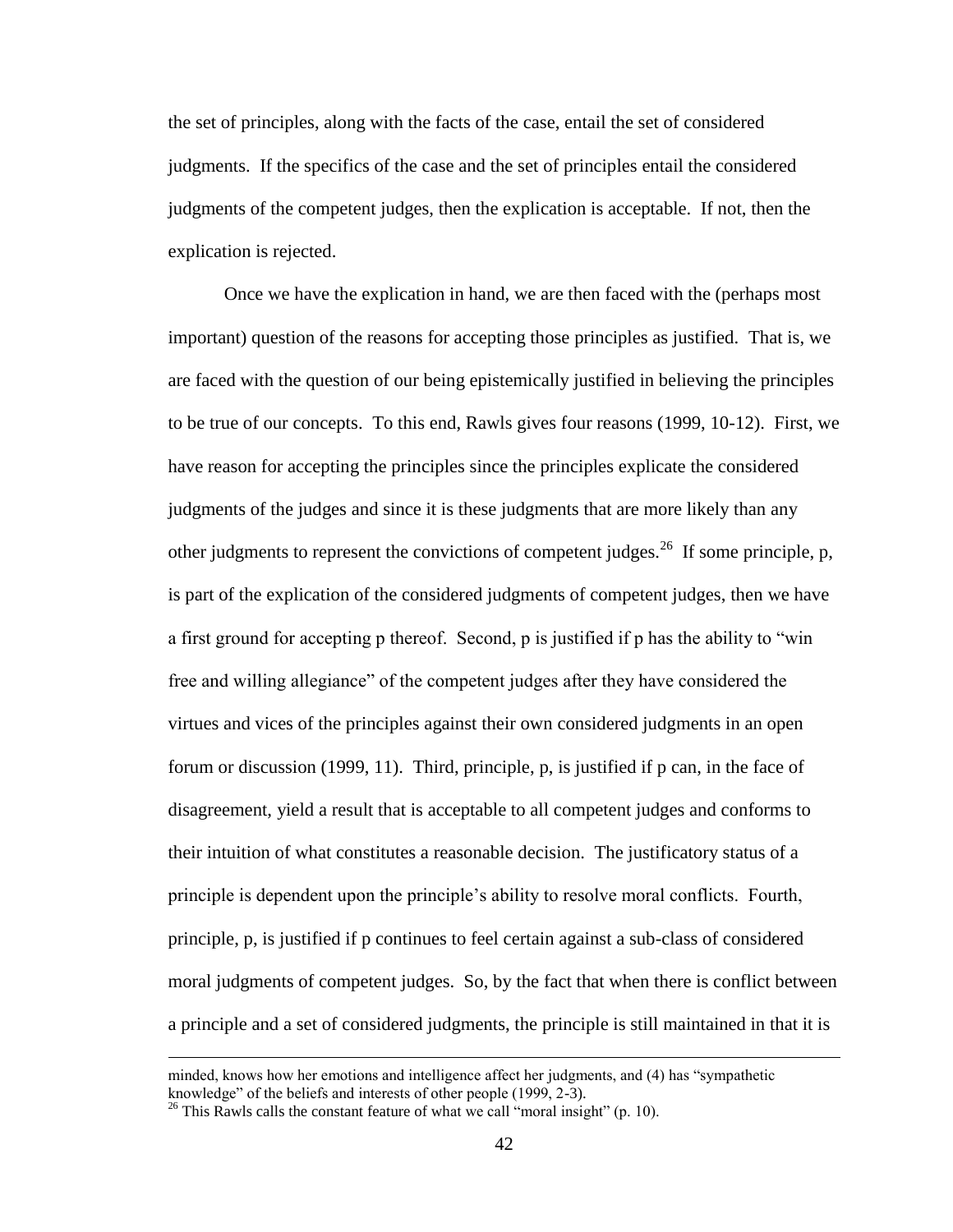the set of principles, along with the facts of the case, entail the set of considered judgments. If the specifics of the case and the set of principles entail the considered judgments of the competent judges, then the explication is acceptable. If not, then the explication is rejected.

Once we have the explication in hand, we are then faced with the (perhaps most important) question of the reasons for accepting those principles as justified. That is, we are faced with the question of our being epistemically justified in believing the principles to be true of our concepts. To this end, Rawls gives four reasons (1999, 10-12). First, we have reason for accepting the principles since the principles explicate the considered judgments of the judges and since it is these judgments that are more likely than any other judgments to represent the convictions of competent judges.[26] If some principle, p, is part of the explication of the considered judgments of competent judges, then we have a first ground for accepting p thereof. Second, p is justified if p has the ability to "win free and willing allegiance" of the competent judges after they have considered the virtues and vices of the principles against their own considered judgments in an open forum or discussion (1999, 11). Third, principle, p, is justified if p can, in the face of disagreement, yield a result that is acceptable to all competent judges and conforms to their intuition of what constitutes a reasonable decision. The justificatory status of a principle is dependent upon the principle's ability to resolve moral conflicts. Fourth, principle, p, is justified if p continues to feel certain against a sub-class of considered moral judgments of competent judges. So, by the fact that when there is conflict between a principle and a set of considered judgments, the principle is still maintained in that it is

---

minded, knows how her emotions and intelligence affect her judgments, and (4) has "sympathetic knowledge" of the beliefs and interests of other people (1999, 2-3).

[26] This Rawls calls the constant feature of what we call "moral insight" (p. 10).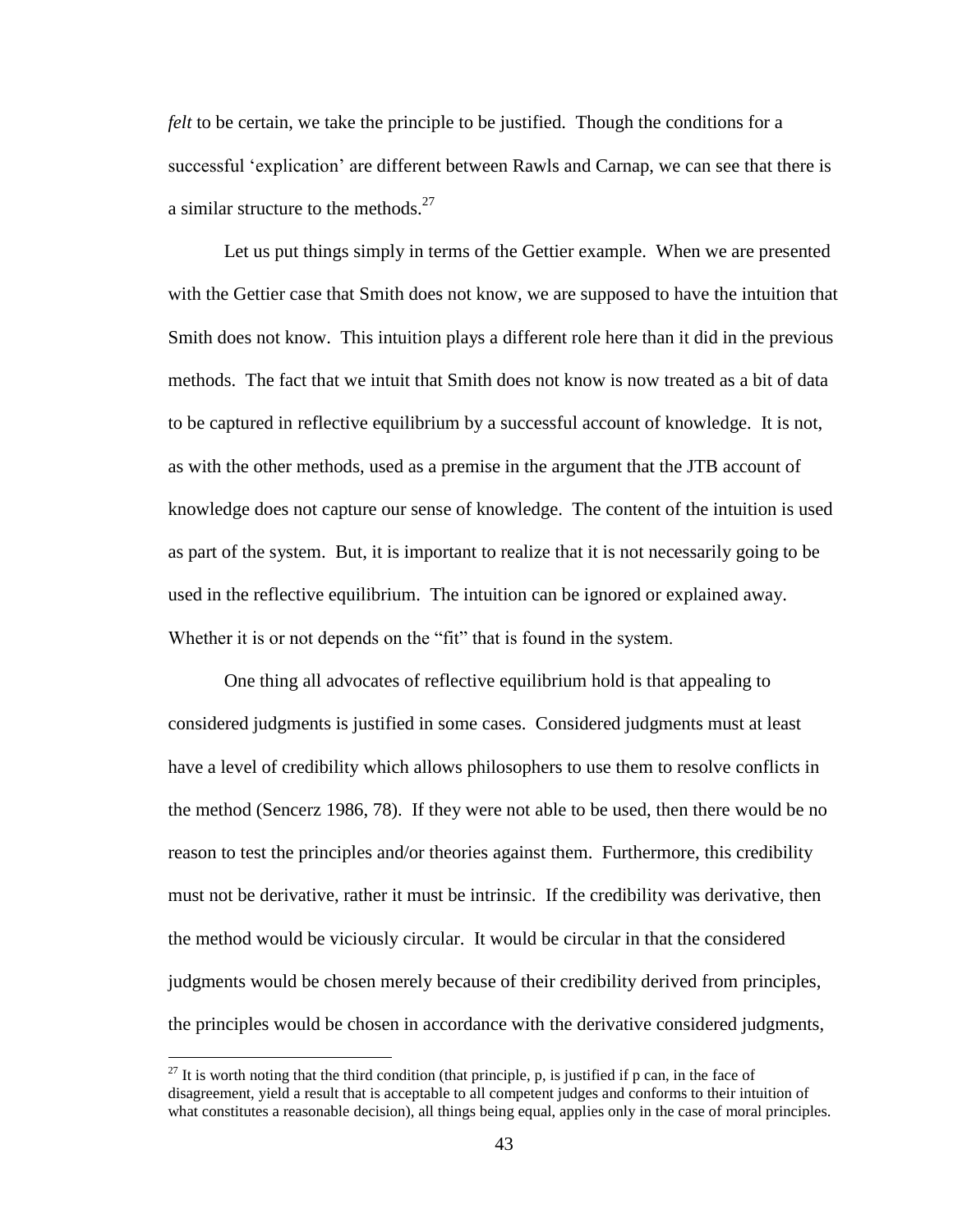*felt* to be certain, we take the principle to be justified. Though the conditions for a successful 'explication' are different between Rawls and Carnap, we can see that there is a similar structure to the methods.[27]

Let us put things simply in terms of the Gettier example. When we are presented with the Gettier case that Smith does not know, we are supposed to have the intuition that Smith does not know. This intuition plays a different role here than it did in the previous methods. The fact that we intuit that Smith does not know is now treated as a bit of data to be captured in reflective equilibrium by a successful account of knowledge. It is not, as with the other methods, used as a premise in the argument that the JTB account of knowledge does not capture our sense of knowledge. The content of the intuition is used as part of the system. But, it is important to realize that it is not necessarily going to be used in the reflective equilibrium. The intuition can be ignored or explained away. Whether it is or not depends on the "fit" that is found in the system.

One thing all advocates of reflective equilibrium hold is that appealing to considered judgments is justified in some cases. Considered judgments must at least have a level of credibility which allows philosophers to use them to resolve conflicts in the method (Sencerz 1986, 78). If they were not able to be used, then there would be no reason to test the principles and/or theories against them. Furthermore, this credibility must not be derivative, rather it must be intrinsic. If the credibility was derivative, then the method would be viciously circular. It would be circular in that the considered judgments would be chosen merely because of their credibility derived from principles, the principles would be chosen in accordance with the derivative considered judgments,

[27] It is worth noting that the third condition (that principle, p, is justified if p can, in the face of disagreement, yield a result that is acceptable to all competent judges and conforms to their intuition of what constitutes a reasonable decision), all things being equal, applies only in the case of moral principles.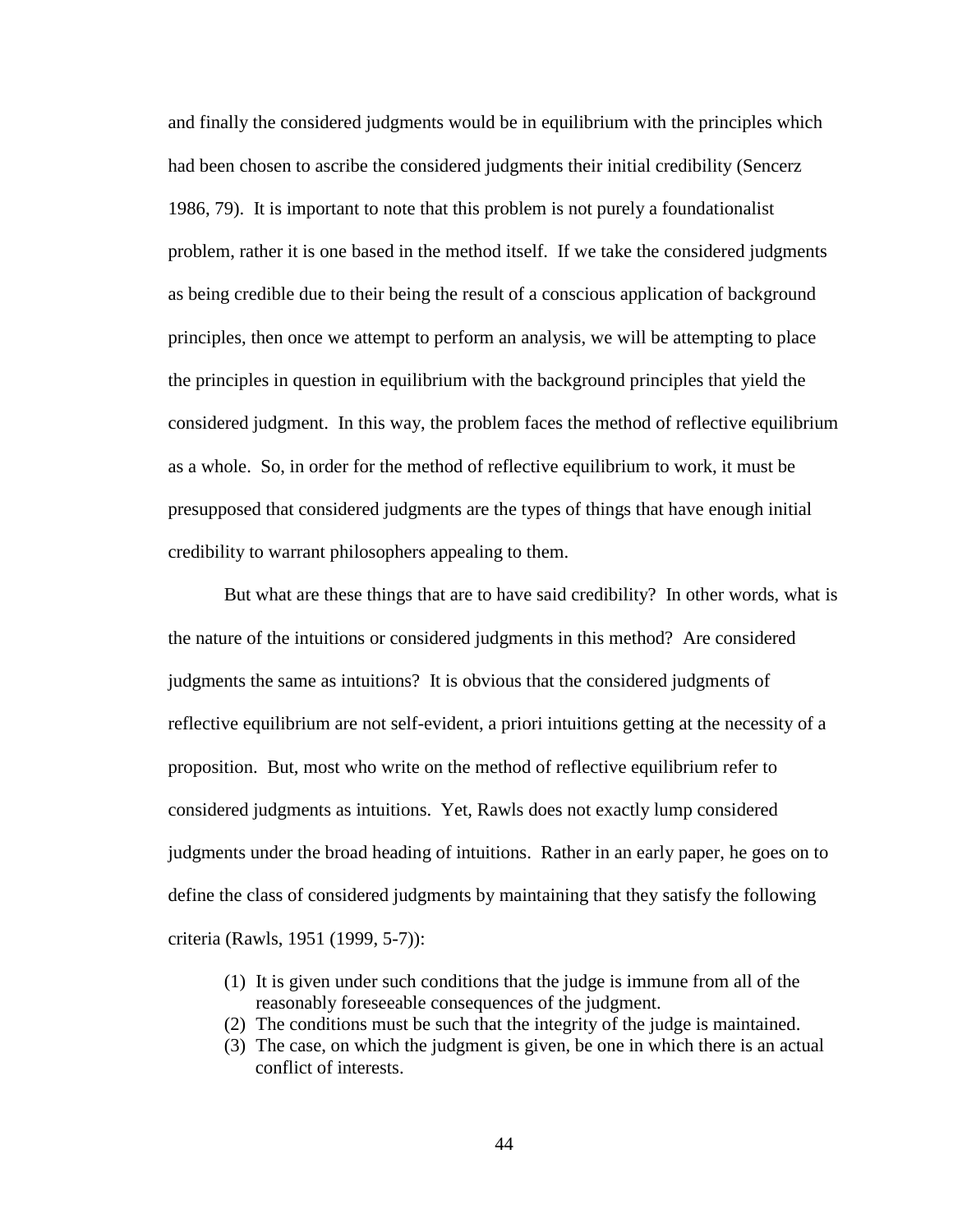and finally the considered judgments would be in equilibrium with the principles which had been chosen to ascribe the considered judgments their initial credibility (Sencerz 1986, 79). It is important to note that this problem is not purely a foundationalist problem, rather it is one based in the method itself. If we take the considered judgments as being credible due to their being the result of a conscious application of background principles, then once we attempt to perform an analysis, we will be attempting to place the principles in question in equilibrium with the background principles that yield the considered judgment. In this way, the problem faces the method of reflective equilibrium as a whole. So, in order for the method of reflective equilibrium to work, it must be presupposed that considered judgments are the types of things that have enough initial credibility to warrant philosophers appealing to them.

But what are these things that are to have said credibility? In other words, what is the nature of the intuitions or considered judgments in this method? Are considered judgments the same as intuitions? It is obvious that the considered judgments of reflective equilibrium are not self-evident, a priori intuitions getting at the necessity of a proposition. But, most who write on the method of reflective equilibrium refer to considered judgments as intuitions. Yet, Rawls does not exactly lump considered judgments under the broad heading of intuitions. Rather in an early paper, he goes on to define the class of considered judgments by maintaining that they satisfy the following criteria (Rawls, 1951 (1999, 5-7)):

(1) It is given under such conditions that the judge is immune from all of the reasonably foreseeable consequences of the judgment.
(2) The conditions must be such that the integrity of the judge is maintained.
(3) The case, on which the judgment is given, be one in which there is an actual conflict of interests.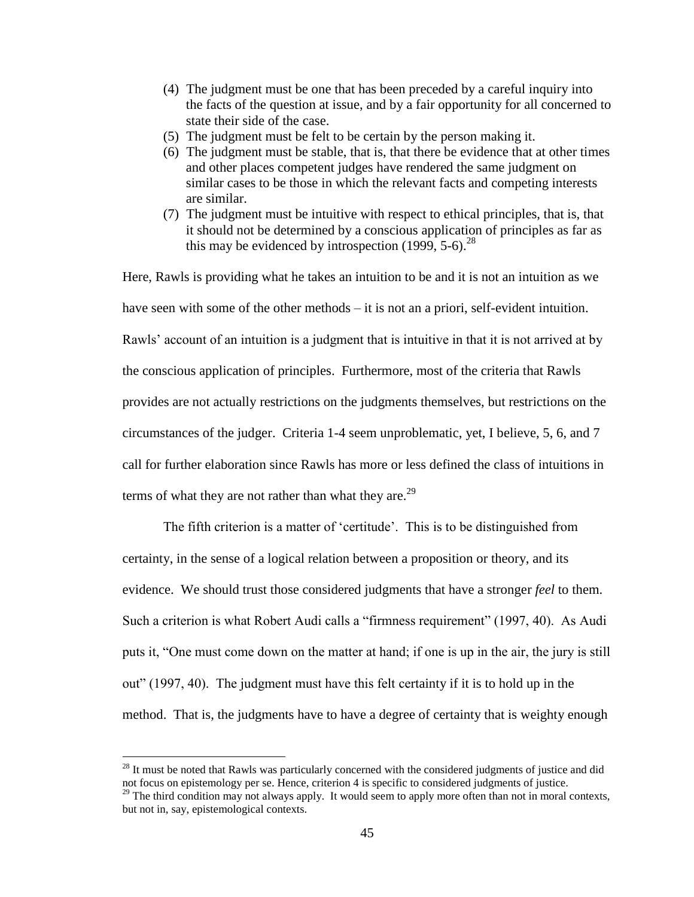(4) The judgment must be one that has been preceded by a careful inquiry into the facts of the question at issue, and by a fair opportunity for all concerned to state their side of the case.
(5) The judgment must be felt to be certain by the person making it.
(6) The judgment must be stable, that is, that there be evidence that at other times and other places competent judges have rendered the same judgment on similar cases to be those in which the relevant facts and competing interests are similar.
(7) The judgment must be intuitive with respect to ethical principles, that is, that it should not be determined by a conscious application of principles as far as this may be evidenced by introspection (1999, 5-6).[28]

Here, Rawls is providing what he takes an intuition to be and it is not an intuition as we have seen with some of the other methods – it is not an a priori, self-evident intuition. Rawls' account of an intuition is a judgment that is intuitive in that it is not arrived at by the conscious application of principles. Furthermore, most of the criteria that Rawls provides are not actually restrictions on the judgments themselves, but restrictions on the circumstances of the judger. Criteria 1-4 seem unproblematic, yet, I believe, 5, 6, and 7 call for further elaboration since Rawls has more or less defined the class of intuitions in terms of what they are not rather than what they are.[29]

The fifth criterion is a matter of 'certitude'. This is to be distinguished from certainty, in the sense of a logical relation between a proposition or theory, and its evidence. We should trust those considered judgments that have a stronger *feel* to them. Such a criterion is what Robert Audi calls a "firmness requirement" (1997, 40). As Audi puts it, "One must come down on the matter at hand; if one is up in the air, the jury is still out" (1997, 40). The judgment must have this felt certainty if it is to hold up in the method. That is, the judgments have to have a degree of certainty that is weighty enough

[28] It must be noted that Rawls was particularly concerned with the considered judgments of justice and did not focus on epistemology per se. Hence, criterion 4 is specific to considered judgments of justice.

[29] The third condition may not always apply. It would seem to apply more often than not in moral contexts, but not in, say, epistemological contexts.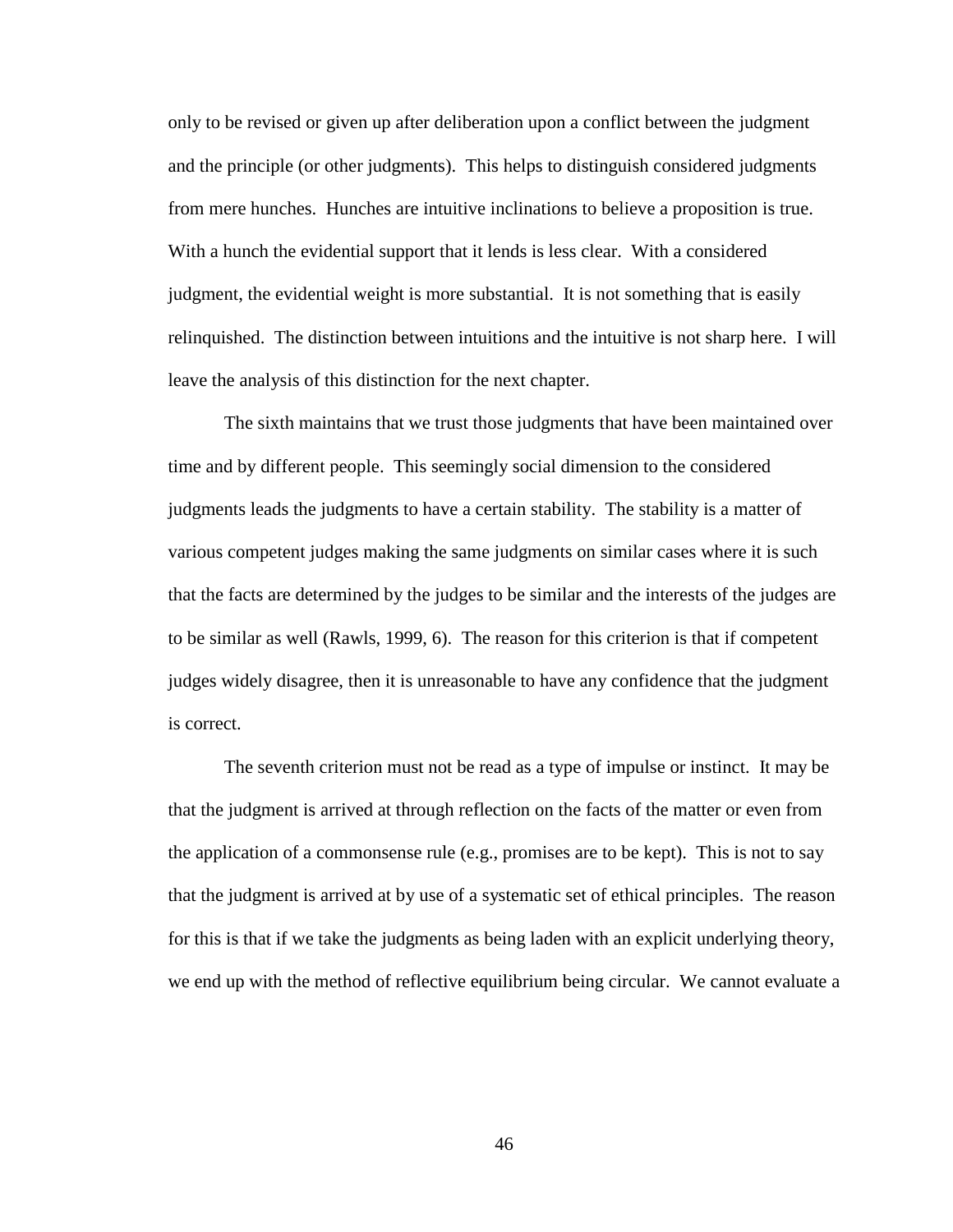only to be revised or given up after deliberation upon a conflict between the judgment and the principle (or other judgments). This helps to distinguish considered judgments from mere hunches. Hunches are intuitive inclinations to believe a proposition is true. With a hunch the evidential support that it lends is less clear. With a considered judgment, the evidential weight is more substantial. It is not something that is easily relinquished. The distinction between intuitions and the intuitive is not sharp here. I will leave the analysis of this distinction for the next chapter.

The sixth maintains that we trust those judgments that have been maintained over time and by different people. This seemingly social dimension to the considered judgments leads the judgments to have a certain stability. The stability is a matter of various competent judges making the same judgments on similar cases where it is such that the facts are determined by the judges to be similar and the interests of the judges are to be similar as well (Rawls, 1999, 6). The reason for this criterion is that if competent judges widely disagree, then it is unreasonable to have any confidence that the judgment is correct.

The seventh criterion must not be read as a type of impulse or instinct. It may be that the judgment is arrived at through reflection on the facts of the matter or even from the application of a commonsense rule (e.g., promises are to be kept). This is not to say that the judgment is arrived at by use of a systematic set of ethical principles. The reason for this is that if we take the judgments as being laden with an explicit underlying theory, we end up with the method of reflective equilibrium being circular. We cannot evaluate a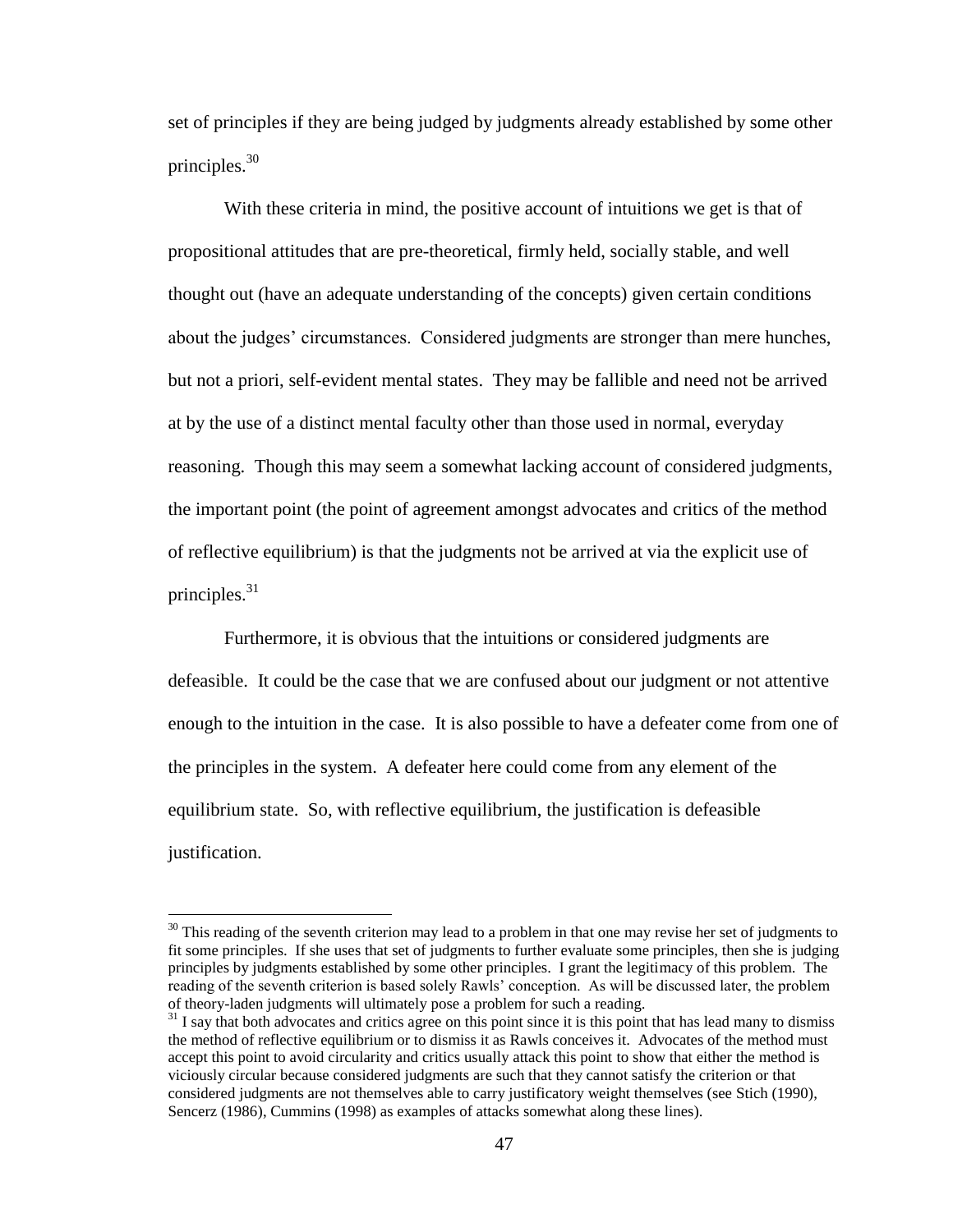set of principles if they are being judged by judgments already established by some other principles.[30]

With these criteria in mind, the positive account of intuitions we get is that of propositional attitudes that are pre-theoretical, firmly held, socially stable, and well thought out (have an adequate understanding of the concepts) given certain conditions about the judges' circumstances. Considered judgments are stronger than mere hunches, but not a priori, self-evident mental states. They may be fallible and need not be arrived at by the use of a distinct mental faculty other than those used in normal, everyday reasoning. Though this may seem a somewhat lacking account of considered judgments, the important point (the point of agreement amongst advocates and critics of the method of reflective equilibrium) is that the judgments not be arrived at via the explicit use of principles.[31]

Furthermore, it is obvious that the intuitions or considered judgments are defeasible. It could be the case that we are confused about our judgment or not attentive enough to the intuition in the case. It is also possible to have a defeater come from one of the principles in the system. A defeater here could come from any element of the equilibrium state. So, with reflective equilibrium, the justification is defeasible justification.

---

[30] This reading of the seventh criterion may lead to a problem in that one may revise her set of judgments to fit some principles. If she uses that set of judgments to further evaluate some principles, then she is judging principles by judgments established by some other principles. I grant the legitimacy of this problem. The reading of the seventh criterion is based solely Rawls' conception. As will be discussed later, the problem of theory-laden judgments will ultimately pose a problem for such a reading.

[31] I say that both advocates and critics agree on this point since it is this point that has lead many to dismiss the method of reflective equilibrium or to dismiss it as Rawls conceives it. Advocates of the method must accept this point to avoid circularity and critics usually attack this point to show that either the method is viciously circular because considered judgments are such that they cannot satisfy the criterion or that considered judgments are not themselves able to carry justificatory weight themselves (see Stich (1990), Sencerz (1986), Cummins (1998) as examples of attacks somewhat along these lines).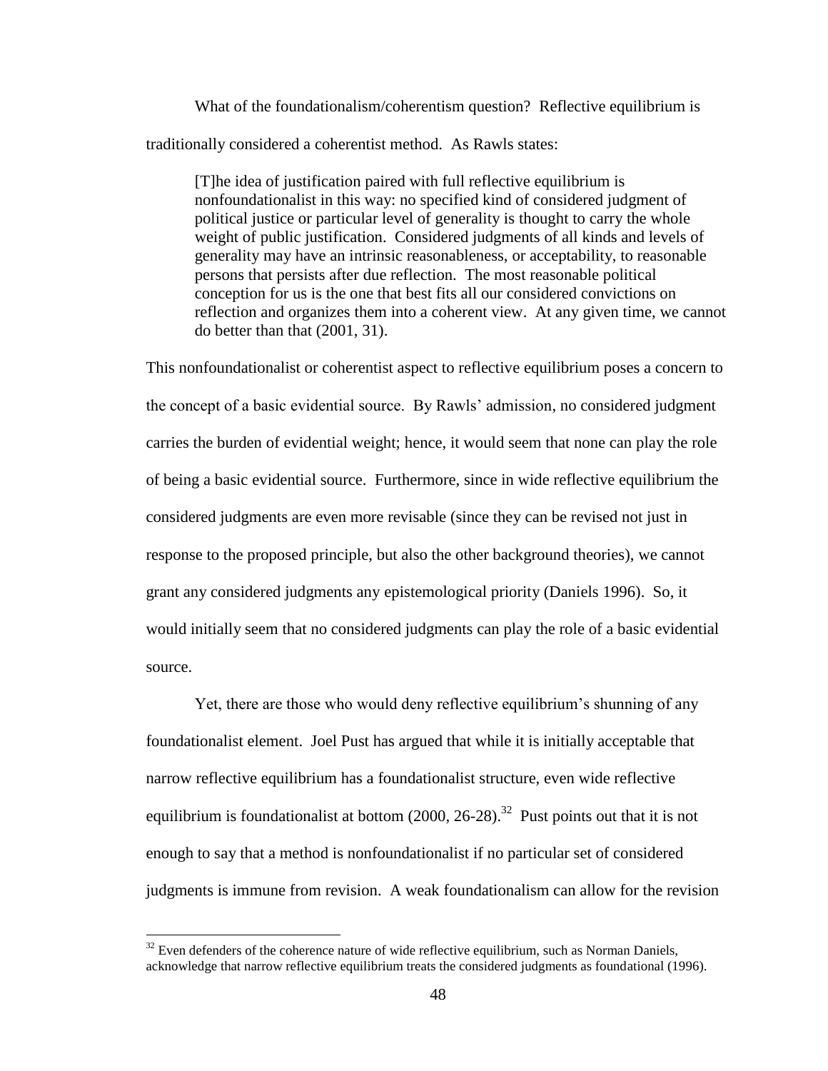What of the foundationalism/coherentism question? Reflective equilibrium is traditionally considered a coherentist method. As Rawls states:

> [T]he idea of justification paired with full reflective equilibrium is nonfoundationalist in this way: no specified kind of considered judgment of political justice or particular level of generality is thought to carry the whole weight of public justification. Considered judgments of all kinds and levels of generality may have an intrinsic reasonableness, or acceptability, to reasonable persons that persists after due reflection. The most reasonable political conception for us is the one that best fits all our considered convictions on reflection and organizes them into a coherent view. At any given time, we cannot do better than that (2001, 31).

This nonfoundationalist or coherentist aspect to reflective equilibrium poses a concern to the concept of a basic evidential source. By Rawls' admission, no considered judgment carries the burden of evidential weight; hence, it would seem that none can play the role of being a basic evidential source. Furthermore, since in wide reflective equilibrium the considered judgments are even more revisable (since they can be revised not just in response to the proposed principle, but also the other background theories), we cannot grant any considered judgments any epistemological priority (Daniels 1996). So, it would initially seem that no considered judgments can play the role of a basic evidential source.

Yet, there are those who would deny reflective equilibrium's shunning of any foundationalist element. Joel Pust has argued that while it is initially acceptable that narrow reflective equilibrium has a foundationalist structure, even wide reflective equilibrium is foundationalist at bottom (2000, 26-28).[32] Pust points out that it is not enough to say that a method is nonfoundationalist if no particular set of considered judgments is immune from revision. A weak foundationalism can allow for the revision

[32] Even defenders of the coherence nature of wide reflective equilibrium, such as Norman Daniels, acknowledge that narrow reflective equilibrium treats the considered judgments as foundational (1996).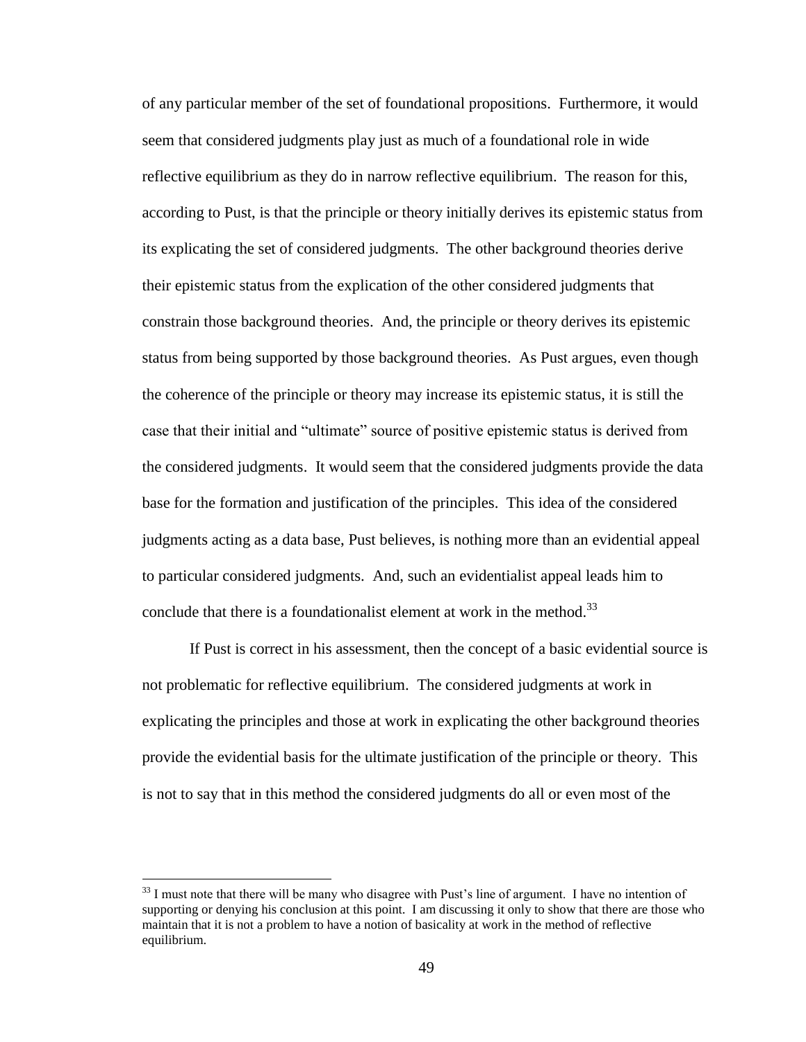of any particular member of the set of foundational propositions. Furthermore, it would seem that considered judgments play just as much of a foundational role in wide reflective equilibrium as they do in narrow reflective equilibrium. The reason for this, according to Pust, is that the principle or theory initially derives its epistemic status from its explicating the set of considered judgments. The other background theories derive their epistemic status from the explication of the other considered judgments that constrain those background theories. And, the principle or theory derives its epistemic status from being supported by those background theories. As Pust argues, even though the coherence of the principle or theory may increase its epistemic status, it is still the case that their initial and "ultimate" source of positive epistemic status is derived from the considered judgments. It would seem that the considered judgments provide the data base for the formation and justification of the principles. This idea of the considered judgments acting as a data base, Pust believes, is nothing more than an evidential appeal to particular considered judgments. And, such an evidentialist appeal leads him to conclude that there is a foundationalist element at work in the method.[33]

If Pust is correct in his assessment, then the concept of a basic evidential source is not problematic for reflective equilibrium. The considered judgments at work in explicating the principles and those at work in explicating the other background theories provide the evidential basis for the ultimate justification of the principle or theory. This is not to say that in this method the considered judgments do all or even most of the

---

[33] I must note that there will be many who disagree with Pust's line of argument. I have no intention of supporting or denying his conclusion at this point. I am discussing it only to show that there are those who maintain that it is not a problem to have a notion of basicality at work in the method of reflective equilibrium.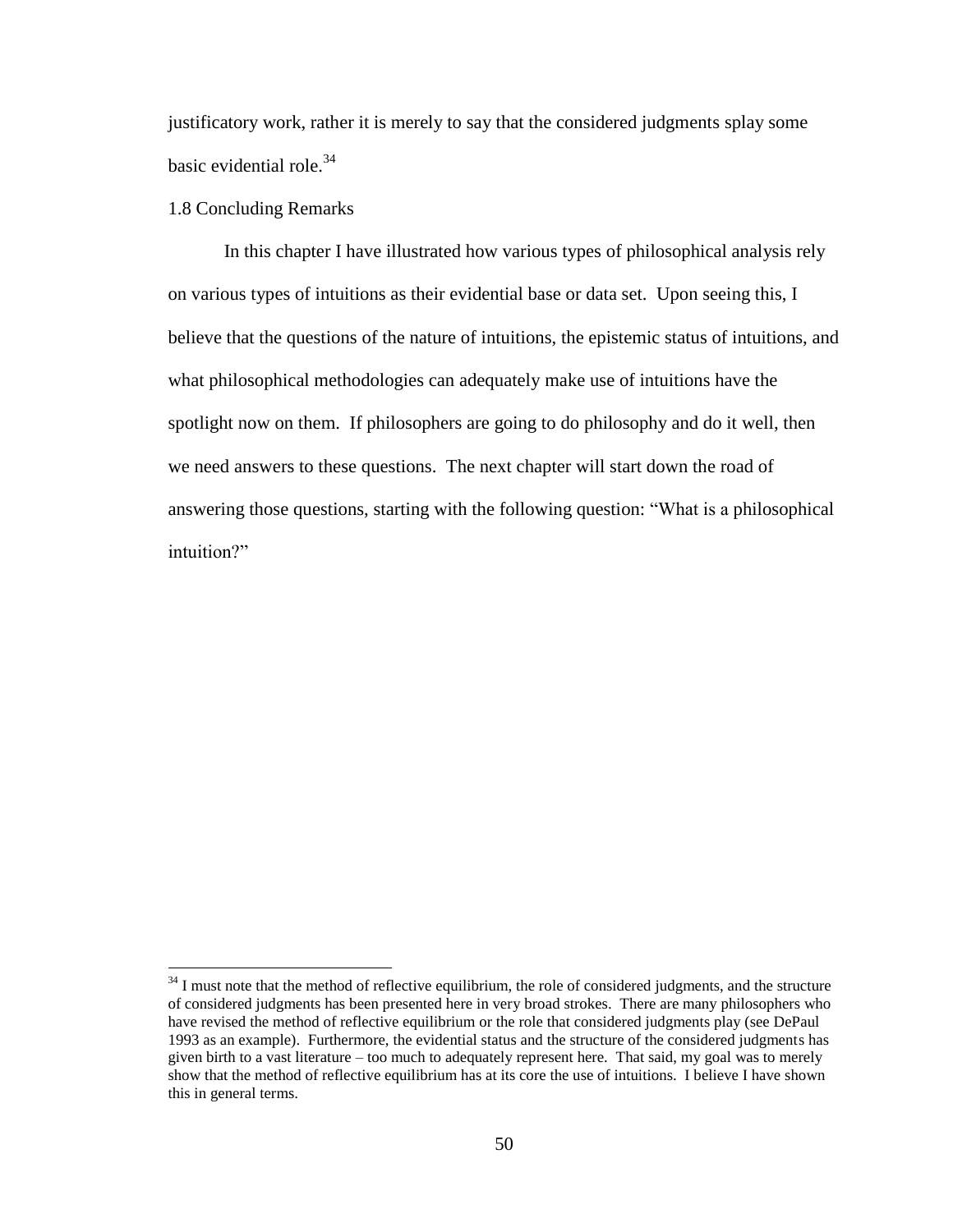justificatory work, rather it is merely to say that the considered judgments splay some basic evidential role.[34]

## 1.8 Concluding Remarks

In this chapter I have illustrated how various types of philosophical analysis rely on various types of intuitions as their evidential base or data set. Upon seeing this, I believe that the questions of the nature of intuitions, the epistemic status of intuitions, and what philosophical methodologies can adequately make use of intuitions have the spotlight now on them. If philosophers are going to do philosophy and do it well, then we need answers to these questions. The next chapter will start down the road of answering those questions, starting with the following question: "What is a philosophical intuition?"

---

[34] I must note that the method of reflective equilibrium, the role of considered judgments, and the structure of considered judgments has been presented here in very broad strokes. There are many philosophers who have revised the method of reflective equilibrium or the role that considered judgments play (see DePaul 1993 as an example). Furthermore, the evidential status and the structure of the considered judgments has given birth to a vast literature – too much to adequately represent here. That said, my goal was to merely show that the method of reflective equilibrium has at its core the use of intuitions. I believe I have shown this in general terms.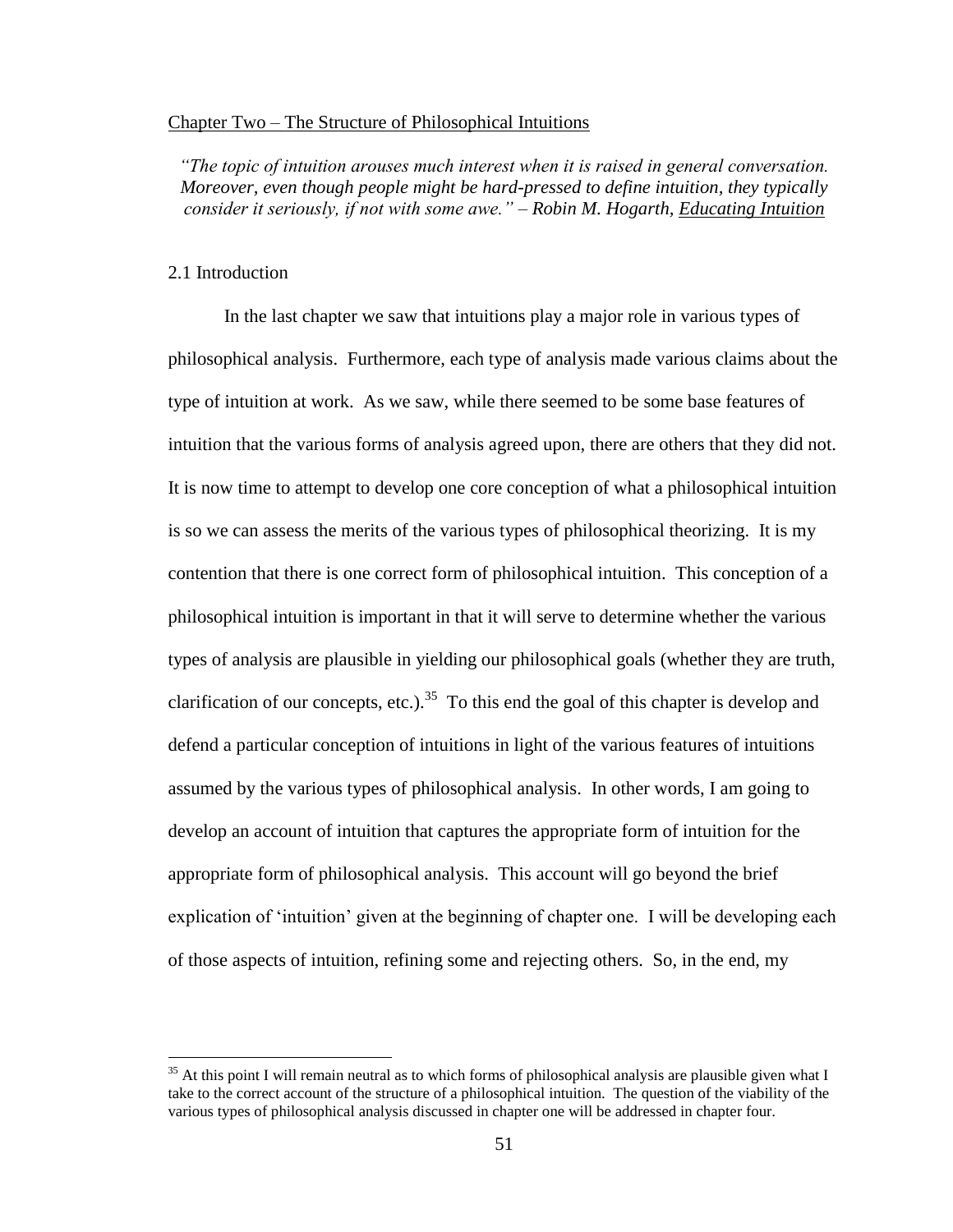## Chapter Two – The Structure of Philosophical Intuitions

*"The topic of intuition arouses much interest when it is raised in general conversation. Moreover, even though people might be hard-pressed to define intuition, they typically consider it seriously, if not with some awe." – Robin M. Hogarth, Educating Intuition*

### 2.1 Introduction

In the last chapter we saw that intuitions play a major role in various types of philosophical analysis. Furthermore, each type of analysis made various claims about the type of intuition at work. As we saw, while there seemed to be some base features of intuition that the various forms of analysis agreed upon, there are others that they did not. It is now time to attempt to develop one core conception of what a philosophical intuition is so we can assess the merits of the various types of philosophical theorizing. It is my contention that there is one correct form of philosophical intuition. This conception of a philosophical intuition is important in that it will serve to determine whether the various types of analysis are plausible in yielding our philosophical goals (whether they are truth, clarification of our concepts, etc.).[35] To this end the goal of this chapter is develop and defend a particular conception of intuitions in light of the various features of intuitions assumed by the various types of philosophical analysis. In other words, I am going to develop an account of intuition that captures the appropriate form of intuition for the appropriate form of philosophical analysis. This account will go beyond the brief explication of 'intuition' given at the beginning of chapter one. I will be developing each of those aspects of intuition, refining some and rejecting others. So, in the end, my

[35] At this point I will remain neutral as to which forms of philosophical analysis are plausible given what I take to the correct account of the structure of a philosophical intuition. The question of the viability of the various types of philosophical analysis discussed in chapter one will be addressed in chapter four.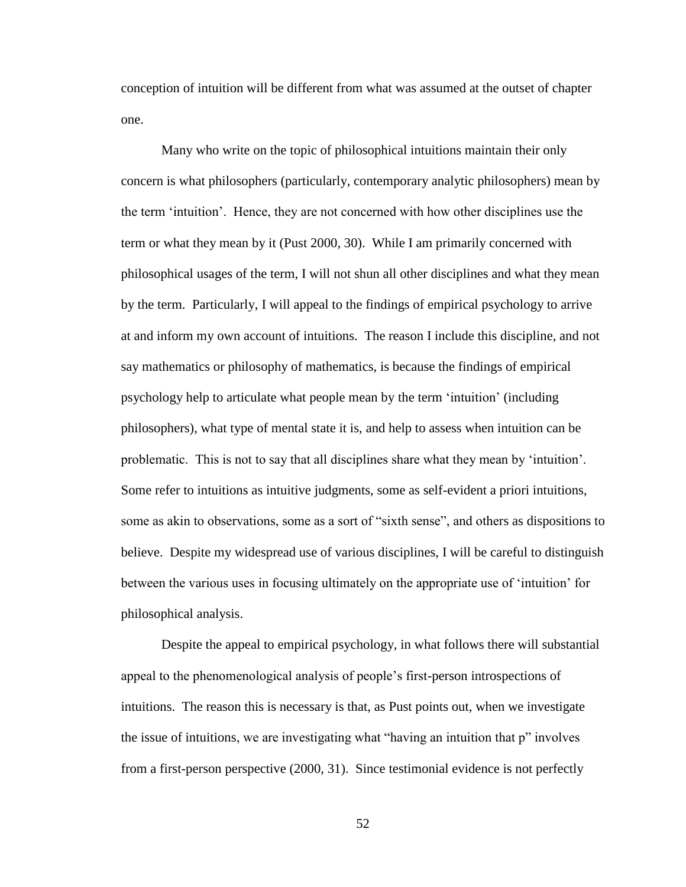conception of intuition will be different from what was assumed at the outset of chapter one.

Many who write on the topic of philosophical intuitions maintain their only concern is what philosophers (particularly, contemporary analytic philosophers) mean by the term 'intuition'. Hence, they are not concerned with how other disciplines use the term or what they mean by it (Pust 2000, 30). While I am primarily concerned with philosophical usages of the term, I will not shun all other disciplines and what they mean by the term. Particularly, I will appeal to the findings of empirical psychology to arrive at and inform my own account of intuitions. The reason I include this discipline, and not say mathematics or philosophy of mathematics, is because the findings of empirical psychology help to articulate what people mean by the term 'intuition' (including philosophers), what type of mental state it is, and help to assess when intuition can be problematic. This is not to say that all disciplines share what they mean by 'intuition'. Some refer to intuitions as intuitive judgments, some as self-evident a priori intuitions, some as akin to observations, some as a sort of "sixth sense", and others as dispositions to believe. Despite my widespread use of various disciplines, I will be careful to distinguish between the various uses in focusing ultimately on the appropriate use of 'intuition' for philosophical analysis.

Despite the appeal to empirical psychology, in what follows there will substantial appeal to the phenomenological analysis of people's first-person introspections of intuitions. The reason this is necessary is that, as Pust points out, when we investigate the issue of intuitions, we are investigating what "having an intuition that p" involves from a first-person perspective (2000, 31). Since testimonial evidence is not perfectly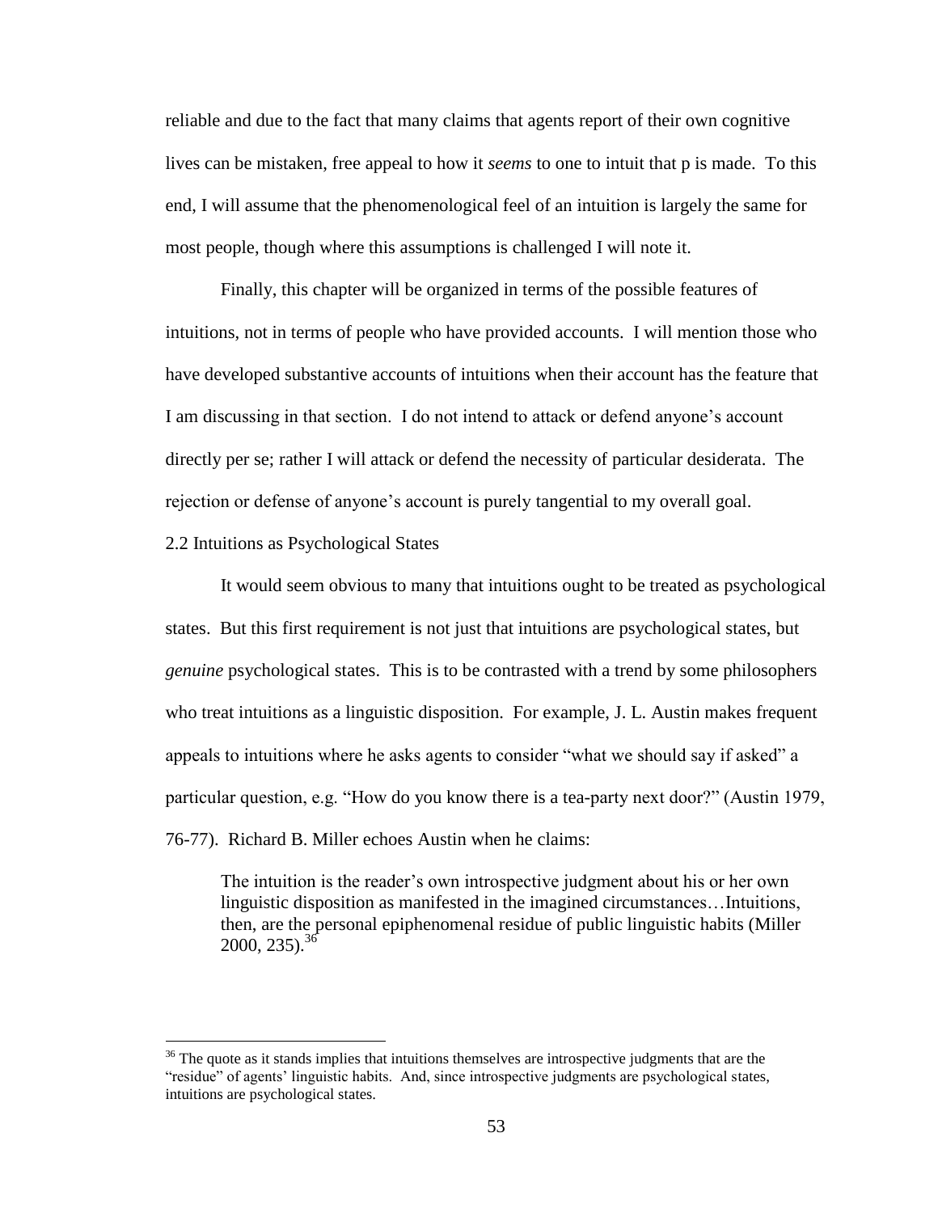reliable and due to the fact that many claims that agents report of their own cognitive lives can be mistaken, free appeal to how it *seems* to one to intuit that p is made. To this end, I will assume that the phenomenological feel of an intuition is largely the same for most people, though where this assumptions is challenged I will note it.

Finally, this chapter will be organized in terms of the possible features of intuitions, not in terms of people who have provided accounts. I will mention those who have developed substantive accounts of intuitions when their account has the feature that I am discussing in that section. I do not intend to attack or defend anyone's account directly per se; rather I will attack or defend the necessity of particular desiderata. The rejection or defense of anyone's account is purely tangential to my overall goal.

## 2.2 Intuitions as Psychological States

It would seem obvious to many that intuitions ought to be treated as psychological states. But this first requirement is not just that intuitions are psychological states, but *genuine* psychological states. This is to be contrasted with a trend by some philosophers who treat intuitions as a linguistic disposition. For example, J. L. Austin makes frequent appeals to intuitions where he asks agents to consider "what we should say if asked" a particular question, e.g. "How do you know there is a tea-party next door?" (Austin 1979, 76-77). Richard B. Miller echoes Austin when he claims:

> The intuition is the reader's own introspective judgment about his or her own linguistic disposition as manifested in the imagined circumstances…Intuitions, then, are the personal epiphenomenal residue of public linguistic habits (Miller 2000, 235).[36]

---

[36] The quote as it stands implies that intuitions themselves are introspective judgments that are the "residue" of agents' linguistic habits. And, since introspective judgments are psychological states, intuitions are psychological states.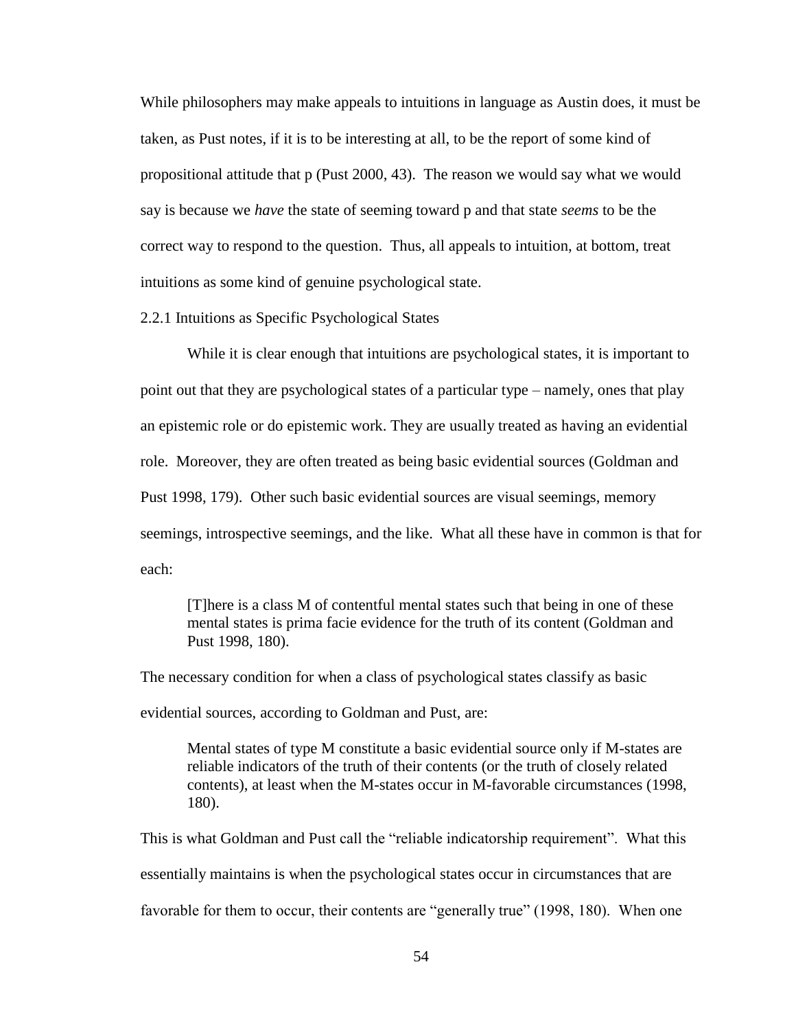While philosophers may make appeals to intuitions in language as Austin does, it must be taken, as Pust notes, if it is to be interesting at all, to be the report of some kind of propositional attitude that p (Pust 2000, 43). The reason we would say what we would say is because we *have* the state of seeming toward p and that state *seems* to be the correct way to respond to the question. Thus, all appeals to intuition, at bottom, treat intuitions as some kind of genuine psychological state.

### 2.2.1 Intuitions as Specific Psychological States

While it is clear enough that intuitions are psychological states, it is important to point out that they are psychological states of a particular type – namely, ones that play an epistemic role or do epistemic work. They are usually treated as having an evidential role. Moreover, they are often treated as being basic evidential sources (Goldman and Pust 1998, 179). Other such basic evidential sources are visual seemings, memory seemings, introspective seemings, and the like. What all these have in common is that for each:

> [T]here is a class M of contentful mental states such that being in one of these mental states is prima facie evidence for the truth of its content (Goldman and Pust 1998, 180).

The necessary condition for when a class of psychological states classify as basic evidential sources, according to Goldman and Pust, are:

> Mental states of type M constitute a basic evidential source only if M-states are reliable indicators of the truth of their contents (or the truth of closely related contents), at least when the M-states occur in M-favorable circumstances (1998, 180).

This is what Goldman and Pust call the "reliable indicatorship requirement". What this essentially maintains is when the psychological states occur in circumstances that are favorable for them to occur, their contents are "generally true" (1998, 180). When one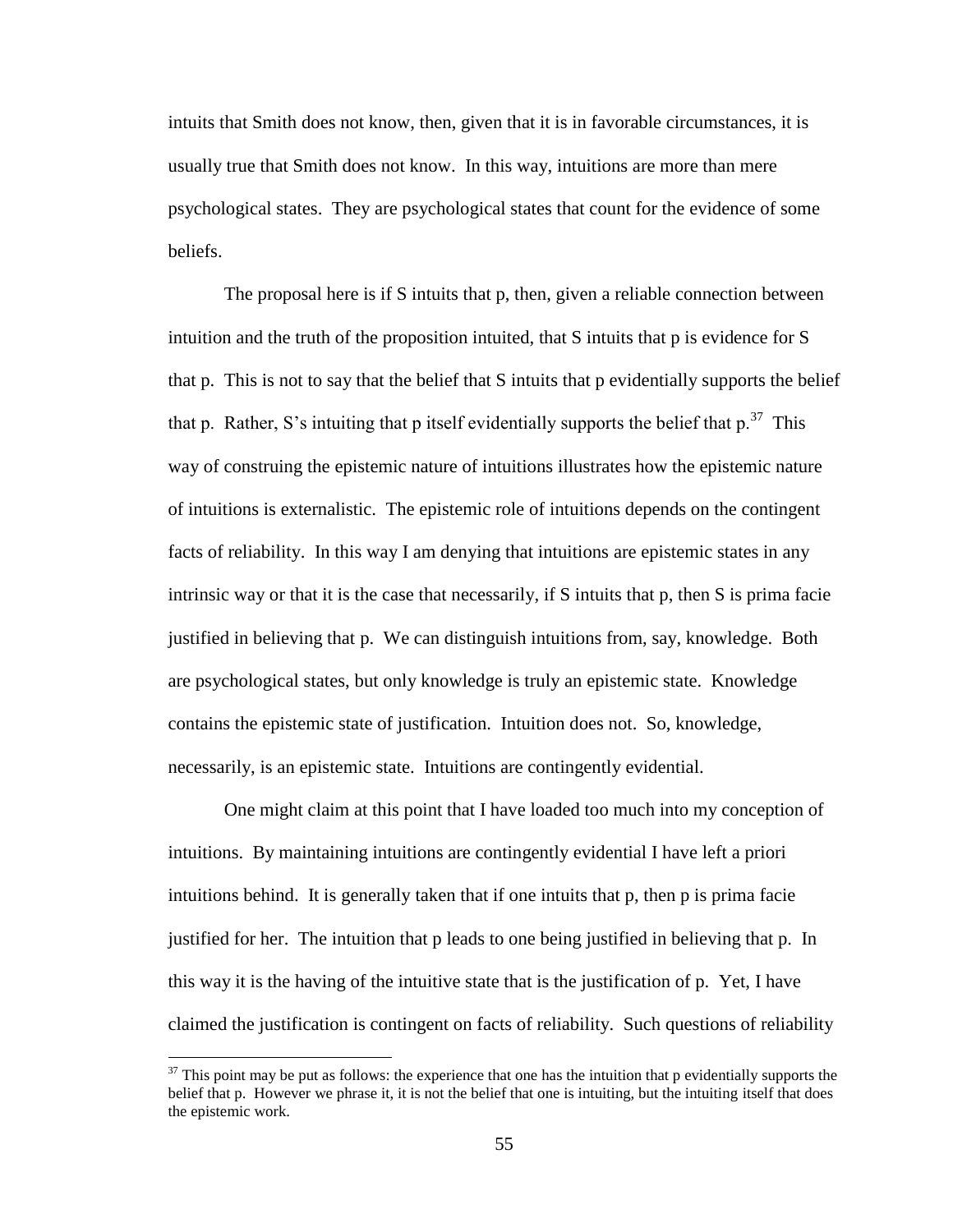intuits that Smith does not know, then, given that it is in favorable circumstances, it is usually true that Smith does not know. In this way, intuitions are more than mere psychological states. They are psychological states that count for the evidence of some beliefs.

The proposal here is if S intuits that p, then, given a reliable connection between intuition and the truth of the proposition intuited, that S intuits that p is evidence for S that p. This is not to say that the belief that S intuits that p evidentially supports the belief that p. Rather, S's intuiting that p itself evidentially supports the belief that p.[37] This way of construing the epistemic nature of intuitions illustrates how the epistemic nature of intuitions is externalistic. The epistemic role of intuitions depends on the contingent facts of reliability. In this way I am denying that intuitions are epistemic states in any intrinsic way or that it is the case that necessarily, if S intuits that p, then S is prima facie justified in believing that p. We can distinguish intuitions from, say, knowledge. Both are psychological states, but only knowledge is truly an epistemic state. Knowledge contains the epistemic state of justification. Intuition does not. So, knowledge, necessarily, is an epistemic state. Intuitions are contingently evidential.

One might claim at this point that I have loaded too much into my conception of intuitions. By maintaining intuitions are contingently evidential I have left a priori intuitions behind. It is generally taken that if one intuits that p, then p is prima facie justified for her. The intuition that p leads to one being justified in believing that p. In this way it is the having of the intuitive state that is the justification of p. Yet, I have claimed the justification is contingent on facts of reliability. Such questions of reliability

[37] This point may be put as follows: the experience that one has the intuition that p evidentially supports the belief that p. However we phrase it, it is not the belief that one is intuiting, but the intuiting itself that does the epistemic work.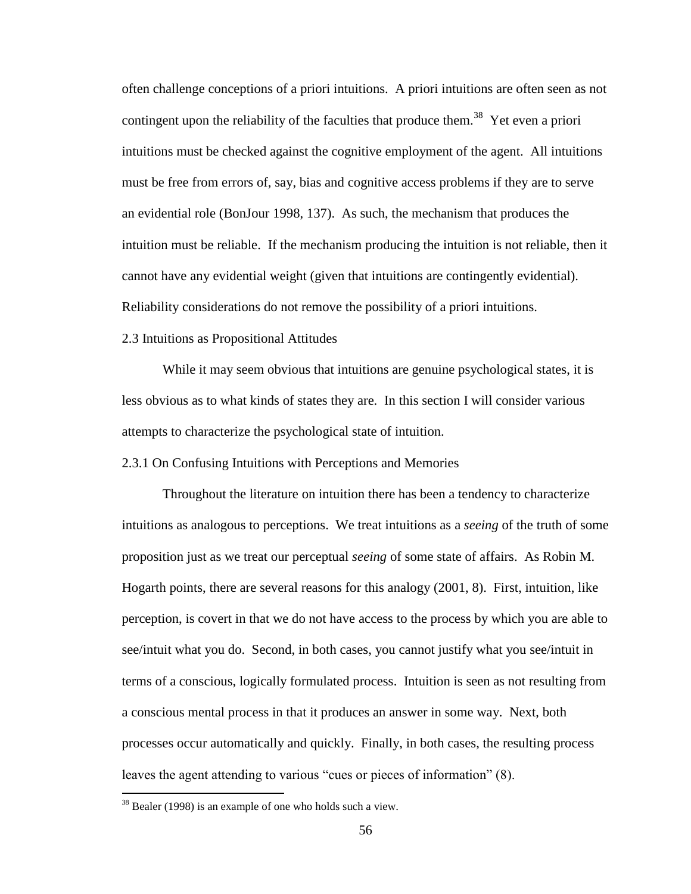often challenge conceptions of a priori intuitions. A priori intuitions are often seen as not contingent upon the reliability of the faculties that produce them.[38] Yet even a priori intuitions must be checked against the cognitive employment of the agent. All intuitions must be free from errors of, say, bias and cognitive access problems if they are to serve an evidential role (BonJour 1998, 137). As such, the mechanism that produces the intuition must be reliable. If the mechanism producing the intuition is not reliable, then it cannot have any evidential weight (given that intuitions are contingently evidential). Reliability considerations do not remove the possibility of a priori intuitions.

## 2.3 Intuitions as Propositional Attitudes

While it may seem obvious that intuitions are genuine psychological states, it is less obvious as to what kinds of states they are. In this section I will consider various attempts to characterize the psychological state of intuition.

### 2.3.1 On Confusing Intuitions with Perceptions and Memories

Throughout the literature on intuition there has been a tendency to characterize intuitions as analogous to perceptions. We treat intuitions as a *seeing* of the truth of some proposition just as we treat our perceptual *seeing* of some state of affairs. As Robin M. Hogarth points, there are several reasons for this analogy (2001, 8). First, intuition, like perception, is covert in that we do not have access to the process by which you are able to see/intuit what you do. Second, in both cases, you cannot justify what you see/intuit in terms of a conscious, logically formulated process. Intuition is seen as not resulting from a conscious mental process in that it produces an answer in some way. Next, both processes occur automatically and quickly. Finally, in both cases, the resulting process leaves the agent attending to various "cues or pieces of information" (8).

---

[38] Bealer (1998) is an example of one who holds such a view.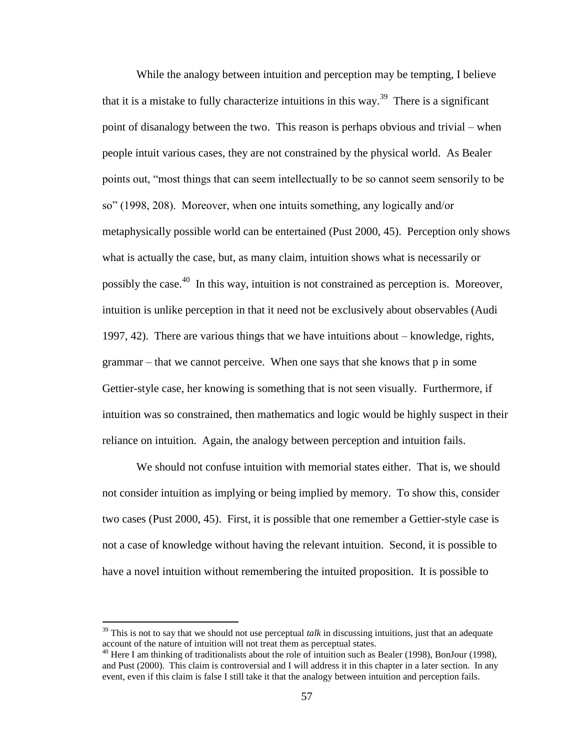While the analogy between intuition and perception may be tempting, I believe that it is a mistake to fully characterize intuitions in this way.[39] There is a significant point of disanalogy between the two. This reason is perhaps obvious and trivial – when people intuit various cases, they are not constrained by the physical world. As Bealer points out, "most things that can seem intellectually to be so cannot seem sensorily to be so" (1998, 208). Moreover, when one intuits something, any logically and/or metaphysically possible world can be entertained (Pust 2000, 45). Perception only shows what is actually the case, but, as many claim, intuition shows what is necessarily or possibly the case.[40] In this way, intuition is not constrained as perception is. Moreover, intuition is unlike perception in that it need not be exclusively about observables (Audi 1997, 42). There are various things that we have intuitions about – knowledge, rights, grammar – that we cannot perceive. When one says that she knows that p in some Gettier-style case, her knowing is something that is not seen visually. Furthermore, if intuition was so constrained, then mathematics and logic would be highly suspect in their reliance on intuition. Again, the analogy between perception and intuition fails.

We should not confuse intuition with memorial states either. That is, we should not consider intuition as implying or being implied by memory. To show this, consider two cases (Pust 2000, 45). First, it is possible that one remember a Gettier-style case is not a case of knowledge without having the relevant intuition. Second, it is possible to have a novel intuition without remembering the intuited proposition. It is possible to

[39] This is not to say that we should not use perceptual *talk* in discussing intuitions, just that an adequate account of the nature of intuition will not treat them as perceptual states.

[40] Here I am thinking of traditionalists about the role of intuition such as Bealer (1998), BonJour (1998), and Pust (2000). This claim is controversial and I will address it in this chapter in a later section. In any event, even if this claim is false I still take it that the analogy between intuition and perception fails.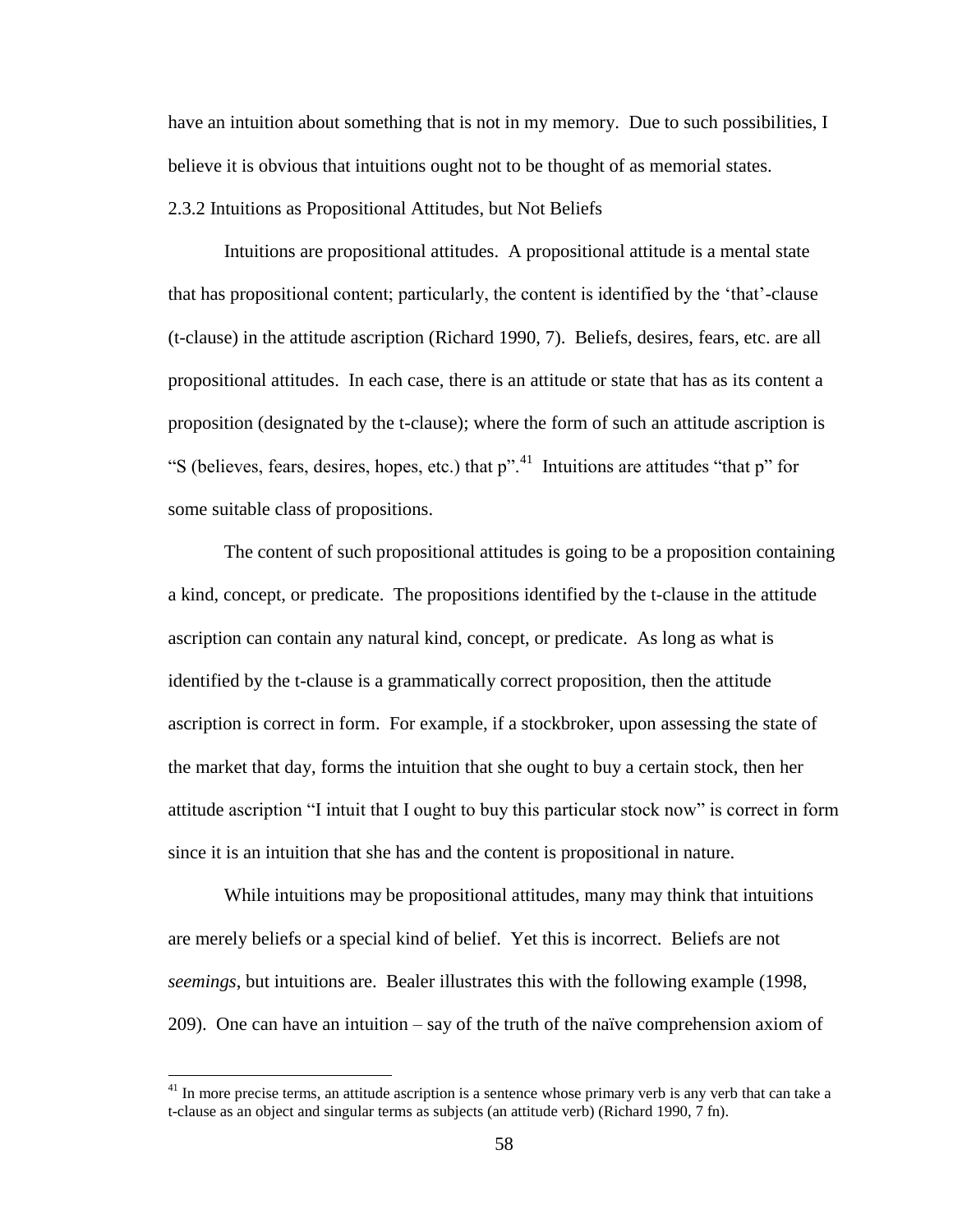have an intuition about something that is not in my memory. Due to such possibilities, I believe it is obvious that intuitions ought not to be thought of as memorial states.

### 2.3.2 Intuitions as Propositional Attitudes, but Not Beliefs

Intuitions are propositional attitudes. A propositional attitude is a mental state that has propositional content; particularly, the content is identified by the 'that'-clause (t-clause) in the attitude ascription (Richard 1990, 7). Beliefs, desires, fears, etc. are all propositional attitudes. In each case, there is an attitude or state that has as its content a proposition (designated by the t-clause); where the form of such an attitude ascription is "S (believes, fears, desires, hopes, etc.) that p".[41] Intuitions are attitudes "that p" for some suitable class of propositions.

The content of such propositional attitudes is going to be a proposition containing a kind, concept, or predicate. The propositions identified by the t-clause in the attitude ascription can contain any natural kind, concept, or predicate. As long as what is identified by the t-clause is a grammatically correct proposition, then the attitude ascription is correct in form. For example, if a stockbroker, upon assessing the state of the market that day, forms the intuition that she ought to buy a certain stock, then her attitude ascription "I intuit that I ought to buy this particular stock now" is correct in form since it is an intuition that she has and the content is propositional in nature.

While intuitions may be propositional attitudes, many may think that intuitions are merely beliefs or a special kind of belief. Yet this is incorrect. Beliefs are not *seemings*, but intuitions are. Bealer illustrates this with the following example (1998, 209). One can have an intuition – say of the truth of the naïve comprehension axiom of

[41] In more precise terms, an attitude ascription is a sentence whose primary verb is any verb that can take a t-clause as an object and singular terms as subjects (an attitude verb) (Richard 1990, 7 fn).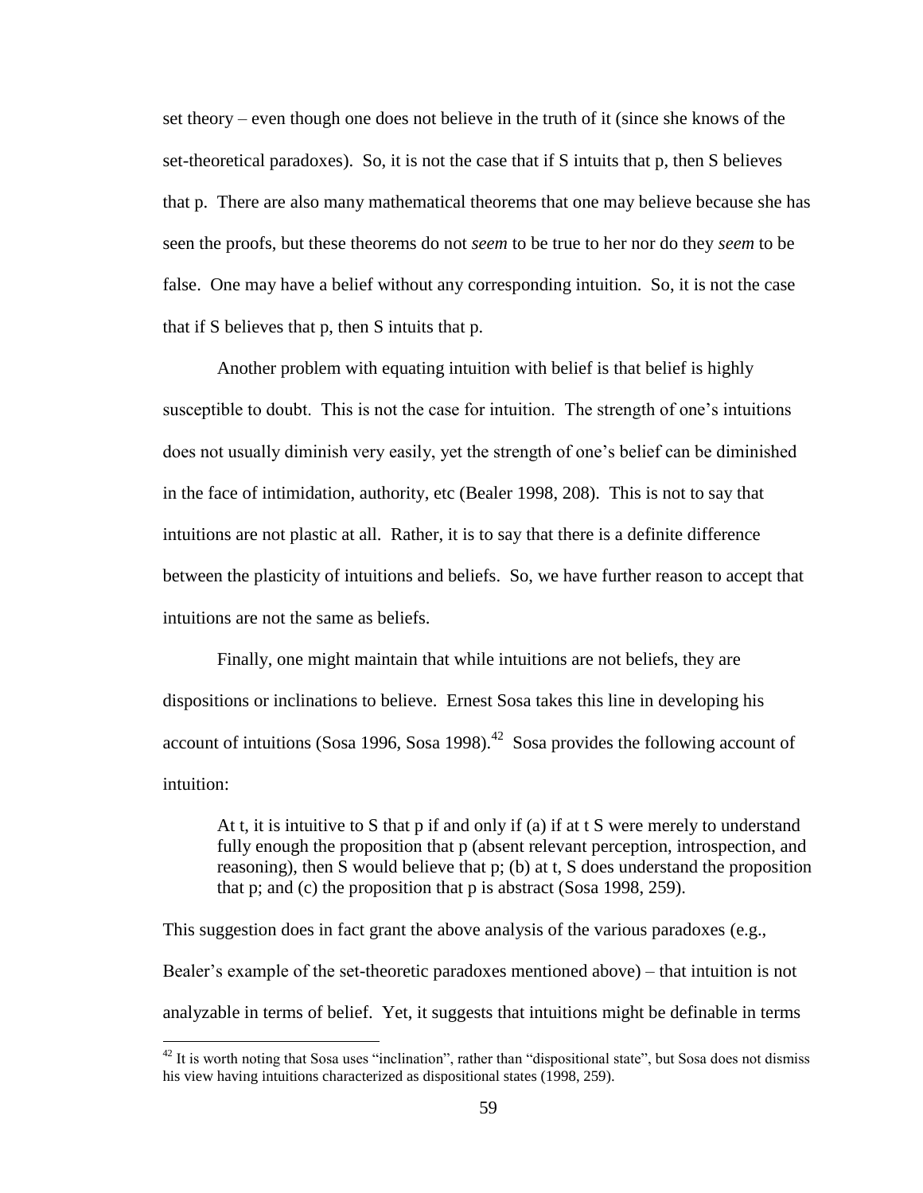set theory – even though one does not believe in the truth of it (since she knows of the set-theoretical paradoxes). So, it is not the case that if S intuits that p, then S believes that p. There are also many mathematical theorems that one may believe because she has seen the proofs, but these theorems do not *seem* to be true to her nor do they *seem* to be false. One may have a belief without any corresponding intuition. So, it is not the case that if S believes that p, then S intuits that p.

Another problem with equating intuition with belief is that belief is highly susceptible to doubt. This is not the case for intuition. The strength of one's intuitions does not usually diminish very easily, yet the strength of one's belief can be diminished in the face of intimidation, authority, etc (Bealer 1998, 208). This is not to say that intuitions are not plastic at all. Rather, it is to say that there is a definite difference between the plasticity of intuitions and beliefs. So, we have further reason to accept that intuitions are not the same as beliefs.

Finally, one might maintain that while intuitions are not beliefs, they are dispositions or inclinations to believe. Ernest Sosa takes this line in developing his account of intuitions (Sosa 1996, Sosa 1998).[42] Sosa provides the following account of intuition:

> At t, it is intuitive to S that p if and only if (a) if at t S were merely to understand fully enough the proposition that p (absent relevant perception, introspection, and reasoning), then S would believe that p; (b) at t, S does understand the proposition that p; and (c) the proposition that p is abstract (Sosa 1998, 259).

This suggestion does in fact grant the above analysis of the various paradoxes (e.g., Bealer's example of the set-theoretic paradoxes mentioned above) – that intuition is not analyzable in terms of belief. Yet, it suggests that intuitions might be definable in terms

[42] It is worth noting that Sosa uses "inclination", rather than "dispositional state", but Sosa does not dismiss his view having intuitions characterized as dispositional states (1998, 259).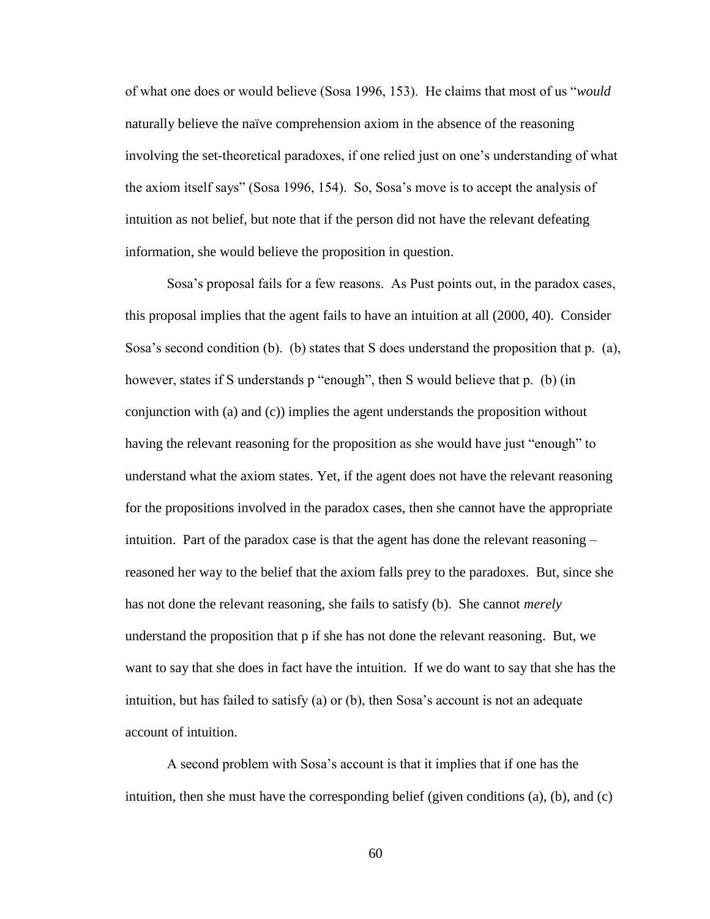of what one does or would believe (Sosa 1996, 153). He claims that most of us "*would* naturally believe the naïve comprehension axiom in the absence of the reasoning involving the set-theoretical paradoxes, if one relied just on one's understanding of what the axiom itself says" (Sosa 1996, 154). So, Sosa's move is to accept the analysis of intuition as not belief, but note that if the person did not have the relevant defeating information, she would believe the proposition in question.

Sosa's proposal fails for a few reasons. As Pust points out, in the paradox cases, this proposal implies that the agent fails to have an intuition at all (2000, 40). Consider Sosa's second condition (b). (b) states that S does understand the proposition that p. (a), however, states if S understands p "enough", then S would believe that p. (b) (in conjunction with (a) and (c)) implies the agent understands the proposition without having the relevant reasoning for the proposition as she would have just "enough" to understand what the axiom states. Yet, if the agent does not have the relevant reasoning for the propositions involved in the paradox cases, then she cannot have the appropriate intuition. Part of the paradox case is that the agent has done the relevant reasoning – reasoned her way to the belief that the axiom falls prey to the paradoxes. But, since she has not done the relevant reasoning, she fails to satisfy (b). She cannot *merely* understand the proposition that p if she has not done the relevant reasoning. But, we want to say that she does in fact have the intuition. If we do want to say that she has the intuition, but has failed to satisfy (a) or (b), then Sosa's account is not an adequate account of intuition.

A second problem with Sosa's account is that it implies that if one has the intuition, then she must have the corresponding belief (given conditions (a), (b), and (c)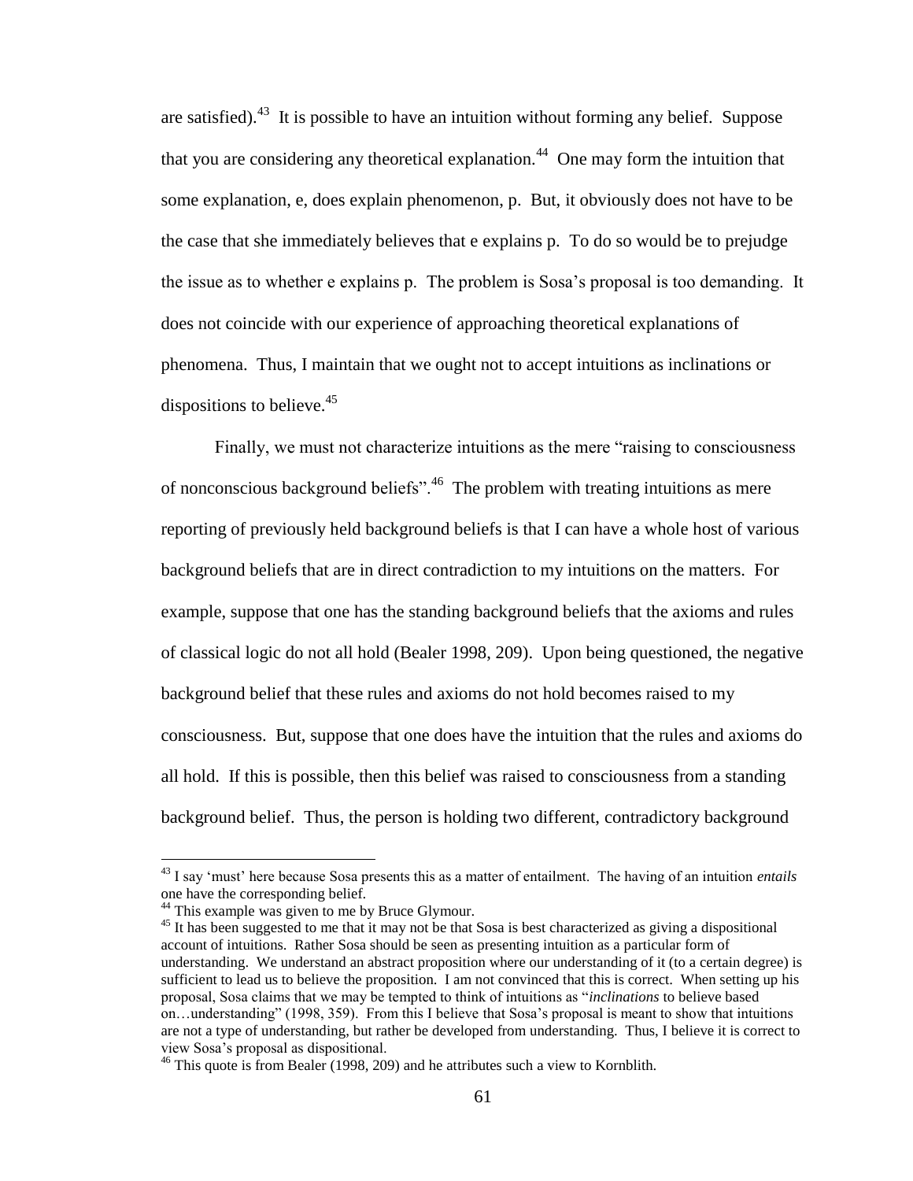are satisfied).[43] It is possible to have an intuition without forming any belief. Suppose that you are considering any theoretical explanation.[44] One may form the intuition that some explanation, e, does explain phenomenon, p. But, it obviously does not have to be the case that she immediately believes that e explains p. To do so would be to prejudge the issue as to whether e explains p. The problem is Sosa's proposal is too demanding. It does not coincide with our experience of approaching theoretical explanations of phenomena. Thus, I maintain that we ought not to accept intuitions as inclinations or dispositions to believe.[45]

Finally, we must not characterize intuitions as the mere "raising to consciousness of nonconscious background beliefs".[46] The problem with treating intuitions as mere reporting of previously held background beliefs is that I can have a whole host of various background beliefs that are in direct contradiction to my intuitions on the matters. For example, suppose that one has the standing background beliefs that the axioms and rules of classical logic do not all hold (Bealer 1998, 209). Upon being questioned, the negative background belief that these rules and axioms do not hold becomes raised to my consciousness. But, suppose that one does have the intuition that the rules and axioms do all hold. If this is possible, then this belief was raised to consciousness from a standing background belief. Thus, the person is holding two different, contradictory background

---

[43] I say 'must' here because Sosa presents this as a matter of entailment. The having of an intuition *entails* one have the corresponding belief.

[44] This example was given to me by Bruce Glymour.

[45] It has been suggested to me that it may not be that Sosa is best characterized as giving a dispositional account of intuitions. Rather Sosa should be seen as presenting intuition as a particular form of understanding. We understand an abstract proposition where our understanding of it (to a certain degree) is sufficient to lead us to believe the proposition. I am not convinced that this is correct. When setting up his proposal, Sosa claims that we may be tempted to think of intuitions as "*inclinations* to believe based on…understanding" (1998, 359). From this I believe that Sosa's proposal is meant to show that intuitions are not a type of understanding, but rather be developed from understanding. Thus, I believe it is correct to view Sosa's proposal as dispositional.

[46] This quote is from Bealer (1998, 209) and he attributes such a view to Kornblith.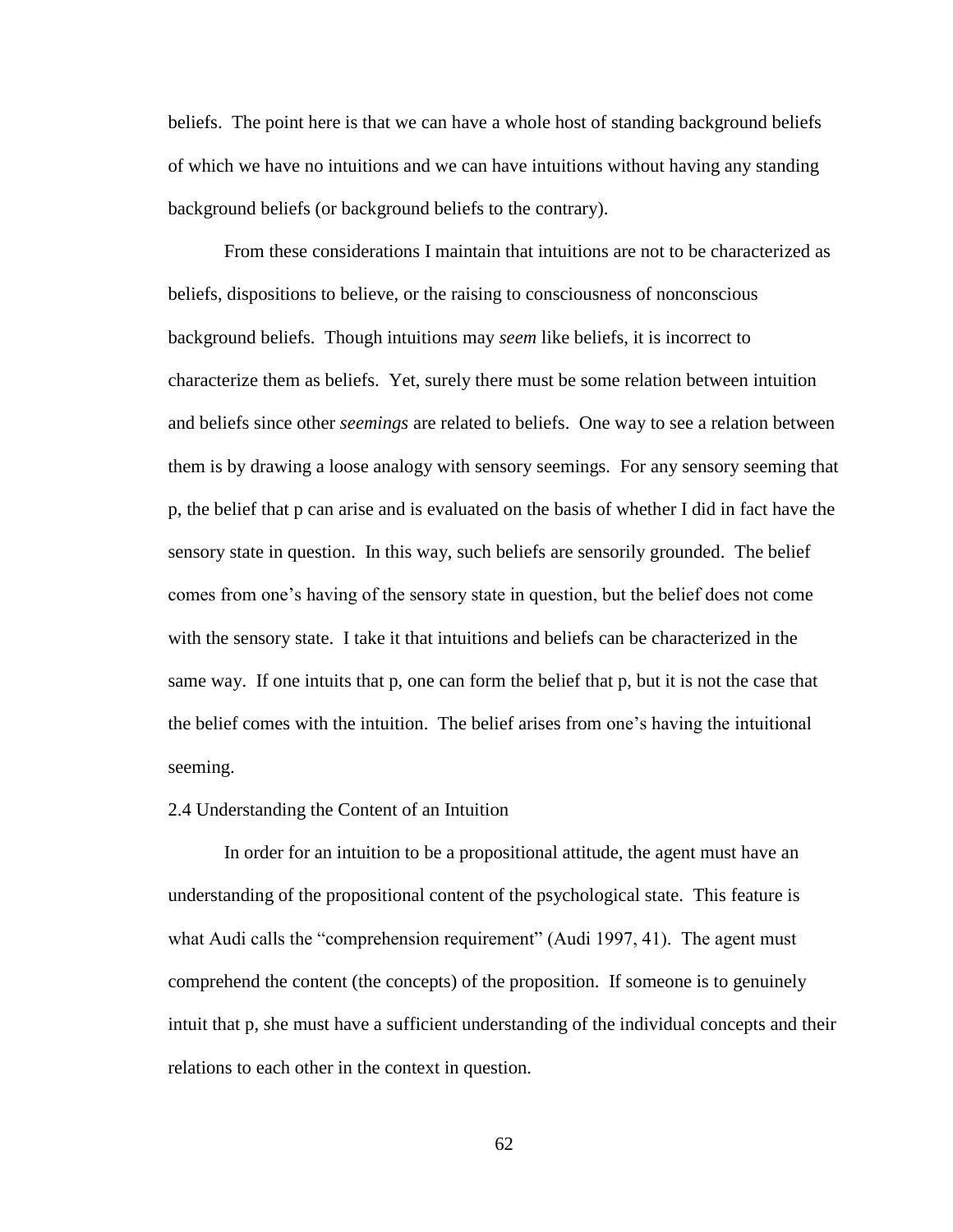beliefs. The point here is that we can have a whole host of standing background beliefs of which we have no intuitions and we can have intuitions without having any standing background beliefs (or background beliefs to the contrary).

From these considerations I maintain that intuitions are not to be characterized as beliefs, dispositions to believe, or the raising to consciousness of nonconscious background beliefs. Though intuitions may *seem* like beliefs, it is incorrect to characterize them as beliefs. Yet, surely there must be some relation between intuition and beliefs since other *seemings* are related to beliefs. One way to see a relation between them is by drawing a loose analogy with sensory seemings. For any sensory seeming that p, the belief that p can arise and is evaluated on the basis of whether I did in fact have the sensory state in question. In this way, such beliefs are sensorily grounded. The belief comes from one's having of the sensory state in question, but the belief does not come with the sensory state. I take it that intuitions and beliefs can be characterized in the same way. If one intuits that p, one can form the belief that p, but it is not the case that the belief comes with the intuition. The belief arises from one's having the intuitional seeming.

### 2.4 Understanding the Content of an Intuition

In order for an intuition to be a propositional attitude, the agent must have an understanding of the propositional content of the psychological state. This feature is what Audi calls the "comprehension requirement" (Audi 1997, 41). The agent must comprehend the content (the concepts) of the proposition. If someone is to genuinely intuit that p, she must have a sufficient understanding of the individual concepts and their relations to each other in the context in question.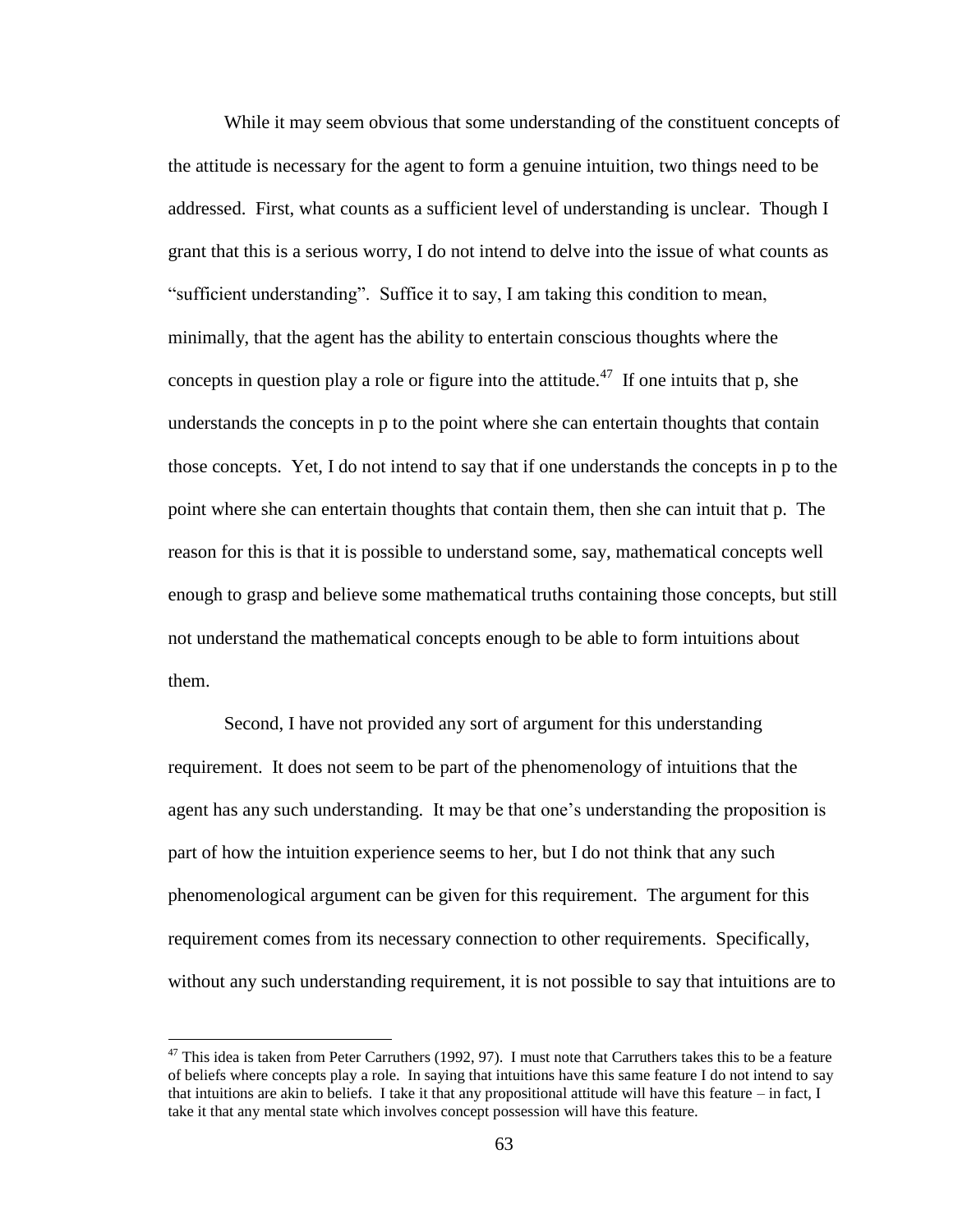While it may seem obvious that some understanding of the constituent concepts of the attitude is necessary for the agent to form a genuine intuition, two things need to be addressed. First, what counts as a sufficient level of understanding is unclear. Though I grant that this is a serious worry, I do not intend to delve into the issue of what counts as "sufficient understanding". Suffice it to say, I am taking this condition to mean, minimally, that the agent has the ability to entertain conscious thoughts where the concepts in question play a role or figure into the attitude.[47] If one intuits that p, she understands the concepts in p to the point where she can entertain thoughts that contain those concepts. Yet, I do not intend to say that if one understands the concepts in p to the point where she can entertain thoughts that contain them, then she can intuit that p. The reason for this is that it is possible to understand some, say, mathematical concepts well enough to grasp and believe some mathematical truths containing those concepts, but still not understand the mathematical concepts enough to be able to form intuitions about them.

Second, I have not provided any sort of argument for this understanding requirement. It does not seem to be part of the phenomenology of intuitions that the agent has any such understanding. It may be that one's understanding the proposition is part of how the intuition experience seems to her, but I do not think that any such phenomenological argument can be given for this requirement. The argument for this requirement comes from its necessary connection to other requirements. Specifically, without any such understanding requirement, it is not possible to say that intuitions are to

[47] This idea is taken from Peter Carruthers (1992, 97). I must note that Carruthers takes this to be a feature of beliefs where concepts play a role. In saying that intuitions have this same feature I do not intend to say that intuitions are akin to beliefs. I take it that any propositional attitude will have this feature – in fact, I take it that any mental state which involves concept possession will have this feature.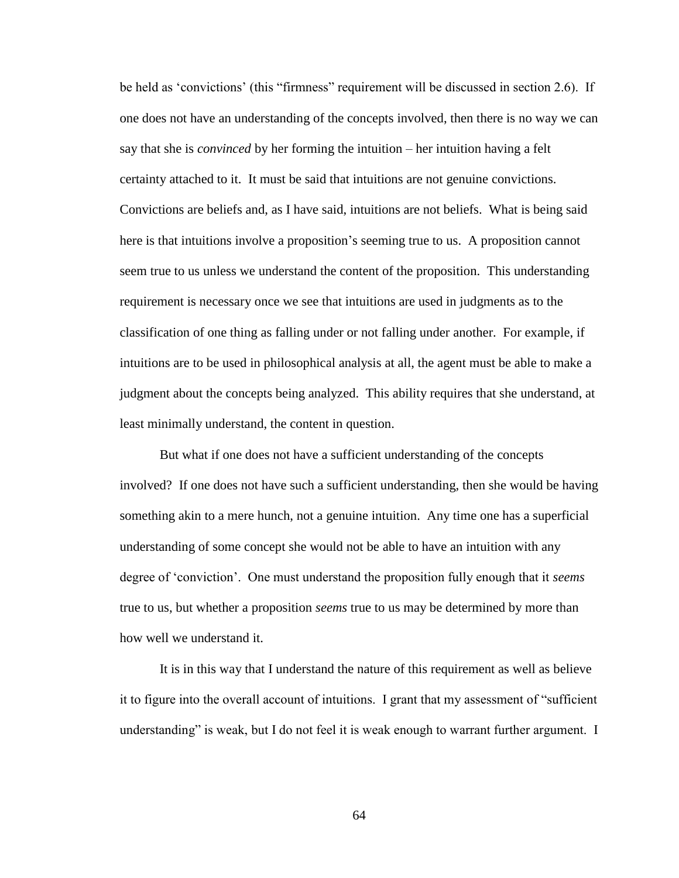be held as 'convictions' (this "firmness" requirement will be discussed in section 2.6). If one does not have an understanding of the concepts involved, then there is no way we can say that she is *convinced* by her forming the intuition – her intuition having a felt certainty attached to it. It must be said that intuitions are not genuine convictions. Convictions are beliefs and, as I have said, intuitions are not beliefs. What is being said here is that intuitions involve a proposition's seeming true to us. A proposition cannot seem true to us unless we understand the content of the proposition. This understanding requirement is necessary once we see that intuitions are used in judgments as to the classification of one thing as falling under or not falling under another. For example, if intuitions are to be used in philosophical analysis at all, the agent must be able to make a judgment about the concepts being analyzed. This ability requires that she understand, at least minimally understand, the content in question.

But what if one does not have a sufficient understanding of the concepts involved? If one does not have such a sufficient understanding, then she would be having something akin to a mere hunch, not a genuine intuition. Any time one has a superficial understanding of some concept she would not be able to have an intuition with any degree of 'conviction'. One must understand the proposition fully enough that it *seems* true to us, but whether a proposition *seems* true to us may be determined by more than how well we understand it.

It is in this way that I understand the nature of this requirement as well as believe it to figure into the overall account of intuitions. I grant that my assessment of "sufficient understanding" is weak, but I do not feel it is weak enough to warrant further argument. I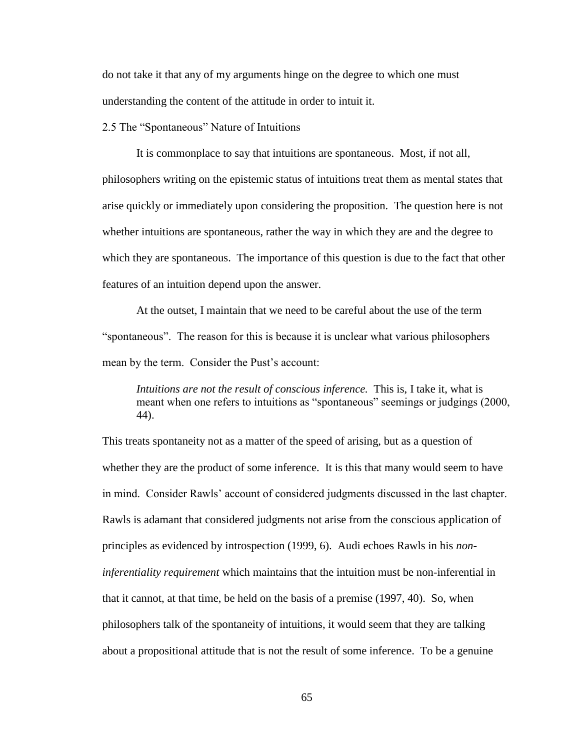do not take it that any of my arguments hinge on the degree to which one must understanding the content of the attitude in order to intuit it.

## 2.5 The "Spontaneous" Nature of Intuitions

It is commonplace to say that intuitions are spontaneous. Most, if not all, philosophers writing on the epistemic status of intuitions treat them as mental states that arise quickly or immediately upon considering the proposition. The question here is not whether intuitions are spontaneous, rather the way in which they are and the degree to which they are spontaneous. The importance of this question is due to the fact that other features of an intuition depend upon the answer.

At the outset, I maintain that we need to be careful about the use of the term "spontaneous". The reason for this is because it is unclear what various philosophers mean by the term. Consider the Pust's account:

> *Intuitions are not the result of conscious inference.* This is, I take it, what is meant when one refers to intuitions as "spontaneous" seemings or judgings (2000, 44).

This treats spontaneity not as a matter of the speed of arising, but as a question of whether they are the product of some inference. It is this that many would seem to have in mind. Consider Rawls' account of considered judgments discussed in the last chapter. Rawls is adamant that considered judgments not arise from the conscious application of principles as evidenced by introspection (1999, 6). Audi echoes Rawls in his *non-inferentiality requirement* which maintains that the intuition must be non-inferential in that it cannot, at that time, be held on the basis of a premise (1997, 40). So, when philosophers talk of the spontaneity of intuitions, it would seem that they are talking about a propositional attitude that is not the result of some inference. To be a genuine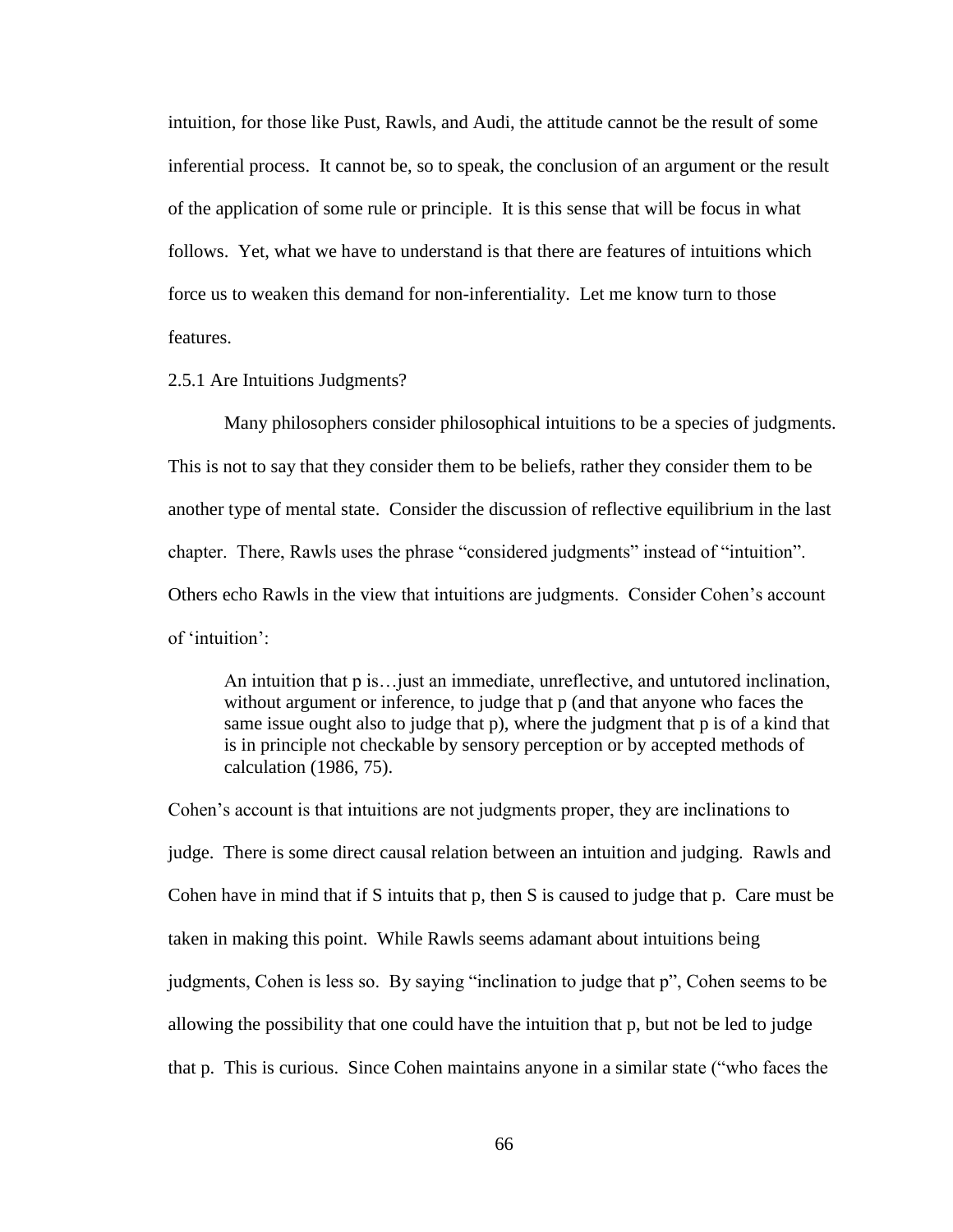intuition, for those like Pust, Rawls, and Audi, the attitude cannot be the result of some inferential process. It cannot be, so to speak, the conclusion of an argument or the result of the application of some rule or principle. It is this sense that will be focus in what follows. Yet, what we have to understand is that there are features of intuitions which force us to weaken this demand for non-inferentiality. Let me know turn to those features.

### 2.5.1 Are Intuitions Judgments?

Many philosophers consider philosophical intuitions to be a species of judgments. This is not to say that they consider them to be beliefs, rather they consider them to be another type of mental state. Consider the discussion of reflective equilibrium in the last chapter. There, Rawls uses the phrase "considered judgments" instead of "intuition". Others echo Rawls in the view that intuitions are judgments. Consider Cohen's account of 'intuition':

> An intuition that p is…just an immediate, unreflective, and untutored inclination, without argument or inference, to judge that p (and that anyone who faces the same issue ought also to judge that p), where the judgment that p is of a kind that is in principle not checkable by sensory perception or by accepted methods of calculation (1986, 75).

Cohen's account is that intuitions are not judgments proper, they are inclinations to judge. There is some direct causal relation between an intuition and judging. Rawls and Cohen have in mind that if S intuits that p, then S is caused to judge that p. Care must be taken in making this point. While Rawls seems adamant about intuitions being judgments, Cohen is less so. By saying "inclination to judge that p", Cohen seems to be allowing the possibility that one could have the intuition that p, but not be led to judge that p. This is curious. Since Cohen maintains anyone in a similar state ("who faces the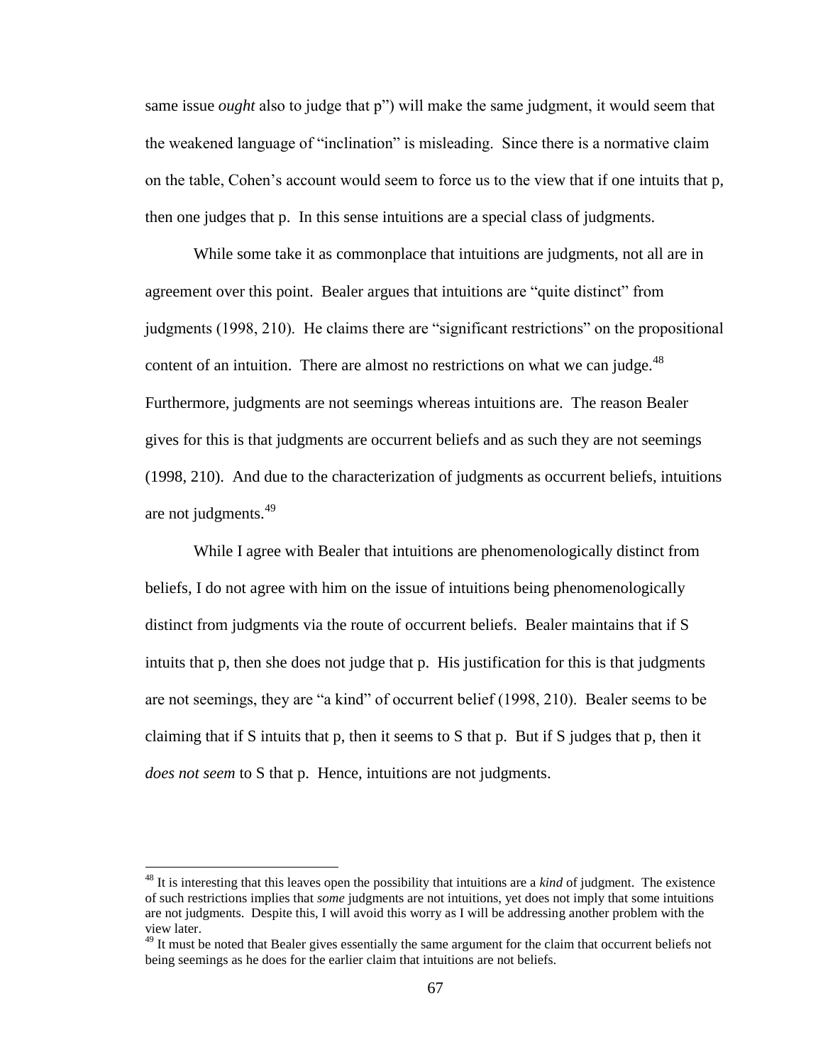same issue *ought* also to judge that p") will make the same judgment, it would seem that the weakened language of "inclination" is misleading. Since there is a normative claim on the table, Cohen's account would seem to force us to the view that if one intuits that p, then one judges that p. In this sense intuitions are a special class of judgments.

While some take it as commonplace that intuitions are judgments, not all are in agreement over this point. Bealer argues that intuitions are "quite distinct" from judgments (1998, 210). He claims there are "significant restrictions" on the propositional content of an intuition. There are almost no restrictions on what we can judge.[48] Furthermore, judgments are not seemings whereas intuitions are. The reason Bealer gives for this is that judgments are occurrent beliefs and as such they are not seemings (1998, 210). And due to the characterization of judgments as occurrent beliefs, intuitions are not judgments.[49]

While I agree with Bealer that intuitions are phenomenologically distinct from beliefs, I do not agree with him on the issue of intuitions being phenomenologically distinct from judgments via the route of occurrent beliefs. Bealer maintains that if S intuits that p, then she does not judge that p. His justification for this is that judgments are not seemings, they are "a kind" of occurrent belief (1998, 210). Bealer seems to be claiming that if S intuits that p, then it seems to S that p. But if S judges that p, then it *does not seem* to S that p. Hence, intuitions are not judgments.

---

[48] It is interesting that this leaves open the possibility that intuitions are a *kind* of judgment. The existence of such restrictions implies that *some* judgments are not intuitions, yet does not imply that some intuitions are not judgments. Despite this, I will avoid this worry as I will be addressing another problem with the view later.

[49] It must be noted that Bealer gives essentially the same argument for the claim that occurrent beliefs not being seemings as he does for the earlier claim that intuitions are not beliefs.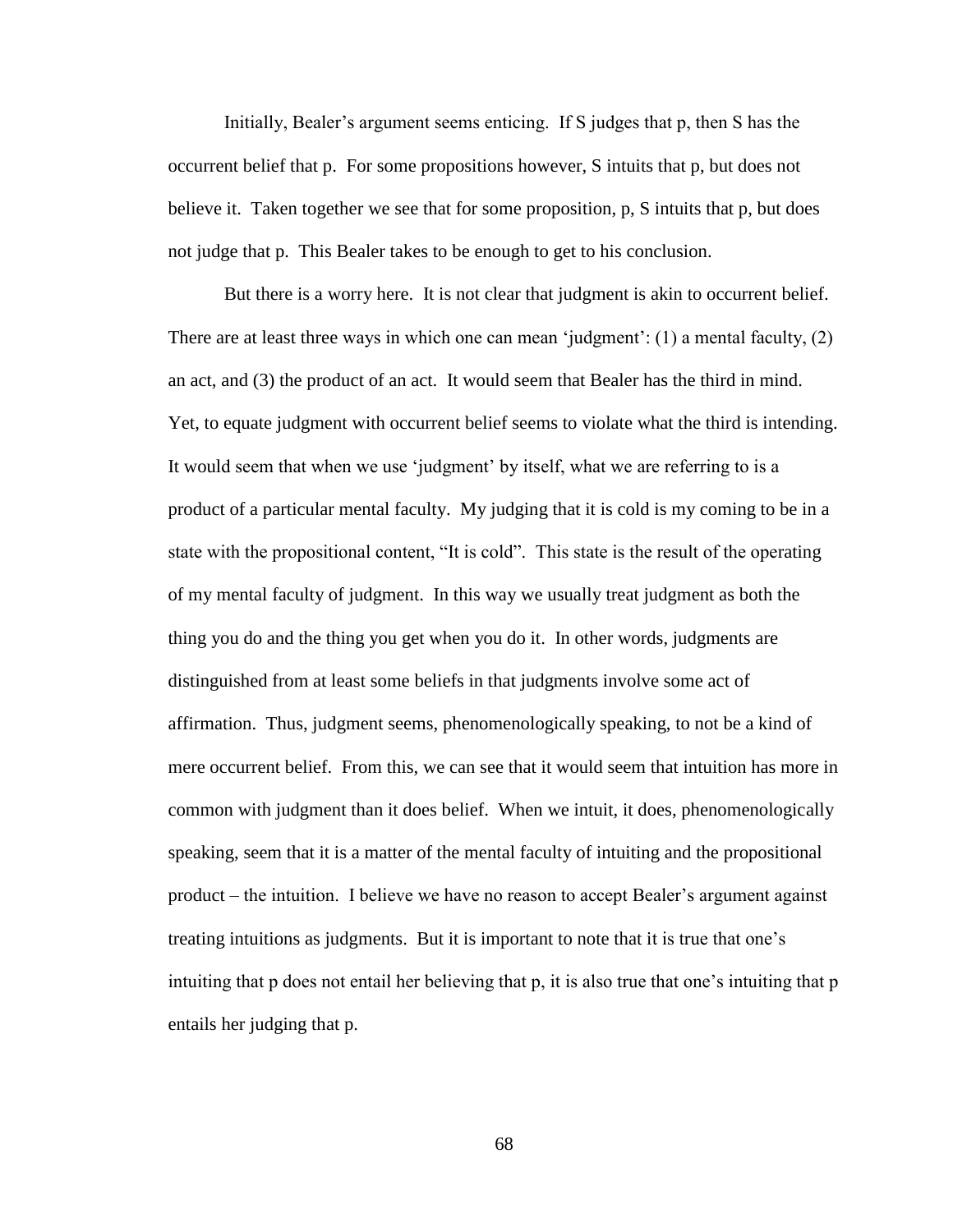Initially, Bealer's argument seems enticing. If S judges that p, then S has the occurrent belief that p. For some propositions however, S intuits that p, but does not believe it. Taken together we see that for some proposition, p, S intuits that p, but does not judge that p. This Bealer takes to be enough to get to his conclusion.

But there is a worry here. It is not clear that judgment is akin to occurrent belief. There are at least three ways in which one can mean 'judgment': (1) a mental faculty, (2) an act, and (3) the product of an act. It would seem that Bealer has the third in mind. Yet, to equate judgment with occurrent belief seems to violate what the third is intending. It would seem that when we use 'judgment' by itself, what we are referring to is a product of a particular mental faculty. My judging that it is cold is my coming to be in a state with the propositional content, "It is cold". This state is the result of the operating of my mental faculty of judgment. In this way we usually treat judgment as both the thing you do and the thing you get when you do it. In other words, judgments are distinguished from at least some beliefs in that judgments involve some act of affirmation. Thus, judgment seems, phenomenologically speaking, to not be a kind of mere occurrent belief. From this, we can see that it would seem that intuition has more in common with judgment than it does belief. When we intuit, it does, phenomenologically speaking, seem that it is a matter of the mental faculty of intuiting and the propositional product – the intuition. I believe we have no reason to accept Bealer's argument against treating intuitions as judgments. But it is important to note that it is true that one's intuiting that p does not entail her believing that p, it is also true that one's intuiting that p entails her judging that p.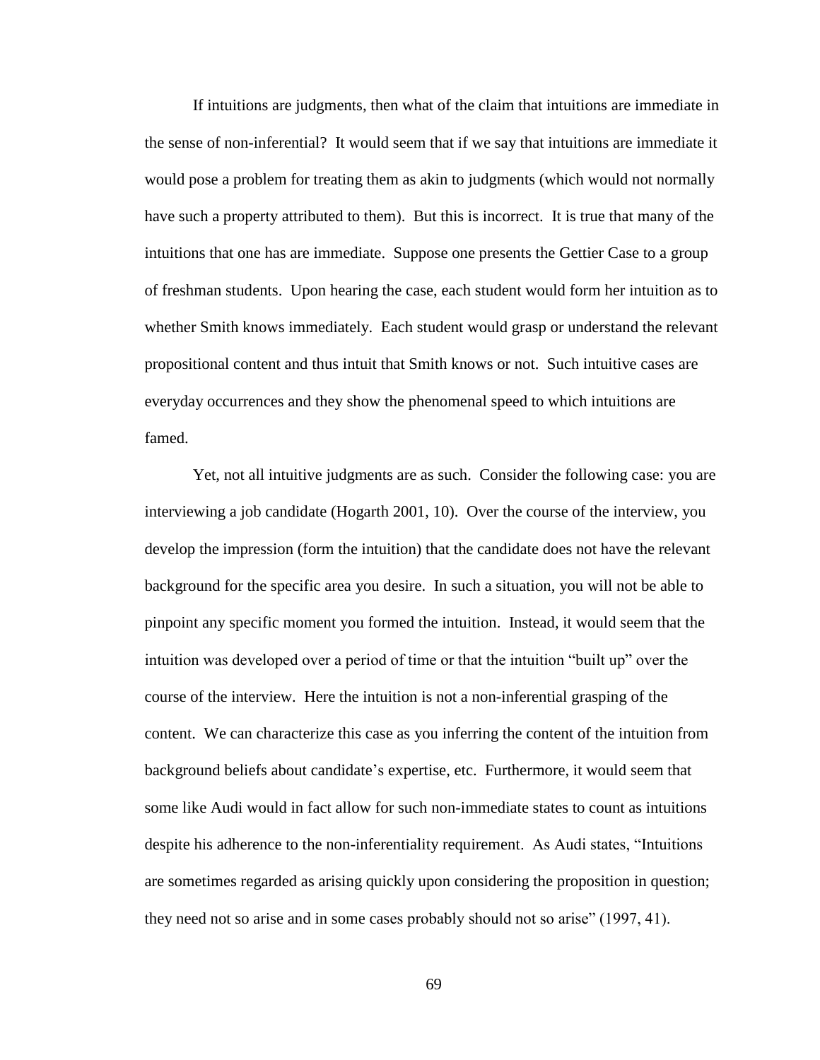If intuitions are judgments, then what of the claim that intuitions are immediate in the sense of non-inferential? It would seem that if we say that intuitions are immediate it would pose a problem for treating them as akin to judgments (which would not normally have such a property attributed to them). But this is incorrect. It is true that many of the intuitions that one has are immediate. Suppose one presents the Gettier Case to a group of freshman students. Upon hearing the case, each student would form her intuition as to whether Smith knows immediately. Each student would grasp or understand the relevant propositional content and thus intuit that Smith knows or not. Such intuitive cases are everyday occurrences and they show the phenomenal speed to which intuitions are famed.

Yet, not all intuitive judgments are as such. Consider the following case: you are interviewing a job candidate (Hogarth 2001, 10). Over the course of the interview, you develop the impression (form the intuition) that the candidate does not have the relevant background for the specific area you desire. In such a situation, you will not be able to pinpoint any specific moment you formed the intuition. Instead, it would seem that the intuition was developed over a period of time or that the intuition "built up" over the course of the interview. Here the intuition is not a non-inferential grasping of the content. We can characterize this case as you inferring the content of the intuition from background beliefs about candidate's expertise, etc. Furthermore, it would seem that some like Audi would in fact allow for such non-immediate states to count as intuitions despite his adherence to the non-inferentiality requirement. As Audi states, "Intuitions are sometimes regarded as arising quickly upon considering the proposition in question; they need not so arise and in some cases probably should not so arise" (1997, 41).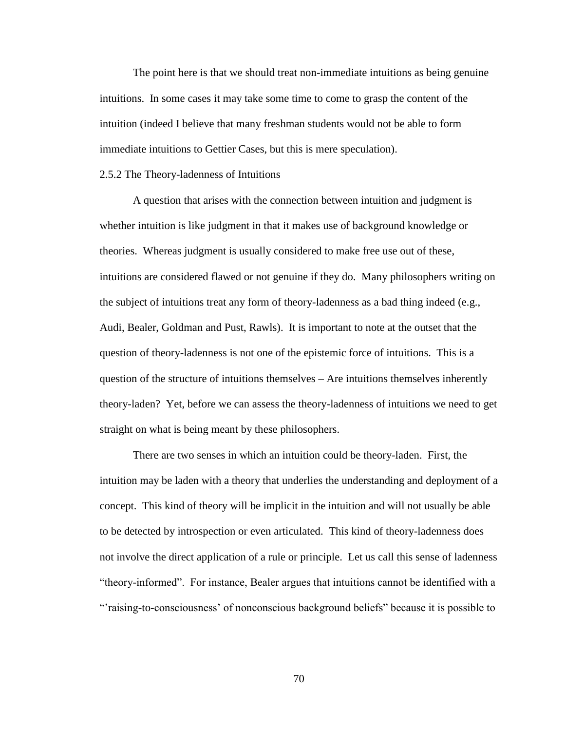The point here is that we should treat non-immediate intuitions as being genuine intuitions. In some cases it may take some time to come to grasp the content of the intuition (indeed I believe that many freshman students would not be able to form immediate intuitions to Gettier Cases, but this is mere speculation).

### 2.5.2 The Theory-ladenness of Intuitions

A question that arises with the connection between intuition and judgment is whether intuition is like judgment in that it makes use of background knowledge or theories. Whereas judgment is usually considered to make free use out of these, intuitions are considered flawed or not genuine if they do. Many philosophers writing on the subject of intuitions treat any form of theory-ladenness as a bad thing indeed (e.g., Audi, Bealer, Goldman and Pust, Rawls). It is important to note at the outset that the question of theory-ladenness is not one of the epistemic force of intuitions. This is a question of the structure of intuitions themselves – Are intuitions themselves inherently theory-laden? Yet, before we can assess the theory-ladenness of intuitions we need to get straight on what is being meant by these philosophers.

There are two senses in which an intuition could be theory-laden. First, the intuition may be laden with a theory that underlies the understanding and deployment of a concept. This kind of theory will be implicit in the intuition and will not usually be able to be detected by introspection or even articulated. This kind of theory-ladenness does not involve the direct application of a rule or principle. Let us call this sense of ladenness "theory-informed". For instance, Bealer argues that intuitions cannot be identified with a "'raising-to-consciousness' of nonconscious background beliefs" because it is possible to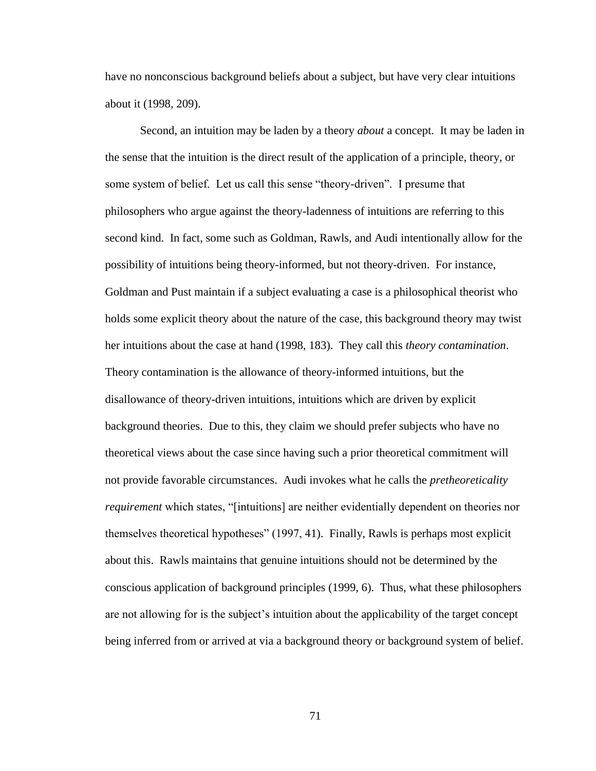have no nonconscious background beliefs about a subject, but have very clear intuitions about it (1998, 209).

Second, an intuition may be laden by a theory *about* a concept. It may be laden in the sense that the intuition is the direct result of the application of a principle, theory, or some system of belief. Let us call this sense "theory-driven". I presume that philosophers who argue against the theory-ladenness of intuitions are referring to this second kind. In fact, some such as Goldman, Rawls, and Audi intentionally allow for the possibility of intuitions being theory-informed, but not theory-driven. For instance, Goldman and Pust maintain if a subject evaluating a case is a philosophical theorist who holds some explicit theory about the nature of the case, this background theory may twist her intuitions about the case at hand (1998, 183). They call this *theory contamination*. Theory contamination is the allowance of theory-informed intuitions, but the disallowance of theory-driven intuitions, intuitions which are driven by explicit background theories. Due to this, they claim we should prefer subjects who have no theoretical views about the case since having such a prior theoretical commitment will not provide favorable circumstances. Audi invokes what he calls the *pretheoreticality requirement* which states, "[intuitions] are neither evidentially dependent on theories nor themselves theoretical hypotheses" (1997, 41). Finally, Rawls is perhaps most explicit about this. Rawls maintains that genuine intuitions should not be determined by the conscious application of background principles (1999, 6). Thus, what these philosophers are not allowing for is the subject's intuition about the applicability of the target concept being inferred from or arrived at via a background theory or background system of belief.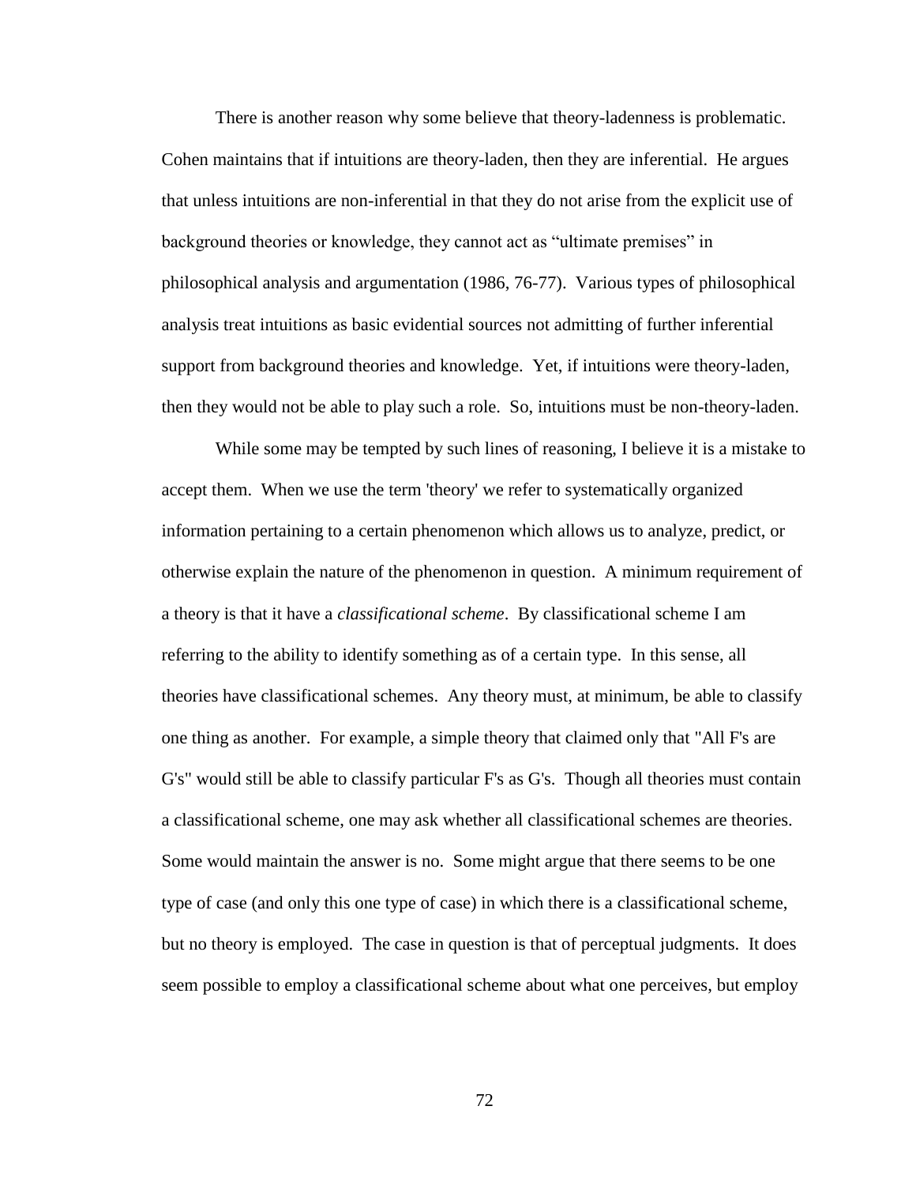There is another reason why some believe that theory-ladenness is problematic. Cohen maintains that if intuitions are theory-laden, then they are inferential. He argues that unless intuitions are non-inferential in that they do not arise from the explicit use of background theories or knowledge, they cannot act as "ultimate premises" in philosophical analysis and argumentation (1986, 76-77). Various types of philosophical analysis treat intuitions as basic evidential sources not admitting of further inferential support from background theories and knowledge. Yet, if intuitions were theory-laden, then they would not be able to play such a role. So, intuitions must be non-theory-laden.

While some may be tempted by such lines of reasoning, I believe it is a mistake to accept them. When we use the term 'theory' we refer to systematically organized information pertaining to a certain phenomenon which allows us to analyze, predict, or otherwise explain the nature of the phenomenon in question. A minimum requirement of a theory is that it have a *classificational scheme*. By classificational scheme I am referring to the ability to identify something as of a certain type. In this sense, all theories have classificational schemes. Any theory must, at minimum, be able to classify one thing as another. For example, a simple theory that claimed only that "All F's are G's" would still be able to classify particular F's as G's. Though all theories must contain a classificational scheme, one may ask whether all classificational schemes are theories. Some would maintain the answer is no. Some might argue that there seems to be one type of case (and only this one type of case) in which there is a classificational scheme, but no theory is employed. The case in question is that of perceptual judgments. It does seem possible to employ a classificational scheme about what one perceives, but employ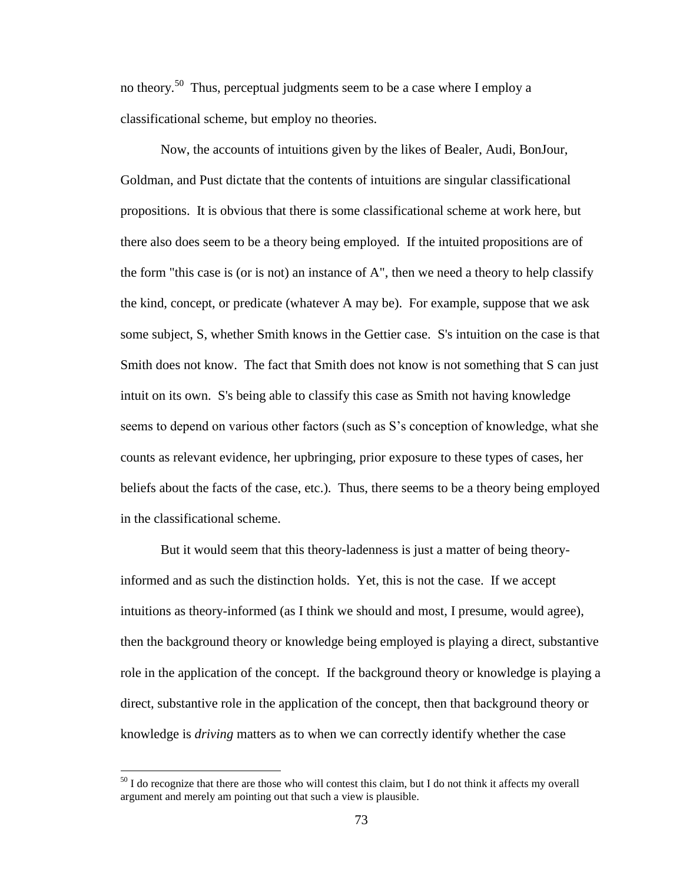no theory.[50] Thus, perceptual judgments seem to be a case where I employ a classificational scheme, but employ no theories.

Now, the accounts of intuitions given by the likes of Bealer, Audi, BonJour, Goldman, and Pust dictate that the contents of intuitions are singular classificational propositions. It is obvious that there is some classificational scheme at work here, but there also does seem to be a theory being employed. If the intuited propositions are of the form "this case is (or is not) an instance of A", then we need a theory to help classify the kind, concept, or predicate (whatever A may be). For example, suppose that we ask some subject, S, whether Smith knows in the Gettier case. S's intuition on the case is that Smith does not know. The fact that Smith does not know is not something that S can just intuit on its own. S's being able to classify this case as Smith not having knowledge seems to depend on various other factors (such as S's conception of knowledge, what she counts as relevant evidence, her upbringing, prior exposure to these types of cases, her beliefs about the facts of the case, etc.). Thus, there seems to be a theory being employed in the classificational scheme.

But it would seem that this theory-ladenness is just a matter of being theory-informed and as such the distinction holds. Yet, this is not the case. If we accept intuitions as theory-informed (as I think we should and most, I presume, would agree), then the background theory or knowledge being employed is playing a direct, substantive role in the application of the concept. If the background theory or knowledge is playing a direct, substantive role in the application of the concept, then that background theory or knowledge is *driving* matters as to when we can correctly identify whether the case

[50] I do recognize that there are those who will contest this claim, but I do not think it affects my overall argument and merely am pointing out that such a view is plausible.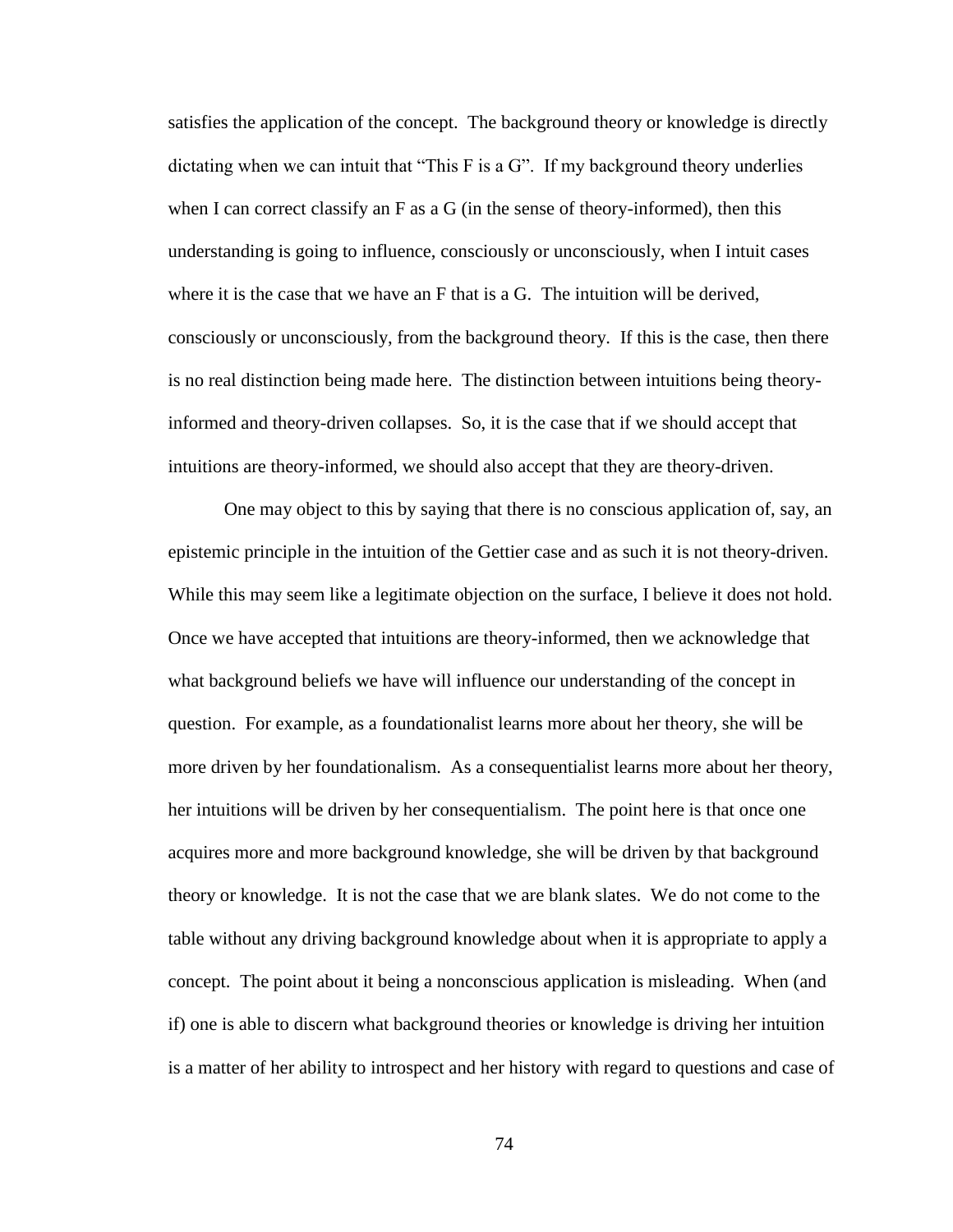satisfies the application of the concept. The background theory or knowledge is directly dictating when we can intuit that "This F is a G". If my background theory underlies when I can correct classify an F as a G (in the sense of theory-informed), then this understanding is going to influence, consciously or unconsciously, when I intuit cases where it is the case that we have an F that is a G. The intuition will be derived, consciously or unconsciously, from the background theory. If this is the case, then there is no real distinction being made here. The distinction between intuitions being theory-informed and theory-driven collapses. So, it is the case that if we should accept that intuitions are theory-informed, we should also accept that they are theory-driven.

One may object to this by saying that there is no conscious application of, say, an epistemic principle in the intuition of the Gettier case and as such it is not theory-driven. While this may seem like a legitimate objection on the surface, I believe it does not hold. Once we have accepted that intuitions are theory-informed, then we acknowledge that what background beliefs we have will influence our understanding of the concept in question. For example, as a foundationalist learns more about her theory, she will be more driven by her foundationalism. As a consequentialist learns more about her theory, her intuitions will be driven by her consequentialism. The point here is that once one acquires more and more background knowledge, she will be driven by that background theory or knowledge. It is not the case that we are blank slates. We do not come to the table without any driving background knowledge about when it is appropriate to apply a concept. The point about it being a nonconscious application is misleading. When (and if) one is able to discern what background theories or knowledge is driving her intuition is a matter of her ability to introspect and her history with regard to questions and case of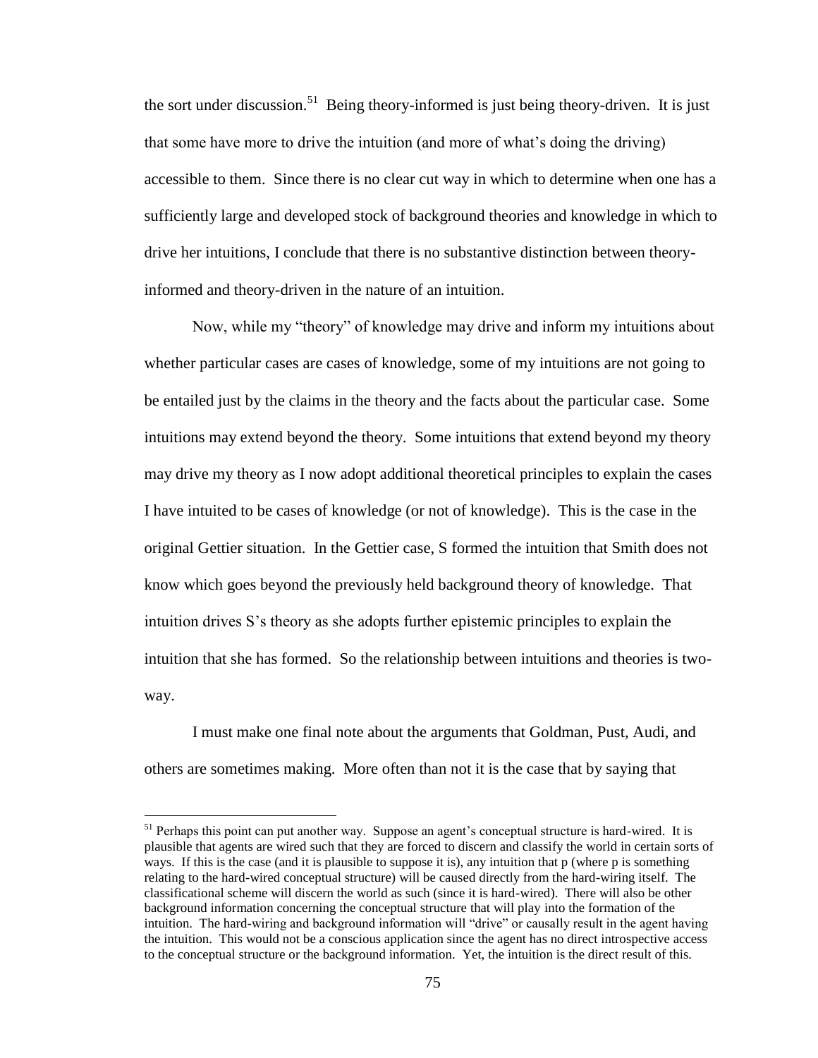the sort under discussion.[51] Being theory-informed is just being theory-driven. It is just that some have more to drive the intuition (and more of what's doing the driving) accessible to them. Since there is no clear cut way in which to determine when one has a sufficiently large and developed stock of background theories and knowledge in which to drive her intuitions, I conclude that there is no substantive distinction between theory-informed and theory-driven in the nature of an intuition.

Now, while my "theory" of knowledge may drive and inform my intuitions about whether particular cases are cases of knowledge, some of my intuitions are not going to be entailed just by the claims in the theory and the facts about the particular case. Some intuitions may extend beyond the theory. Some intuitions that extend beyond my theory may drive my theory as I now adopt additional theoretical principles to explain the cases I have intuited to be cases of knowledge (or not of knowledge). This is the case in the original Gettier situation. In the Gettier case, S formed the intuition that Smith does not know which goes beyond the previously held background theory of knowledge. That intuition drives S's theory as she adopts further epistemic principles to explain the intuition that she has formed. So the relationship between intuitions and theories is two-way.

I must make one final note about the arguments that Goldman, Pust, Audi, and others are sometimes making. More often than not it is the case that by saying that

---

[51] Perhaps this point can put another way. Suppose an agent's conceptual structure is hard-wired. It is plausible that agents are wired such that they are forced to discern and classify the world in certain sorts of ways. If this is the case (and it is plausible to suppose it is), any intuition that p (where p is something relating to the hard-wired conceptual structure) will be caused directly from the hard-wiring itself. The classificational scheme will discern the world as such (since it is hard-wired). There will also be other background information concerning the conceptual structure that will play into the formation of the intuition. The hard-wiring and background information will "drive" or causally result in the agent having the intuition. This would not be a conscious application since the agent has no direct introspective access to the conceptual structure or the background information. Yet, the intuition is the direct result of this.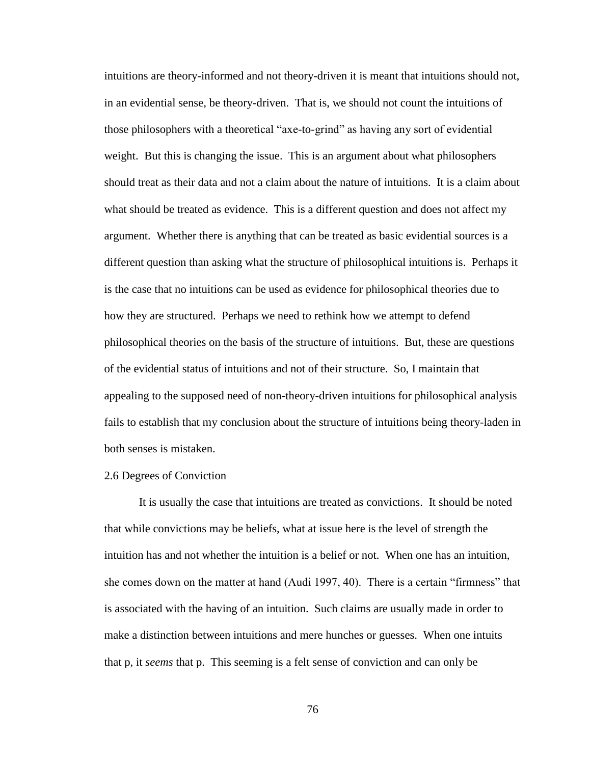intuitions are theory-informed and not theory-driven it is meant that intuitions should not, in an evidential sense, be theory-driven. That is, we should not count the intuitions of those philosophers with a theoretical "axe-to-grind" as having any sort of evidential weight. But this is changing the issue. This is an argument about what philosophers should treat as their data and not a claim about the nature of intuitions. It is a claim about what should be treated as evidence. This is a different question and does not affect my argument. Whether there is anything that can be treated as basic evidential sources is a different question than asking what the structure of philosophical intuitions is. Perhaps it is the case that no intuitions can be used as evidence for philosophical theories due to how they are structured. Perhaps we need to rethink how we attempt to defend philosophical theories on the basis of the structure of intuitions. But, these are questions of the evidential status of intuitions and not of their structure. So, I maintain that appealing to the supposed need of non-theory-driven intuitions for philosophical analysis fails to establish that my conclusion about the structure of intuitions being theory-laden in both senses is mistaken.

### 2.6 Degrees of Conviction

It is usually the case that intuitions are treated as convictions. It should be noted that while convictions may be beliefs, what at issue here is the level of strength the intuition has and not whether the intuition is a belief or not. When one has an intuition, she comes down on the matter at hand (Audi 1997, 40). There is a certain "firmness" that is associated with the having of an intuition. Such claims are usually made in order to make a distinction between intuitions and mere hunches or guesses. When one intuits that p, it *seems* that p. This seeming is a felt sense of conviction and can only be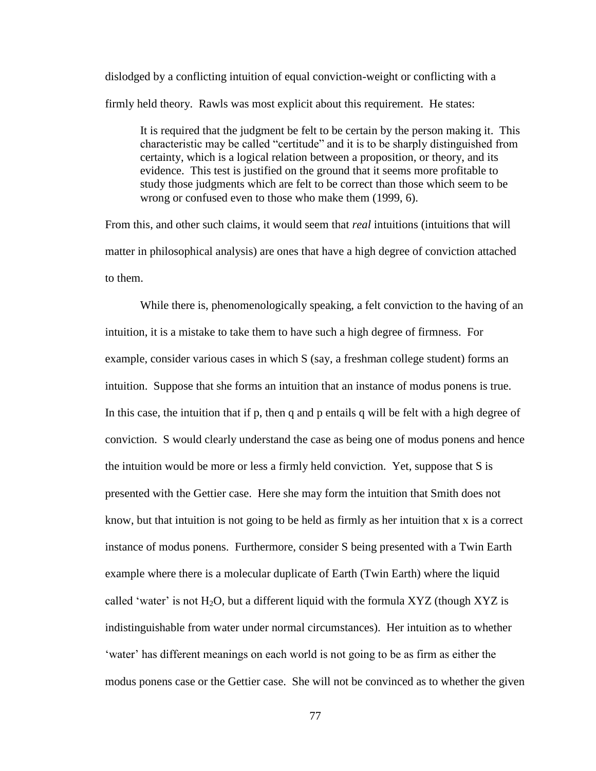dislodged by a conflicting intuition of equal conviction-weight or conflicting with a firmly held theory. Rawls was most explicit about this requirement. He states:

> It is required that the judgment be felt to be certain by the person making it. This characteristic may be called "certitude" and it is to be sharply distinguished from certainty, which is a logical relation between a proposition, or theory, and its evidence. This test is justified on the ground that it seems more profitable to study those judgments which are felt to be correct than those which seem to be wrong or confused even to those who make them (1999, 6).

From this, and other such claims, it would seem that *real* intuitions (intuitions that will matter in philosophical analysis) are ones that have a high degree of conviction attached to them.

While there is, phenomenologically speaking, a felt conviction to the having of an intuition, it is a mistake to take them to have such a high degree of firmness. For example, consider various cases in which S (say, a freshman college student) forms an intuition. Suppose that she forms an intuition that an instance of modus ponens is true. In this case, the intuition that if p, then q and p entails q will be felt with a high degree of conviction. S would clearly understand the case as being one of modus ponens and hence the intuition would be more or less a firmly held conviction. Yet, suppose that S is presented with the Gettier case. Here she may form the intuition that Smith does not know, but that intuition is not going to be held as firmly as her intuition that x is a correct instance of modus ponens. Furthermore, consider S being presented with a Twin Earth example where there is a molecular duplicate of Earth (Twin Earth) where the liquid called 'water' is not $H_2O$, but a different liquid with the formula XYZ (though XYZ is indistinguishable from water under normal circumstances). Her intuition as to whether 'water' has different meanings on each world is not going to be as firm as either the modus ponens case or the Gettier case. She will not be convinced as to whether the given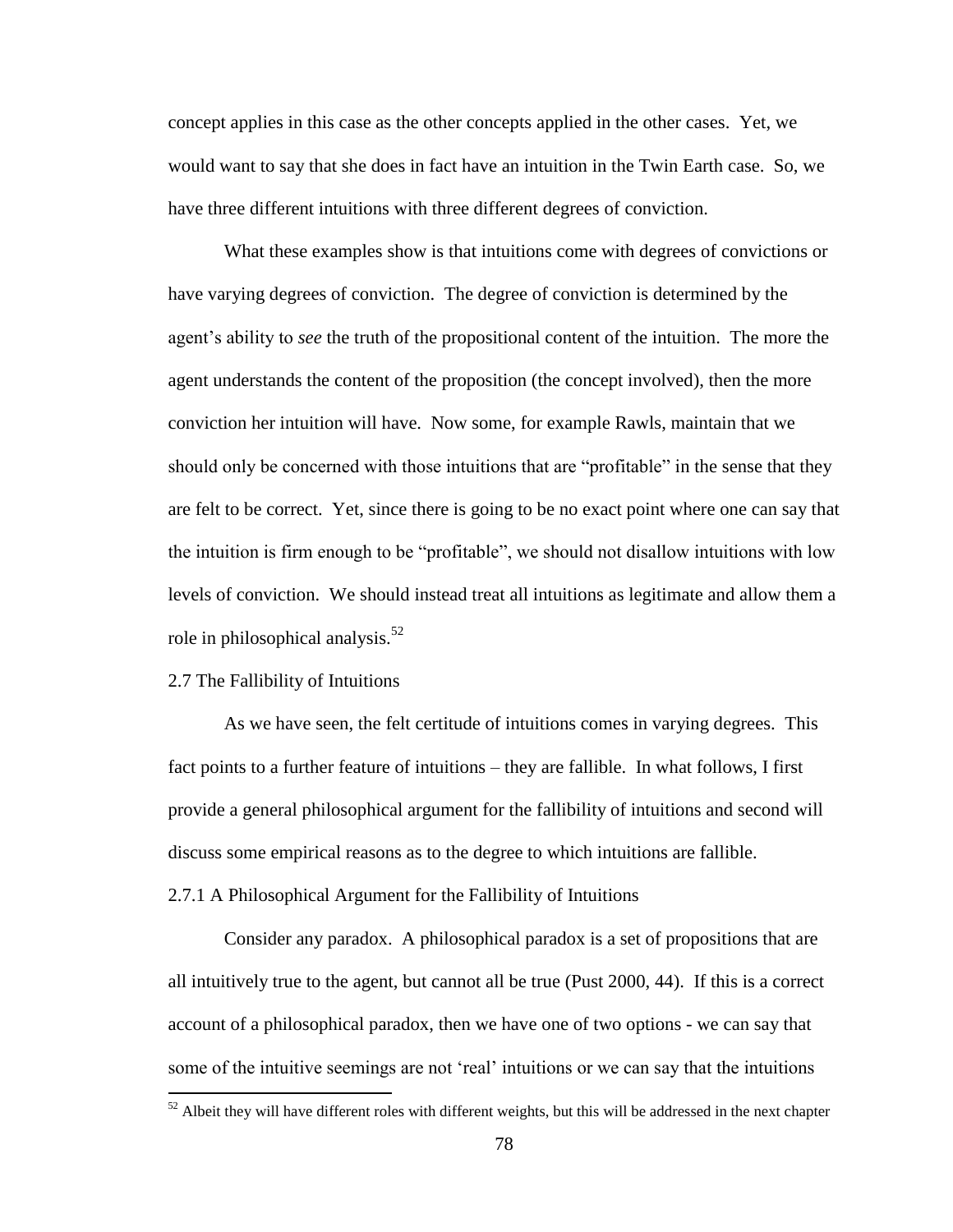concept applies in this case as the other concepts applied in the other cases. Yet, we would want to say that she does in fact have an intuition in the Twin Earth case. So, we have three different intuitions with three different degrees of conviction.

What these examples show is that intuitions come with degrees of convictions or have varying degrees of conviction. The degree of conviction is determined by the agent's ability to *see* the truth of the propositional content of the intuition. The more the agent understands the content of the proposition (the concept involved), then the more conviction her intuition will have. Now some, for example Rawls, maintain that we should only be concerned with those intuitions that are "profitable" in the sense that they are felt to be correct. Yet, since there is going to be no exact point where one can say that the intuition is firm enough to be "profitable", we should not disallow intuitions with low levels of conviction. We should instead treat all intuitions as legitimate and allow them a role in philosophical analysis.[52]

## 2.7 The Fallibility of Intuitions

As we have seen, the felt certitude of intuitions comes in varying degrees. This fact points to a further feature of intuitions – they are fallible. In what follows, I first provide a general philosophical argument for the fallibility of intuitions and second will discuss some empirical reasons as to the degree to which intuitions are fallible.

### 2.7.1 A Philosophical Argument for the Fallibility of Intuitions

Consider any paradox. A philosophical paradox is a set of propositions that are all intuitively true to the agent, but cannot all be true (Pust 2000, 44). If this is a correct account of a philosophical paradox, then we have one of two options - we can say that some of the intuitive seemings are not 'real' intuitions or we can say that the intuitions

[52] Albeit they will have different roles with different weights, but this will be addressed in the next chapter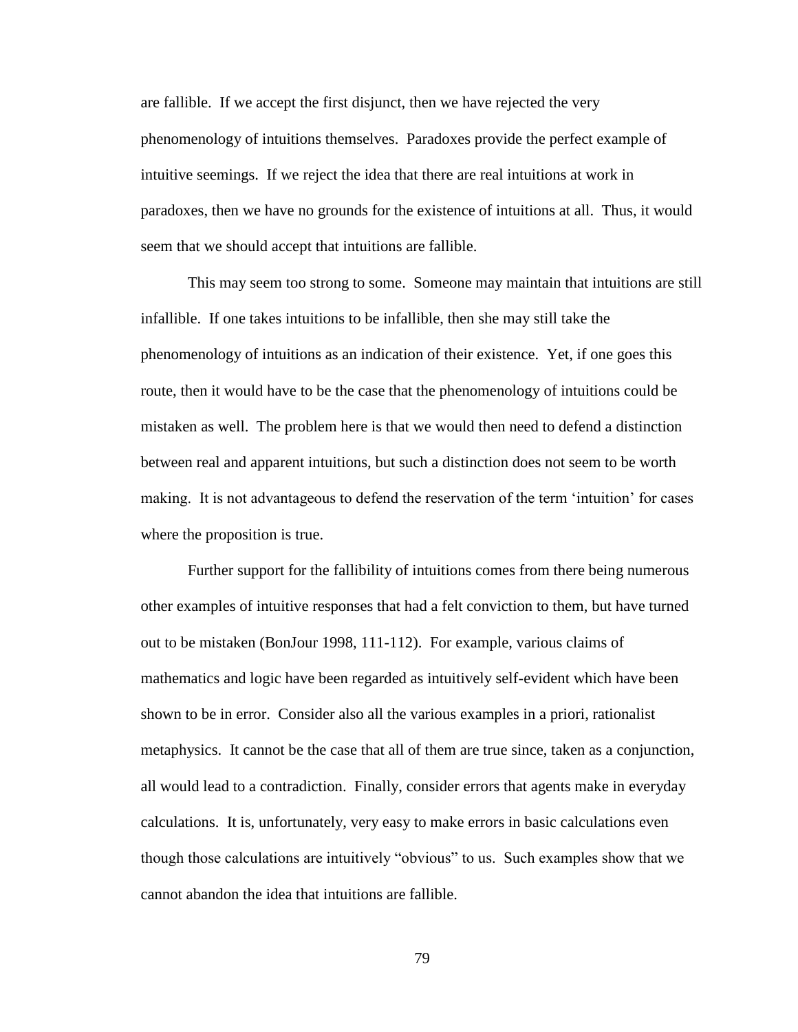are fallible. If we accept the first disjunct, then we have rejected the very phenomenology of intuitions themselves. Paradoxes provide the perfect example of intuitive seemings. If we reject the idea that there are real intuitions at work in paradoxes, then we have no grounds for the existence of intuitions at all. Thus, it would seem that we should accept that intuitions are fallible.

This may seem too strong to some. Someone may maintain that intuitions are still infallible. If one takes intuitions to be infallible, then she may still take the phenomenology of intuitions as an indication of their existence. Yet, if one goes this route, then it would have to be the case that the phenomenology of intuitions could be mistaken as well. The problem here is that we would then need to defend a distinction between real and apparent intuitions, but such a distinction does not seem to be worth making. It is not advantageous to defend the reservation of the term 'intuition' for cases where the proposition is true.

Further support for the fallibility of intuitions comes from there being numerous other examples of intuitive responses that had a felt conviction to them, but have turned out to be mistaken (BonJour 1998, 111-112). For example, various claims of mathematics and logic have been regarded as intuitively self-evident which have been shown to be in error. Consider also all the various examples in a priori, rationalist metaphysics. It cannot be the case that all of them are true since, taken as a conjunction, all would lead to a contradiction. Finally, consider errors that agents make in everyday calculations. It is, unfortunately, very easy to make errors in basic calculations even though those calculations are intuitively "obvious" to us. Such examples show that we cannot abandon the idea that intuitions are fallible.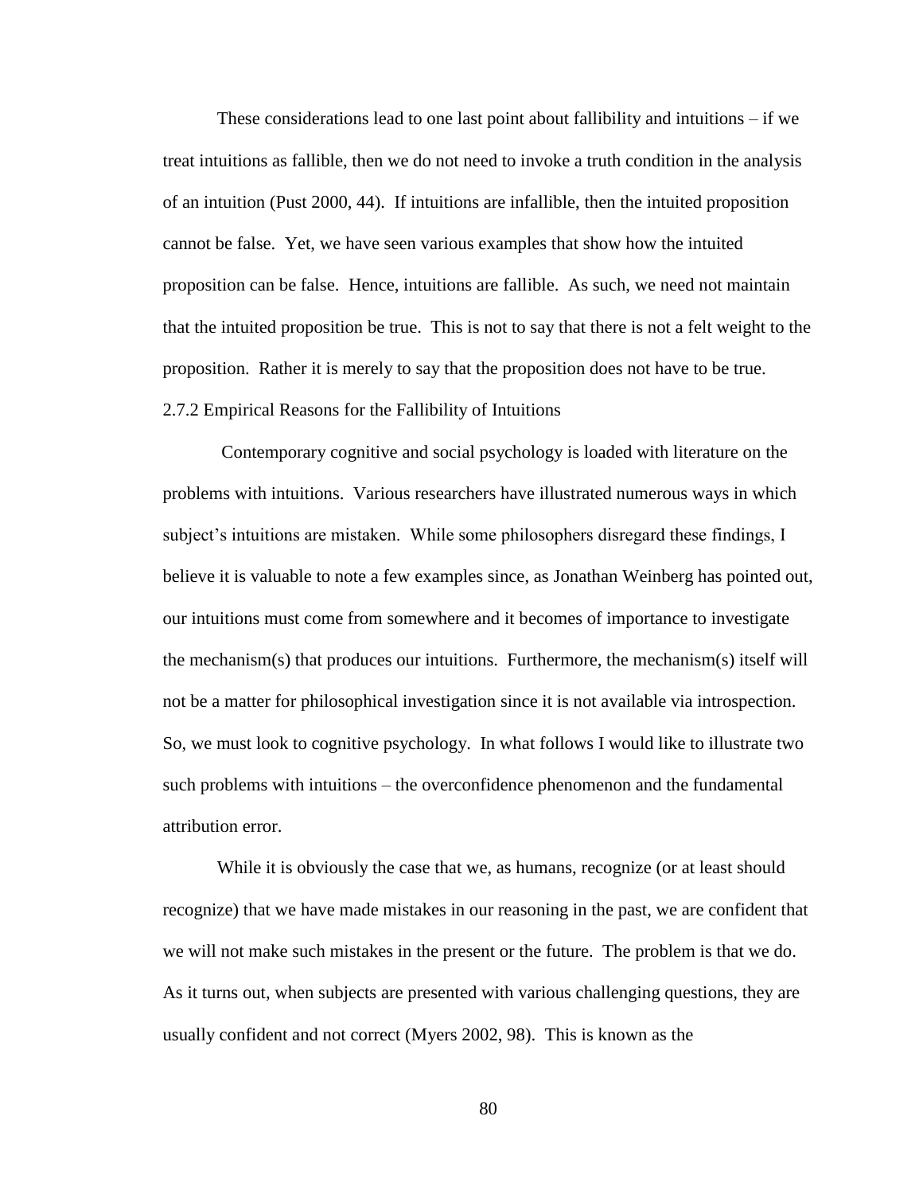These considerations lead to one last point about fallibility and intuitions – if we treat intuitions as fallible, then we do not need to invoke a truth condition in the analysis of an intuition (Pust 2000, 44). If intuitions are infallible, then the intuited proposition cannot be false. Yet, we have seen various examples that show how the intuited proposition can be false. Hence, intuitions are fallible. As such, we need not maintain that the intuited proposition be true. This is not to say that there is not a felt weight to the proposition. Rather it is merely to say that the proposition does not have to be true.

### 2.7.2 Empirical Reasons for the Fallibility of Intuitions

Contemporary cognitive and social psychology is loaded with literature on the problems with intuitions. Various researchers have illustrated numerous ways in which subject's intuitions are mistaken. While some philosophers disregard these findings, I believe it is valuable to note a few examples since, as Jonathan Weinberg has pointed out, our intuitions must come from somewhere and it becomes of importance to investigate the mechanism(s) that produces our intuitions. Furthermore, the mechanism(s) itself will not be a matter for philosophical investigation since it is not available via introspection. So, we must look to cognitive psychology. In what follows I would like to illustrate two such problems with intuitions – the overconfidence phenomenon and the fundamental attribution error.

While it is obviously the case that we, as humans, recognize (or at least should recognize) that we have made mistakes in our reasoning in the past, we are confident that we will not make such mistakes in the present or the future. The problem is that we do. As it turns out, when subjects are presented with various challenging questions, they are usually confident and not correct (Myers 2002, 98). This is known as the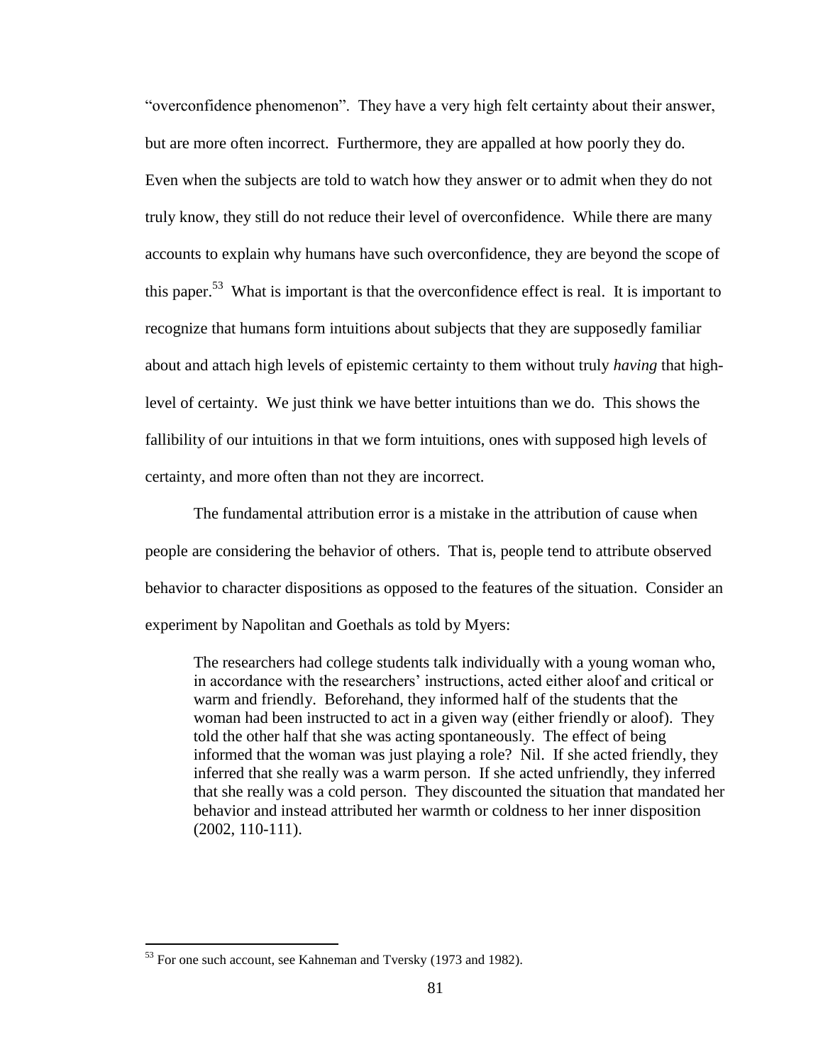"overconfidence phenomenon". They have a very high felt certainty about their answer, but are more often incorrect. Furthermore, they are appalled at how poorly they do. Even when the subjects are told to watch how they answer or to admit when they do not truly know, they still do not reduce their level of overconfidence. While there are many accounts to explain why humans have such overconfidence, they are beyond the scope of this paper.[53] What is important is that the overconfidence effect is real. It is important to recognize that humans form intuitions about subjects that they are supposedly familiar about and attach high levels of epistemic certainty to them without truly *having* that high-level of certainty. We just think we have better intuitions than we do. This shows the fallibility of our intuitions in that we form intuitions, ones with supposed high levels of certainty, and more often than not they are incorrect.

The fundamental attribution error is a mistake in the attribution of cause when people are considering the behavior of others. That is, people tend to attribute observed behavior to character dispositions as opposed to the features of the situation. Consider an experiment by Napolitan and Goethals as told by Myers:

> The researchers had college students talk individually with a young woman who, in accordance with the researchers' instructions, acted either aloof and critical or warm and friendly. Beforehand, they informed half of the students that the woman had been instructed to act in a given way (either friendly or aloof). They told the other half that she was acting spontaneously. The effect of being informed that the woman was just playing a role? Nil. If she acted friendly, they inferred that she really was a warm person. If she acted unfriendly, they inferred that she really was a cold person. They discounted the situation that mandated her behavior and instead attributed her warmth or coldness to her inner disposition (2002, 110-111).

[53] For one such account, see Kahneman and Tversky (1973 and 1982).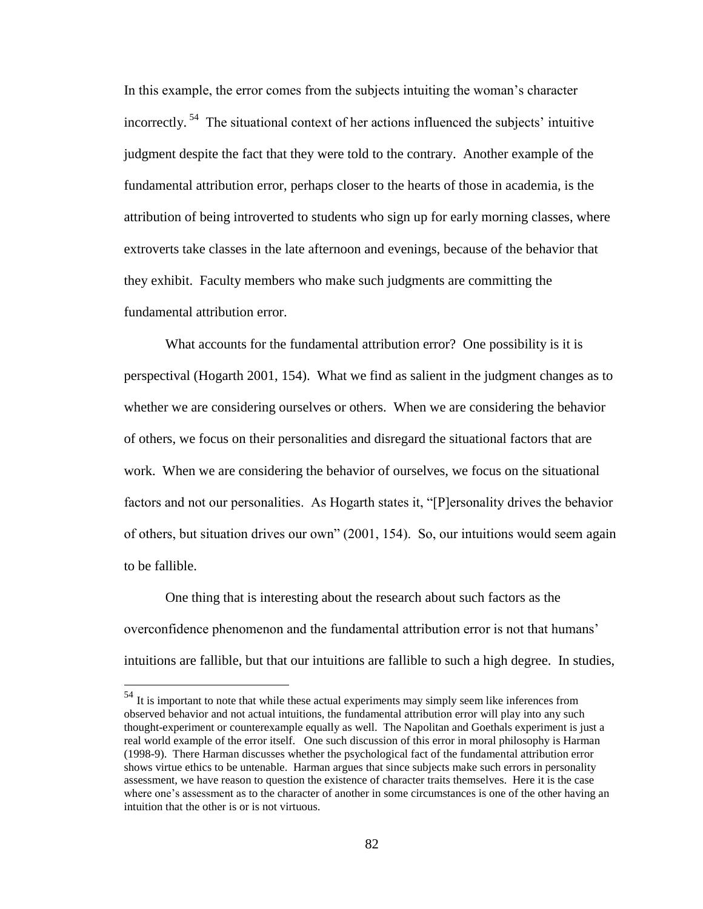In this example, the error comes from the subjects intuiting the woman's character incorrectly.[54] The situational context of her actions influenced the subjects' intuitive judgment despite the fact that they were told to the contrary. Another example of the fundamental attribution error, perhaps closer to the hearts of those in academia, is the attribution of being introverted to students who sign up for early morning classes, where extroverts take classes in the late afternoon and evenings, because of the behavior that they exhibit. Faculty members who make such judgments are committing the fundamental attribution error.

What accounts for the fundamental attribution error? One possibility is it is perspectival (Hogarth 2001, 154). What we find as salient in the judgment changes as to whether we are considering ourselves or others. When we are considering the behavior of others, we focus on their personalities and disregard the situational factors that are work. When we are considering the behavior of ourselves, we focus on the situational factors and not our personalities. As Hogarth states it, "[P]ersonality drives the behavior of others, but situation drives our own" (2001, 154). So, our intuitions would seem again to be fallible.

One thing that is interesting about the research about such factors as the overconfidence phenomenon and the fundamental attribution error is not that humans' intuitions are fallible, but that our intuitions are fallible to such a high degree. In studies,

[54] It is important to note that while these actual experiments may simply seem like inferences from observed behavior and not actual intuitions, the fundamental attribution error will play into any such thought-experiment or counterexample equally as well. The Napolitan and Goethals experiment is just a real world example of the error itself. One such discussion of this error in moral philosophy is Harman (1998-9). There Harman discusses whether the psychological fact of the fundamental attribution error shows virtue ethics to be untenable. Harman argues that since subjects make such errors in personality assessment, we have reason to question the existence of character traits themselves. Here it is the case where one's assessment as to the character of another in some circumstances is one of the other having an intuition that the other is or is not virtuous.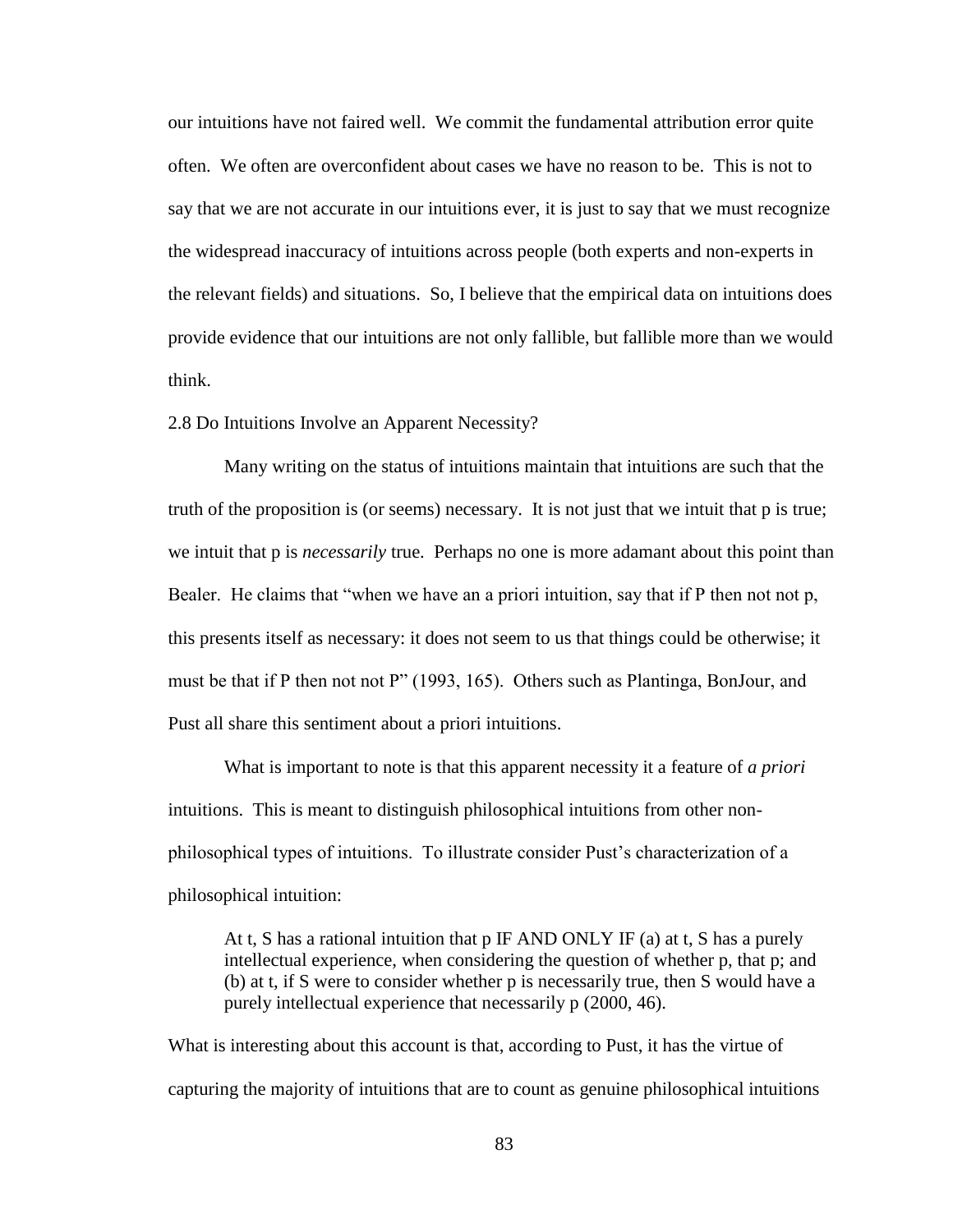our intuitions have not faired well. We commit the fundamental attribution error quite often. We often are overconfident about cases we have no reason to be. This is not to say that we are not accurate in our intuitions ever, it is just to say that we must recognize the widespread inaccuracy of intuitions across people (both experts and non-experts in the relevant fields) and situations. So, I believe that the empirical data on intuitions does provide evidence that our intuitions are not only fallible, but fallible more than we would think.

## 2.8 Do Intuitions Involve an Apparent Necessity?

Many writing on the status of intuitions maintain that intuitions are such that the truth of the proposition is (or seems) necessary. It is not just that we intuit that p is true; we intuit that p is *necessarily* true. Perhaps no one is more adamant about this point than Bealer. He claims that "when we have an a priori intuition, say that if P then not not p, this presents itself as necessary: it does not seem to us that things could be otherwise; it must be that if P then not not P" (1993, 165). Others such as Plantinga, BonJour, and Pust all share this sentiment about a priori intuitions.

What is important to note is that this apparent necessity it a feature of *a priori* intuitions. This is meant to distinguish philosophical intuitions from other non-philosophical types of intuitions. To illustrate consider Pust's characterization of a philosophical intuition:

> At t, S has a rational intuition that p IF AND ONLY IF (a) at t, S has a purely intellectual experience, when considering the question of whether p, that p; and (b) at t, if S were to consider whether p is necessarily true, then S would have a purely intellectual experience that necessarily p (2000, 46).

What is interesting about this account is that, according to Pust, it has the virtue of capturing the majority of intuitions that are to count as genuine philosophical intuitions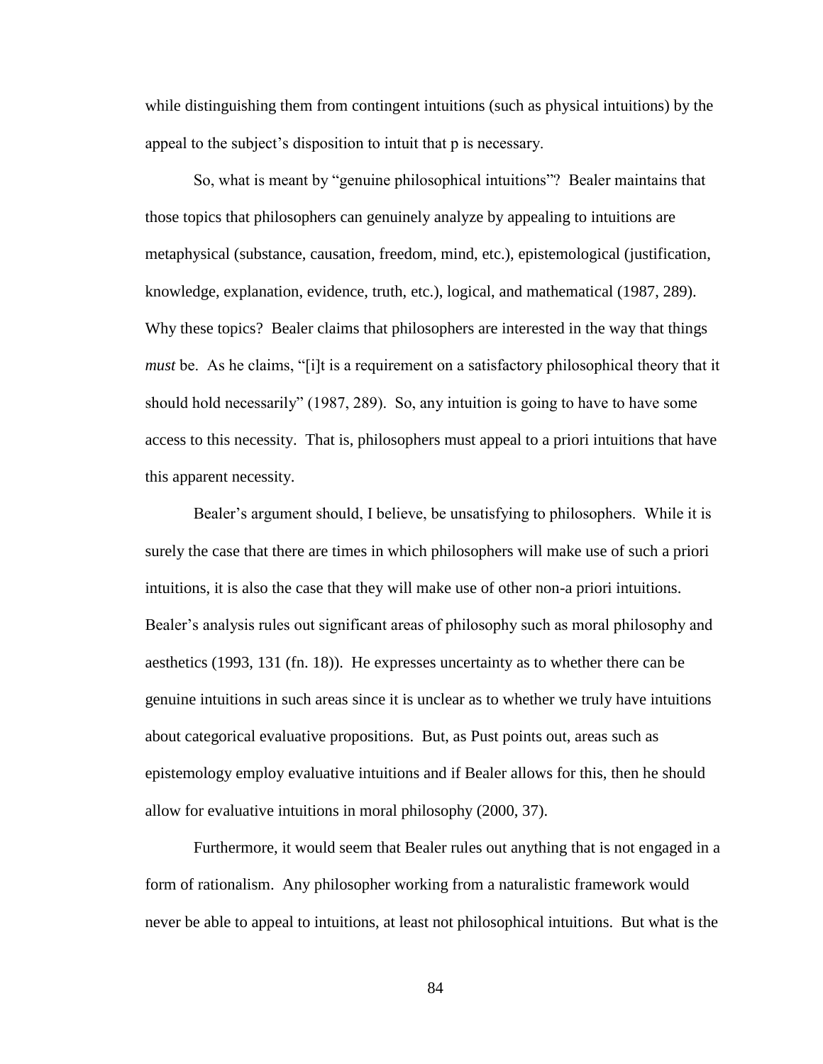while distinguishing them from contingent intuitions (such as physical intuitions) by the appeal to the subject's disposition to intuit that p is necessary.

So, what is meant by "genuine philosophical intuitions"? Bealer maintains that those topics that philosophers can genuinely analyze by appealing to intuitions are metaphysical (substance, causation, freedom, mind, etc.), epistemological (justification, knowledge, explanation, evidence, truth, etc.), logical, and mathematical (1987, 289). Why these topics? Bealer claims that philosophers are interested in the way that things *must* be. As he claims, "[i]t is a requirement on a satisfactory philosophical theory that it should hold necessarily" (1987, 289). So, any intuition is going to have to have some access to this necessity. That is, philosophers must appeal to a priori intuitions that have this apparent necessity.

Bealer's argument should, I believe, be unsatisfying to philosophers. While it is surely the case that there are times in which philosophers will make use of such a priori intuitions, it is also the case that they will make use of other non-a priori intuitions. Bealer's analysis rules out significant areas of philosophy such as moral philosophy and aesthetics (1993, 131 (fn. 18)). He expresses uncertainty as to whether there can be genuine intuitions in such areas since it is unclear as to whether we truly have intuitions about categorical evaluative propositions. But, as Pust points out, areas such as epistemology employ evaluative intuitions and if Bealer allows for this, then he should allow for evaluative intuitions in moral philosophy (2000, 37).

Furthermore, it would seem that Bealer rules out anything that is not engaged in a form of rationalism. Any philosopher working from a naturalistic framework would never be able to appeal to intuitions, at least not philosophical intuitions. But what is the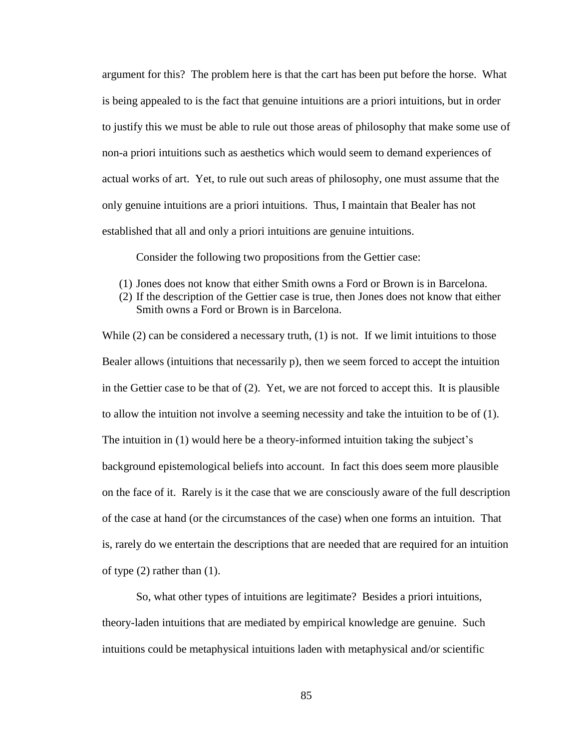argument for this? The problem here is that the cart has been put before the horse. What is being appealed to is the fact that genuine intuitions are a priori intuitions, but in order to justify this we must be able to rule out those areas of philosophy that make some use of non-a priori intuitions such as aesthetics which would seem to demand experiences of actual works of art. Yet, to rule out such areas of philosophy, one must assume that the only genuine intuitions are a priori intuitions. Thus, I maintain that Bealer has not established that all and only a priori intuitions are genuine intuitions.

Consider the following two propositions from the Gettier case:

(1) Jones does not know that either Smith owns a Ford or Brown is in Barcelona.
(2) If the description of the Gettier case is true, then Jones does not know that either Smith owns a Ford or Brown is in Barcelona.

While (2) can be considered a necessary truth, (1) is not. If we limit intuitions to those Bealer allows (intuitions that necessarily p), then we seem forced to accept the intuition in the Gettier case to be that of (2). Yet, we are not forced to accept this. It is plausible to allow the intuition not involve a seeming necessity and take the intuition to be of (1). The intuition in (1) would here be a theory-informed intuition taking the subject's background epistemological beliefs into account. In fact this does seem more plausible on the face of it. Rarely is it the case that we are consciously aware of the full description of the case at hand (or the circumstances of the case) when one forms an intuition. That is, rarely do we entertain the descriptions that are needed that are required for an intuition of type (2) rather than (1).

So, what other types of intuitions are legitimate? Besides a priori intuitions, theory-laden intuitions that are mediated by empirical knowledge are genuine. Such intuitions could be metaphysical intuitions laden with metaphysical and/or scientific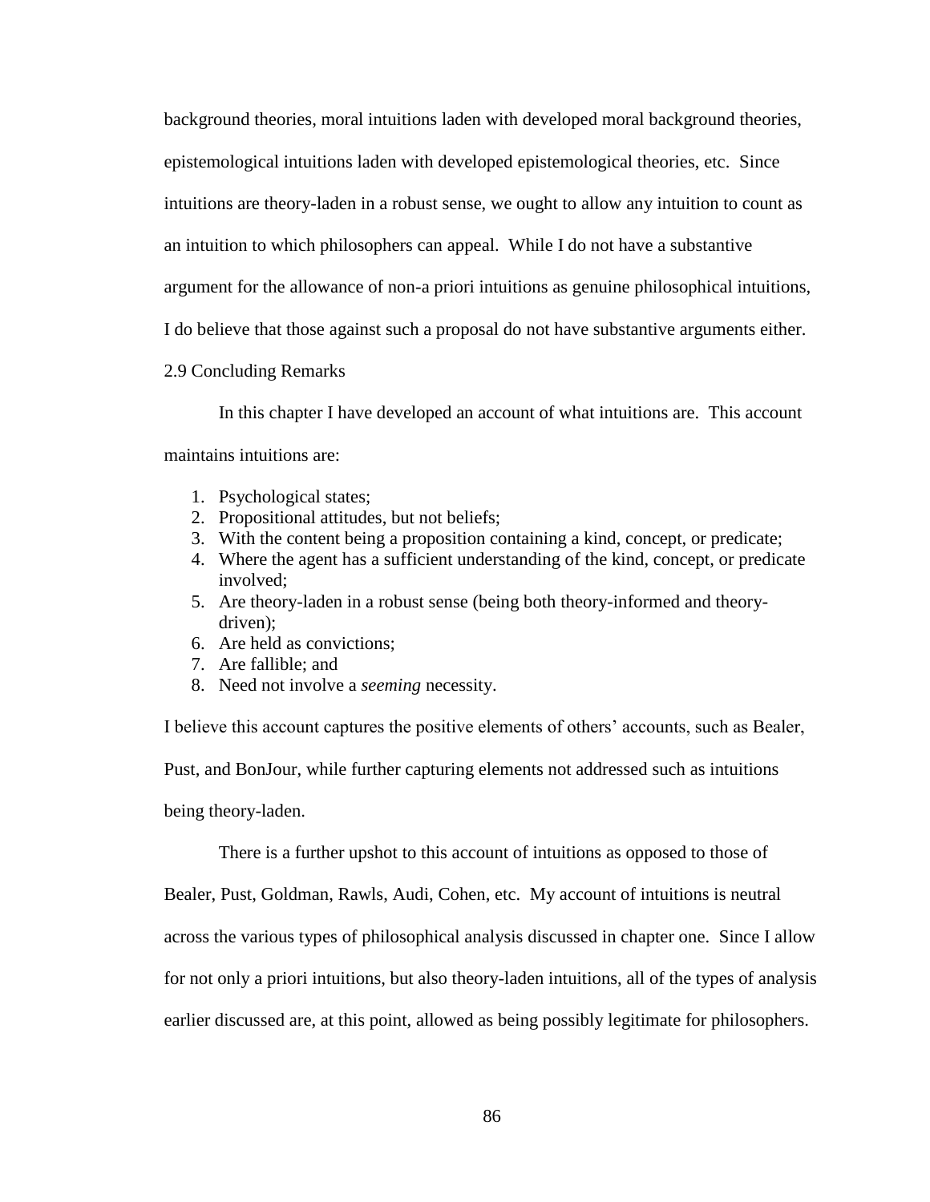background theories, moral intuitions laden with developed moral background theories, epistemological intuitions laden with developed epistemological theories, etc. Since intuitions are theory-laden in a robust sense, we ought to allow any intuition to count as an intuition to which philosophers can appeal. While I do not have a substantive argument for the allowance of non-a priori intuitions as genuine philosophical intuitions, I do believe that those against such a proposal do not have substantive arguments either.

## 2.9 Concluding Remarks

In this chapter I have developed an account of what intuitions are. This account maintains intuitions are:

1. Psychological states;
2. Propositional attitudes, but not beliefs;
3. With the content being a proposition containing a kind, concept, or predicate;
4. Where the agent has a sufficient understanding of the kind, concept, or predicate involved;
5. Are theory-laden in a robust sense (being both theory-informed and theory-driven);
6. Are held as convictions;
7. Are fallible; and
8. Need not involve a *seeming* necessity.

I believe this account captures the positive elements of others' accounts, such as Bealer, Pust, and BonJour, while further capturing elements not addressed such as intuitions being theory-laden.

There is a further upshot to this account of intuitions as opposed to those of Bealer, Pust, Goldman, Rawls, Audi, Cohen, etc. My account of intuitions is neutral across the various types of philosophical analysis discussed in chapter one. Since I allow for not only a priori intuitions, but also theory-laden intuitions, all of the types of analysis earlier discussed are, at this point, allowed as being possibly legitimate for philosophers.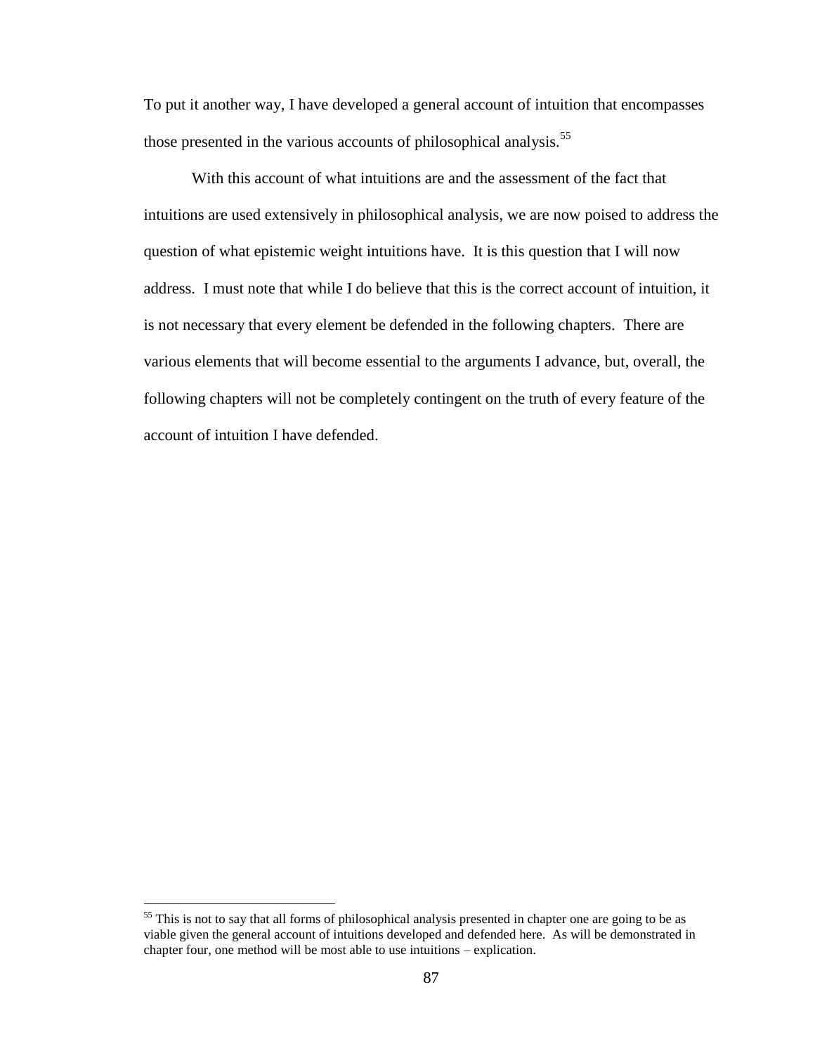To put it another way, I have developed a general account of intuition that encompasses those presented in the various accounts of philosophical analysis.[55]

With this account of what intuitions are and the assessment of the fact that intuitions are used extensively in philosophical analysis, we are now poised to address the question of what epistemic weight intuitions have. It is this question that I will now address. I must note that while I do believe that this is the correct account of intuition, it is not necessary that every element be defended in the following chapters. There are various elements that will become essential to the arguments I advance, but, overall, the following chapters will not be completely contingent on the truth of every feature of the account of intuition I have defended.

[55] This is not to say that all forms of philosophical analysis presented in chapter one are going to be as viable given the general account of intuitions developed and defended here. As will be demonstrated in chapter four, one method will be most able to use intuitions – explication.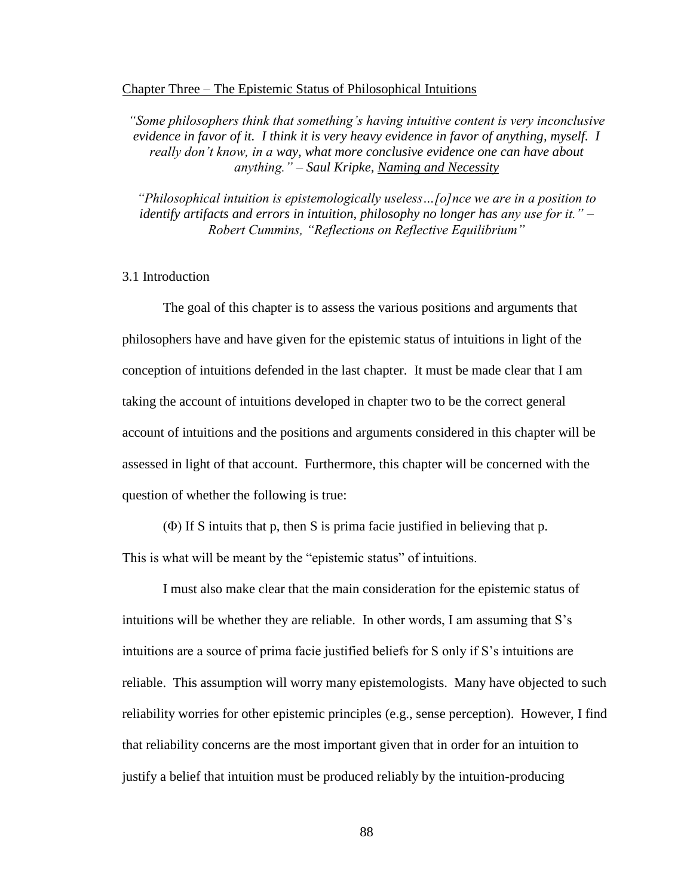## Chapter Three – The Epistemic Status of Philosophical Intuitions

*"Some philosophers think that something's having intuitive content is very inconclusive evidence in favor of it. I think it is very heavy evidence in favor of anything, myself. I really don't know, in a way, what more conclusive evidence one can have about anything." – Saul Kripke, Naming and Necessity*

*"Philosophical intuition is epistemologically useless…[o]nce we are in a position to identify artifacts and errors in intuition, philosophy no longer has any use for it." – Robert Cummins, "Reflections on Reflective Equilibrium"*

### 3.1 Introduction

The goal of this chapter is to assess the various positions and arguments that philosophers have and have given for the epistemic status of intuitions in light of the conception of intuitions defended in the last chapter. It must be made clear that I am taking the account of intuitions developed in chapter two to be the correct general account of intuitions and the positions and arguments considered in this chapter will be assessed in light of that account. Furthermore, this chapter will be concerned with the question of whether the following is true:

(Φ) If S intuits that p, then S is prima facie justified in believing that p.

This is what will be meant by the "epistemic status" of intuitions.

I must also make clear that the main consideration for the epistemic status of intuitions will be whether they are reliable. In other words, I am assuming that S's intuitions are a source of prima facie justified beliefs for S only if S's intuitions are reliable. This assumption will worry many epistemologists. Many have objected to such reliability worries for other epistemic principles (e.g., sense perception). However, I find that reliability concerns are the most important given that in order for an intuition to justify a belief that intuition must be produced reliably by the intuition-producing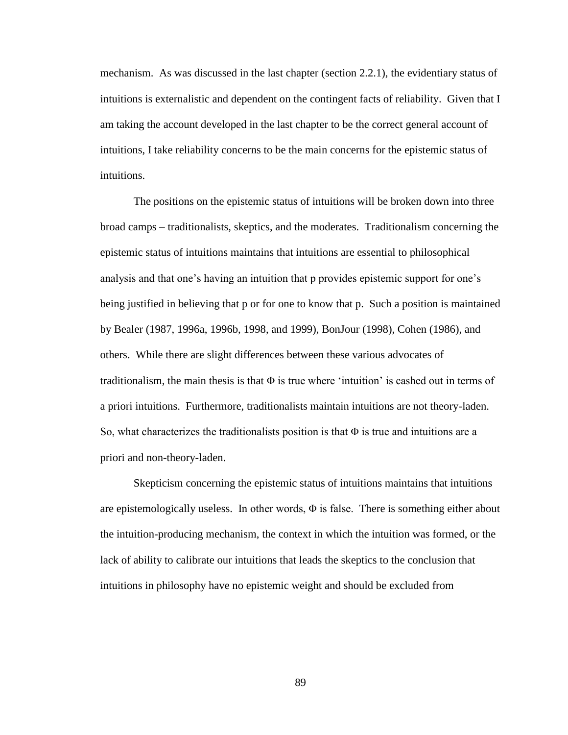mechanism. As was discussed in the last chapter (section 2.2.1), the evidentiary status of intuitions is externalistic and dependent on the contingent facts of reliability. Given that I am taking the account developed in the last chapter to be the correct general account of intuitions, I take reliability concerns to be the main concerns for the epistemic status of intuitions.

The positions on the epistemic status of intuitions will be broken down into three broad camps – traditionalists, skeptics, and the moderates. Traditionalism concerning the epistemic status of intuitions maintains that intuitions are essential to philosophical analysis and that one's having an intuition that p provides epistemic support for one's being justified in believing that p or for one to know that p. Such a position is maintained by Bealer (1987, 1996a, 1996b, 1998, and 1999), BonJour (1998), Cohen (1986), and others. While there are slight differences between these various advocates of traditionalism, the main thesis is that $\Phi$ is true where 'intuition' is cashed out in terms of a priori intuitions. Furthermore, traditionalists maintain intuitions are not theory-laden. So, what characterizes the traditionalists position is that $\Phi$ is true and intuitions are a priori and non-theory-laden.

Skepticism concerning the epistemic status of intuitions maintains that intuitions are epistemologically useless. In other words, $\Phi$ is false. There is something either about the intuition-producing mechanism, the context in which the intuition was formed, or the lack of ability to calibrate our intuitions that leads the skeptics to the conclusion that intuitions in philosophy have no epistemic weight and should be excluded from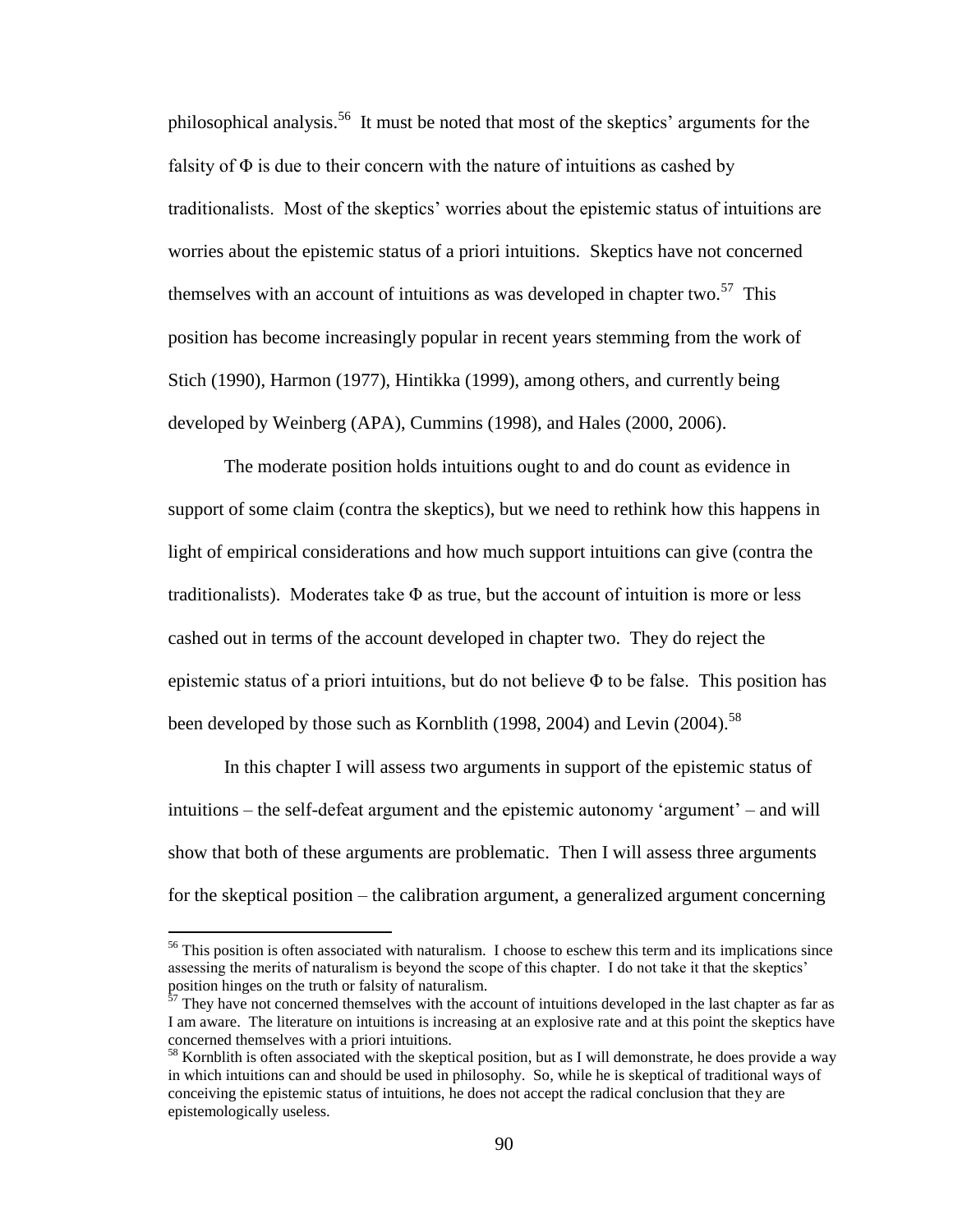philosophical analysis.[56] It must be noted that most of the skeptics' arguments for the falsity of Φ is due to their concern with the nature of intuitions as cashed by traditionalists. Most of the skeptics' worries about the epistemic status of intuitions are worries about the epistemic status of a priori intuitions. Skeptics have not concerned themselves with an account of intuitions as was developed in chapter two.[57] This position has become increasingly popular in recent years stemming from the work of Stich (1990), Harmon (1977), Hintikka (1999), among others, and currently being developed by Weinberg (APA), Cummins (1998), and Hales (2000, 2006).

The moderate position holds intuitions ought to and do count as evidence in support of some claim (contra the skeptics), but we need to rethink how this happens in light of empirical considerations and how much support intuitions can give (contra the traditionalists). Moderates take Φ as true, but the account of intuition is more or less cashed out in terms of the account developed in chapter two. They do reject the epistemic status of a priori intuitions, but do not believe Φ to be false. This position has been developed by those such as Kornblith (1998, 2004) and Levin (2004).[58]

In this chapter I will assess two arguments in support of the epistemic status of intuitions – the self-defeat argument and the epistemic autonomy 'argument' – and will show that both of these arguments are problematic. Then I will assess three arguments for the skeptical position – the calibration argument, a generalized argument concerning

---

[56] This position is often associated with naturalism. I choose to eschew this term and its implications since assessing the merits of naturalism is beyond the scope of this chapter. I do not take it that the skeptics' position hinges on the truth or falsity of naturalism.

[57] They have not concerned themselves with the account of intuitions developed in the last chapter as far as I am aware. The literature on intuitions is increasing at an explosive rate and at this point the skeptics have concerned themselves with a priori intuitions.

[58] Kornblith is often associated with the skeptical position, but as I will demonstrate, he does provide a way in which intuitions can and should be used in philosophy. So, while he is skeptical of traditional ways of conceiving the epistemic status of intuitions, he does not accept the radical conclusion that they are epistemologically useless.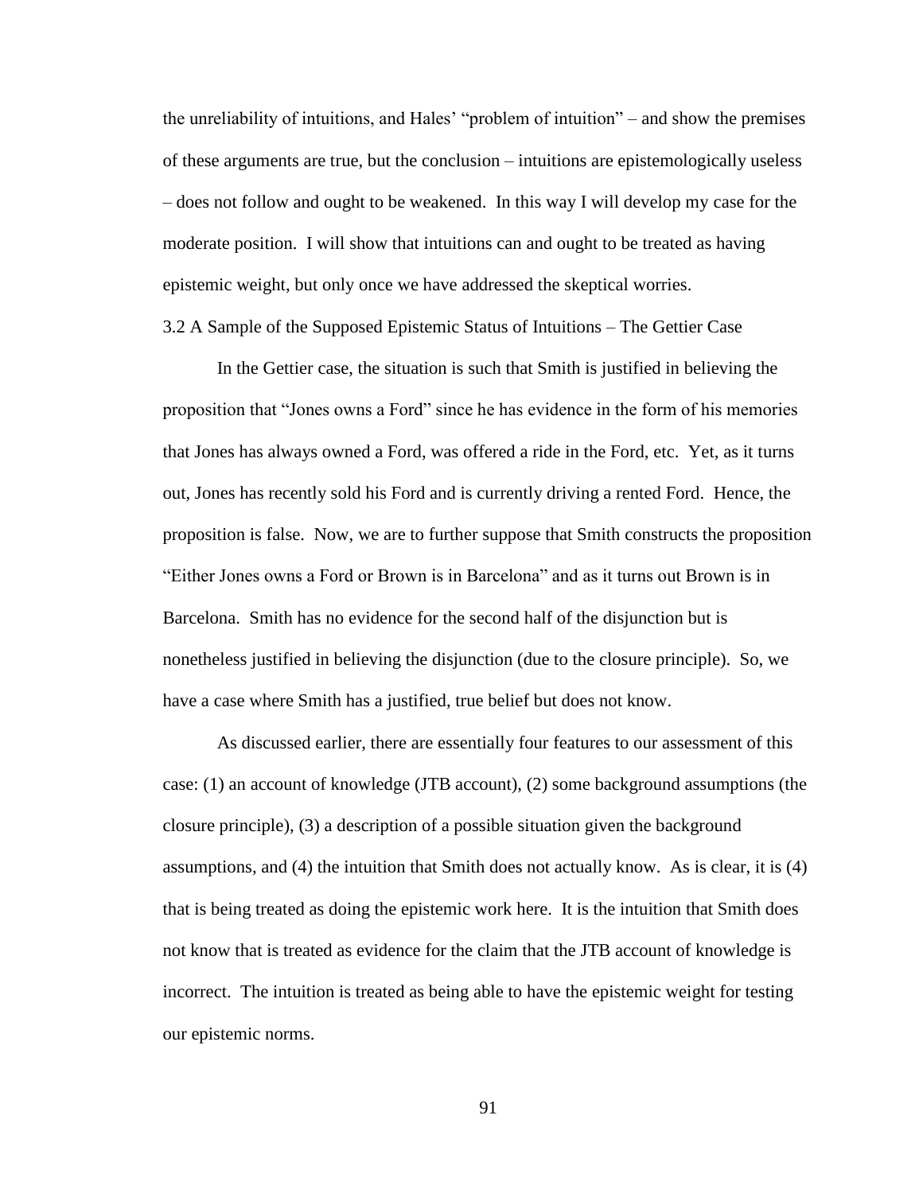the unreliability of intuitions, and Hales' "problem of intuition" – and show the premises of these arguments are true, but the conclusion – intuitions are epistemologically useless – does not follow and ought to be weakened. In this way I will develop my case for the moderate position. I will show that intuitions can and ought to be treated as having epistemic weight, but only once we have addressed the skeptical worries.

### 3.2 A Sample of the Supposed Epistemic Status of Intuitions – The Gettier Case

In the Gettier case, the situation is such that Smith is justified in believing the proposition that "Jones owns a Ford" since he has evidence in the form of his memories that Jones has always owned a Ford, was offered a ride in the Ford, etc. Yet, as it turns out, Jones has recently sold his Ford and is currently driving a rented Ford. Hence, the proposition is false. Now, we are to further suppose that Smith constructs the proposition "Either Jones owns a Ford or Brown is in Barcelona" and as it turns out Brown is in Barcelona. Smith has no evidence for the second half of the disjunction but is nonetheless justified in believing the disjunction (due to the closure principle). So, we have a case where Smith has a justified, true belief but does not know.

As discussed earlier, there are essentially four features to our assessment of this case: (1) an account of knowledge (JTB account), (2) some background assumptions (the closure principle), (3) a description of a possible situation given the background assumptions, and (4) the intuition that Smith does not actually know. As is clear, it is (4) that is being treated as doing the epistemic work here. It is the intuition that Smith does not know that is treated as evidence for the claim that the JTB account of knowledge is incorrect. The intuition is treated as being able to have the epistemic weight for testing our epistemic norms.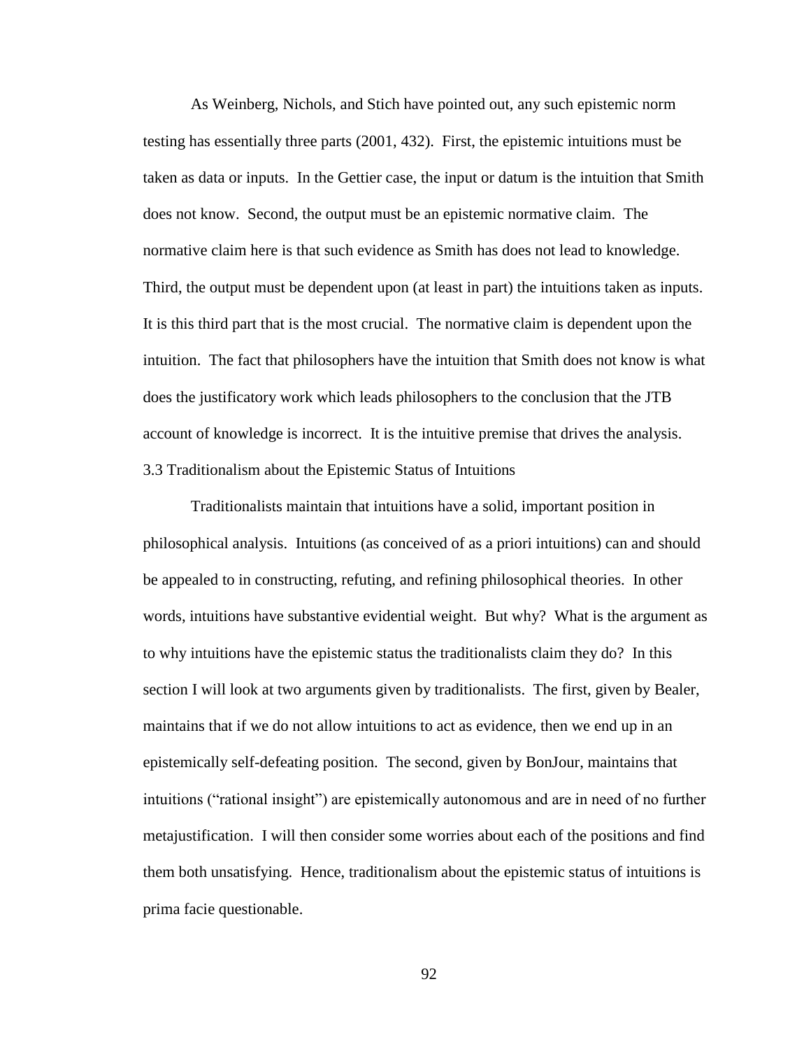As Weinberg, Nichols, and Stich have pointed out, any such epistemic norm testing has essentially three parts (2001, 432). First, the epistemic intuitions must be taken as data or inputs. In the Gettier case, the input or datum is the intuition that Smith does not know. Second, the output must be an epistemic normative claim. The normative claim here is that such evidence as Smith has does not lead to knowledge. Third, the output must be dependent upon (at least in part) the intuitions taken as inputs. It is this third part that is the most crucial. The normative claim is dependent upon the intuition. The fact that philosophers have the intuition that Smith does not know is what does the justificatory work which leads philosophers to the conclusion that the JTB account of knowledge is incorrect. It is the intuitive premise that drives the analysis.

### 3.3 Traditionalism about the Epistemic Status of Intuitions

Traditionalists maintain that intuitions have a solid, important position in philosophical analysis. Intuitions (as conceived of as a priori intuitions) can and should be appealed to in constructing, refuting, and refining philosophical theories. In other words, intuitions have substantive evidential weight. But why? What is the argument as to why intuitions have the epistemic status the traditionalists claim they do? In this section I will look at two arguments given by traditionalists. The first, given by Bealer, maintains that if we do not allow intuitions to act as evidence, then we end up in an epistemically self-defeating position. The second, given by BonJour, maintains that intuitions ("rational insight") are epistemically autonomous and are in need of no further metajustification. I will then consider some worries about each of the positions and find them both unsatisfying. Hence, traditionalism about the epistemic status of intuitions is prima facie questionable.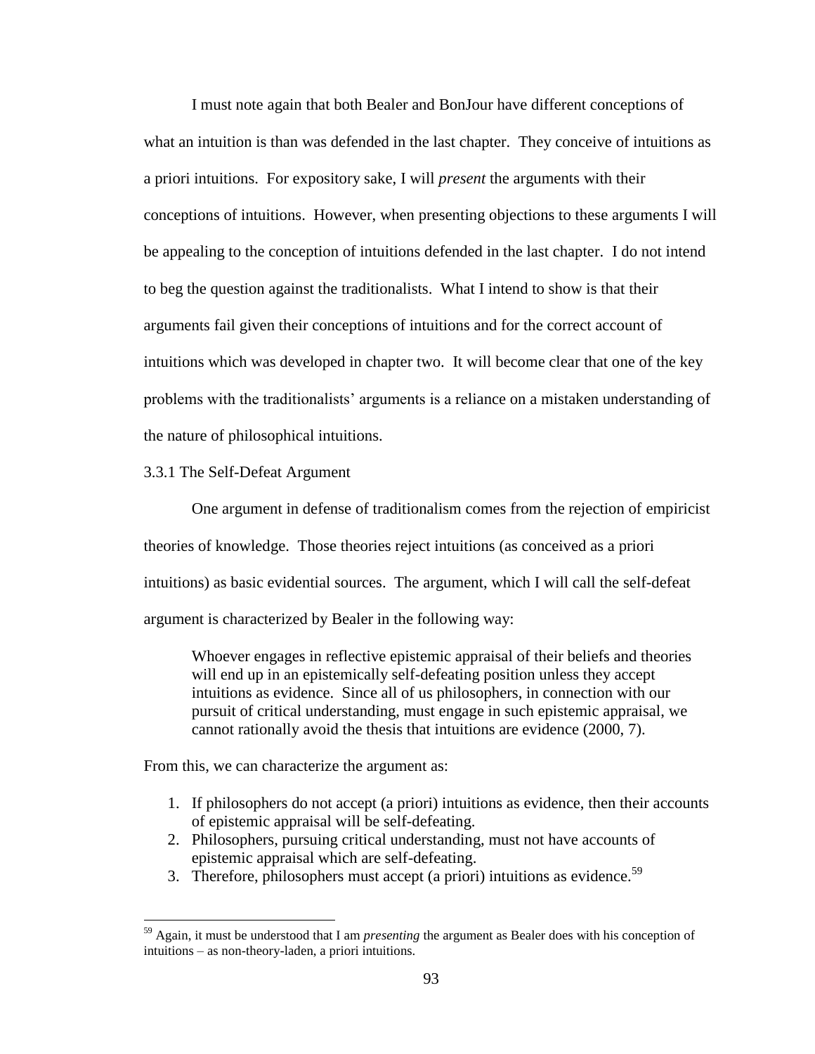I must note again that both Bealer and BonJour have different conceptions of what an intuition is than was defended in the last chapter. They conceive of intuitions as a priori intuitions. For expository sake, I will *present* the arguments with their conceptions of intuitions. However, when presenting objections to these arguments I will be appealing to the conception of intuitions defended in the last chapter. I do not intend to beg the question against the traditionalists. What I intend to show is that their arguments fail given their conceptions of intuitions and for the correct account of intuitions which was developed in chapter two. It will become clear that one of the key problems with the traditionalists' arguments is a reliance on a mistaken understanding of the nature of philosophical intuitions.

### 3.3.1 The Self-Defeat Argument

One argument in defense of traditionalism comes from the rejection of empiricist theories of knowledge. Those theories reject intuitions (as conceived as a priori intuitions) as basic evidential sources. The argument, which I will call the self-defeat argument is characterized by Bealer in the following way:

> Whoever engages in reflective epistemic appraisal of their beliefs and theories will end up in an epistemically self-defeating position unless they accept intuitions as evidence. Since all of us philosophers, in connection with our pursuit of critical understanding, must engage in such epistemic appraisal, we cannot rationally avoid the thesis that intuitions are evidence (2000, 7).

From this, we can characterize the argument as:

1. If philosophers do not accept (a priori) intuitions as evidence, then their accounts of epistemic appraisal will be self-defeating.
2. Philosophers, pursuing critical understanding, must not have accounts of epistemic appraisal which are self-defeating.
3. Therefore, philosophers must accept (a priori) intuitions as evidence.[59]

---

[59] Again, it must be understood that I am *presenting* the argument as Bealer does with his conception of intuitions – as non-theory-laden, a priori intuitions.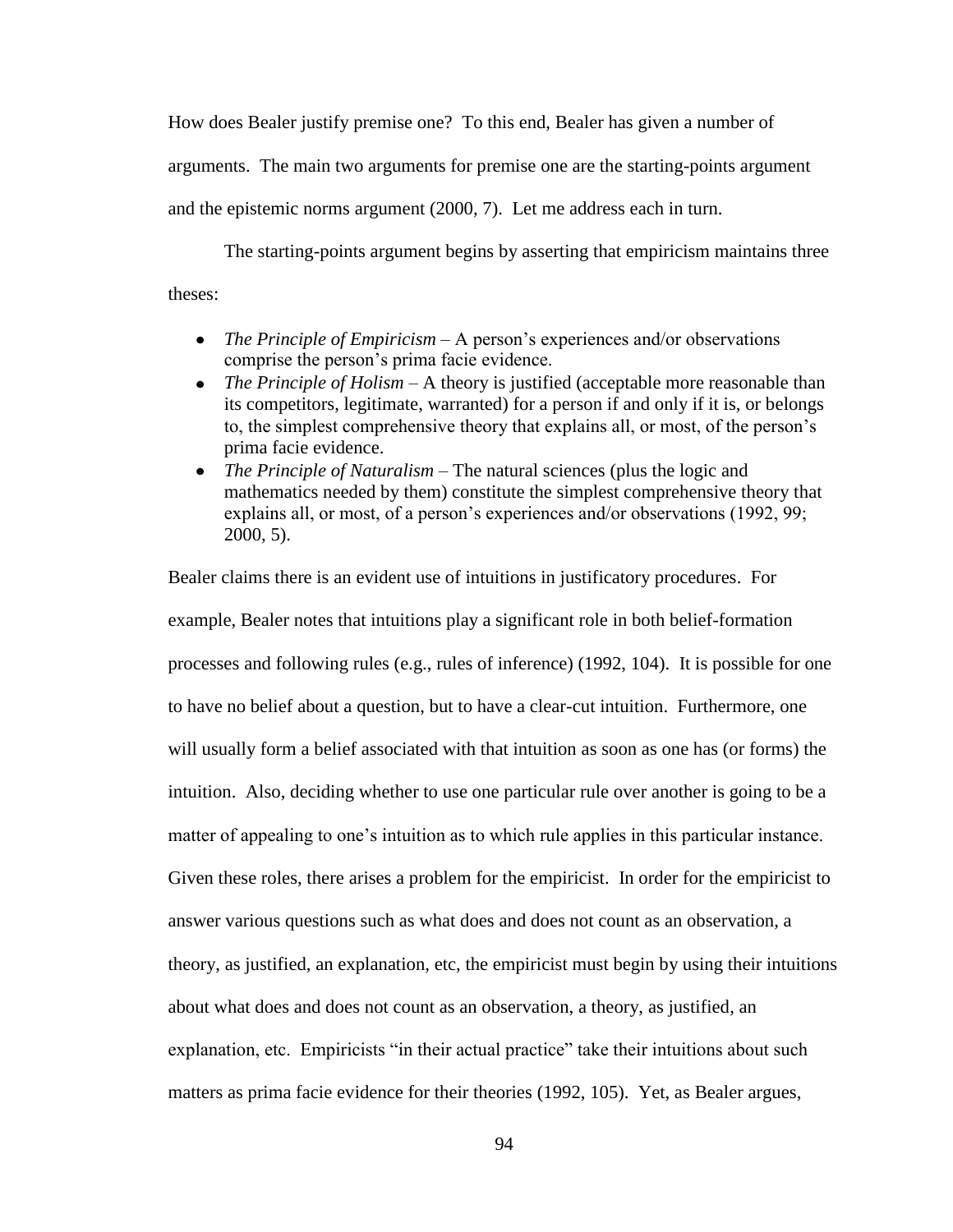How does Bealer justify premise one? To this end, Bealer has given a number of arguments. The main two arguments for premise one are the starting-points argument and the epistemic norms argument (2000, 7). Let me address each in turn.

The starting-points argument begins by asserting that empiricism maintains three theses:

- *The Principle of Empiricism* – A person's experiences and/or observations comprise the person's prima facie evidence.
- *The Principle of Holism* – A theory is justified (acceptable more reasonable than its competitors, legitimate, warranted) for a person if and only if it is, or belongs to, the simplest comprehensive theory that explains all, or most, of the person's prima facie evidence.
- *The Principle of Naturalism* – The natural sciences (plus the logic and mathematics needed by them) constitute the simplest comprehensive theory that explains all, or most, of a person's experiences and/or observations (1992, 99; 2000, 5).

Bealer claims there is an evident use of intuitions in justificatory procedures. For example, Bealer notes that intuitions play a significant role in both belief-formation processes and following rules (e.g., rules of inference) (1992, 104). It is possible for one to have no belief about a question, but to have a clear-cut intuition. Furthermore, one will usually form a belief associated with that intuition as soon as one has (or forms) the intuition. Also, deciding whether to use one particular rule over another is going to be a matter of appealing to one's intuition as to which rule applies in this particular instance. Given these roles, there arises a problem for the empiricist. In order for the empiricist to answer various questions such as what does and does not count as an observation, a theory, as justified, an explanation, etc, the empiricist must begin by using their intuitions about what does and does not count as an observation, a theory, as justified, an explanation, etc. Empiricists "in their actual practice" take their intuitions about such matters as prima facie evidence for their theories (1992, 105). Yet, as Bealer argues,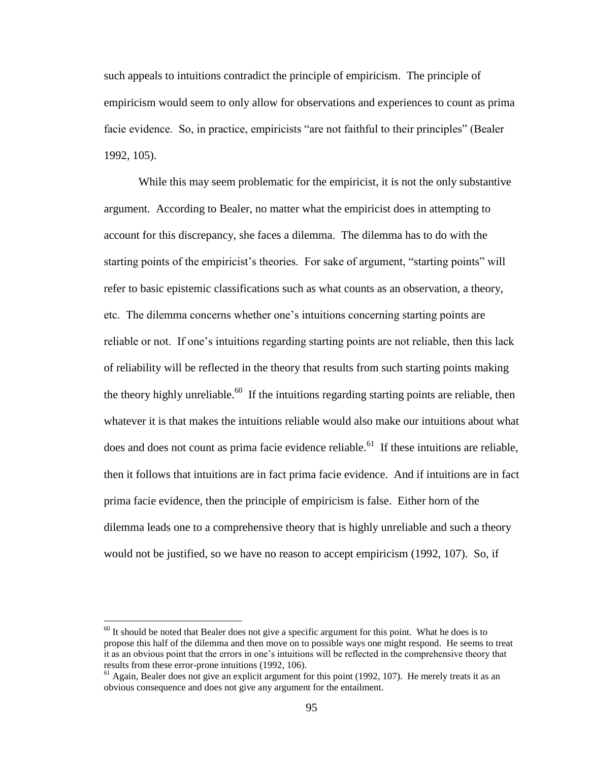such appeals to intuitions contradict the principle of empiricism. The principle of empiricism would seem to only allow for observations and experiences to count as prima facie evidence. So, in practice, empiricists "are not faithful to their principles" (Bealer 1992, 105).

While this may seem problematic for the empiricist, it is not the only substantive argument. According to Bealer, no matter what the empiricist does in attempting to account for this discrepancy, she faces a dilemma. The dilemma has to do with the starting points of the empiricist's theories. For sake of argument, "starting points" will refer to basic epistemic classifications such as what counts as an observation, a theory, etc. The dilemma concerns whether one's intuitions concerning starting points are reliable or not. If one's intuitions regarding starting points are not reliable, then this lack of reliability will be reflected in the theory that results from such starting points making the theory highly unreliable.[60] If the intuitions regarding starting points are reliable, then whatever it is that makes the intuitions reliable would also make our intuitions about what does and does not count as prima facie evidence reliable.[61] If these intuitions are reliable, then it follows that intuitions are in fact prima facie evidence. And if intuitions are in fact prima facie evidence, then the principle of empiricism is false. Either horn of the dilemma leads one to a comprehensive theory that is highly unreliable and such a theory would not be justified, so we have no reason to accept empiricism (1992, 107). So, if

---

[60] It should be noted that Bealer does not give a specific argument for this point. What he does is to propose this half of the dilemma and then move on to possible ways one might respond. He seems to treat it as an obvious point that the errors in one's intuitions will be reflected in the comprehensive theory that results from these error-prone intuitions (1992, 106).

[61] Again, Bealer does not give an explicit argument for this point (1992, 107). He merely treats it as an obvious consequence and does not give any argument for the entailment.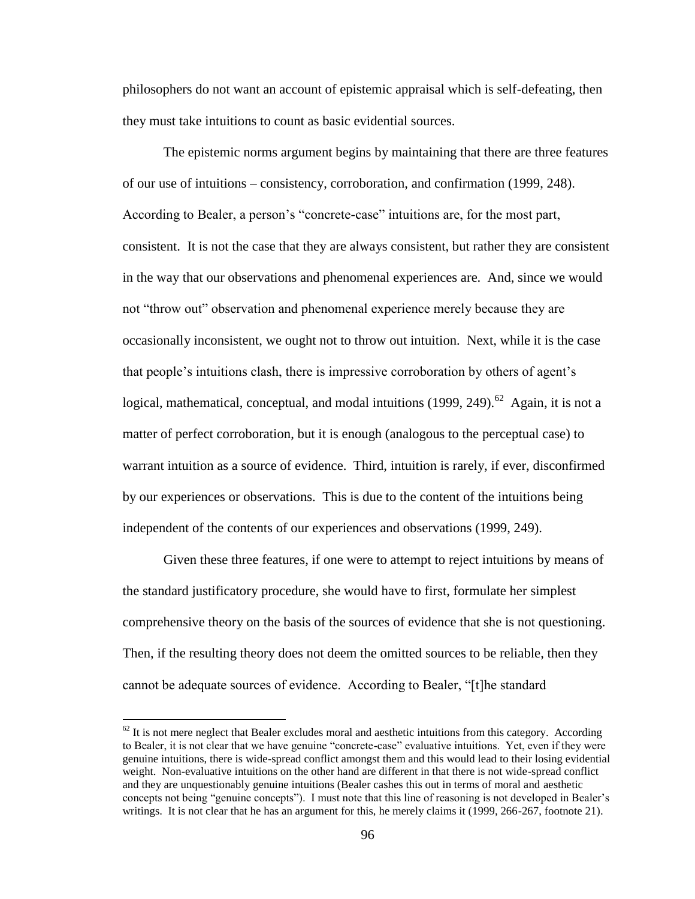philosophers do not want an account of epistemic appraisal which is self-defeating, then they must take intuitions to count as basic evidential sources.

The epistemic norms argument begins by maintaining that there are three features of our use of intuitions – consistency, corroboration, and confirmation (1999, 248). According to Bealer, a person's "concrete-case" intuitions are, for the most part, consistent. It is not the case that they are always consistent, but rather they are consistent in the way that our observations and phenomenal experiences are. And, since we would not "throw out" observation and phenomenal experience merely because they are occasionally inconsistent, we ought not to throw out intuition. Next, while it is the case that people's intuitions clash, there is impressive corroboration by others of agent's logical, mathematical, conceptual, and modal intuitions (1999, 249).[62] Again, it is not a matter of perfect corroboration, but it is enough (analogous to the perceptual case) to warrant intuition as a source of evidence. Third, intuition is rarely, if ever, disconfirmed by our experiences or observations. This is due to the content of the intuitions being independent of the contents of our experiences and observations (1999, 249).

Given these three features, if one were to attempt to reject intuitions by means of the standard justificatory procedure, she would have to first, formulate her simplest comprehensive theory on the basis of the sources of evidence that she is not questioning. Then, if the resulting theory does not deem the omitted sources to be reliable, then they cannot be adequate sources of evidence. According to Bealer, "[t]he standard

---

[62] It is not mere neglect that Bealer excludes moral and aesthetic intuitions from this category. According to Bealer, it is not clear that we have genuine "concrete-case" evaluative intuitions. Yet, even if they were genuine intuitions, there is wide-spread conflict amongst them and this would lead to their losing evidential weight. Non-evaluative intuitions on the other hand are different in that there is not wide-spread conflict and they are unquestionably genuine intuitions (Bealer cashes this out in terms of moral and aesthetic concepts not being "genuine concepts"). I must note that this line of reasoning is not developed in Bealer's writings. It is not clear that he has an argument for this, he merely claims it (1999, 266-267, footnote 21).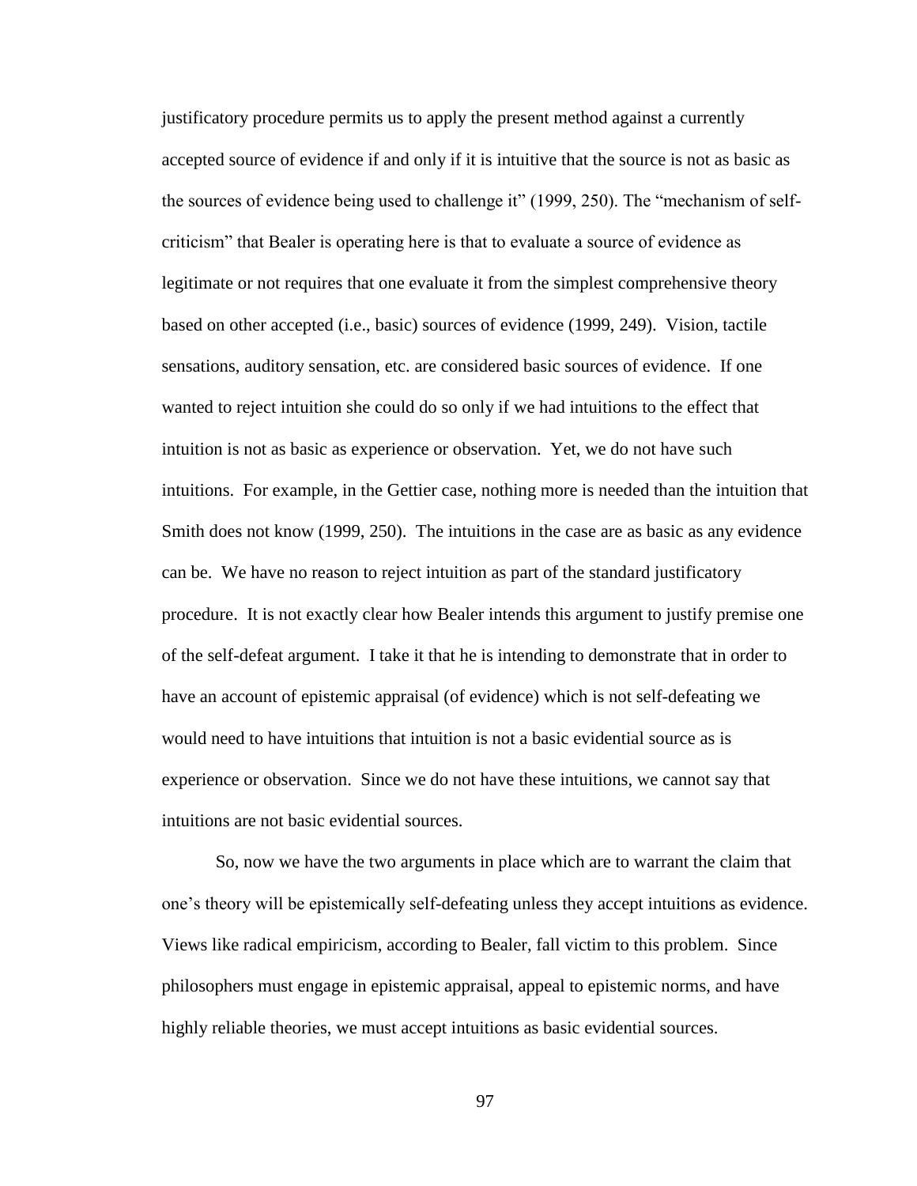justificatory procedure permits us to apply the present method against a currently accepted source of evidence if and only if it is intuitive that the source is not as basic as the sources of evidence being used to challenge it" (1999, 250). The "mechanism of self-criticism" that Bealer is operating here is that to evaluate a source of evidence as legitimate or not requires that one evaluate it from the simplest comprehensive theory based on other accepted (i.e., basic) sources of evidence (1999, 249). Vision, tactile sensations, auditory sensation, etc. are considered basic sources of evidence. If one wanted to reject intuition she could do so only if we had intuitions to the effect that intuition is not as basic as experience or observation. Yet, we do not have such intuitions. For example, in the Gettier case, nothing more is needed than the intuition that Smith does not know (1999, 250). The intuitions in the case are as basic as any evidence can be. We have no reason to reject intuition as part of the standard justificatory procedure. It is not exactly clear how Bealer intends this argument to justify premise one of the self-defeat argument. I take it that he is intending to demonstrate that in order to have an account of epistemic appraisal (of evidence) which is not self-defeating we would need to have intuitions that intuition is not a basic evidential source as is experience or observation. Since we do not have these intuitions, we cannot say that intuitions are not basic evidential sources.

So, now we have the two arguments in place which are to warrant the claim that one's theory will be epistemically self-defeating unless they accept intuitions as evidence. Views like radical empiricism, according to Bealer, fall victim to this problem. Since philosophers must engage in epistemic appraisal, appeal to epistemic norms, and have highly reliable theories, we must accept intuitions as basic evidential sources.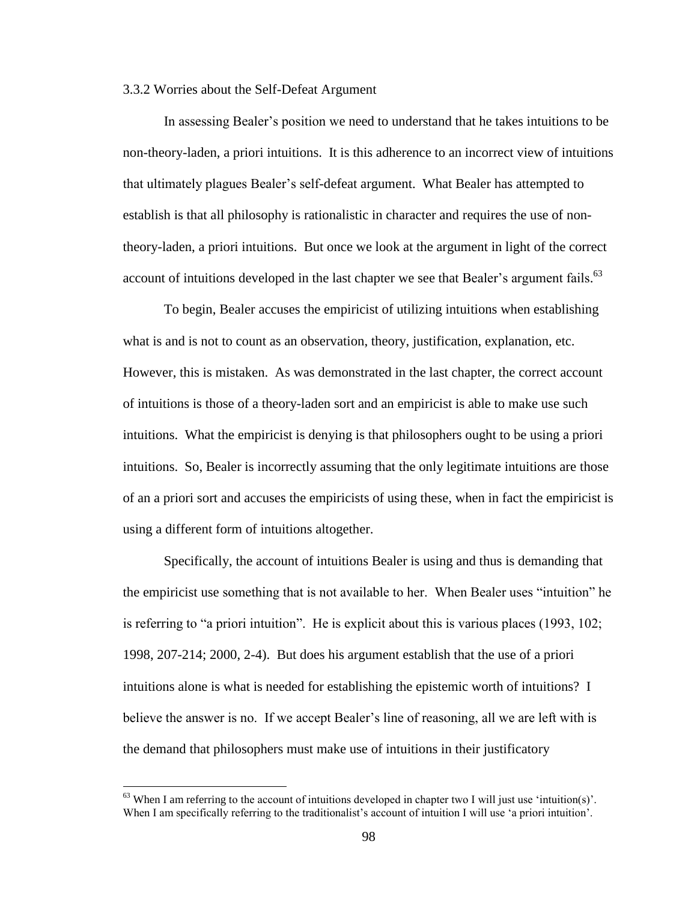### 3.3.2 Worries about the Self-Defeat Argument

In assessing Bealer's position we need to understand that he takes intuitions to be non-theory-laden, a priori intuitions. It is this adherence to an incorrect view of intuitions that ultimately plagues Bealer's self-defeat argument. What Bealer has attempted to establish is that all philosophy is rationalistic in character and requires the use of non-theory-laden, a priori intuitions. But once we look at the argument in light of the correct account of intuitions developed in the last chapter we see that Bealer's argument fails.[63]

To begin, Bealer accuses the empiricist of utilizing intuitions when establishing what is and is not to count as an observation, theory, justification, explanation, etc. However, this is mistaken. As was demonstrated in the last chapter, the correct account of intuitions is those of a theory-laden sort and an empiricist is able to make use such intuitions. What the empiricist is denying is that philosophers ought to be using a priori intuitions. So, Bealer is incorrectly assuming that the only legitimate intuitions are those of an a priori sort and accuses the empiricists of using these, when in fact the empiricist is using a different form of intuitions altogether.

Specifically, the account of intuitions Bealer is using and thus is demanding that the empiricist use something that is not available to her. When Bealer uses "intuition" he is referring to "a priori intuition". He is explicit about this is various places (1993, 102; 1998, 207-214; 2000, 2-4). But does his argument establish that the use of a priori intuitions alone is what is needed for establishing the epistemic worth of intuitions? I believe the answer is no. If we accept Bealer's line of reasoning, all we are left with is the demand that philosophers must make use of intuitions in their justificatory

[63] When I am referring to the account of intuitions developed in chapter two I will just use 'intuition(s)'. When I am specifically referring to the traditionalist's account of intuition I will use 'a priori intuition'.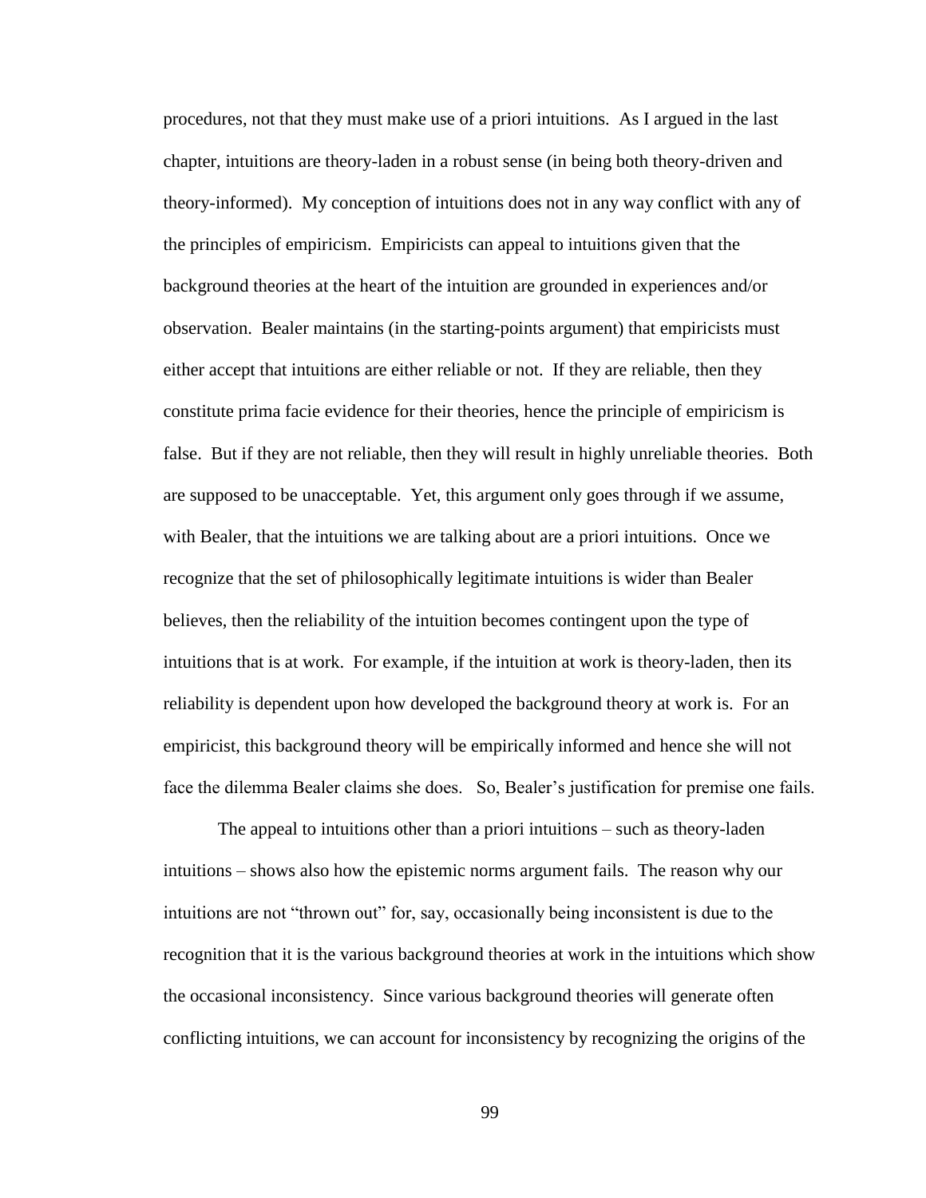procedures, not that they must make use of a priori intuitions. As I argued in the last chapter, intuitions are theory-laden in a robust sense (in being both theory-driven and theory-informed). My conception of intuitions does not in any way conflict with any of the principles of empiricism. Empiricists can appeal to intuitions given that the background theories at the heart of the intuition are grounded in experiences and/or observation. Bealer maintains (in the starting-points argument) that empiricists must either accept that intuitions are either reliable or not. If they are reliable, then they constitute prima facie evidence for their theories, hence the principle of empiricism is false. But if they are not reliable, then they will result in highly unreliable theories. Both are supposed to be unacceptable. Yet, this argument only goes through if we assume, with Bealer, that the intuitions we are talking about are a priori intuitions. Once we recognize that the set of philosophically legitimate intuitions is wider than Bealer believes, then the reliability of the intuition becomes contingent upon the type of intuitions that is at work. For example, if the intuition at work is theory-laden, then its reliability is dependent upon how developed the background theory at work is. For an empiricist, this background theory will be empirically informed and hence she will not face the dilemma Bealer claims she does. So, Bealer's justification for premise one fails.

The appeal to intuitions other than a priori intuitions – such as theory-laden intuitions – shows also how the epistemic norms argument fails. The reason why our intuitions are not "thrown out" for, say, occasionally being inconsistent is due to the recognition that it is the various background theories at work in the intuitions which show the occasional inconsistency. Since various background theories will generate often conflicting intuitions, we can account for inconsistency by recognizing the origins of the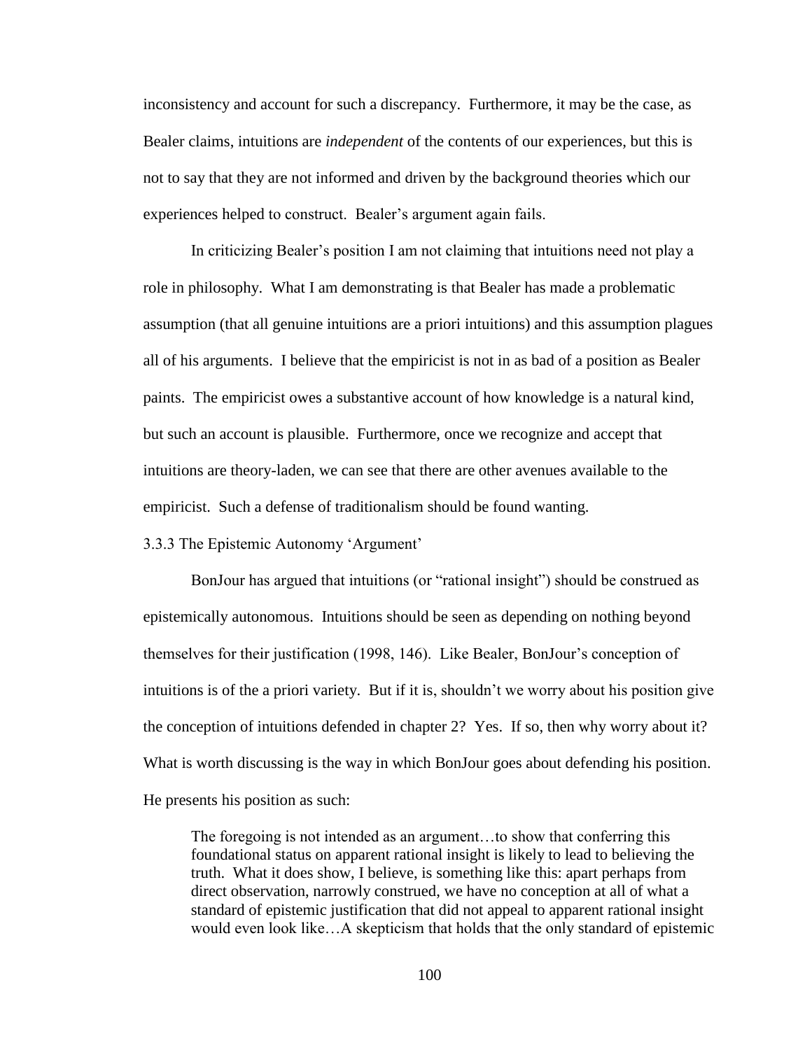inconsistency and account for such a discrepancy. Furthermore, it may be the case, as Bealer claims, intuitions are *independent* of the contents of our experiences, but this is not to say that they are not informed and driven by the background theories which our experiences helped to construct. Bealer's argument again fails.

In criticizing Bealer's position I am not claiming that intuitions need not play a role in philosophy. What I am demonstrating is that Bealer has made a problematic assumption (that all genuine intuitions are a priori intuitions) and this assumption plagues all of his arguments. I believe that the empiricist is not in as bad of a position as Bealer paints. The empiricist owes a substantive account of how knowledge is a natural kind, but such an account is plausible. Furthermore, once we recognize and accept that intuitions are theory-laden, we can see that there are other avenues available to the empiricist. Such a defense of traditionalism should be found wanting.

### 3.3.3 The Epistemic Autonomy 'Argument'

BonJour has argued that intuitions (or "rational insight") should be construed as epistemically autonomous. Intuitions should be seen as depending on nothing beyond themselves for their justification (1998, 146). Like Bealer, BonJour's conception of intuitions is of the a priori variety. But if it is, shouldn't we worry about his position give the conception of intuitions defended in chapter 2? Yes. If so, then why worry about it? What is worth discussing is the way in which BonJour goes about defending his position. He presents his position as such:

> The foregoing is not intended as an argument…to show that conferring this foundational status on apparent rational insight is likely to lead to believing the truth. What it does show, I believe, is something like this: apart perhaps from direct observation, narrowly construed, we have no conception at all of what a standard of epistemic justification that did not appeal to apparent rational insight would even look like…A skepticism that holds that the only standard of epistemic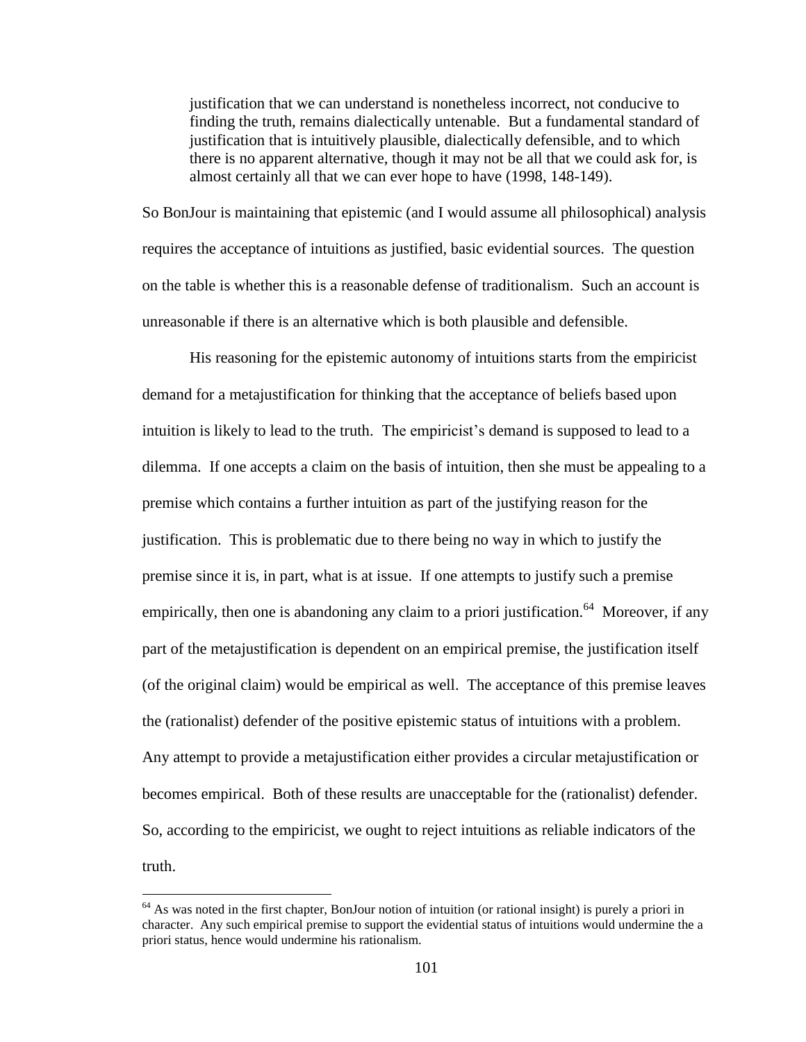> justification that we can understand is nonetheless incorrect, not conducive to finding the truth, remains dialectically untenable. But a fundamental standard of justification that is intuitively plausible, dialectically defensible, and to which there is no apparent alternative, though it may not be all that we could ask for, is almost certainly all that we can ever hope to have (1998, 148-149).

So BonJour is maintaining that epistemic (and I would assume all philosophical) analysis requires the acceptance of intuitions as justified, basic evidential sources. The question on the table is whether this is a reasonable defense of traditionalism. Such an account is unreasonable if there is an alternative which is both plausible and defensible.

His reasoning for the epistemic autonomy of intuitions starts from the empiricist demand for a metajustification for thinking that the acceptance of beliefs based upon intuition is likely to lead to the truth. The empiricist's demand is supposed to lead to a dilemma. If one accepts a claim on the basis of intuition, then she must be appealing to a premise which contains a further intuition as part of the justifying reason for the justification. This is problematic due to there being no way in which to justify the premise since it is, in part, what is at issue. If one attempts to justify such a premise empirically, then one is abandoning any claim to a priori justification.[64] Moreover, if any part of the metajustification is dependent on an empirical premise, the justification itself (of the original claim) would be empirical as well. The acceptance of this premise leaves the (rationalist) defender of the positive epistemic status of intuitions with a problem. Any attempt to provide a metajustification either provides a circular metajustification or becomes empirical. Both of these results are unacceptable for the (rationalist) defender. So, according to the empiricist, we ought to reject intuitions as reliable indicators of the truth.

---

[64] As was noted in the first chapter, BonJour notion of intuition (or rational insight) is purely a priori in character. Any such empirical premise to support the evidential status of intuitions would undermine the a priori status, hence would undermine his rationalism.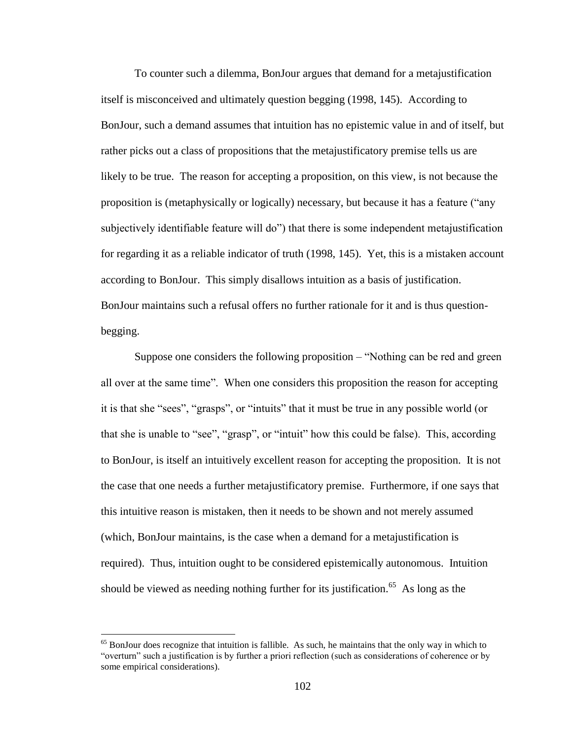To counter such a dilemma, BonJour argues that demand for a metajustification itself is misconceived and ultimately question begging (1998, 145). According to BonJour, such a demand assumes that intuition has no epistemic value in and of itself, but rather picks out a class of propositions that the metajustificatory premise tells us are likely to be true. The reason for accepting a proposition, on this view, is not because the proposition is (metaphysically or logically) necessary, but because it has a feature ("any subjectively identifiable feature will do") that there is some independent metajustification for regarding it as a reliable indicator of truth (1998, 145). Yet, this is a mistaken account according to BonJour. This simply disallows intuition as a basis of justification. BonJour maintains such a refusal offers no further rationale for it and is thus question-begging.

Suppose one considers the following proposition – "Nothing can be red and green all over at the same time". When one considers this proposition the reason for accepting it is that she "sees", "grasps", or "intuits" that it must be true in any possible world (or that she is unable to "see", "grasp", or "intuit" how this could be false). This, according to BonJour, is itself an intuitively excellent reason for accepting the proposition. It is not the case that one needs a further metajustificatory premise. Furthermore, if one says that this intuitive reason is mistaken, then it needs to be shown and not merely assumed (which, BonJour maintains, is the case when a demand for a metajustification is required). Thus, intuition ought to be considered epistemically autonomous. Intuition should be viewed as needing nothing further for its justification.[65] As long as the

[65] BonJour does recognize that intuition is fallible. As such, he maintains that the only way in which to "overturn" such a justification is by further a priori reflection (such as considerations of coherence or by some empirical considerations).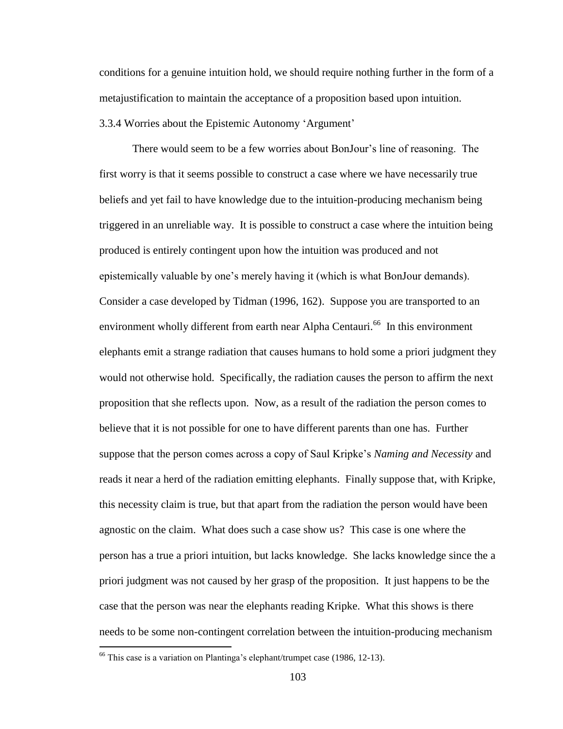conditions for a genuine intuition hold, we should require nothing further in the form of a metajustification to maintain the acceptance of a proposition based upon intuition.

### 3.3.4 Worries about the Epistemic Autonomy 'Argument'

There would seem to be a few worries about BonJour's line of reasoning. The first worry is that it seems possible to construct a case where we have necessarily true beliefs and yet fail to have knowledge due to the intuition-producing mechanism being triggered in an unreliable way. It is possible to construct a case where the intuition being produced is entirely contingent upon how the intuition was produced and not epistemically valuable by one's merely having it (which is what BonJour demands). Consider a case developed by Tidman (1996, 162). Suppose you are transported to an environment wholly different from earth near Alpha Centauri.[66] In this environment elephants emit a strange radiation that causes humans to hold some a priori judgment they would not otherwise hold. Specifically, the radiation causes the person to affirm the next proposition that she reflects upon. Now, as a result of the radiation the person comes to believe that it is not possible for one to have different parents than one has. Further suppose that the person comes across a copy of Saul Kripke's *Naming and Necessity* and reads it near a herd of the radiation emitting elephants. Finally suppose that, with Kripke, this necessity claim is true, but that apart from the radiation the person would have been agnostic on the claim. What does such a case show us? This case is one where the person has a true a priori intuition, but lacks knowledge. She lacks knowledge since the a priori judgment was not caused by her grasp of the proposition. It just happens to be the case that the person was near the elephants reading Kripke. What this shows is there needs to be some non-contingent correlation between the intuition-producing mechanism

[66] This case is a variation on Plantinga's elephant/trumpet case (1986, 12-13).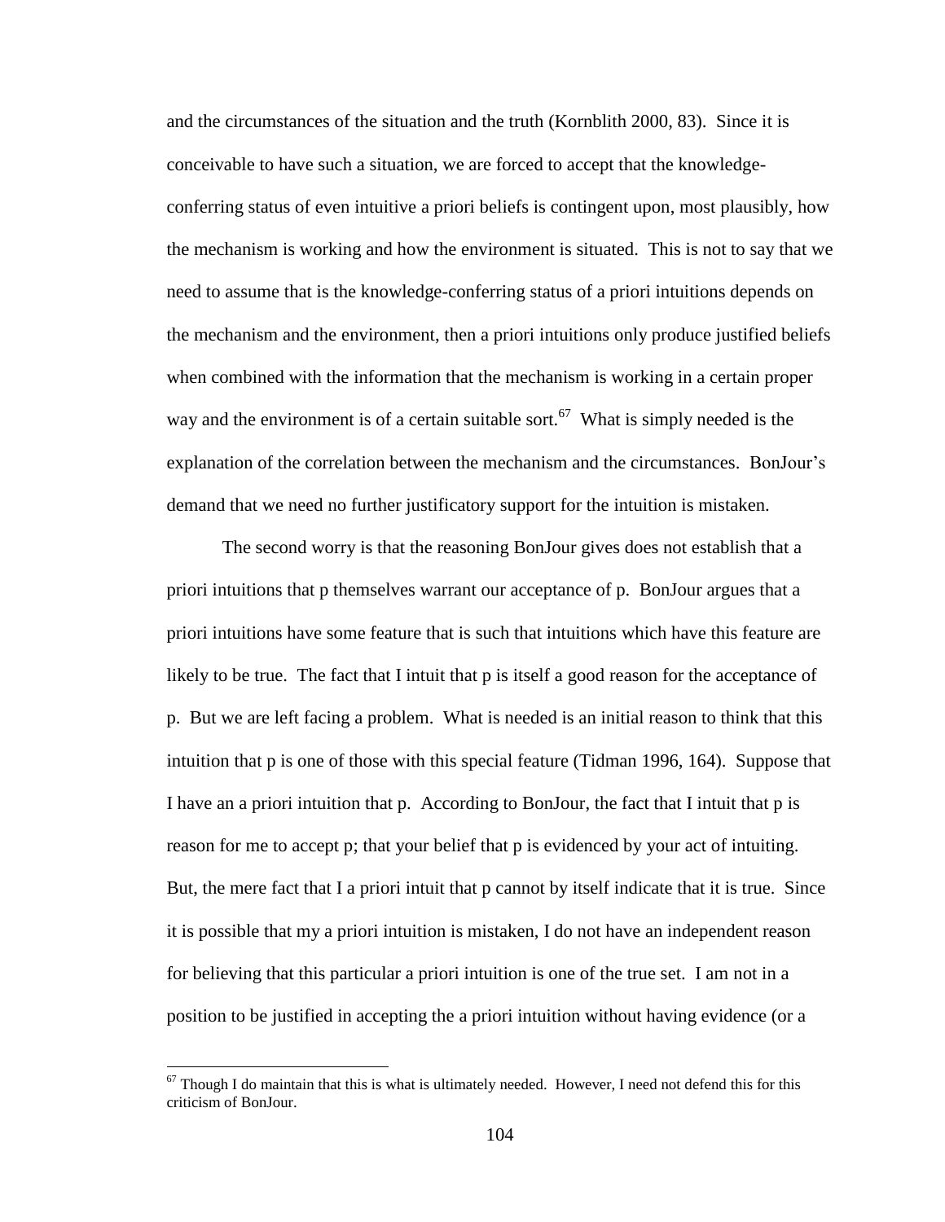and the circumstances of the situation and the truth (Kornblith 2000, 83). Since it is conceivable to have such a situation, we are forced to accept that the knowledge-conferring status of even intuitive a priori beliefs is contingent upon, most plausibly, how the mechanism is working and how the environment is situated. This is not to say that we need to assume that is the knowledge-conferring status of a priori intuitions depends on the mechanism and the environment, then a priori intuitions only produce justified beliefs when combined with the information that the mechanism is working in a certain proper way and the environment is of a certain suitable sort.[67] What is simply needed is the explanation of the correlation between the mechanism and the circumstances. BonJour's demand that we need no further justificatory support for the intuition is mistaken.

The second worry is that the reasoning BonJour gives does not establish that a priori intuitions that p themselves warrant our acceptance of p. BonJour argues that a priori intuitions have some feature that is such that intuitions which have this feature are likely to be true. The fact that I intuit that p is itself a good reason for the acceptance of p. But we are left facing a problem. What is needed is an initial reason to think that this intuition that p is one of those with this special feature (Tidman 1996, 164). Suppose that I have an a priori intuition that p. According to BonJour, the fact that I intuit that p is reason for me to accept p; that your belief that p is evidenced by your act of intuiting. But, the mere fact that I a priori intuit that p cannot by itself indicate that it is true. Since it is possible that my a priori intuition is mistaken, I do not have an independent reason for believing that this particular a priori intuition is one of the true set. I am not in a position to be justified in accepting the a priori intuition without having evidence (or a

[67] Though I do maintain that this is what is ultimately needed. However, I need not defend this for this criticism of BonJour.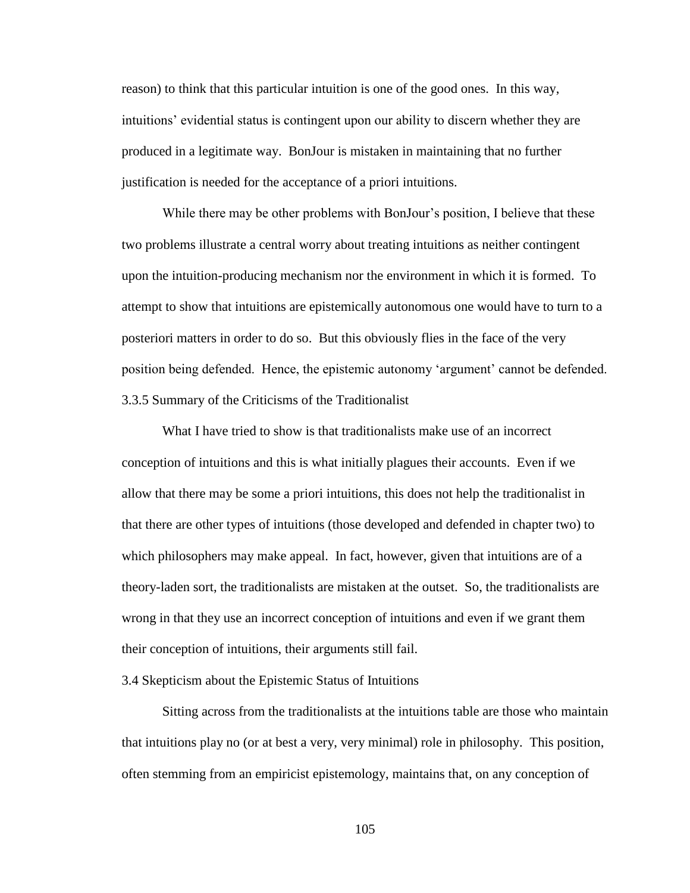reason) to think that this particular intuition is one of the good ones. In this way, intuitions' evidential status is contingent upon our ability to discern whether they are produced in a legitimate way. BonJour is mistaken in maintaining that no further justification is needed for the acceptance of a priori intuitions.

While there may be other problems with BonJour's position, I believe that these two problems illustrate a central worry about treating intuitions as neither contingent upon the intuition-producing mechanism nor the environment in which it is formed. To attempt to show that intuitions are epistemically autonomous one would have to turn to a posteriori matters in order to do so. But this obviously flies in the face of the very position being defended. Hence, the epistemic autonomy 'argument' cannot be defended.

### 3.3.5 Summary of the Criticisms of the Traditionalist

What I have tried to show is that traditionalists make use of an incorrect conception of intuitions and this is what initially plagues their accounts. Even if we allow that there may be some a priori intuitions, this does not help the traditionalist in that there are other types of intuitions (those developed and defended in chapter two) to which philosophers may make appeal. In fact, however, given that intuitions are of a theory-laden sort, the traditionalists are mistaken at the outset. So, the traditionalists are wrong in that they use an incorrect conception of intuitions and even if we grant them their conception of intuitions, their arguments still fail.

## 3.4 Skepticism about the Epistemic Status of Intuitions

Sitting across from the traditionalists at the intuitions table are those who maintain that intuitions play no (or at best a very, very minimal) role in philosophy. This position, often stemming from an empiricist epistemology, maintains that, on any conception of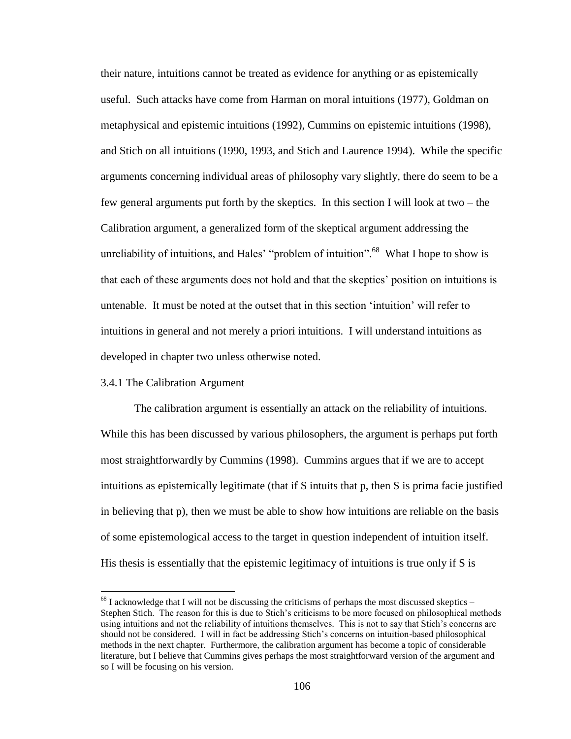their nature, intuitions cannot be treated as evidence for anything or as epistemically useful. Such attacks have come from Harman on moral intuitions (1977), Goldman on metaphysical and epistemic intuitions (1992), Cummins on epistemic intuitions (1998), and Stich on all intuitions (1990, 1993, and Stich and Laurence 1994). While the specific arguments concerning individual areas of philosophy vary slightly, there do seem to be a few general arguments put forth by the skeptics. In this section I will look at two – the Calibration argument, a generalized form of the skeptical argument addressing the unreliability of intuitions, and Hales' "problem of intuition".[68] What I hope to show is that each of these arguments does not hold and that the skeptics' position on intuitions is untenable. It must be noted at the outset that in this section 'intuition' will refer to intuitions in general and not merely a priori intuitions. I will understand intuitions as developed in chapter two unless otherwise noted.

### 3.4.1 The Calibration Argument

The calibration argument is essentially an attack on the reliability of intuitions. While this has been discussed by various philosophers, the argument is perhaps put forth most straightforwardly by Cummins (1998). Cummins argues that if we are to accept intuitions as epistemically legitimate (that if S intuits that p, then S is prima facie justified in believing that p), then we must be able to show how intuitions are reliable on the basis of some epistemological access to the target in question independent of intuition itself. His thesis is essentially that the epistemic legitimacy of intuitions is true only if S is

[68] I acknowledge that I will not be discussing the criticisms of perhaps the most discussed skeptics – Stephen Stich. The reason for this is due to Stich's criticisms to be more focused on philosophical methods using intuitions and not the reliability of intuitions themselves. This is not to say that Stich's concerns are should not be considered. I will in fact be addressing Stich's concerns on intuition-based philosophical methods in the next chapter. Furthermore, the calibration argument has become a topic of considerable literature, but I believe that Cummins gives perhaps the most straightforward version of the argument and so I will be focusing on his version.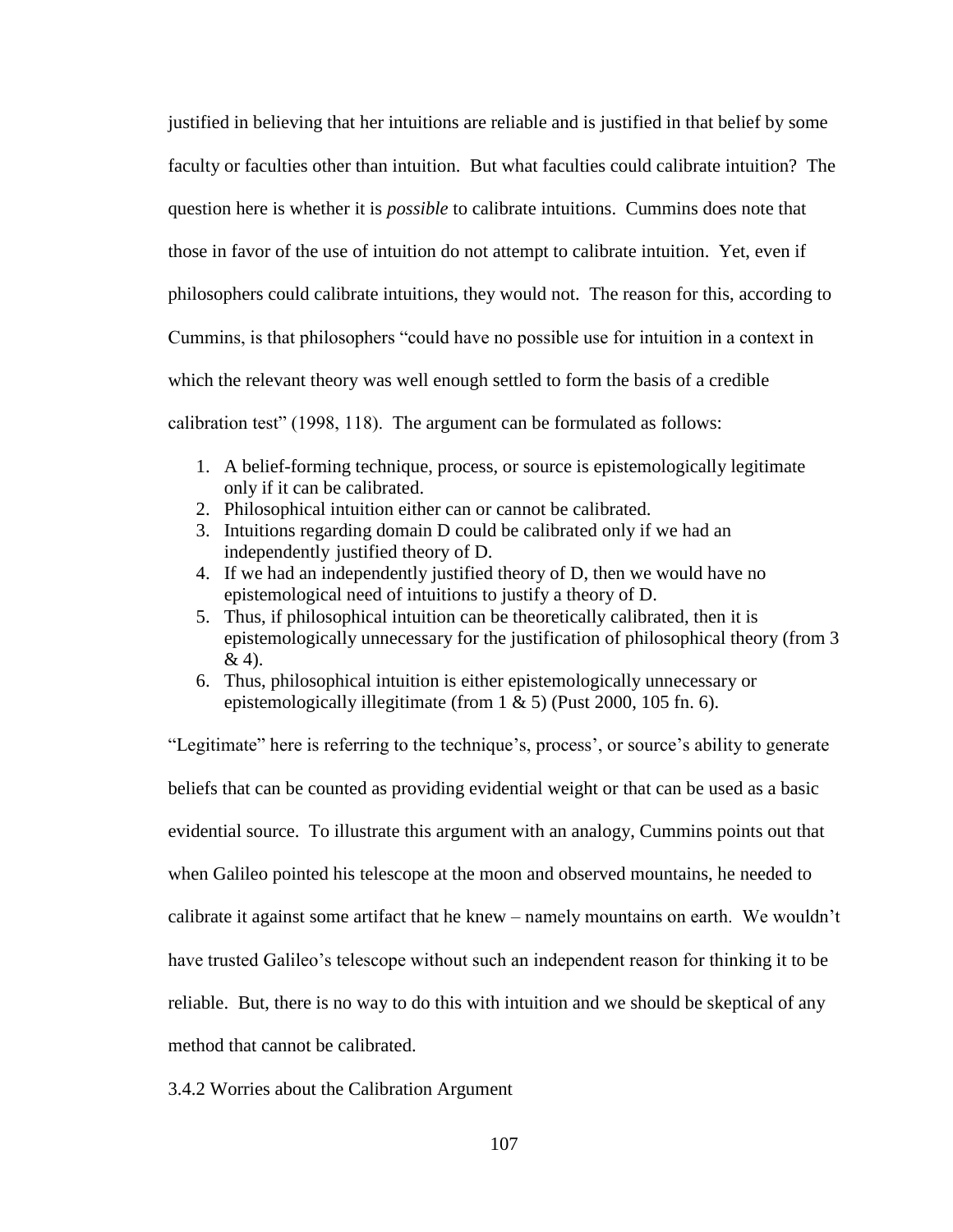justified in believing that her intuitions are reliable and is justified in that belief by some faculty or faculties other than intuition. But what faculties could calibrate intuition? The question here is whether it is *possible* to calibrate intuitions. Cummins does note that those in favor of the use of intuition do not attempt to calibrate intuition. Yet, even if philosophers could calibrate intuitions, they would not. The reason for this, according to Cummins, is that philosophers "could have no possible use for intuition in a context in which the relevant theory was well enough settled to form the basis of a credible calibration test" (1998, 118). The argument can be formulated as follows:

1. A belief-forming technique, process, or source is epistemologically legitimate only if it can be calibrated.
2. Philosophical intuition either can or cannot be calibrated.
3. Intuitions regarding domain D could be calibrated only if we had an independently justified theory of D.
4. If we had an independently justified theory of D, then we would have no epistemological need of intuitions to justify a theory of D.
5. Thus, if philosophical intuition can be theoretically calibrated, then it is epistemologically unnecessary for the justification of philosophical theory (from 3 & 4).
6. Thus, philosophical intuition is either epistemologically unnecessary or epistemologically illegitimate (from 1 & 5) (Pust 2000, 105 fn. 6).

"Legitimate" here is referring to the technique's, process', or source's ability to generate beliefs that can be counted as providing evidential weight or that can be used as a basic evidential source. To illustrate this argument with an analogy, Cummins points out that when Galileo pointed his telescope at the moon and observed mountains, he needed to calibrate it against some artifact that he knew – namely mountains on earth. We wouldn't have trusted Galileo's telescope without such an independent reason for thinking it to be reliable. But, there is no way to do this with intuition and we should be skeptical of any method that cannot be calibrated.

### 3.4.2 Worries about the Calibration Argument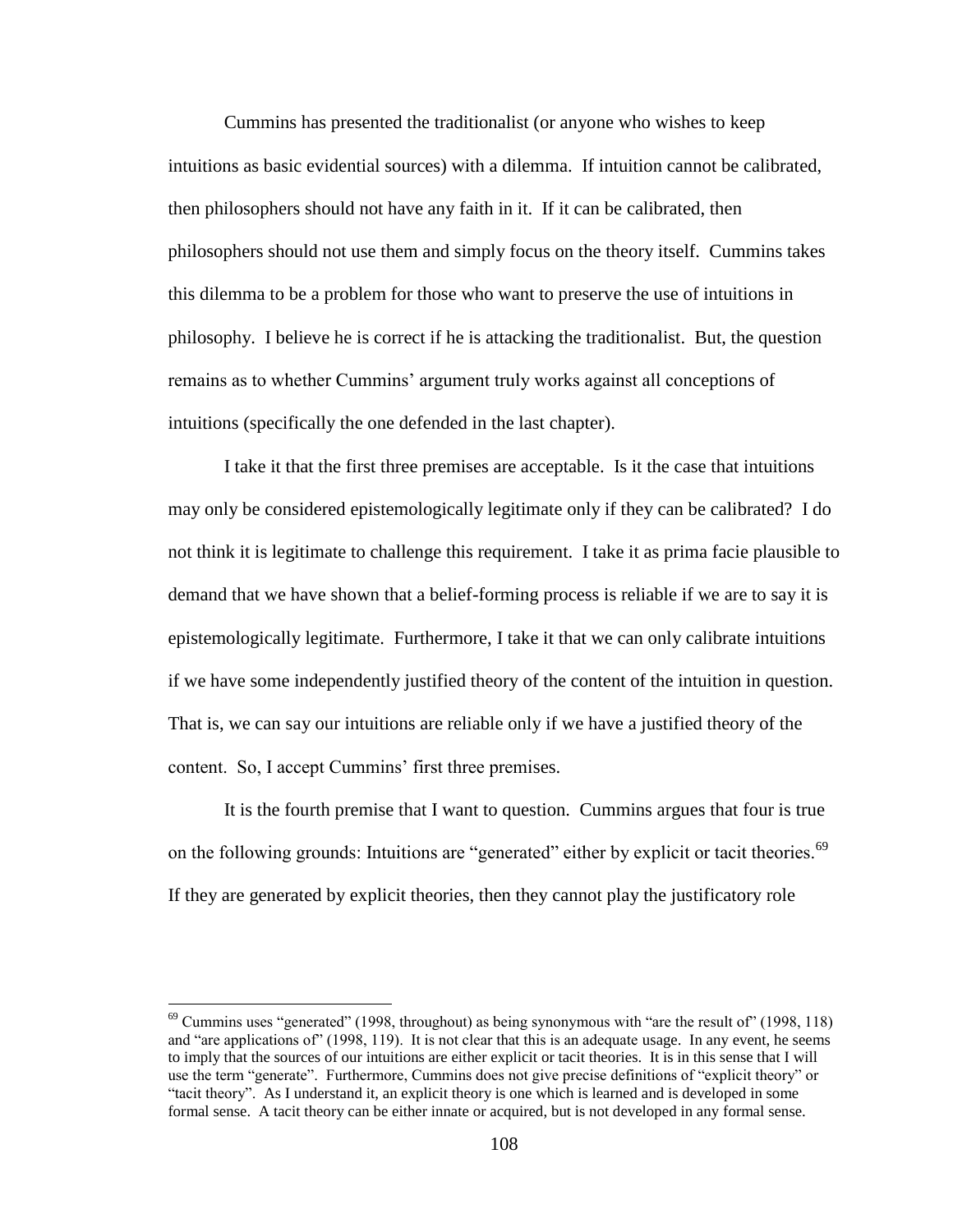Cummins has presented the traditionalist (or anyone who wishes to keep intuitions as basic evidential sources) with a dilemma. If intuition cannot be calibrated, then philosophers should not have any faith in it. If it can be calibrated, then philosophers should not use them and simply focus on the theory itself. Cummins takes this dilemma to be a problem for those who want to preserve the use of intuitions in philosophy. I believe he is correct if he is attacking the traditionalist. But, the question remains as to whether Cummins' argument truly works against all conceptions of intuitions (specifically the one defended in the last chapter).

I take it that the first three premises are acceptable. Is it the case that intuitions may only be considered epistemologically legitimate only if they can be calibrated? I do not think it is legitimate to challenge this requirement. I take it as prima facie plausible to demand that we have shown that a belief-forming process is reliable if we are to say it is epistemologically legitimate. Furthermore, I take it that we can only calibrate intuitions if we have some independently justified theory of the content of the intuition in question. That is, we can say our intuitions are reliable only if we have a justified theory of the content. So, I accept Cummins' first three premises.

It is the fourth premise that I want to question. Cummins argues that four is true on the following grounds: Intuitions are "generated" either by explicit or tacit theories.[69] If they are generated by explicit theories, then they cannot play the justificatory role

[69] Cummins uses "generated" (1998, throughout) as being synonymous with "are the result of" (1998, 118) and "are applications of" (1998, 119). It is not clear that this is an adequate usage. In any event, he seems to imply that the sources of our intuitions are either explicit or tacit theories. It is in this sense that I will use the term "generate". Furthermore, Cummins does not give precise definitions of "explicit theory" or "tacit theory". As I understand it, an explicit theory is one which is learned and is developed in some formal sense. A tacit theory can be either innate or acquired, but is not developed in any formal sense.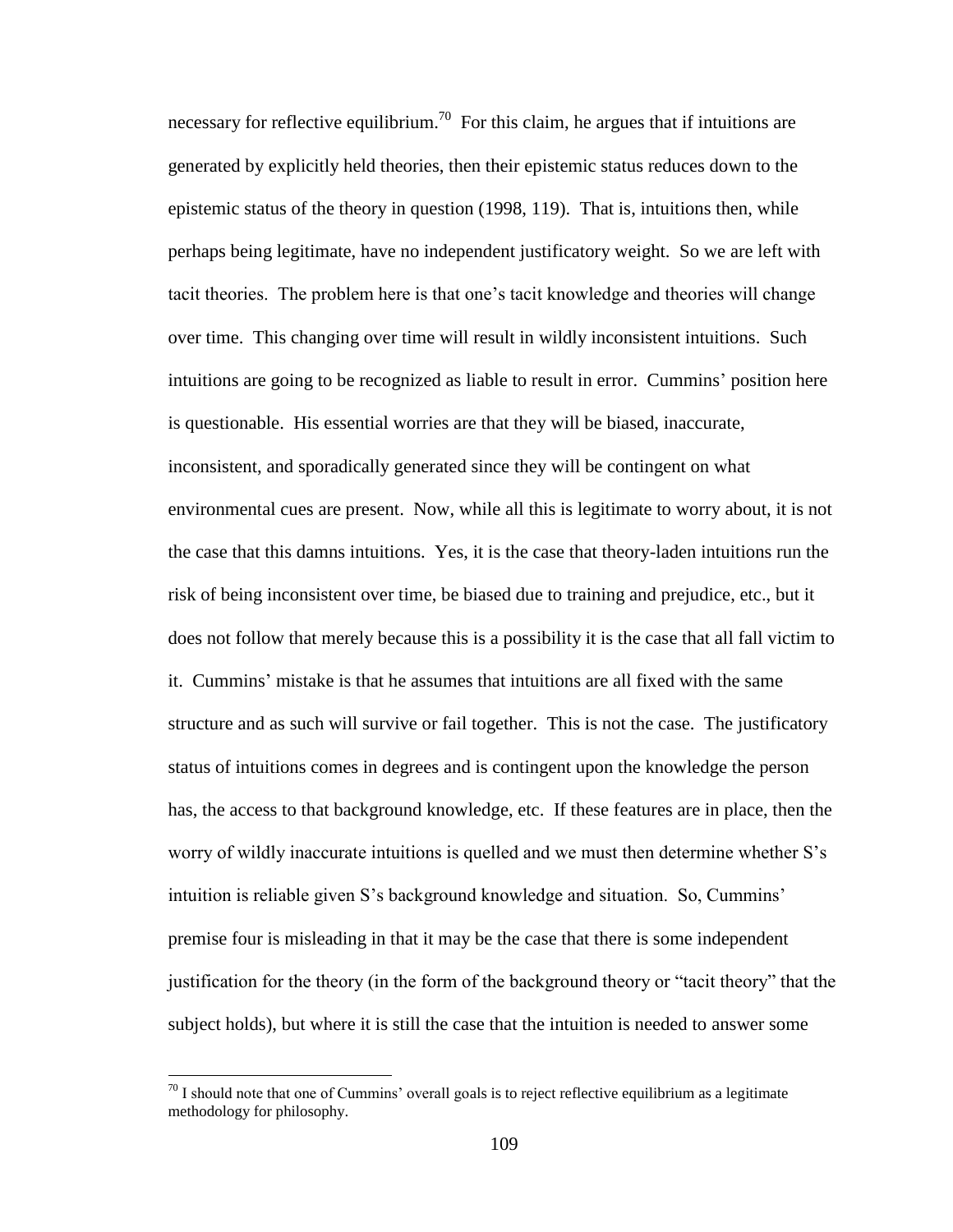necessary for reflective equilibrium.[70] For this claim, he argues that if intuitions are generated by explicitly held theories, then their epistemic status reduces down to the epistemic status of the theory in question (1998, 119). That is, intuitions then, while perhaps being legitimate, have no independent justificatory weight. So we are left with tacit theories. The problem here is that one's tacit knowledge and theories will change over time. This changing over time will result in wildly inconsistent intuitions. Such intuitions are going to be recognized as liable to result in error. Cummins' position here is questionable. His essential worries are that they will be biased, inaccurate, inconsistent, and sporadically generated since they will be contingent on what environmental cues are present. Now, while all this is legitimate to worry about, it is not the case that this damns intuitions. Yes, it is the case that theory-laden intuitions run the risk of being inconsistent over time, be biased due to training and prejudice, etc., but it does not follow that merely because this is a possibility it is the case that all fall victim to it. Cummins' mistake is that he assumes that intuitions are all fixed with the same structure and as such will survive or fail together. This is not the case. The justificatory status of intuitions comes in degrees and is contingent upon the knowledge the person has, the access to that background knowledge, etc. If these features are in place, then the worry of wildly inaccurate intuitions is quelled and we must then determine whether S's intuition is reliable given S's background knowledge and situation. So, Cummins' premise four is misleading in that it may be the case that there is some independent justification for the theory (in the form of the background theory or "tacit theory" that the subject holds), but where it is still the case that the intuition is needed to answer some

[70] I should note that one of Cummins' overall goals is to reject reflective equilibrium as a legitimate methodology for philosophy.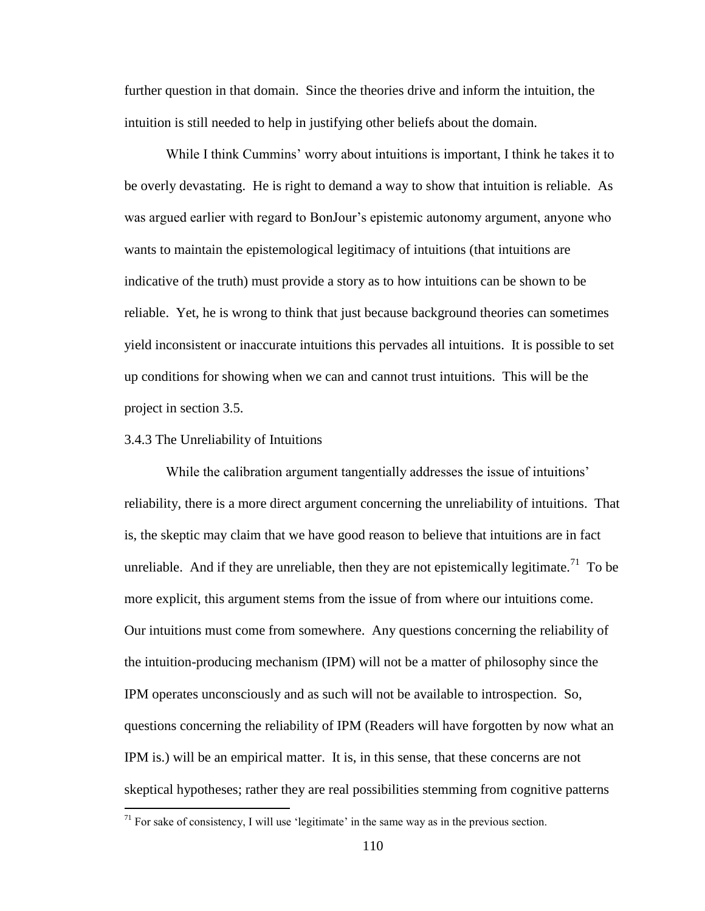further question in that domain. Since the theories drive and inform the intuition, the intuition is still needed to help in justifying other beliefs about the domain.

While I think Cummins' worry about intuitions is important, I think he takes it to be overly devastating. He is right to demand a way to show that intuition is reliable. As was argued earlier with regard to BonJour's epistemic autonomy argument, anyone who wants to maintain the epistemological legitimacy of intuitions (that intuitions are indicative of the truth) must provide a story as to how intuitions can be shown to be reliable. Yet, he is wrong to think that just because background theories can sometimes yield inconsistent or inaccurate intuitions this pervades all intuitions. It is possible to set up conditions for showing when we can and cannot trust intuitions. This will be the project in section 3.5.

### 3.4.3 The Unreliability of Intuitions

While the calibration argument tangentially addresses the issue of intuitions' reliability, there is a more direct argument concerning the unreliability of intuitions. That is, the skeptic may claim that we have good reason to believe that intuitions are in fact unreliable. And if they are unreliable, then they are not epistemically legitimate.[71] To be more explicit, this argument stems from the issue of from where our intuitions come. Our intuitions must come from somewhere. Any questions concerning the reliability of the intuition-producing mechanism (IPM) will not be a matter of philosophy since the IPM operates unconsciously and as such will not be available to introspection. So, questions concerning the reliability of IPM (Readers will have forgotten by now what an IPM is.) will be an empirical matter. It is, in this sense, that these concerns are not skeptical hypotheses; rather they are real possibilities stemming from cognitive patterns

[71] For sake of consistency, I will use 'legitimate' in the same way as in the previous section.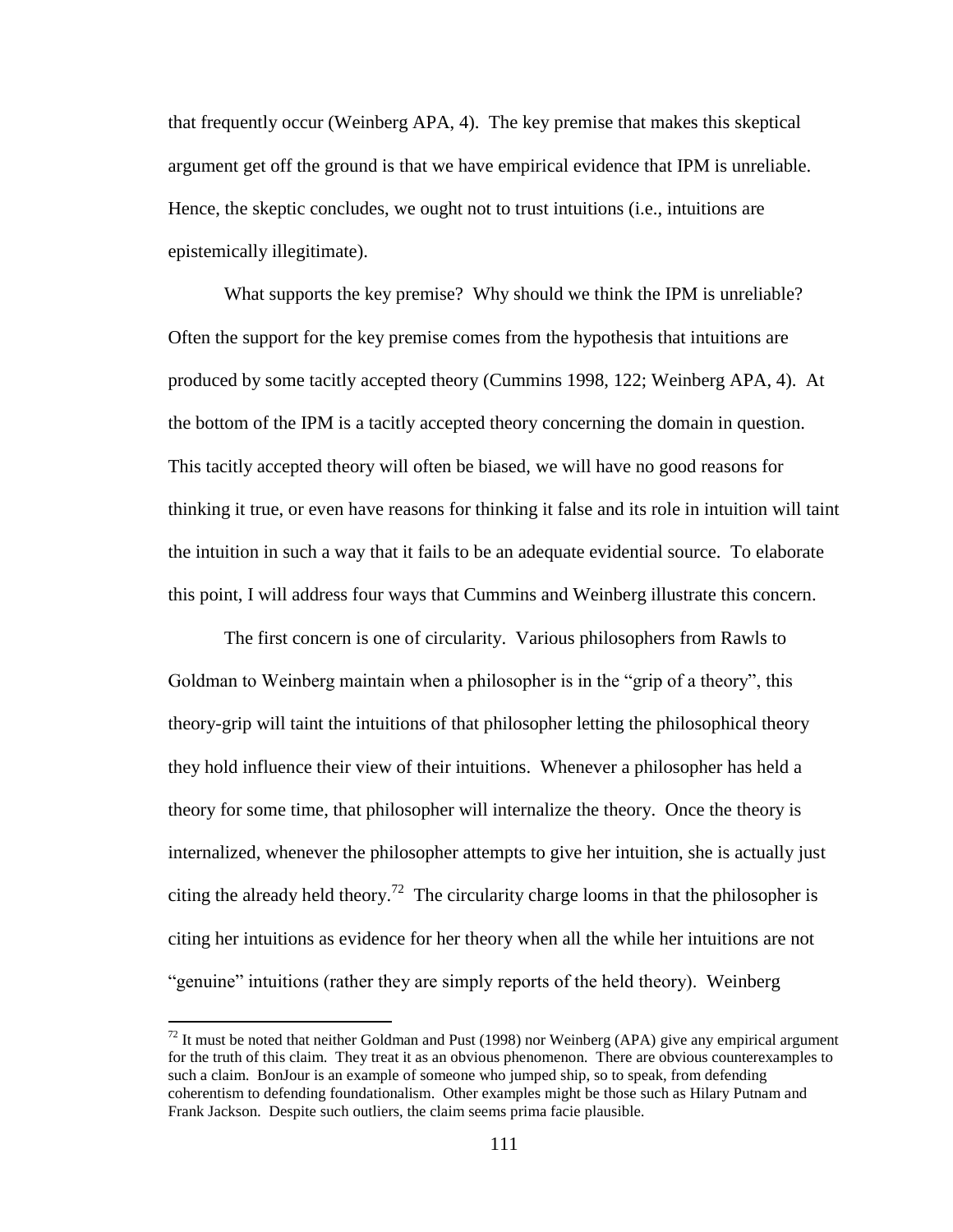that frequently occur (Weinberg APA, 4). The key premise that makes this skeptical argument get off the ground is that we have empirical evidence that IPM is unreliable. Hence, the skeptic concludes, we ought not to trust intuitions (i.e., intuitions are epistemically illegitimate).

What supports the key premise? Why should we think the IPM is unreliable? Often the support for the key premise comes from the hypothesis that intuitions are produced by some tacitly accepted theory (Cummins 1998, 122; Weinberg APA, 4). At the bottom of the IPM is a tacitly accepted theory concerning the domain in question. This tacitly accepted theory will often be biased, we will have no good reasons for thinking it true, or even have reasons for thinking it false and its role in intuition will taint the intuition in such a way that it fails to be an adequate evidential source. To elaborate this point, I will address four ways that Cummins and Weinberg illustrate this concern.

The first concern is one of circularity. Various philosophers from Rawls to Goldman to Weinberg maintain when a philosopher is in the "grip of a theory", this theory-grip will taint the intuitions of that philosopher letting the philosophical theory they hold influence their view of their intuitions. Whenever a philosopher has held a theory for some time, that philosopher will internalize the theory. Once the theory is internalized, whenever the philosopher attempts to give her intuition, she is actually just citing the already held theory.[72] The circularity charge looms in that the philosopher is citing her intuitions as evidence for her theory when all the while her intuitions are not "genuine" intuitions (rather they are simply reports of the held theory). Weinberg

[72] It must be noted that neither Goldman and Pust (1998) nor Weinberg (APA) give any empirical argument for the truth of this claim. They treat it as an obvious phenomenon. There are obvious counterexamples to such a claim. BonJour is an example of someone who jumped ship, so to speak, from defending coherentism to defending foundationalism. Other examples might be those such as Hilary Putnam and Frank Jackson. Despite such outliers, the claim seems prima facie plausible.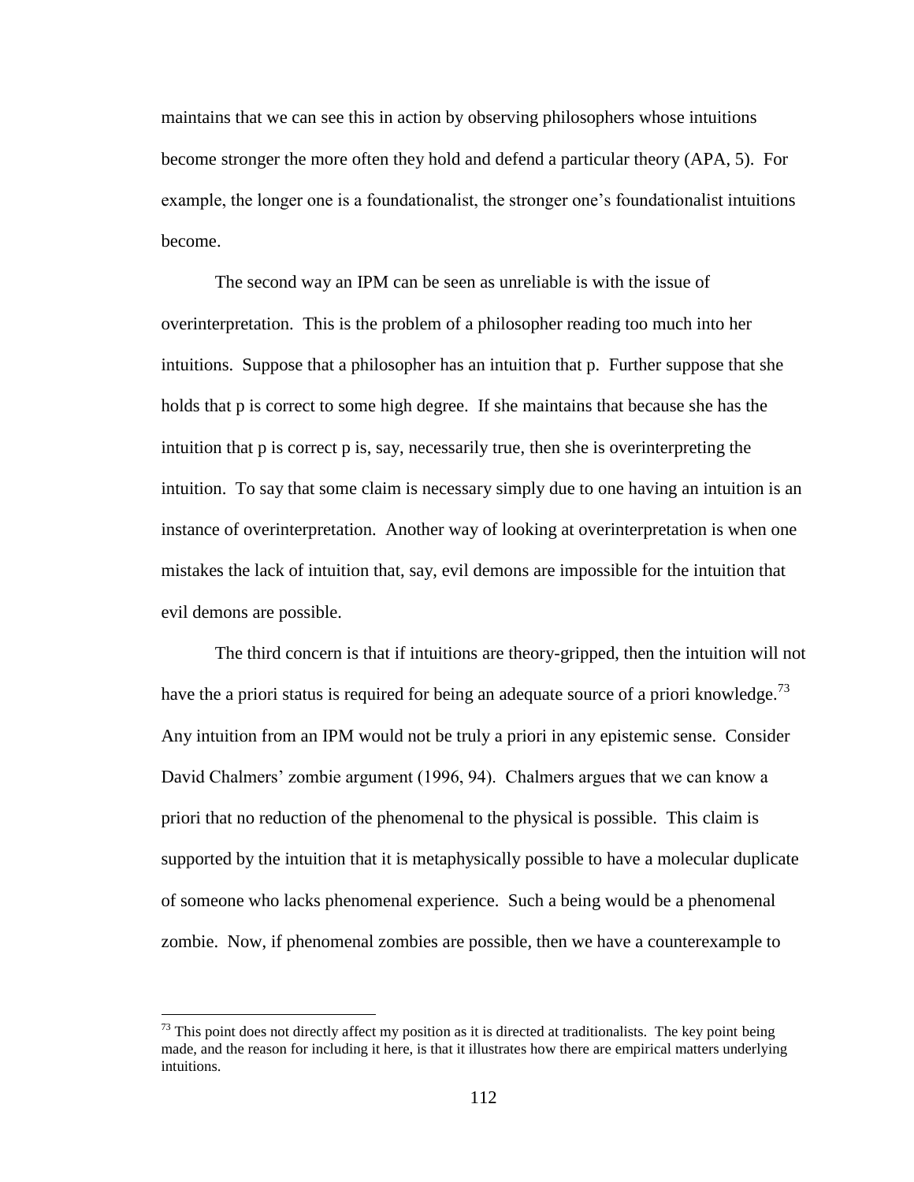maintains that we can see this in action by observing philosophers whose intuitions become stronger the more often they hold and defend a particular theory (APA, 5). For example, the longer one is a foundationalist, the stronger one's foundationalist intuitions become.

The second way an IPM can be seen as unreliable is with the issue of overinterpretation. This is the problem of a philosopher reading too much into her intuitions. Suppose that a philosopher has an intuition that p. Further suppose that she holds that p is correct to some high degree. If she maintains that because she has the intuition that p is correct p is, say, necessarily true, then she is overinterpreting the intuition. To say that some claim is necessary simply due to one having an intuition is an instance of overinterpretation. Another way of looking at overinterpretation is when one mistakes the lack of intuition that, say, evil demons are impossible for the intuition that evil demons are possible.

The third concern is that if intuitions are theory-gripped, then the intuition will not have the a priori status is required for being an adequate source of a priori knowledge.[73] Any intuition from an IPM would not be truly a priori in any epistemic sense. Consider David Chalmers' zombie argument (1996, 94). Chalmers argues that we can know a priori that no reduction of the phenomenal to the physical is possible. This claim is supported by the intuition that it is metaphysically possible to have a molecular duplicate of someone who lacks phenomenal experience. Such a being would be a phenomenal zombie. Now, if phenomenal zombies are possible, then we have a counterexample to

---

[73] This point does not directly affect my position as it is directed at traditionalists. The key point being made, and the reason for including it here, is that it illustrates how there are empirical matters underlying intuitions.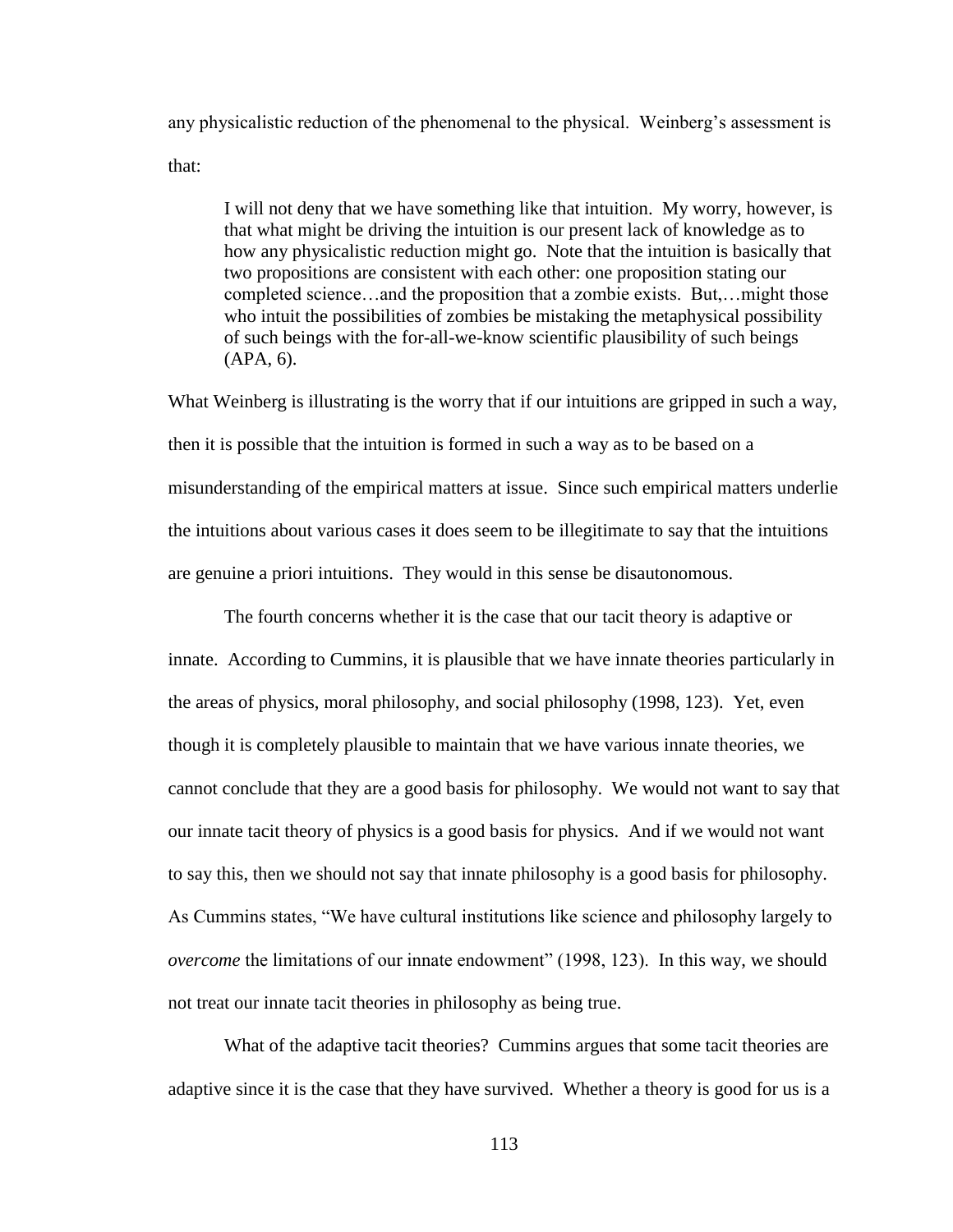any physicalistic reduction of the phenomenal to the physical. Weinberg's assessment is that:

> I will not deny that we have something like that intuition. My worry, however, is that what might be driving the intuition is our present lack of knowledge as to how any physicalistic reduction might go. Note that the intuition is basically that two propositions are consistent with each other: one proposition stating our completed science…and the proposition that a zombie exists. But,…might those who intuit the possibilities of zombies be mistaking the metaphysical possibility of such beings with the for-all-we-know scientific plausibility of such beings (APA, 6).

What Weinberg is illustrating is the worry that if our intuitions are gripped in such a way, then it is possible that the intuition is formed in such a way as to be based on a misunderstanding of the empirical matters at issue. Since such empirical matters underlie the intuitions about various cases it does seem to be illegitimate to say that the intuitions are genuine a priori intuitions. They would in this sense be disautonomous.

The fourth concerns whether it is the case that our tacit theory is adaptive or innate. According to Cummins, it is plausible that we have innate theories particularly in the areas of physics, moral philosophy, and social philosophy (1998, 123). Yet, even though it is completely plausible to maintain that we have various innate theories, we cannot conclude that they are a good basis for philosophy. We would not want to say that our innate tacit theory of physics is a good basis for physics. And if we would not want to say this, then we should not say that innate philosophy is a good basis for philosophy. As Cummins states, "We have cultural institutions like science and philosophy largely to *overcome* the limitations of our innate endowment" (1998, 123). In this way, we should not treat our innate tacit theories in philosophy as being true.

What of the adaptive tacit theories? Cummins argues that some tacit theories are adaptive since it is the case that they have survived. Whether a theory is good for us is a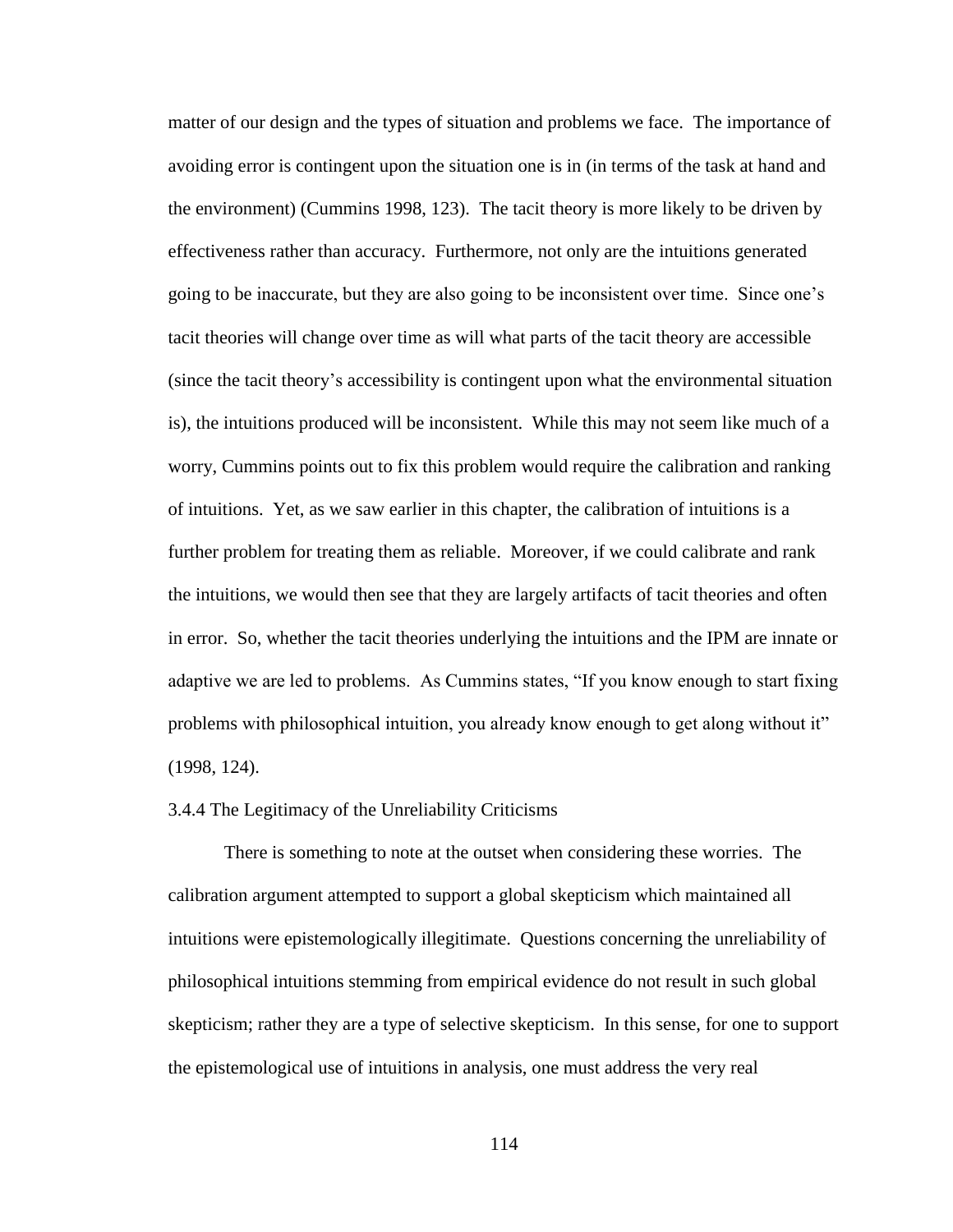matter of our design and the types of situation and problems we face. The importance of avoiding error is contingent upon the situation one is in (in terms of the task at hand and the environment) (Cummins 1998, 123). The tacit theory is more likely to be driven by effectiveness rather than accuracy. Furthermore, not only are the intuitions generated going to be inaccurate, but they are also going to be inconsistent over time. Since one's tacit theories will change over time as will what parts of the tacit theory are accessible (since the tacit theory's accessibility is contingent upon what the environmental situation is), the intuitions produced will be inconsistent. While this may not seem like much of a worry, Cummins points out to fix this problem would require the calibration and ranking of intuitions. Yet, as we saw earlier in this chapter, the calibration of intuitions is a further problem for treating them as reliable. Moreover, if we could calibrate and rank the intuitions, we would then see that they are largely artifacts of tacit theories and often in error. So, whether the tacit theories underlying the intuitions and the IPM are innate or adaptive we are led to problems. As Cummins states, "If you know enough to start fixing problems with philosophical intuition, you already know enough to get along without it" (1998, 124).

### 3.4.4 The Legitimacy of the Unreliability Criticisms

There is something to note at the outset when considering these worries. The calibration argument attempted to support a global skepticism which maintained all intuitions were epistemologically illegitimate. Questions concerning the unreliability of philosophical intuitions stemming from empirical evidence do not result in such global skepticism; rather they are a type of selective skepticism. In this sense, for one to support the epistemological use of intuitions in analysis, one must address the very real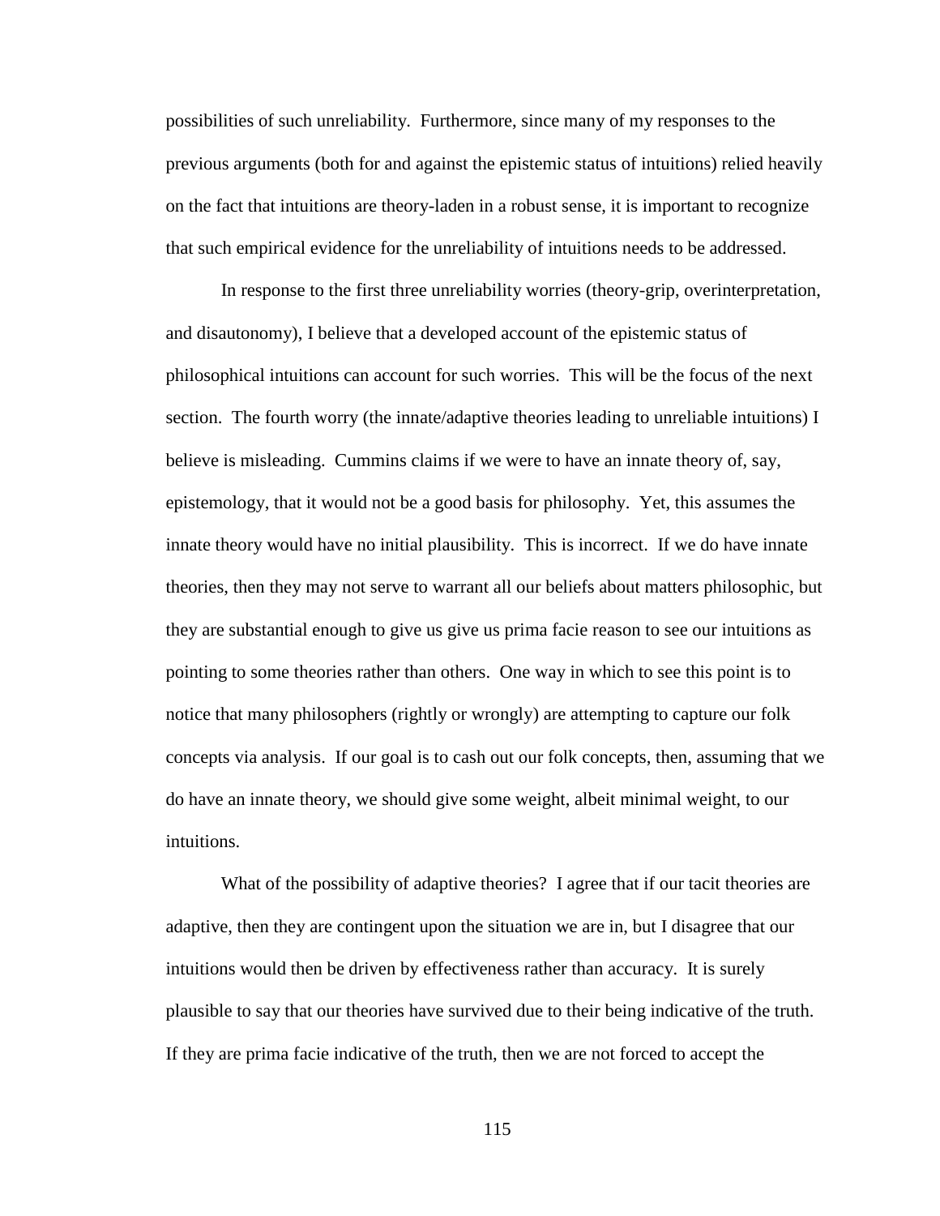possibilities of such unreliability. Furthermore, since many of my responses to the previous arguments (both for and against the epistemic status of intuitions) relied heavily on the fact that intuitions are theory-laden in a robust sense, it is important to recognize that such empirical evidence for the unreliability of intuitions needs to be addressed.

In response to the first three unreliability worries (theory-grip, overinterpretation, and disautonomy), I believe that a developed account of the epistemic status of philosophical intuitions can account for such worries. This will be the focus of the next section. The fourth worry (the innate/adaptive theories leading to unreliable intuitions) I believe is misleading. Cummins claims if we were to have an innate theory of, say, epistemology, that it would not be a good basis for philosophy. Yet, this assumes the innate theory would have no initial plausibility. This is incorrect. If we do have innate theories, then they may not serve to warrant all our beliefs about matters philosophic, but they are substantial enough to give us give us prima facie reason to see our intuitions as pointing to some theories rather than others. One way in which to see this point is to notice that many philosophers (rightly or wrongly) are attempting to capture our folk concepts via analysis. If our goal is to cash out our folk concepts, then, assuming that we do have an innate theory, we should give some weight, albeit minimal weight, to our intuitions.

What of the possibility of adaptive theories? I agree that if our tacit theories are adaptive, then they are contingent upon the situation we are in, but I disagree that our intuitions would then be driven by effectiveness rather than accuracy. It is surely plausible to say that our theories have survived due to their being indicative of the truth. If they are prima facie indicative of the truth, then we are not forced to accept the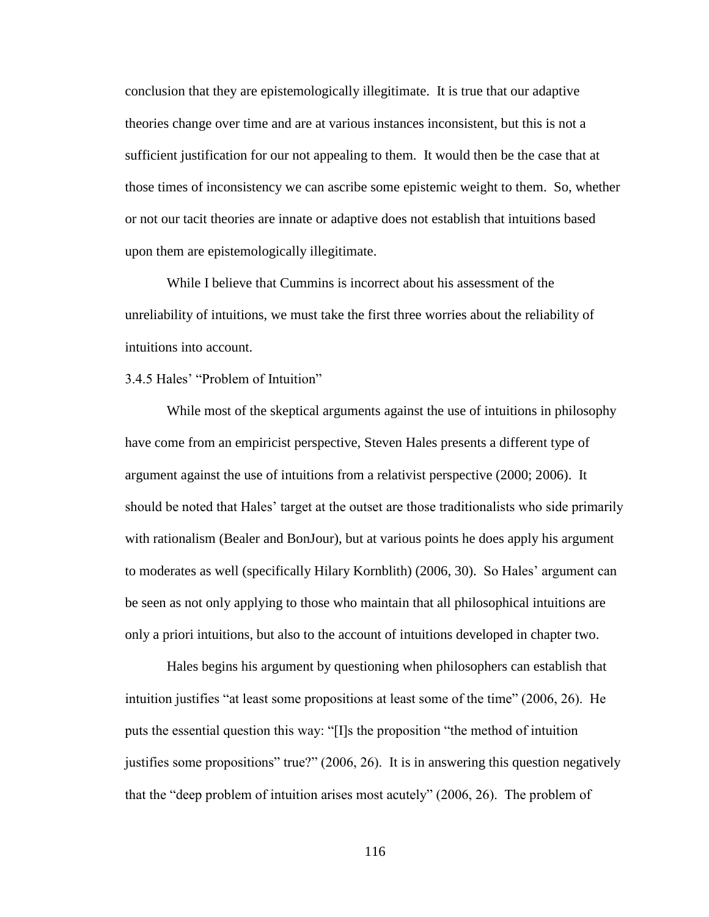conclusion that they are epistemologically illegitimate. It is true that our adaptive theories change over time and are at various instances inconsistent, but this is not a sufficient justification for our not appealing to them. It would then be the case that at those times of inconsistency we can ascribe some epistemic weight to them. So, whether or not our tacit theories are innate or adaptive does not establish that intuitions based upon them are epistemologically illegitimate.

While I believe that Cummins is incorrect about his assessment of the unreliability of intuitions, we must take the first three worries about the reliability of intuitions into account.

### 3.4.5 Hales' "Problem of Intuition"

While most of the skeptical arguments against the use of intuitions in philosophy have come from an empiricist perspective, Steven Hales presents a different type of argument against the use of intuitions from a relativist perspective (2000; 2006). It should be noted that Hales' target at the outset are those traditionalists who side primarily with rationalism (Bealer and BonJour), but at various points he does apply his argument to moderates as well (specifically Hilary Kornblith) (2006, 30). So Hales' argument can be seen as not only applying to those who maintain that all philosophical intuitions are only a priori intuitions, but also to the account of intuitions developed in chapter two.

Hales begins his argument by questioning when philosophers can establish that intuition justifies "at least some propositions at least some of the time" (2006, 26). He puts the essential question this way: "[I]s the proposition "the method of intuition justifies some propositions" true?" (2006, 26). It is in answering this question negatively that the "deep problem of intuition arises most acutely" (2006, 26). The problem of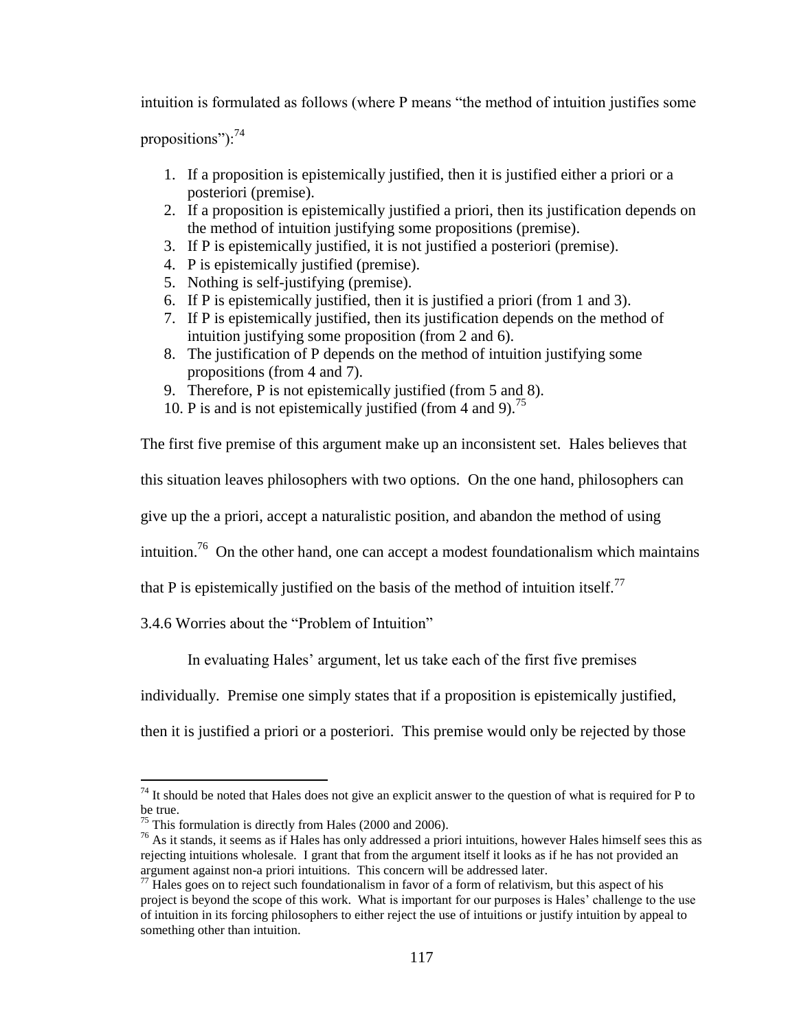intuition is formulated as follows (where P means "the method of intuition justifies some propositions"):[74]

1. If a proposition is epistemically justified, then it is justified either a priori or a posteriori (premise).
2. If a proposition is epistemically justified a priori, then its justification depends on the method of intuition justifying some propositions (premise).
3. If P is epistemically justified, it is not justified a posteriori (premise).
4. P is epistemically justified (premise).
5. Nothing is self-justifying (premise).
6. If P is epistemically justified, then it is justified a priori (from 1 and 3).
7. If P is epistemically justified, then its justification depends on the method of intuition justifying some proposition (from 2 and 6).
8. The justification of P depends on the method of intuition justifying some propositions (from 4 and 7).
9. Therefore, P is not epistemically justified (from 5 and 8).
10. P is and is not epistemically justified (from 4 and 9).[75]

The first five premise of this argument make up an inconsistent set. Hales believes that this situation leaves philosophers with two options. On the one hand, philosophers can give up the a priori, accept a naturalistic position, and abandon the method of using intuition.[76] On the other hand, one can accept a modest foundationalism which maintains that P is epistemically justified on the basis of the method of intuition itself.[77]

### 3.4.6 Worries about the "Problem of Intuition"

In evaluating Hales' argument, let us take each of the first five premises individually. Premise one simply states that if a proposition is epistemically justified, then it is justified a priori or a posteriori. This premise would only be rejected by those

---

[74] It should be noted that Hales does not give an explicit answer to the question of what is required for P to be true.

[75] This formulation is directly from Hales (2000 and 2006).

[76] As it stands, it seems as if Hales has only addressed a priori intuitions, however Hales himself sees this as rejecting intuitions wholesale. I grant that from the argument itself it looks as if he has not provided an argument against non-a priori intuitions. This concern will be addressed later.

[77] Hales goes on to reject such foundationalism in favor of a form of relativism, but this aspect of his project is beyond the scope of this work. What is important for our purposes is Hales' challenge to the use of intuition in its forcing philosophers to either reject the use of intuitions or justify intuition by appeal to something other than intuition.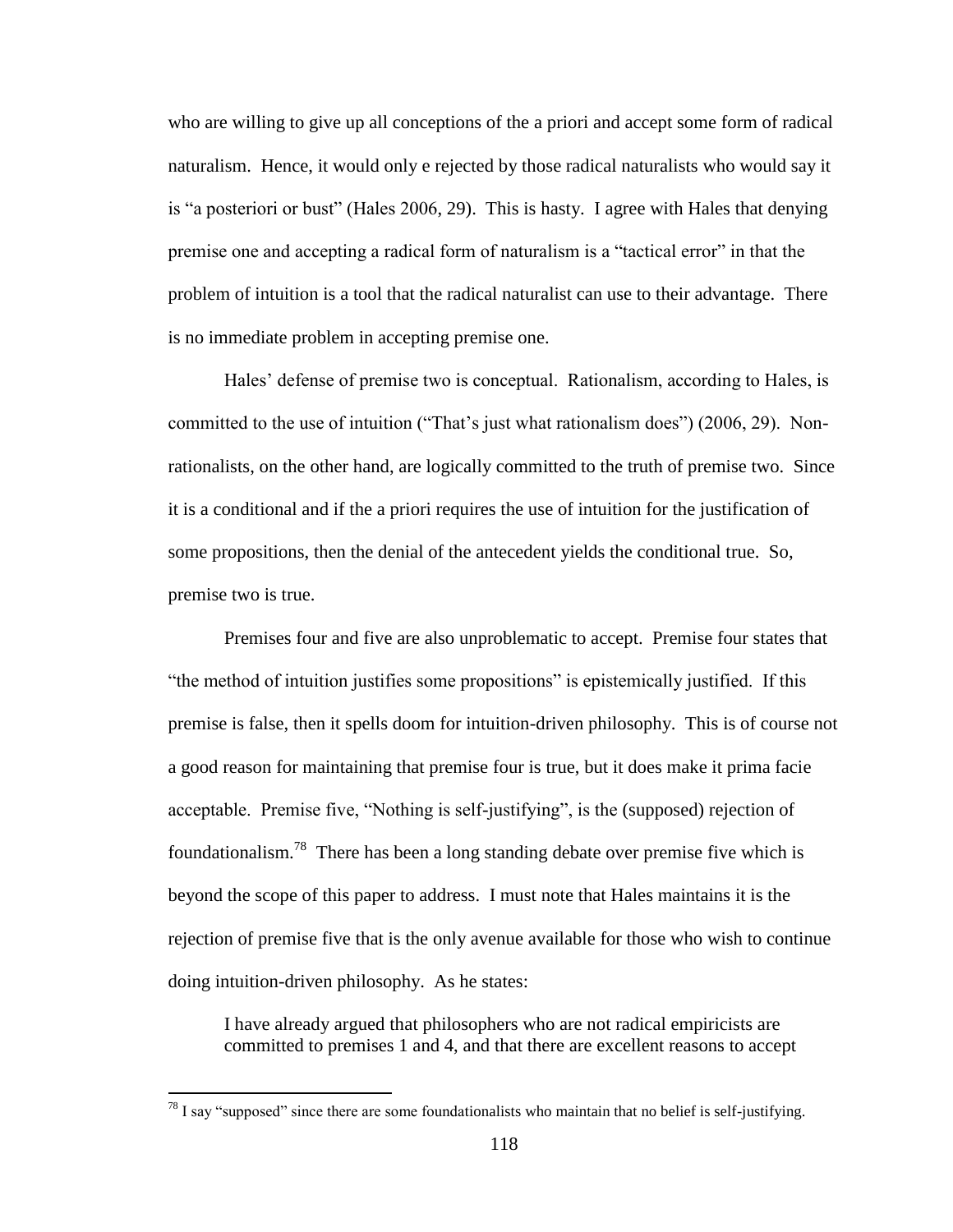who are willing to give up all conceptions of the a priori and accept some form of radical naturalism. Hence, it would only e rejected by those radical naturalists who would say it is "a posteriori or bust" (Hales 2006, 29). This is hasty. I agree with Hales that denying premise one and accepting a radical form of naturalism is a "tactical error" in that the problem of intuition is a tool that the radical naturalist can use to their advantage. There is no immediate problem in accepting premise one.

Hales' defense of premise two is conceptual. Rationalism, according to Hales, is committed to the use of intuition ("That's just what rationalism does") (2006, 29). Non-rationalists, on the other hand, are logically committed to the truth of premise two. Since it is a conditional and if the a priori requires the use of intuition for the justification of some propositions, then the denial of the antecedent yields the conditional true. So, premise two is true.

Premises four and five are also unproblematic to accept. Premise four states that "the method of intuition justifies some propositions" is epistemically justified. If this premise is false, then it spells doom for intuition-driven philosophy. This is of course not a good reason for maintaining that premise four is true, but it does make it prima facie acceptable. Premise five, "Nothing is self-justifying", is the (supposed) rejection of foundationalism.[78] There has been a long standing debate over premise five which is beyond the scope of this paper to address. I must note that Hales maintains it is the rejection of premise five that is the only avenue available for those who wish to continue doing intuition-driven philosophy. As he states:

> I have already argued that philosophers who are not radical empiricists are committed to premises 1 and 4, and that there are excellent reasons to accept

[78] I say "supposed" since there are some foundationalists who maintain that no belief is self-justifying.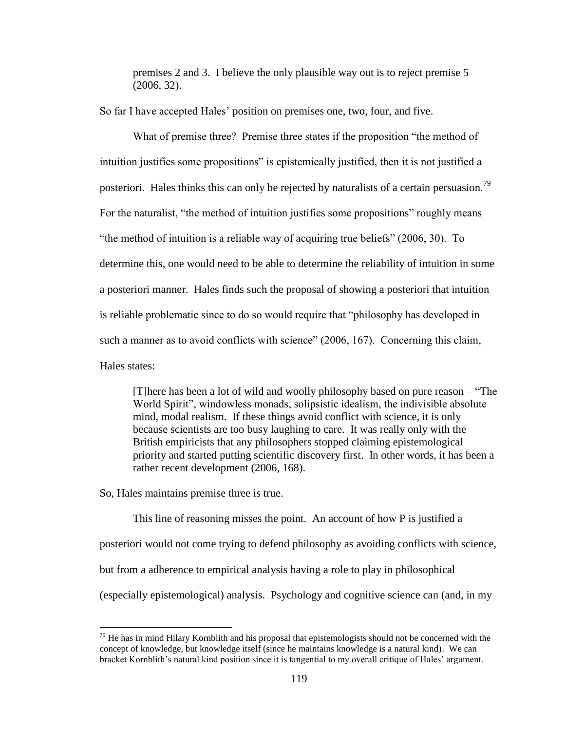> premises 2 and 3. I believe the only plausible way out is to reject premise 5 (2006, 32).

So far I have accepted Hales' position on premises one, two, four, and five.

What of premise three? Premise three states if the proposition "the method of intuition justifies some propositions" is epistemically justified, then it is not justified a posteriori. Hales thinks this can only be rejected by naturalists of a certain persuasion.[79] For the naturalist, "the method of intuition justifies some propositions" roughly means "the method of intuition is a reliable way of acquiring true beliefs" (2006, 30). To determine this, one would need to be able to determine the reliability of intuition in some a posteriori manner. Hales finds such the proposal of showing a posteriori that intuition is reliable problematic since to do so would require that "philosophy has developed in such a manner as to avoid conflicts with science" (2006, 167). Concerning this claim, Hales states:

> [T]here has been a lot of wild and woolly philosophy based on pure reason – "The World Spirit", windowless monads, solipsistic idealism, the indivisible absolute mind, modal realism. If these things avoid conflict with science, it is only because scientists are too busy laughing to care. It was really only with the British empiricists that any philosophers stopped claiming epistemological priority and started putting scientific discovery first. In other words, it has been a rather recent development (2006, 168).

So, Hales maintains premise three is true.

This line of reasoning misses the point. An account of how P is justified a posteriori would not come trying to defend philosophy as avoiding conflicts with science, but from a adherence to empirical analysis having a role to play in philosophical (especially epistemological) analysis. Psychology and cognitive science can (and, in my

[79] He has in mind Hilary Kornblith and his proposal that epistemologists should not be concerned with the concept of knowledge, but knowledge itself (since he maintains knowledge is a natural kind). We can bracket Kornblith's natural kind position since it is tangential to my overall critique of Hales' argument.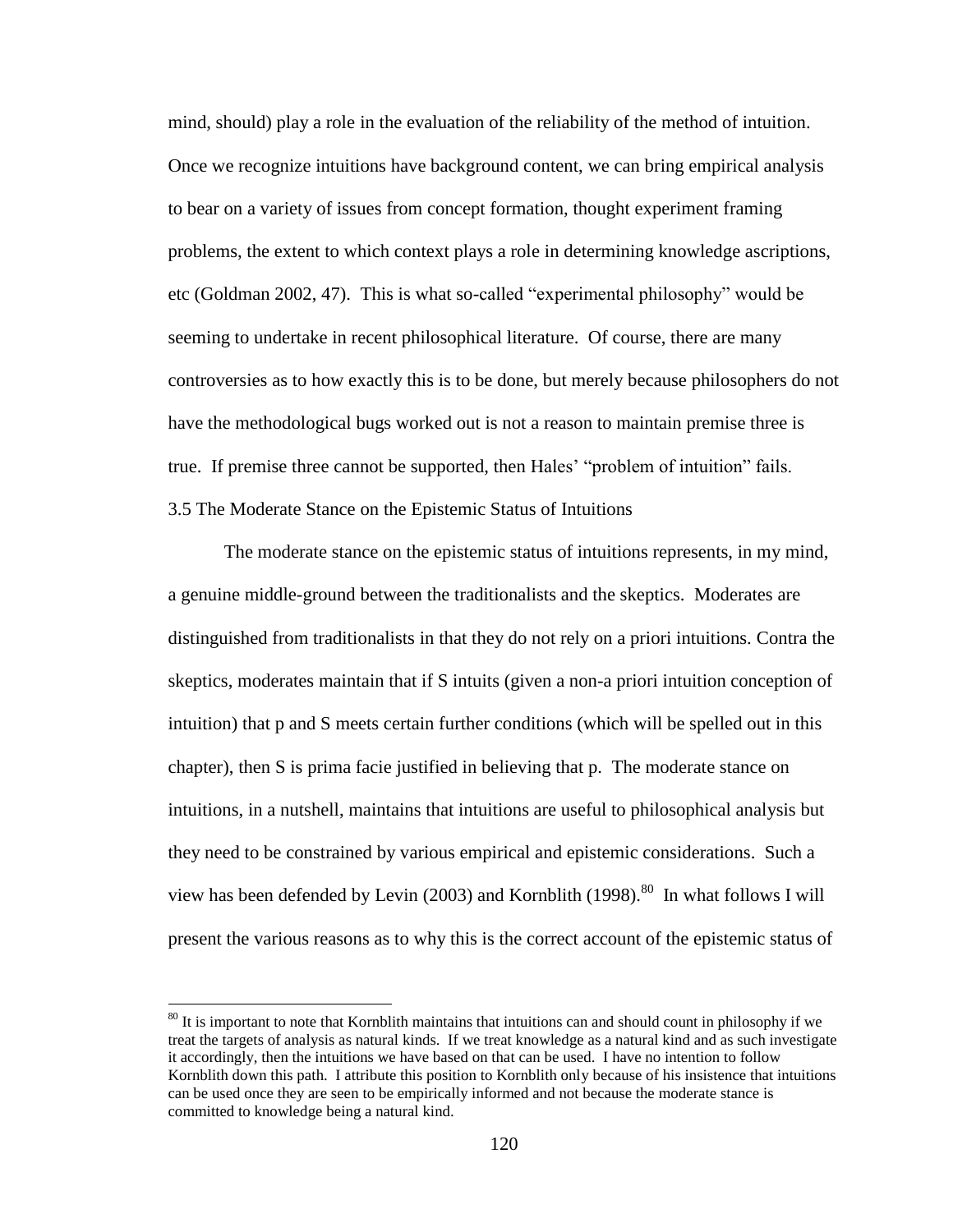mind, should) play a role in the evaluation of the reliability of the method of intuition. Once we recognize intuitions have background content, we can bring empirical analysis to bear on a variety of issues from concept formation, thought experiment framing problems, the extent to which context plays a role in determining knowledge ascriptions, etc (Goldman 2002, 47). This is what so-called "experimental philosophy" would be seeming to undertake in recent philosophical literature. Of course, there are many controversies as to how exactly this is to be done, but merely because philosophers do not have the methodological bugs worked out is not a reason to maintain premise three is true. If premise three cannot be supported, then Hales' "problem of intuition" fails.

## 3.5 The Moderate Stance on the Epistemic Status of Intuitions

The moderate stance on the epistemic status of intuitions represents, in my mind, a genuine middle-ground between the traditionalists and the skeptics. Moderates are distinguished from traditionalists in that they do not rely on a priori intuitions. Contra the skeptics, moderates maintain that if S intuits (given a non-a priori intuition conception of intuition) that p and S meets certain further conditions (which will be spelled out in this chapter), then S is prima facie justified in believing that p. The moderate stance on intuitions, in a nutshell, maintains that intuitions are useful to philosophical analysis but they need to be constrained by various empirical and epistemic considerations. Such a view has been defended by Levin (2003) and Kornblith (1998).[80] In what follows I will present the various reasons as to why this is the correct account of the epistemic status of

[80] It is important to note that Kornblith maintains that intuitions can and should count in philosophy if we treat the targets of analysis as natural kinds. If we treat knowledge as a natural kind and as such investigate it accordingly, then the intuitions we have based on that can be used. I have no intention to follow Kornblith down this path. I attribute this position to Kornblith only because of his insistence that intuitions can be used once they are seen to be empirically informed and not because the moderate stance is committed to knowledge being a natural kind.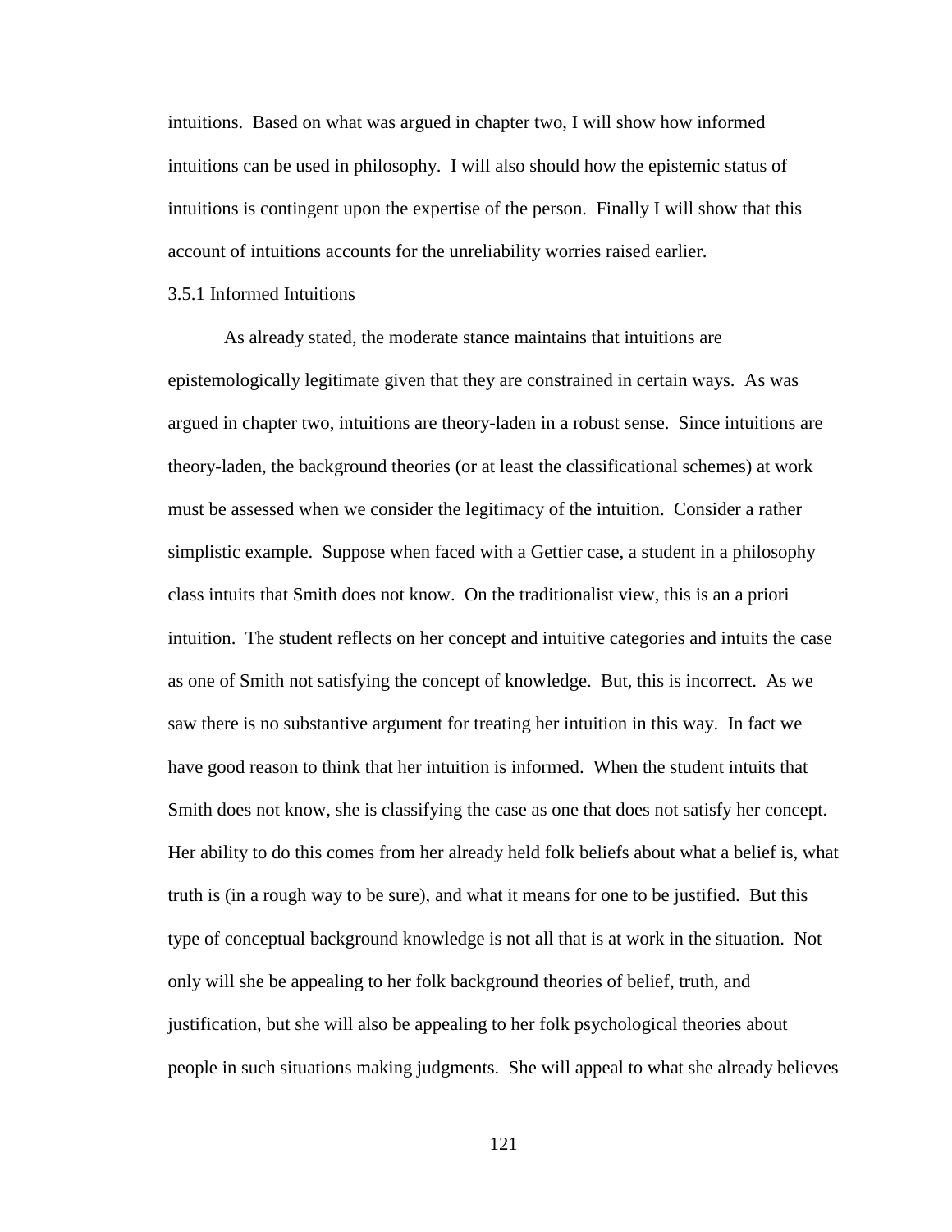intuitions. Based on what was argued in chapter two, I will show how informed intuitions can be used in philosophy. I will also should how the epistemic status of intuitions is contingent upon the expertise of the person. Finally I will show that this account of intuitions accounts for the unreliability worries raised earlier.

### 3.5.1 Informed Intuitions

As already stated, the moderate stance maintains that intuitions are epistemologically legitimate given that they are constrained in certain ways. As was argued in chapter two, intuitions are theory-laden in a robust sense. Since intuitions are theory-laden, the background theories (or at least the classificational schemes) at work must be assessed when we consider the legitimacy of the intuition. Consider a rather simplistic example. Suppose when faced with a Gettier case, a student in a philosophy class intuits that Smith does not know. On the traditionalist view, this is an a priori intuition. The student reflects on her concept and intuitive categories and intuits the case as one of Smith not satisfying the concept of knowledge. But, this is incorrect. As we saw there is no substantive argument for treating her intuition in this way. In fact we have good reason to think that her intuition is informed. When the student intuits that Smith does not know, she is classifying the case as one that does not satisfy her concept. Her ability to do this comes from her already held folk beliefs about what a belief is, what truth is (in a rough way to be sure), and what it means for one to be justified. But this type of conceptual background knowledge is not all that is at work in the situation. Not only will she be appealing to her folk background theories of belief, truth, and justification, but she will also be appealing to her folk psychological theories about people in such situations making judgments. She will appeal to what she already believes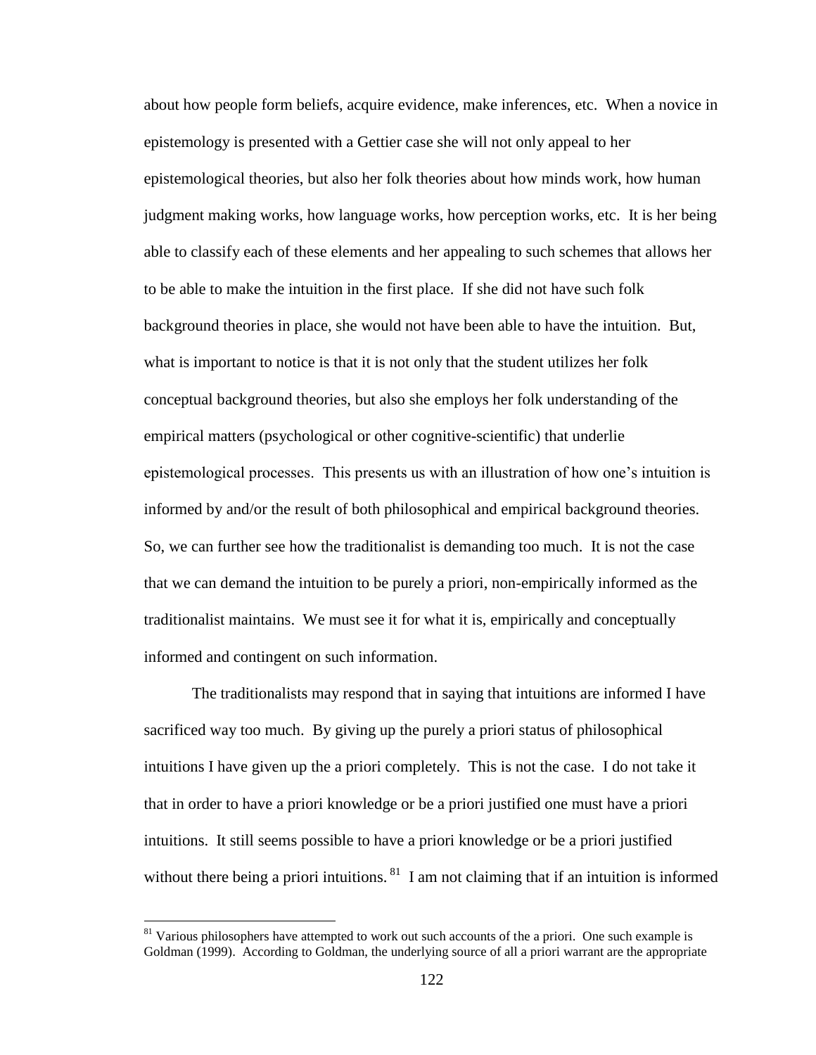about how people form beliefs, acquire evidence, make inferences, etc. When a novice in epistemology is presented with a Gettier case she will not only appeal to her epistemological theories, but also her folk theories about how minds work, how human judgment making works, how language works, how perception works, etc. It is her being able to classify each of these elements and her appealing to such schemes that allows her to be able to make the intuition in the first place. If she did not have such folk background theories in place, she would not have been able to have the intuition. But, what is important to notice is that it is not only that the student utilizes her folk conceptual background theories, but also she employs her folk understanding of the empirical matters (psychological or other cognitive-scientific) that underlie epistemological processes. This presents us with an illustration of how one's intuition is informed by and/or the result of both philosophical and empirical background theories. So, we can further see how the traditionalist is demanding too much. It is not the case that we can demand the intuition to be purely a priori, non-empirically informed as the traditionalist maintains. We must see it for what it is, empirically and conceptually informed and contingent on such information.

The traditionalists may respond that in saying that intuitions are informed I have sacrificed way too much. By giving up the purely a priori status of philosophical intuitions I have given up the a priori completely. This is not the case. I do not take it that in order to have a priori knowledge or be a priori justified one must have a priori intuitions. It still seems possible to have a priori knowledge or be a priori justified without there being a priori intuitions. [81] I am not claiming that if an intuition is informed

[81] Various philosophers have attempted to work out such accounts of the a priori. One such example is Goldman (1999). According to Goldman, the underlying source of all a priori warrant are the appropriate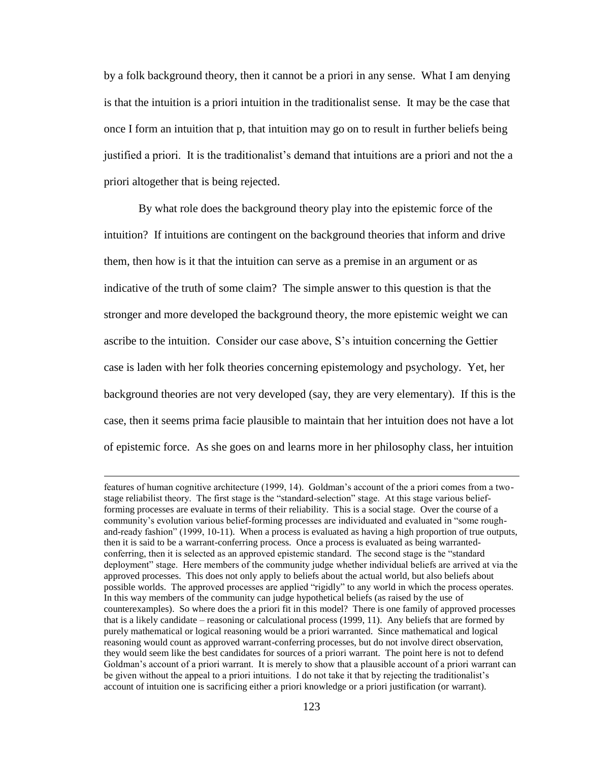by a folk background theory, then it cannot be a priori in any sense. What I am denying is that the intuition is a priori intuition in the traditionalist sense. It may be the case that once I form an intuition that p, that intuition may go on to result in further beliefs being justified a priori. It is the traditionalist's demand that intuitions are a priori and not the a priori altogether that is being rejected.

By what role does the background theory play into the epistemic force of the intuition? If intuitions are contingent on the background theories that inform and drive them, then how is it that the intuition can serve as a premise in an argument or as indicative of the truth of some claim? The simple answer to this question is that the stronger and more developed the background theory, the more epistemic weight we can ascribe to the intuition. Consider our case above, S's intuition concerning the Gettier case is laden with her folk theories concerning epistemology and psychology. Yet, her background theories are not very developed (say, they are very elementary). If this is the case, then it seems prima facie plausible to maintain that her intuition does not have a lot of epistemic force. As she goes on and learns more in her philosophy class, her intuition

---

features of human cognitive architecture (1999, 14). Goldman's account of the a priori comes from a two-stage reliabilist theory. The first stage is the "standard-selection" stage. At this stage various belief-forming processes are evaluate in terms of their reliability. This is a social stage. Over the course of a community's evolution various belief-forming processes are individuated and evaluated in "some rough-and-ready fashion" (1999, 10-11). When a process is evaluated as having a high proportion of true outputs, then it is said to be a warrant-conferring process. Once a process is evaluated as being warranted-conferring, then it is selected as an approved epistemic standard. The second stage is the "standard deployment" stage. Here members of the community judge whether individual beliefs are arrived at via the approved processes. This does not only apply to beliefs about the actual world, but also beliefs about possible worlds. The approved processes are applied "rigidly" to any world in which the process operates. In this way members of the community can judge hypothetical beliefs (as raised by the use of counterexamples). So where does the a priori fit in this model? There is one family of approved processes that is a likely candidate – reasoning or calculational process (1999, 11). Any beliefs that are formed by purely mathematical or logical reasoning would be a priori warranted. Since mathematical and logical reasoning would count as approved warrant-conferring processes, but do not involve direct observation, they would seem like the best candidates for sources of a priori warrant. The point here is not to defend Goldman's account of a priori warrant. It is merely to show that a plausible account of a priori warrant can be given without the appeal to a priori intuitions. I do not take it that by rejecting the traditionalist's account of intuition one is sacrificing either a priori knowledge or a priori justification (or warrant).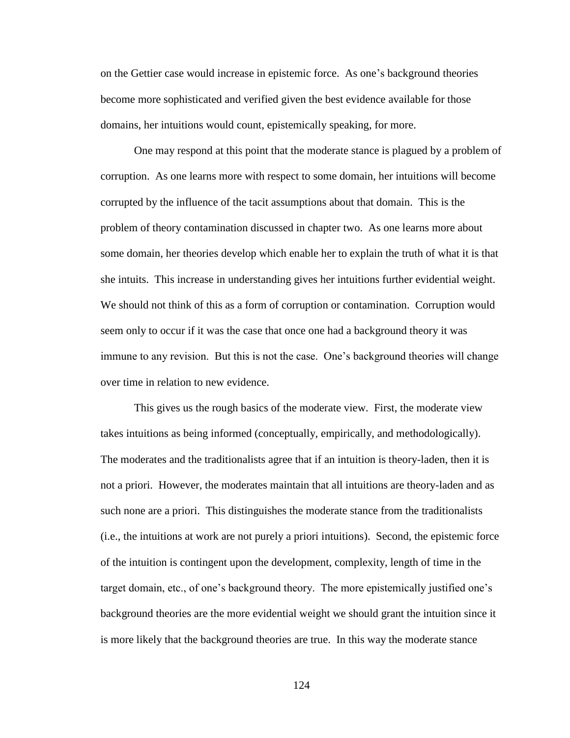on the Gettier case would increase in epistemic force. As one's background theories become more sophisticated and verified given the best evidence available for those domains, her intuitions would count, epistemically speaking, for more.

One may respond at this point that the moderate stance is plagued by a problem of corruption. As one learns more with respect to some domain, her intuitions will become corrupted by the influence of the tacit assumptions about that domain. This is the problem of theory contamination discussed in chapter two. As one learns more about some domain, her theories develop which enable her to explain the truth of what it is that she intuits. This increase in understanding gives her intuitions further evidential weight. We should not think of this as a form of corruption or contamination. Corruption would seem only to occur if it was the case that once one had a background theory it was immune to any revision. But this is not the case. One's background theories will change over time in relation to new evidence.

This gives us the rough basics of the moderate view. First, the moderate view takes intuitions as being informed (conceptually, empirically, and methodologically). The moderates and the traditionalists agree that if an intuition is theory-laden, then it is not a priori. However, the moderates maintain that all intuitions are theory-laden and as such none are a priori. This distinguishes the moderate stance from the traditionalists (i.e., the intuitions at work are not purely a priori intuitions). Second, the epistemic force of the intuition is contingent upon the development, complexity, length of time in the target domain, etc., of one's background theory. The more epistemically justified one's background theories are the more evidential weight we should grant the intuition since it is more likely that the background theories are true. In this way the moderate stance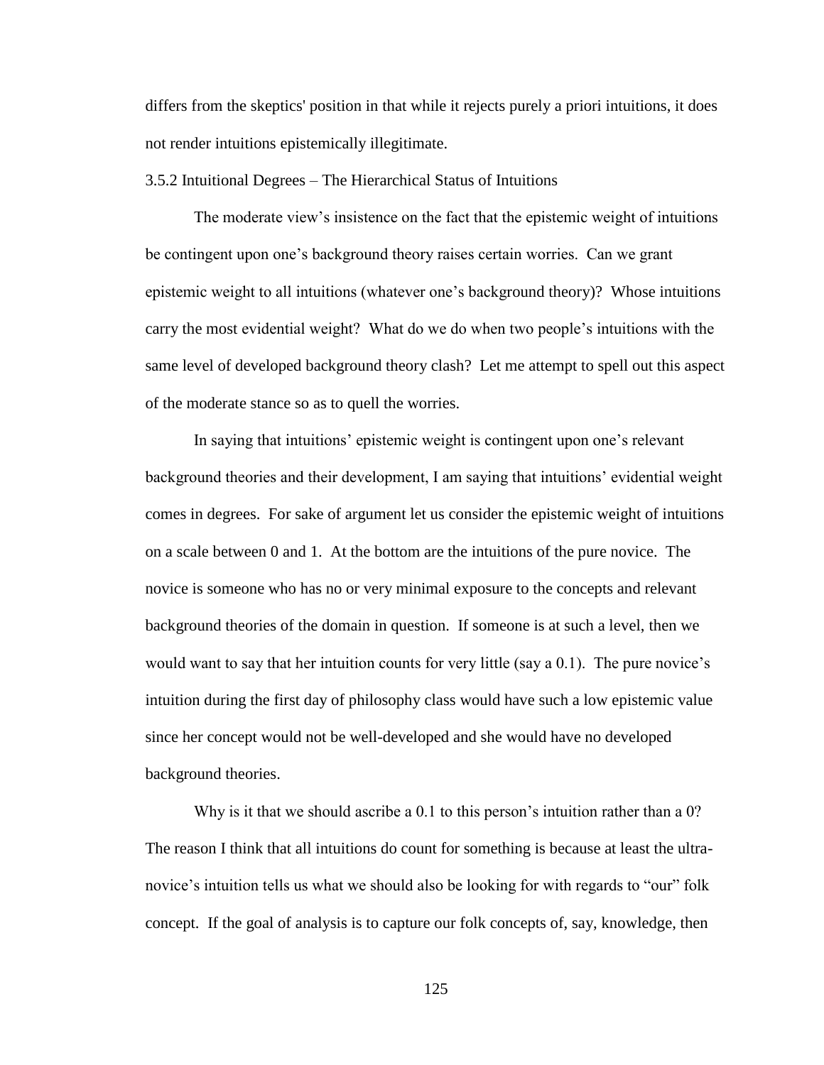differs from the skeptics' position in that while it rejects purely a priori intuitions, it does not render intuitions epistemically illegitimate.

### 3.5.2 Intuitional Degrees – The Hierarchical Status of Intuitions

The moderate view's insistence on the fact that the epistemic weight of intuitions be contingent upon one's background theory raises certain worries. Can we grant epistemic weight to all intuitions (whatever one's background theory)? Whose intuitions carry the most evidential weight? What do we do when two people's intuitions with the same level of developed background theory clash? Let me attempt to spell out this aspect of the moderate stance so as to quell the worries.

In saying that intuitions' epistemic weight is contingent upon one's relevant background theories and their development, I am saying that intuitions' evidential weight comes in degrees. For sake of argument let us consider the epistemic weight of intuitions on a scale between 0 and 1. At the bottom are the intuitions of the pure novice. The novice is someone who has no or very minimal exposure to the concepts and relevant background theories of the domain in question. If someone is at such a level, then we would want to say that her intuition counts for very little (say a 0.1). The pure novice's intuition during the first day of philosophy class would have such a low epistemic value since her concept would not be well-developed and she would have no developed background theories.

Why is it that we should ascribe a 0.1 to this person's intuition rather than a 0? The reason I think that all intuitions do count for something is because at least the ultra-novice's intuition tells us what we should also be looking for with regards to "our" folk concept. If the goal of analysis is to capture our folk concepts of, say, knowledge, then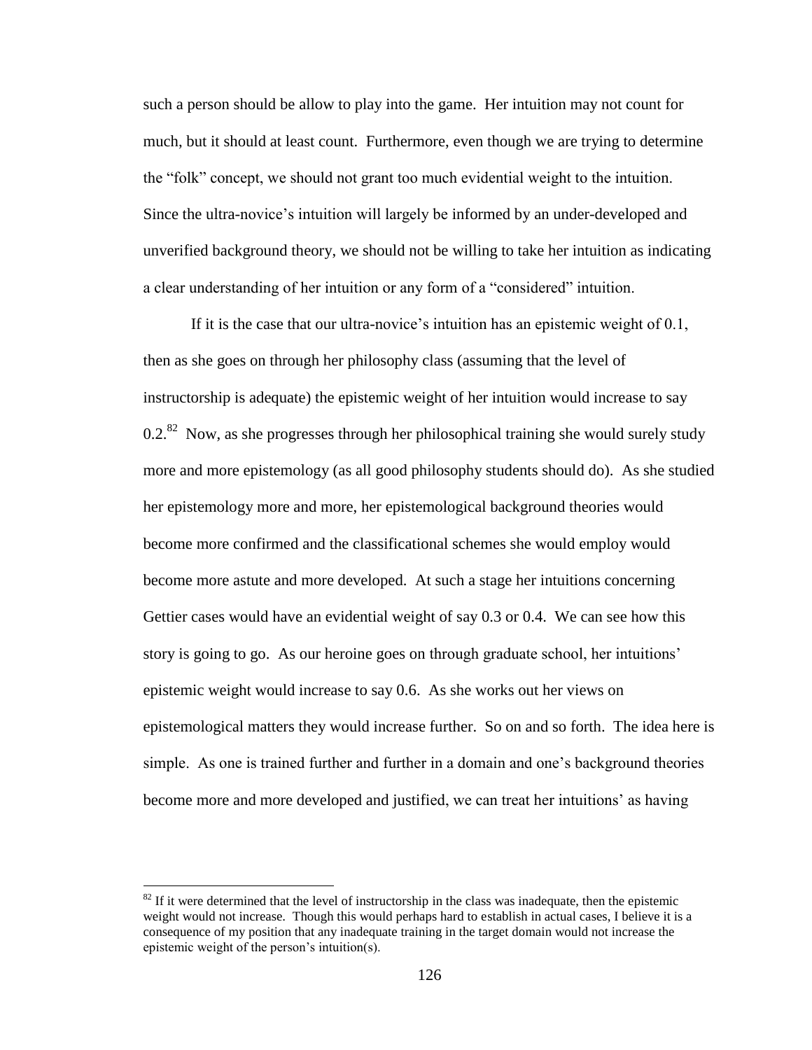such a person should be allow to play into the game. Her intuition may not count for much, but it should at least count. Furthermore, even though we are trying to determine the "folk" concept, we should not grant too much evidential weight to the intuition. Since the ultra-novice's intuition will largely be informed by an under-developed and unverified background theory, we should not be willing to take her intuition as indicating a clear understanding of her intuition or any form of a "considered" intuition.

If it is the case that our ultra-novice's intuition has an epistemic weight of 0.1, then as she goes on through her philosophy class (assuming that the level of instructorship is adequate) the epistemic weight of her intuition would increase to say 0.2.[82] Now, as she progresses through her philosophical training she would surely study more and more epistemology (as all good philosophy students should do). As she studied her epistemology more and more, her epistemological background theories would become more confirmed and the classificational schemes she would employ would become more astute and more developed. At such a stage her intuitions concerning Gettier cases would have an evidential weight of say 0.3 or 0.4. We can see how this story is going to go. As our heroine goes on through graduate school, her intuitions' epistemic weight would increase to say 0.6. As she works out her views on epistemological matters they would increase further. So on and so forth. The idea here is simple. As one is trained further and further in a domain and one's background theories become more and more developed and justified, we can treat her intuitions' as having

[82] If it were determined that the level of instructorship in the class was inadequate, then the epistemic weight would not increase. Though this would perhaps hard to establish in actual cases, I believe it is a consequence of my position that any inadequate training in the target domain would not increase the epistemic weight of the person's intuition(s).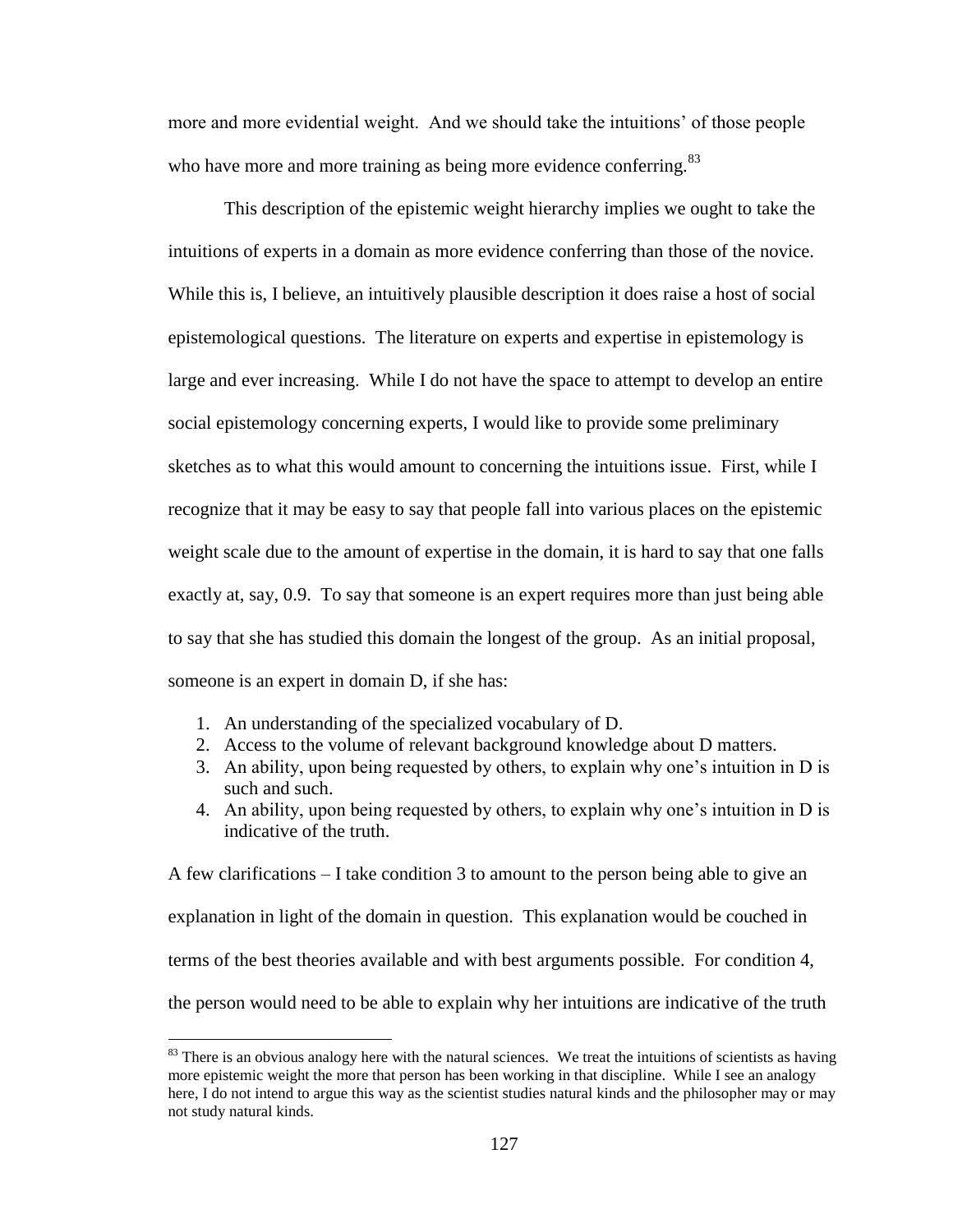more and more evidential weight. And we should take the intuitions' of those people who have more and more training as being more evidence conferring.[83]

This description of the epistemic weight hierarchy implies we ought to take the intuitions of experts in a domain as more evidence conferring than those of the novice. While this is, I believe, an intuitively plausible description it does raise a host of social epistemological questions. The literature on experts and expertise in epistemology is large and ever increasing. While I do not have the space to attempt to develop an entire social epistemology concerning experts, I would like to provide some preliminary sketches as to what this would amount to concerning the intuitions issue. First, while I recognize that it may be easy to say that people fall into various places on the epistemic weight scale due to the amount of expertise in the domain, it is hard to say that one falls exactly at, say, 0.9. To say that someone is an expert requires more than just being able to say that she has studied this domain the longest of the group. As an initial proposal, someone is an expert in domain D, if she has:

1. An understanding of the specialized vocabulary of D.
2. Access to the volume of relevant background knowledge about D matters.
3. An ability, upon being requested by others, to explain why one's intuition in D is such and such.
4. An ability, upon being requested by others, to explain why one's intuition in D is indicative of the truth.

A few clarifications – I take condition 3 to amount to the person being able to give an explanation in light of the domain in question. This explanation would be couched in terms of the best theories available and with best arguments possible. For condition 4, the person would need to be able to explain why her intuitions are indicative of the truth

[83] There is an obvious analogy here with the natural sciences. We treat the intuitions of scientists as having more epistemic weight the more that person has been working in that discipline. While I see an analogy here, I do not intend to argue this way as the scientist studies natural kinds and the philosopher may or may not study natural kinds.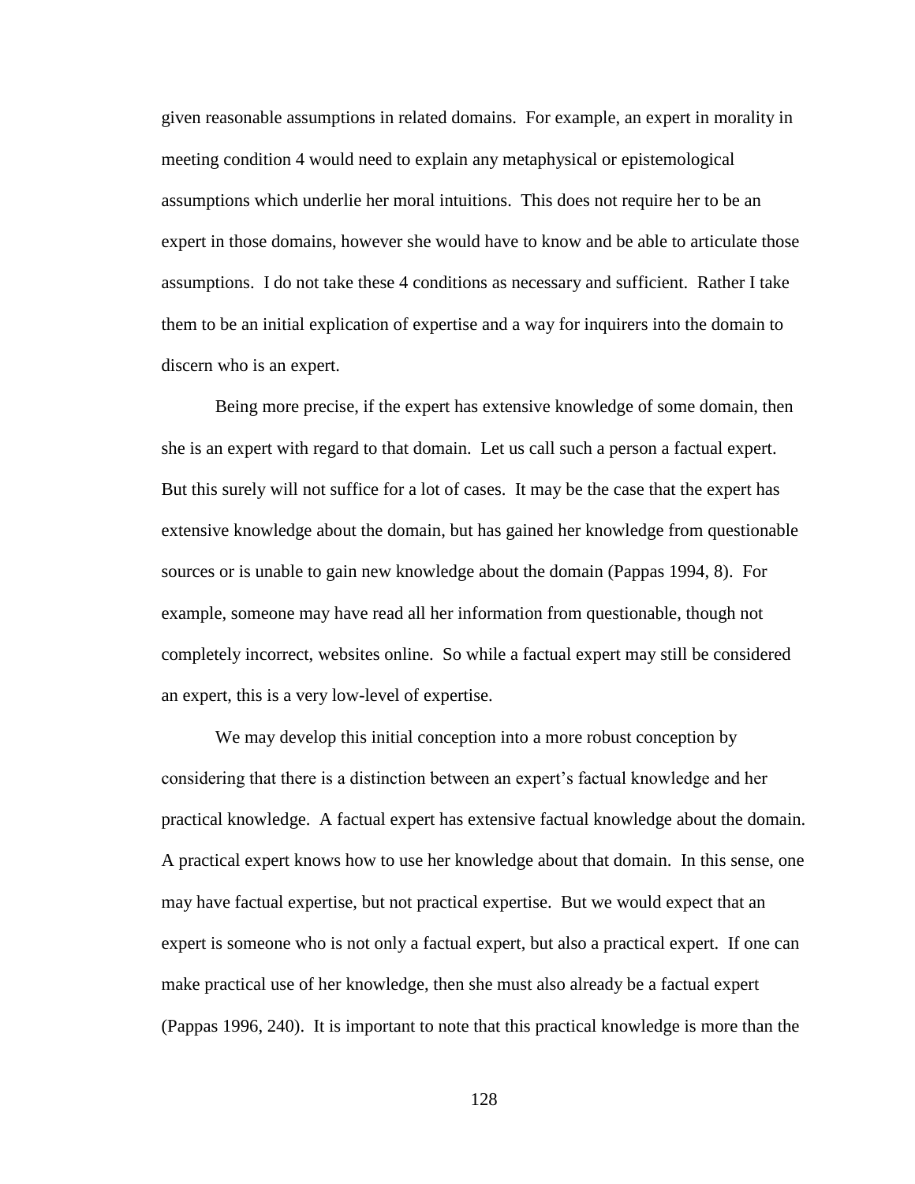given reasonable assumptions in related domains. For example, an expert in morality in meeting condition 4 would need to explain any metaphysical or epistemological assumptions which underlie her moral intuitions. This does not require her to be an expert in those domains, however she would have to know and be able to articulate those assumptions. I do not take these 4 conditions as necessary and sufficient. Rather I take them to be an initial explication of expertise and a way for inquirers into the domain to discern who is an expert.

Being more precise, if the expert has extensive knowledge of some domain, then she is an expert with regard to that domain. Let us call such a person a factual expert. But this surely will not suffice for a lot of cases. It may be the case that the expert has extensive knowledge about the domain, but has gained her knowledge from questionable sources or is unable to gain new knowledge about the domain (Pappas 1994, 8). For example, someone may have read all her information from questionable, though not completely incorrect, websites online. So while a factual expert may still be considered an expert, this is a very low-level of expertise.

We may develop this initial conception into a more robust conception by considering that there is a distinction between an expert's factual knowledge and her practical knowledge. A factual expert has extensive factual knowledge about the domain. A practical expert knows how to use her knowledge about that domain. In this sense, one may have factual expertise, but not practical expertise. But we would expect that an expert is someone who is not only a factual expert, but also a practical expert. If one can make practical use of her knowledge, then she must also already be a factual expert (Pappas 1996, 240). It is important to note that this practical knowledge is more than the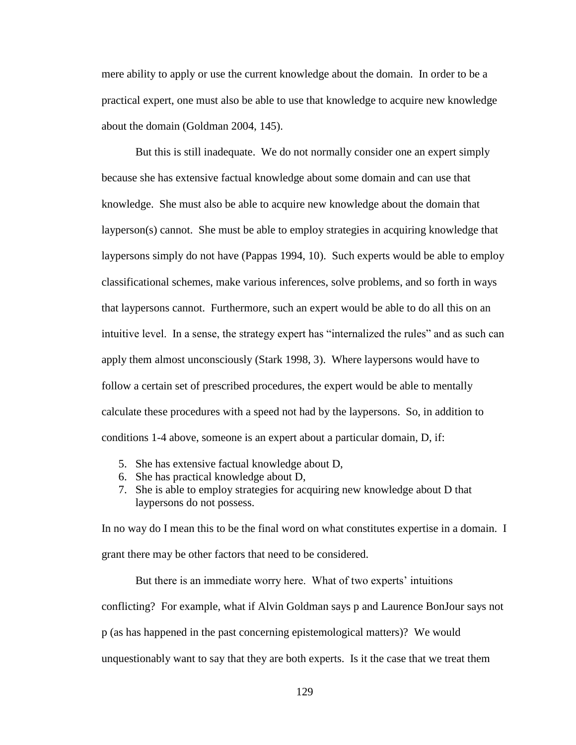mere ability to apply or use the current knowledge about the domain. In order to be a practical expert, one must also be able to use that knowledge to acquire new knowledge about the domain (Goldman 2004, 145).

But this is still inadequate. We do not normally consider one an expert simply because she has extensive factual knowledge about some domain and can use that knowledge. She must also be able to acquire new knowledge about the domain that layperson(s) cannot. She must be able to employ strategies in acquiring knowledge that laypersons simply do not have (Pappas 1994, 10). Such experts would be able to employ classificational schemes, make various inferences, solve problems, and so forth in ways that laypersons cannot. Furthermore, such an expert would be able to do all this on an intuitive level. In a sense, the strategy expert has "internalized the rules" and as such can apply them almost unconsciously (Stark 1998, 3). Where laypersons would have to follow a certain set of prescribed procedures, the expert would be able to mentally calculate these procedures with a speed not had by the laypersons. So, in addition to conditions 1-4 above, someone is an expert about a particular domain, D, if:

5. She has extensive factual knowledge about D,
6. She has practical knowledge about D,
7. She is able to employ strategies for acquiring new knowledge about D that laypersons do not possess.

In no way do I mean this to be the final word on what constitutes expertise in a domain. I grant there may be other factors that need to be considered.

But there is an immediate worry here. What of two experts' intuitions conflicting? For example, what if Alvin Goldman says p and Laurence BonJour says not p (as has happened in the past concerning epistemological matters)? We would unquestionably want to say that they are both experts. Is it the case that we treat them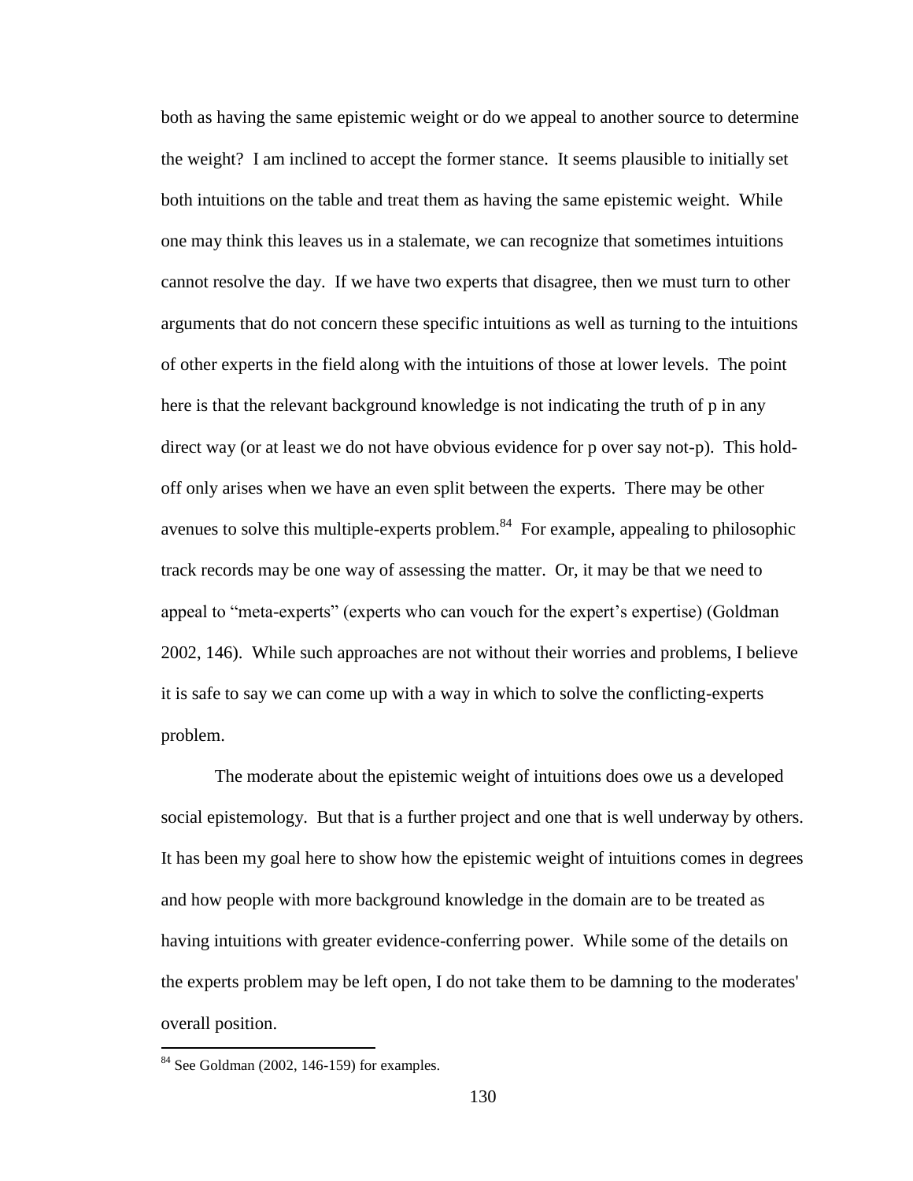both as having the same epistemic weight or do we appeal to another source to determine the weight? I am inclined to accept the former stance. It seems plausible to initially set both intuitions on the table and treat them as having the same epistemic weight. While one may think this leaves us in a stalemate, we can recognize that sometimes intuitions cannot resolve the day. If we have two experts that disagree, then we must turn to other arguments that do not concern these specific intuitions as well as turning to the intuitions of other experts in the field along with the intuitions of those at lower levels. The point here is that the relevant background knowledge is not indicating the truth of p in any direct way (or at least we do not have obvious evidence for p over say not-p). This hold-off only arises when we have an even split between the experts. There may be other avenues to solve this multiple-experts problem.[84] For example, appealing to philosophic track records may be one way of assessing the matter. Or, it may be that we need to appeal to "meta-experts" (experts who can vouch for the expert's expertise) (Goldman 2002, 146). While such approaches are not without their worries and problems, I believe it is safe to say we can come up with a way in which to solve the conflicting-experts problem.

The moderate about the epistemic weight of intuitions does owe us a developed social epistemology. But that is a further project and one that is well underway by others. It has been my goal here to show how the epistemic weight of intuitions comes in degrees and how people with more background knowledge in the domain are to be treated as having intuitions with greater evidence-conferring power. While some of the details on the experts problem may be left open, I do not take them to be damning to the moderates' overall position.

[84] See Goldman (2002, 146-159) for examples.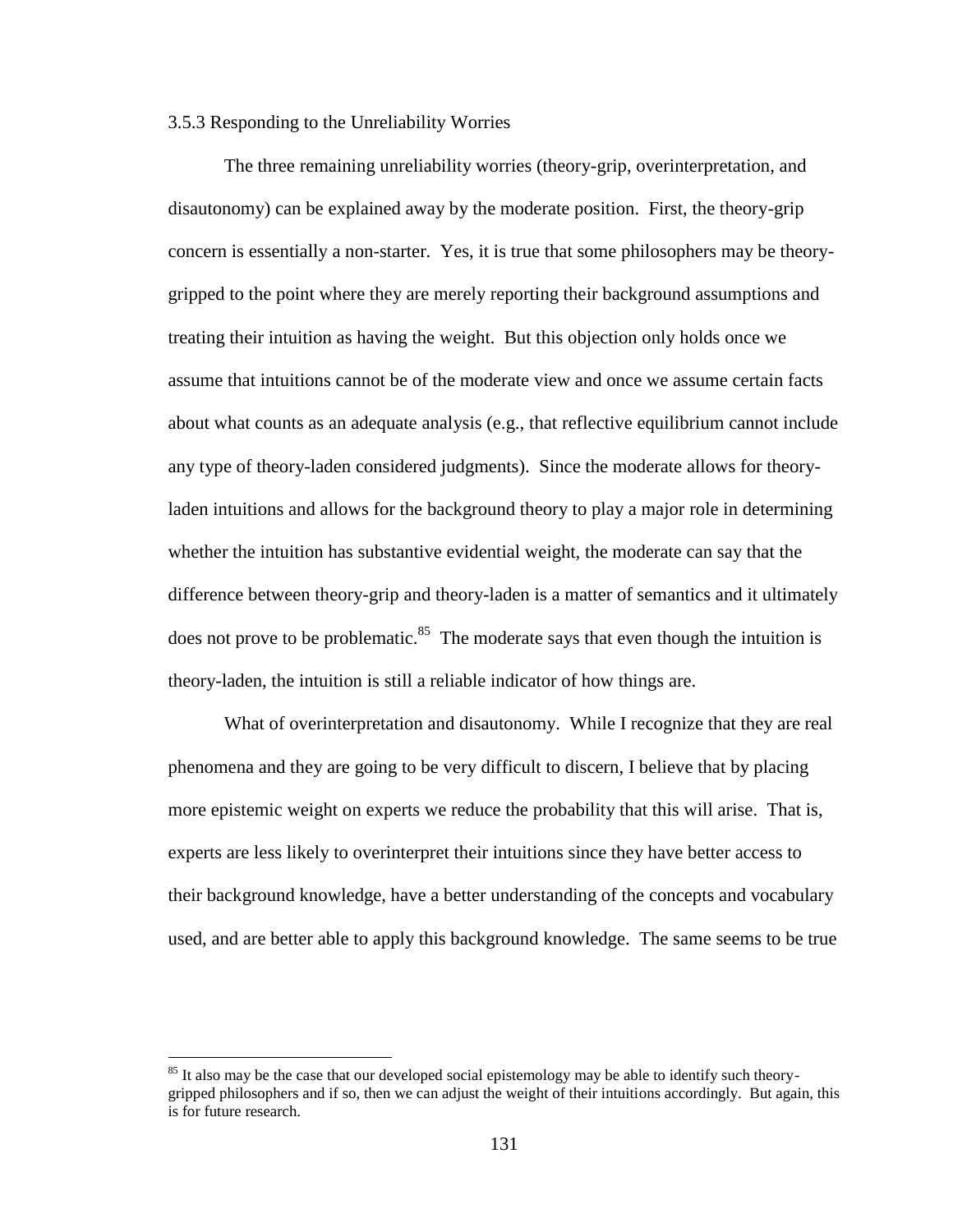### 3.5.3 Responding to the Unreliability Worries

The three remaining unreliability worries (theory-grip, overinterpretation, and disautonomy) can be explained away by the moderate position. First, the theory-grip concern is essentially a non-starter. Yes, it is true that some philosophers may be theory-gripped to the point where they are merely reporting their background assumptions and treating their intuition as having the weight. But this objection only holds once we assume that intuitions cannot be of the moderate view and once we assume certain facts about what counts as an adequate analysis (e.g., that reflective equilibrium cannot include any type of theory-laden considered judgments). Since the moderate allows for theory-laden intuitions and allows for the background theory to play a major role in determining whether the intuition has substantive evidential weight, the moderate can say that the difference between theory-grip and theory-laden is a matter of semantics and it ultimately does not prove to be problematic.[85] The moderate says that even though the intuition is theory-laden, the intuition is still a reliable indicator of how things are.

What of overinterpretation and disautonomy. While I recognize that they are real phenomena and they are going to be very difficult to discern, I believe that by placing more epistemic weight on experts we reduce the probability that this will arise. That is, experts are less likely to overinterpret their intuitions since they have better access to their background knowledge, have a better understanding of the concepts and vocabulary used, and are better able to apply this background knowledge. The same seems to be true

[85] It also may be the case that our developed social epistemology may be able to identify such theory-gripped philosophers and if so, then we can adjust the weight of their intuitions accordingly. But again, this is for future research.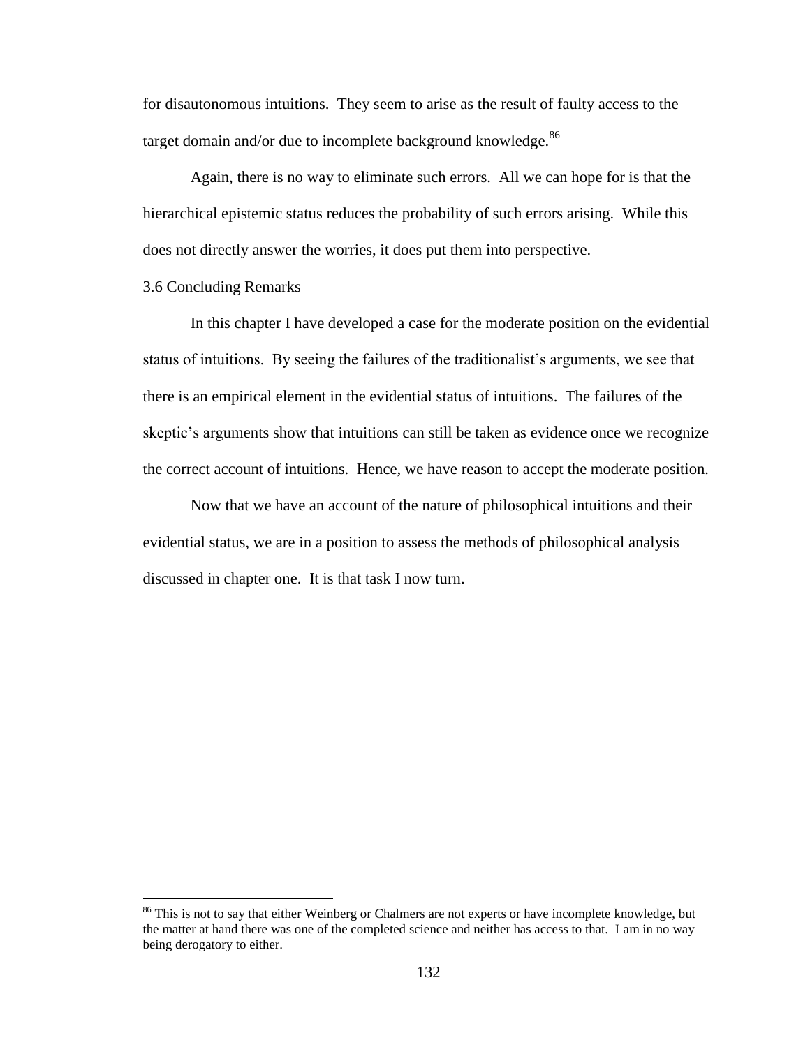for disautonomous intuitions. They seem to arise as the result of faulty access to the target domain and/or due to incomplete background knowledge.[86]

Again, there is no way to eliminate such errors. All we can hope for is that the hierarchical epistemic status reduces the probability of such errors arising. While this does not directly answer the worries, it does put them into perspective.

## 3.6 Concluding Remarks

In this chapter I have developed a case for the moderate position on the evidential status of intuitions. By seeing the failures of the traditionalist's arguments, we see that there is an empirical element in the evidential status of intuitions. The failures of the skeptic's arguments show that intuitions can still be taken as evidence once we recognize the correct account of intuitions. Hence, we have reason to accept the moderate position.

Now that we have an account of the nature of philosophical intuitions and their evidential status, we are in a position to assess the methods of philosophical analysis discussed in chapter one. It is that task I now turn.

---

[86] This is not to say that either Weinberg or Chalmers are not experts or have incomplete knowledge, but the matter at hand there was one of the completed science and neither has access to that. I am in no way being derogatory to either.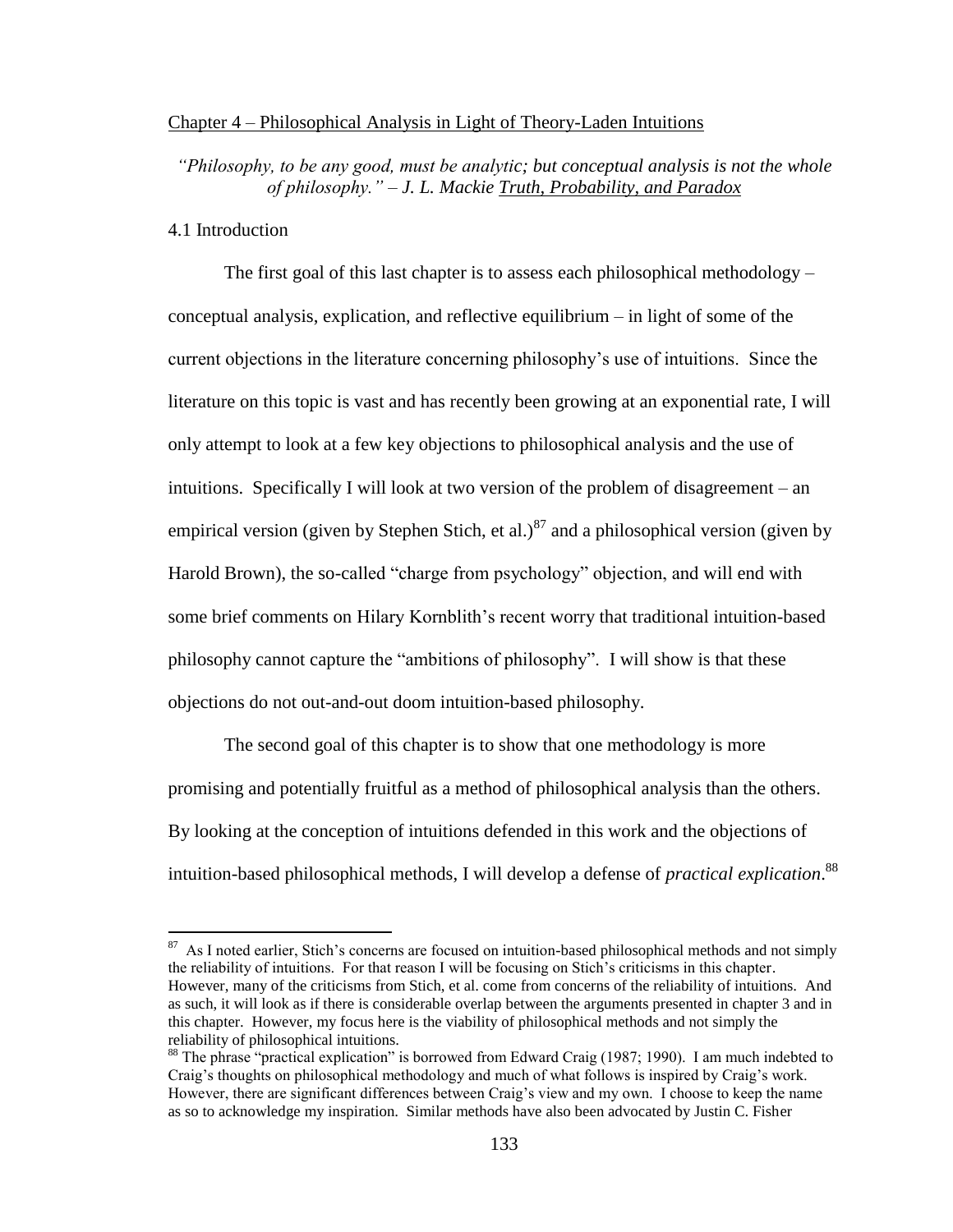## Chapter 4 – Philosophical Analysis in Light of Theory-Laden Intuitions

*"Philosophy, to be any good, must be analytic; but conceptual analysis is not the whole of philosophy." – J. L. Mackie Truth, Probability, and Paradox*

### 4.1 Introduction

The first goal of this last chapter is to assess each philosophical methodology – conceptual analysis, explication, and reflective equilibrium – in light of some of the current objections in the literature concerning philosophy's use of intuitions. Since the literature on this topic is vast and has recently been growing at an exponential rate, I will only attempt to look at a few key objections to philosophical analysis and the use of intuitions. Specifically I will look at two version of the problem of disagreement – an empirical version (given by Stephen Stich, et al.)[87] and a philosophical version (given by Harold Brown), the so-called "charge from psychology" objection, and will end with some brief comments on Hilary Kornblith's recent worry that traditional intuition-based philosophy cannot capture the "ambitions of philosophy". I will show is that these objections do not out-and-out doom intuition-based philosophy.

The second goal of this chapter is to show that one methodology is more promising and potentially fruitful as a method of philosophical analysis than the others. By looking at the conception of intuitions defended in this work and the objections of intuition-based philosophical methods, I will develop a defense of *practical explication*.[88]

---

[87] As I noted earlier, Stich's concerns are focused on intuition-based philosophical methods and not simply the reliability of intuitions. For that reason I will be focusing on Stich's criticisms in this chapter. However, many of the criticisms from Stich, et al. come from concerns of the reliability of intuitions. And as such, it will look as if there is considerable overlap between the arguments presented in chapter 3 and in this chapter. However, my focus here is the viability of philosophical methods and not simply the reliability of philosophical intuitions.

[88] The phrase "practical explication" is borrowed from Edward Craig (1987; 1990). I am much indebted to Craig's thoughts on philosophical methodology and much of what follows is inspired by Craig's work. However, there are significant differences between Craig's view and my own. I choose to keep the name as so to acknowledge my inspiration. Similar methods have also been advocated by Justin C. Fisher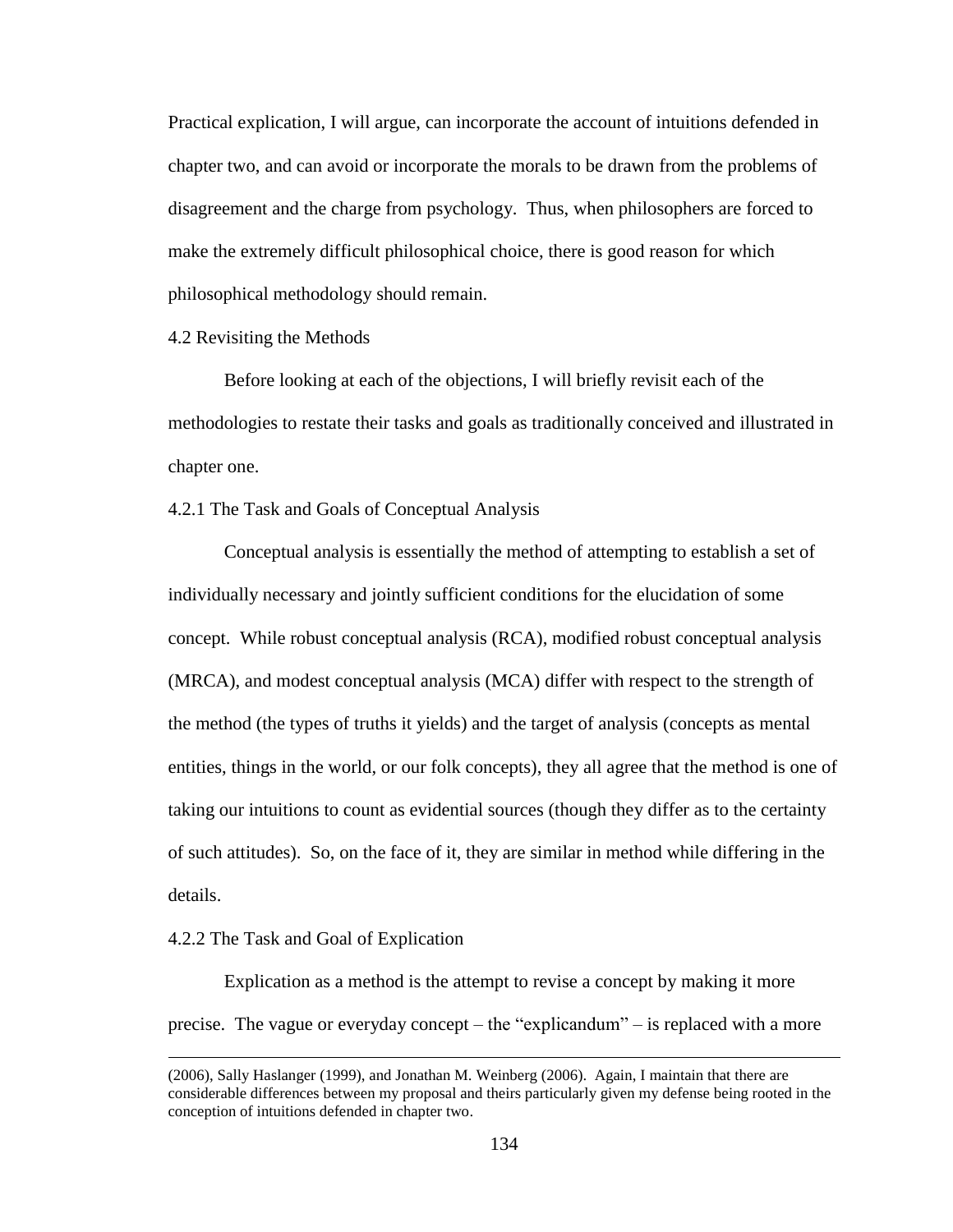Practical explication, I will argue, can incorporate the account of intuitions defended in chapter two, and can avoid or incorporate the morals to be drawn from the problems of disagreement and the charge from psychology. Thus, when philosophers are forced to make the extremely difficult philosophical choice, there is good reason for which philosophical methodology should remain.

### 4.2 Revisiting the Methods

Before looking at each of the objections, I will briefly revisit each of the methodologies to restate their tasks and goals as traditionally conceived and illustrated in chapter one.

#### 4.2.1 The Task and Goals of Conceptual Analysis

Conceptual analysis is essentially the method of attempting to establish a set of individually necessary and jointly sufficient conditions for the elucidation of some concept. While robust conceptual analysis (RCA), modified robust conceptual analysis (MRCA), and modest conceptual analysis (MCA) differ with respect to the strength of the method (the types of truths it yields) and the target of analysis (concepts as mental entities, things in the world, or our folk concepts), they all agree that the method is one of taking our intuitions to count as evidential sources (though they differ as to the certainty of such attitudes). So, on the face of it, they are similar in method while differing in the details.

#### 4.2.2 The Task and Goal of Explication

Explication as a method is the attempt to revise a concept by making it more precise. The vague or everyday concept – the "explicandum" – is replaced with a more

---

(2006), Sally Haslanger (1999), and Jonathan M. Weinberg (2006). Again, I maintain that there are considerable differences between my proposal and theirs particularly given my defense being rooted in the conception of intuitions defended in chapter two.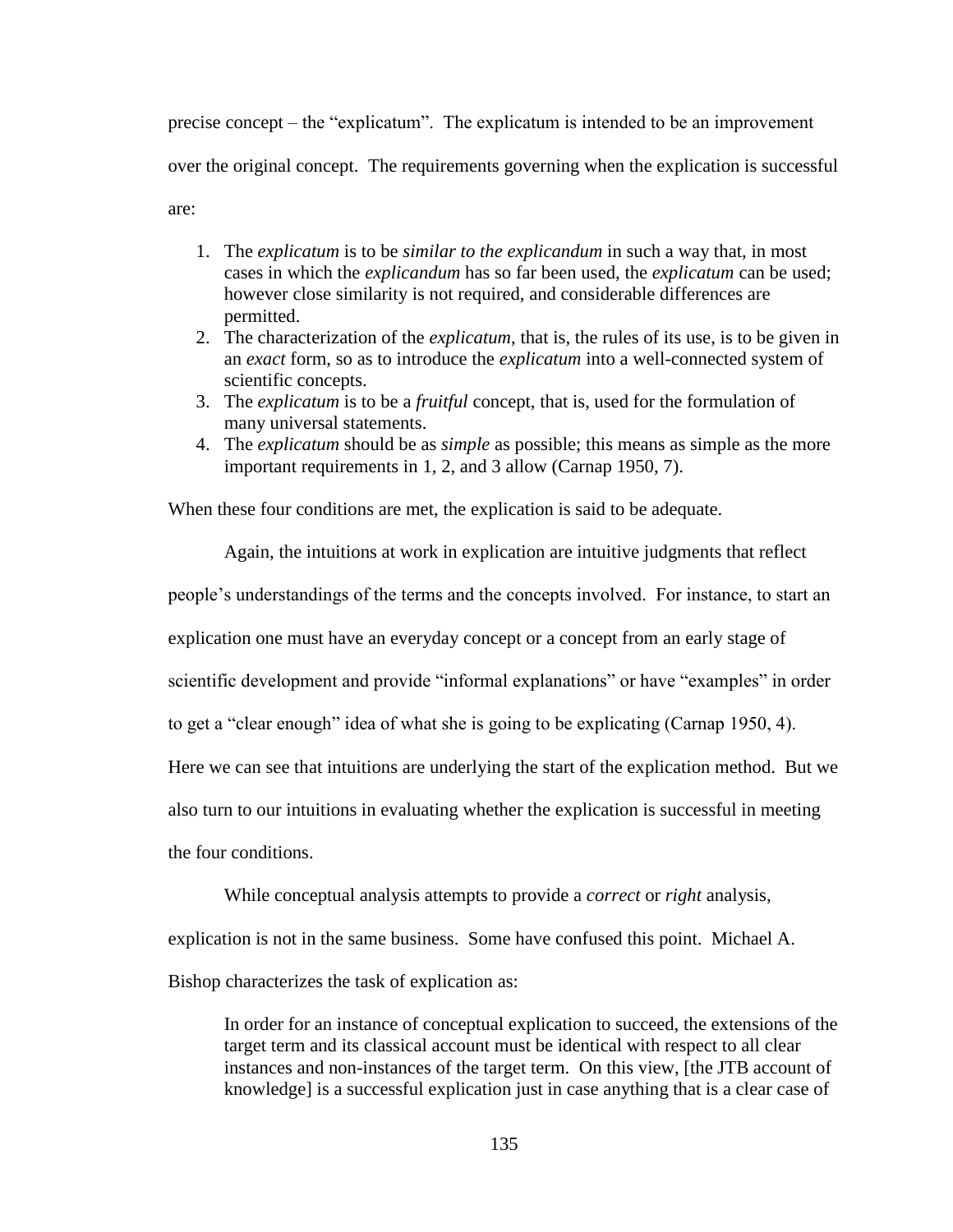precise concept – the "explicatum". The explicatum is intended to be an improvement over the original concept. The requirements governing when the explication is successful are:

1. The *explicatum* is to be *similar to the explicandum* in such a way that, in most cases in which the *explicandum* has so far been used, the *explicatum* can be used; however close similarity is not required, and considerable differences are permitted.
2. The characterization of the *explicatum*, that is, the rules of its use, is to be given in an *exact* form, so as to introduce the *explicatum* into a well-connected system of scientific concepts.
3. The *explicatum* is to be a *fruitful* concept, that is, used for the formulation of many universal statements.
4. The *explicatum* should be as *simple* as possible; this means as simple as the more important requirements in 1, 2, and 3 allow (Carnap 1950, 7).

When these four conditions are met, the explication is said to be adequate.

Again, the intuitions at work in explication are intuitive judgments that reflect people's understandings of the terms and the concepts involved. For instance, to start an explication one must have an everyday concept or a concept from an early stage of scientific development and provide "informal explanations" or have "examples" in order to get a "clear enough" idea of what she is going to be explicating (Carnap 1950, 4). Here we can see that intuitions are underlying the start of the explication method. But we also turn to our intuitions in evaluating whether the explication is successful in meeting the four conditions.

While conceptual analysis attempts to provide a *correct* or *right* analysis, explication is not in the same business. Some have confused this point. Michael A. Bishop characterizes the task of explication as:

> In order for an instance of conceptual explication to succeed, the extensions of the target term and its classical account must be identical with respect to all clear instances and non-instances of the target term. On this view, [the JTB account of knowledge] is a successful explication just in case anything that is a clear case of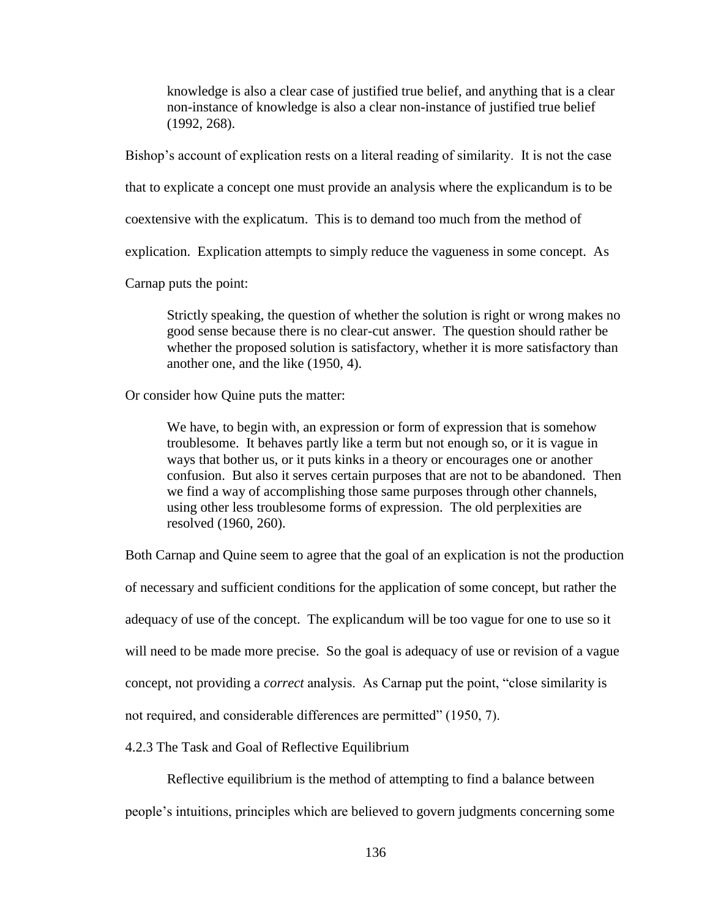> knowledge is also a clear case of justified true belief, and anything that is a clear non-instance of knowledge is also a clear non-instance of justified true belief (1992, 268).

Bishop's account of explication rests on a literal reading of similarity. It is not the case that to explicate a concept one must provide an analysis where the explicandum is to be coextensive with the explicatum. This is to demand too much from the method of explication. Explication attempts to simply reduce the vagueness in some concept. As Carnap puts the point:

> Strictly speaking, the question of whether the solution is right or wrong makes no good sense because there is no clear-cut answer. The question should rather be whether the proposed solution is satisfactory, whether it is more satisfactory than another one, and the like (1950, 4).

Or consider how Quine puts the matter:

> We have, to begin with, an expression or form of expression that is somehow troublesome. It behaves partly like a term but not enough so, or it is vague in ways that bother us, or it puts kinks in a theory or encourages one or another confusion. But also it serves certain purposes that are not to be abandoned. Then we find a way of accomplishing those same purposes through other channels, using other less troublesome forms of expression. The old perplexities are resolved (1960, 260).

Both Carnap and Quine seem to agree that the goal of an explication is not the production of necessary and sufficient conditions for the application of some concept, but rather the adequacy of use of the concept. The explicandum will be too vague for one to use so it will need to be made more precise. So the goal is adequacy of use or revision of a vague concept, not providing a *correct* analysis. As Carnap put the point, "close similarity is not required, and considerable differences are permitted" (1950, 7).

### 4.2.3 The Task and Goal of Reflective Equilibrium

Reflective equilibrium is the method of attempting to find a balance between people's intuitions, principles which are believed to govern judgments concerning some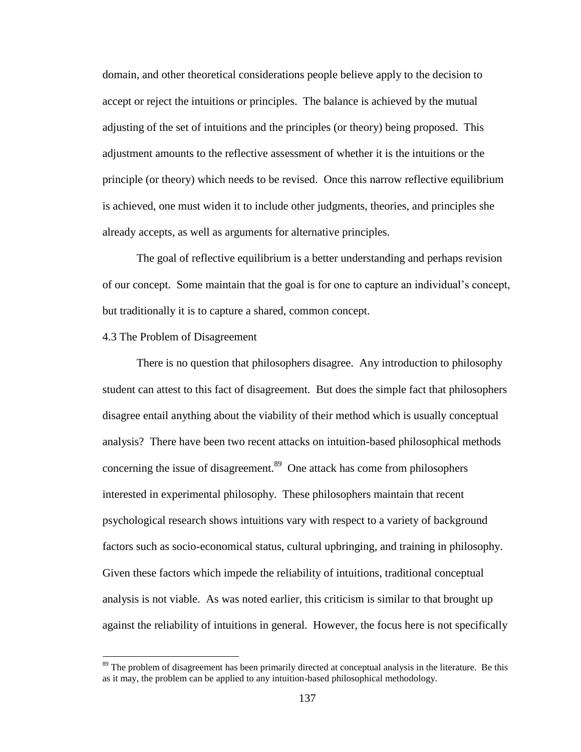domain, and other theoretical considerations people believe apply to the decision to accept or reject the intuitions or principles. The balance is achieved by the mutual adjusting of the set of intuitions and the principles (or theory) being proposed. This adjustment amounts to the reflective assessment of whether it is the intuitions or the principle (or theory) which needs to be revised. Once this narrow reflective equilibrium is achieved, one must widen it to include other judgments, theories, and principles she already accepts, as well as arguments for alternative principles.

The goal of reflective equilibrium is a better understanding and perhaps revision of our concept. Some maintain that the goal is for one to capture an individual's concept, but traditionally it is to capture a shared, common concept.

### 4.3 The Problem of Disagreement

There is no question that philosophers disagree. Any introduction to philosophy student can attest to this fact of disagreement. But does the simple fact that philosophers disagree entail anything about the viability of their method which is usually conceptual analysis? There have been two recent attacks on intuition-based philosophical methods concerning the issue of disagreement.[89] One attack has come from philosophers interested in experimental philosophy. These philosophers maintain that recent psychological research shows intuitions vary with respect to a variety of background factors such as socio-economical status, cultural upbringing, and training in philosophy. Given these factors which impede the reliability of intuitions, traditional conceptual analysis is not viable. As was noted earlier, this criticism is similar to that brought up against the reliability of intuitions in general. However, the focus here is not specifically

[89] The problem of disagreement has been primarily directed at conceptual analysis in the literature. Be this as it may, the problem can be applied to any intuition-based philosophical methodology.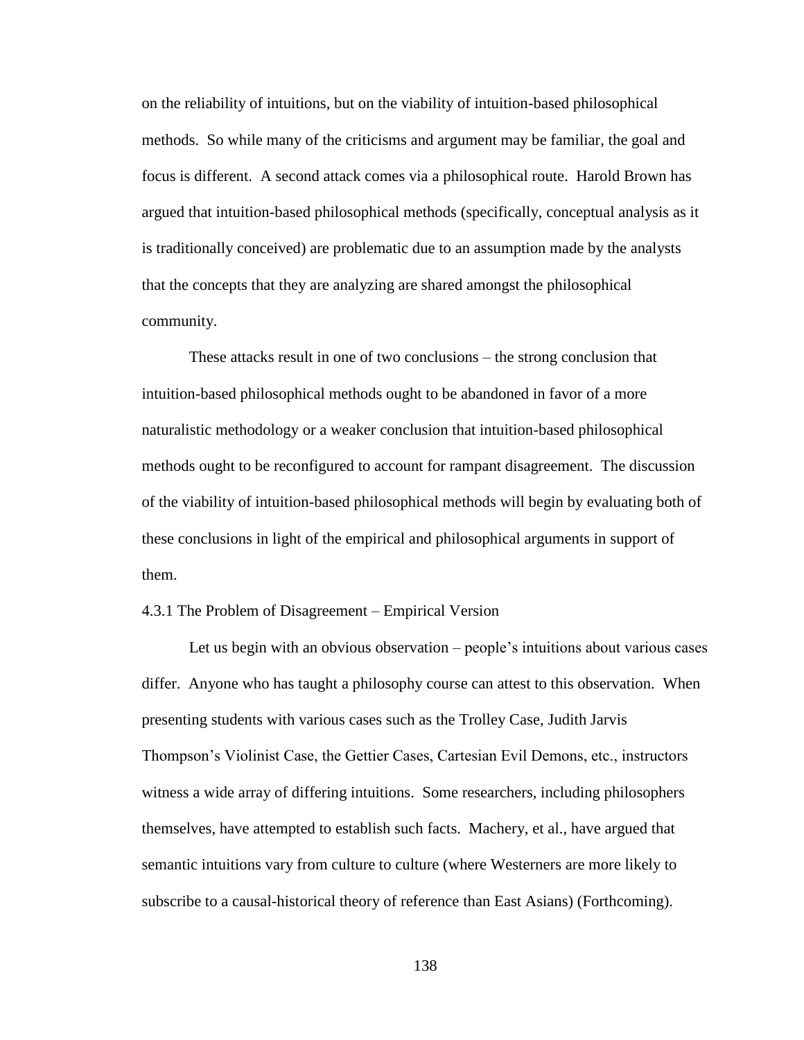on the reliability of intuitions, but on the viability of intuition-based philosophical methods. So while many of the criticisms and argument may be familiar, the goal and focus is different. A second attack comes via a philosophical route. Harold Brown has argued that intuition-based philosophical methods (specifically, conceptual analysis as it is traditionally conceived) are problematic due to an assumption made by the analysts that the concepts that they are analyzing are shared amongst the philosophical community.

These attacks result in one of two conclusions – the strong conclusion that intuition-based philosophical methods ought to be abandoned in favor of a more naturalistic methodology or a weaker conclusion that intuition-based philosophical methods ought to be reconfigured to account for rampant disagreement. The discussion of the viability of intuition-based philosophical methods will begin by evaluating both of these conclusions in light of the empirical and philosophical arguments in support of them.

### 4.3.1 The Problem of Disagreement – Empirical Version

Let us begin with an obvious observation – people's intuitions about various cases differ. Anyone who has taught a philosophy course can attest to this observation. When presenting students with various cases such as the Trolley Case, Judith Jarvis Thompson's Violinist Case, the Gettier Cases, Cartesian Evil Demons, etc., instructors witness a wide array of differing intuitions. Some researchers, including philosophers themselves, have attempted to establish such facts. Machery, et al., have argued that semantic intuitions vary from culture to culture (where Westerners are more likely to subscribe to a causal-historical theory of reference than East Asians) (Forthcoming).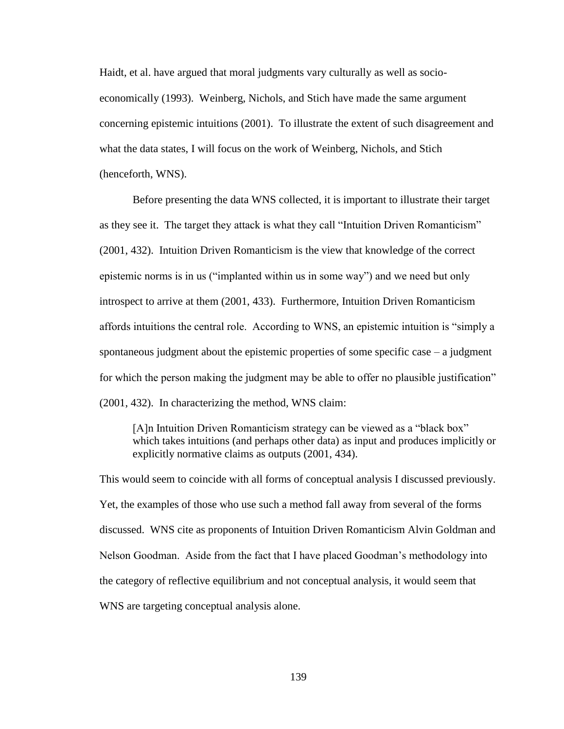Haidt, et al. have argued that moral judgments vary culturally as well as socio-economically (1993). Weinberg, Nichols, and Stich have made the same argument concerning epistemic intuitions (2001). To illustrate the extent of such disagreement and what the data states, I will focus on the work of Weinberg, Nichols, and Stich (henceforth, WNS).

Before presenting the data WNS collected, it is important to illustrate their target as they see it. The target they attack is what they call "Intuition Driven Romanticism" (2001, 432). Intuition Driven Romanticism is the view that knowledge of the correct epistemic norms is in us ("implanted within us in some way") and we need but only introspect to arrive at them (2001, 433). Furthermore, Intuition Driven Romanticism affords intuitions the central role. According to WNS, an epistemic intuition is "simply a spontaneous judgment about the epistemic properties of some specific case – a judgment for which the person making the judgment may be able to offer no plausible justification" (2001, 432). In characterizing the method, WNS claim:

> [A]n Intuition Driven Romanticism strategy can be viewed as a "black box" which takes intuitions (and perhaps other data) as input and produces implicitly or explicitly normative claims as outputs (2001, 434).

This would seem to coincide with all forms of conceptual analysis I discussed previously. Yet, the examples of those who use such a method fall away from several of the forms discussed. WNS cite as proponents of Intuition Driven Romanticism Alvin Goldman and Nelson Goodman. Aside from the fact that I have placed Goodman's methodology into the category of reflective equilibrium and not conceptual analysis, it would seem that WNS are targeting conceptual analysis alone.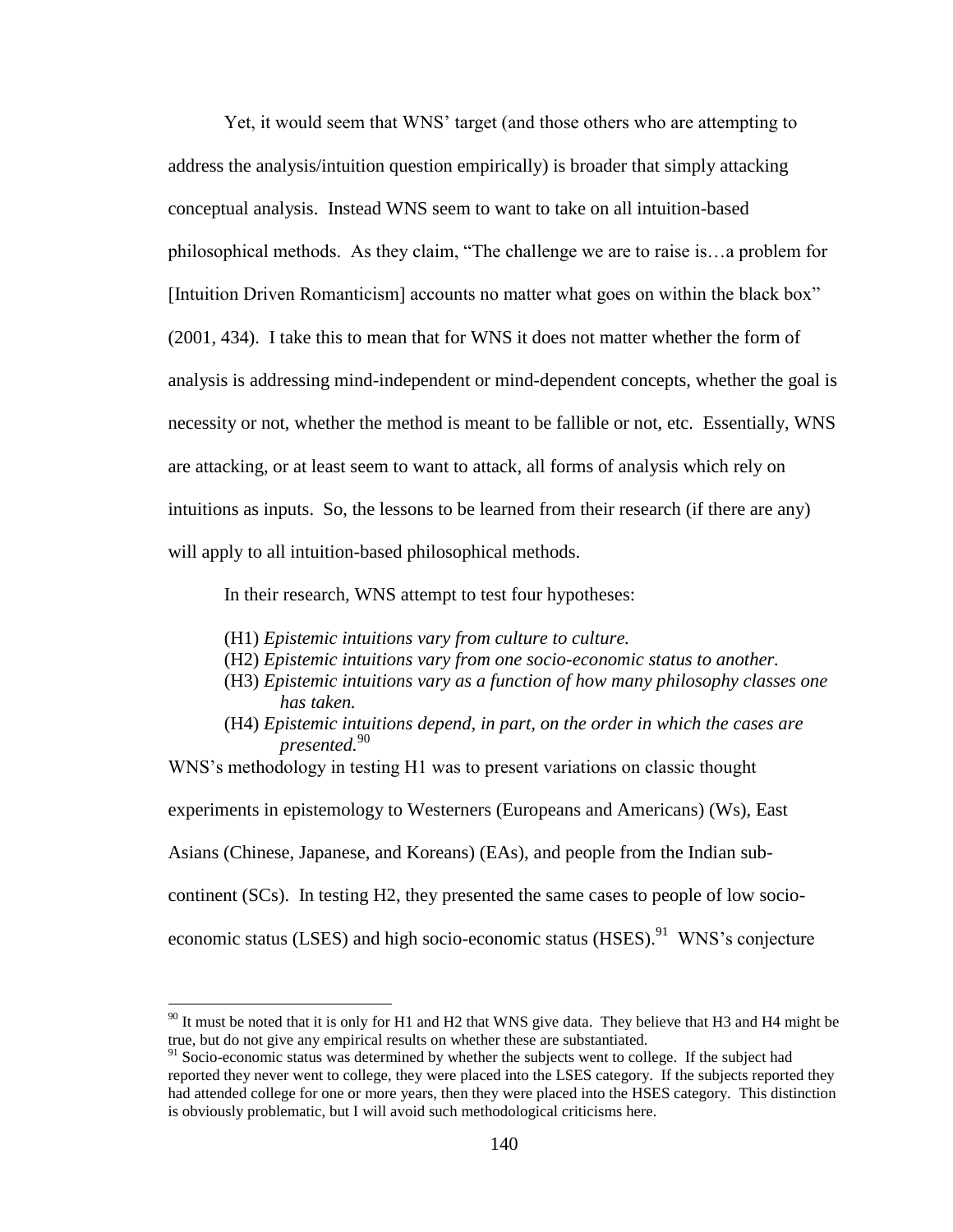Yet, it would seem that WNS' target (and those others who are attempting to address the analysis/intuition question empirically) is broader that simply attacking conceptual analysis. Instead WNS seem to want to take on all intuition-based philosophical methods. As they claim, "The challenge we are to raise is…a problem for [Intuition Driven Romanticism] accounts no matter what goes on within the black box" (2001, 434). I take this to mean that for WNS it does not matter whether the form of analysis is addressing mind-independent or mind-dependent concepts, whether the goal is necessity or not, whether the method is meant to be fallible or not, etc. Essentially, WNS are attacking, or at least seem to want to attack, all forms of analysis which rely on intuitions as inputs. So, the lessons to be learned from their research (if there are any) will apply to all intuition-based philosophical methods.

In their research, WNS attempt to test four hypotheses:

> (H1) *Epistemic intuitions vary from culture to culture.*
> (H2) *Epistemic intuitions vary from one socio-economic status to another.*
> (H3) *Epistemic intuitions vary as a function of how many philosophy classes one has taken.*
> (H4) *Epistemic intuitions depend, in part, on the order in which the cases are presented.*[90]

WNS's methodology in testing H1 was to present variations on classic thought experiments in epistemology to Westerners (Europeans and Americans) (Ws), East Asians (Chinese, Japanese, and Koreans) (EAs), and people from the Indian sub-continent (SCs). In testing H2, they presented the same cases to people of low socio-economic status (LSES) and high socio-economic status (HSES).[91] WNS's conjecture

---

[90] It must be noted that it is only for H1 and H2 that WNS give data. They believe that H3 and H4 might be true, but do not give any empirical results on whether these are substantiated.

[91] Socio-economic status was determined by whether the subjects went to college. If the subject had reported they never went to college, they were placed into the LSES category. If the subjects reported they had attended college for one or more years, then they were placed into the HSES category. This distinction is obviously problematic, but I will avoid such methodological criticisms here.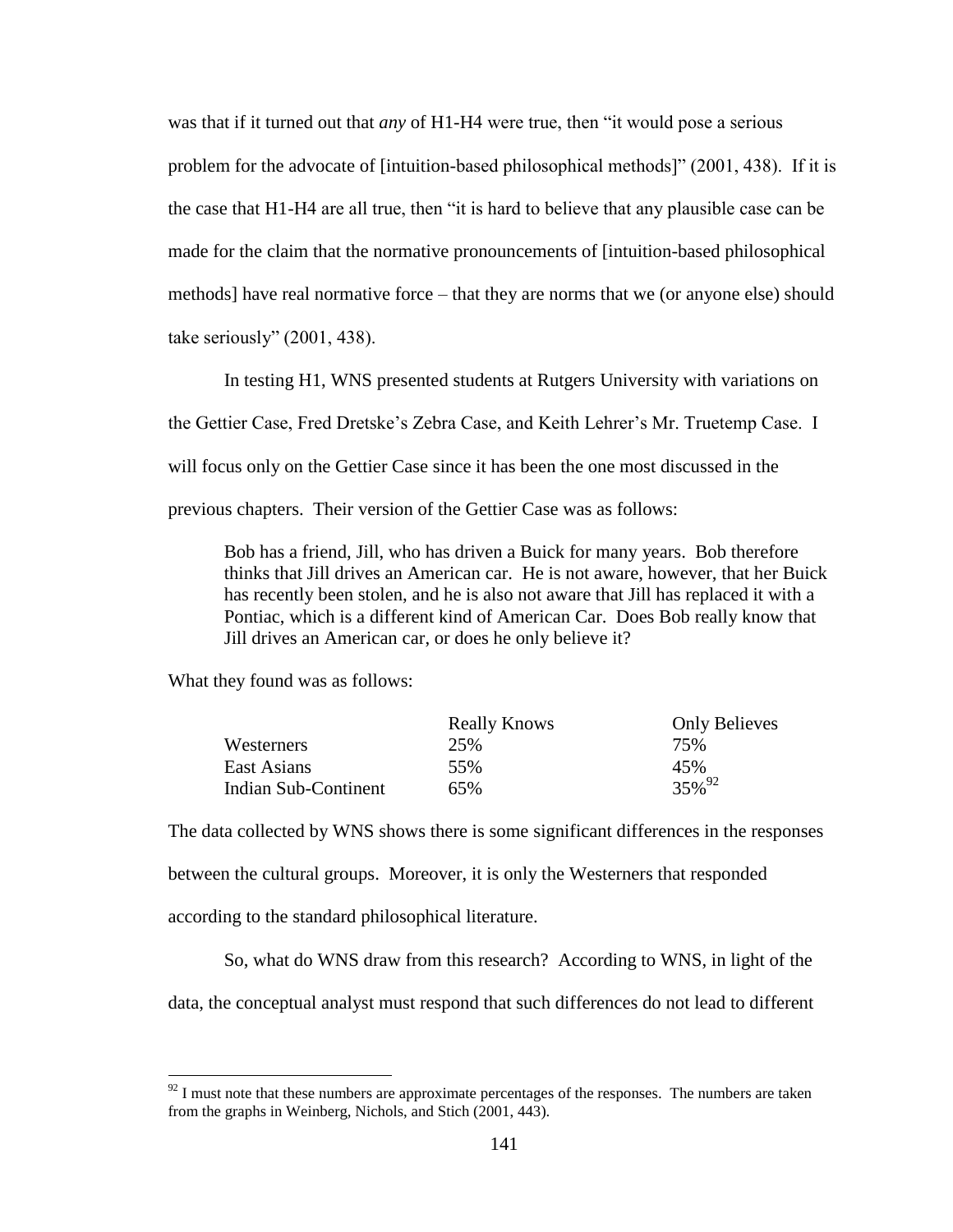was that if it turned out that *any* of H1-H4 were true, then "it would pose a serious problem for the advocate of [intuition-based philosophical methods]" (2001, 438). If it is the case that H1-H4 are all true, then "it is hard to believe that any plausible case can be made for the claim that the normative pronouncements of [intuition-based philosophical methods] have real normative force – that they are norms that we (or anyone else) should take seriously" (2001, 438).

In testing H1, WNS presented students at Rutgers University with variations on the Gettier Case, Fred Dretske's Zebra Case, and Keith Lehrer's Mr. Truetemp Case. I will focus only on the Gettier Case since it has been the one most discussed in the previous chapters. Their version of the Gettier Case was as follows:

> Bob has a friend, Jill, who has driven a Buick for many years. Bob therefore thinks that Jill drives an American car. He is not aware, however, that her Buick has recently been stolen, and he is also not aware that Jill has replaced it with a Pontiac, which is a different kind of American Car. Does Bob really know that Jill drives an American car, or does he only believe it?

What they found was as follows:

| | Really Knows | Only Believes |
|---|---|---|
| Westerners | 25% | 75% |
| East Asians | 55% | 45% |
| Indian Sub-Continent | 65% | 35%[92] |

The data collected by WNS shows there is some significant differences in the responses between the cultural groups. Moreover, it is only the Westerners that responded according to the standard philosophical literature.

So, what do WNS draw from this research? According to WNS, in light of the data, the conceptual analyst must respond that such differences do not lead to different

[92] I must note that these numbers are approximate percentages of the responses. The numbers are taken from the graphs in Weinberg, Nichols, and Stich (2001, 443).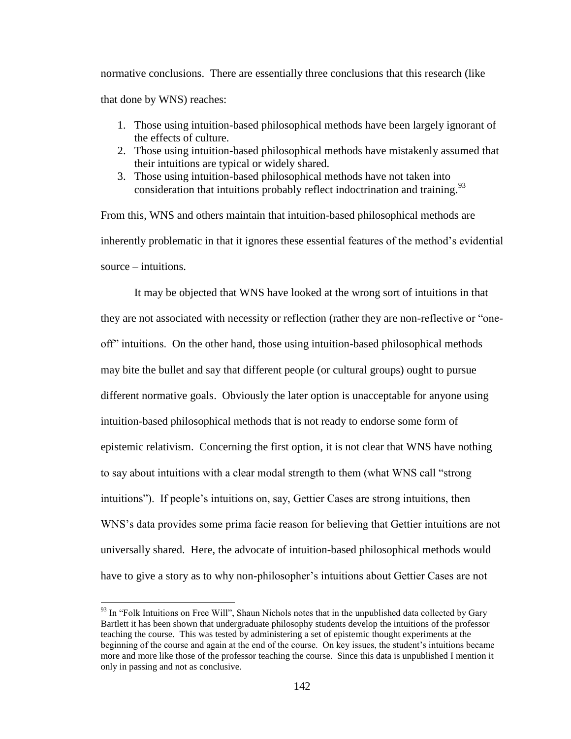normative conclusions. There are essentially three conclusions that this research (like that done by WNS) reaches:

1. Those using intuition-based philosophical methods have been largely ignorant of the effects of culture.
2. Those using intuition-based philosophical methods have mistakenly assumed that their intuitions are typical or widely shared.
3. Those using intuition-based philosophical methods have not taken into consideration that intuitions probably reflect indoctrination and training.[93]

From this, WNS and others maintain that intuition-based philosophical methods are inherently problematic in that it ignores these essential features of the method's evidential source – intuitions.

It may be objected that WNS have looked at the wrong sort of intuitions in that they are not associated with necessity or reflection (rather they are non-reflective or "one-off" intuitions. On the other hand, those using intuition-based philosophical methods may bite the bullet and say that different people (or cultural groups) ought to pursue different normative goals. Obviously the later option is unacceptable for anyone using intuition-based philosophical methods that is not ready to endorse some form of epistemic relativism. Concerning the first option, it is not clear that WNS have nothing to say about intuitions with a clear modal strength to them (what WNS call "strong intuitions"). If people's intuitions on, say, Gettier Cases are strong intuitions, then WNS's data provides some prima facie reason for believing that Gettier intuitions are not universally shared. Here, the advocate of intuition-based philosophical methods would have to give a story as to why non-philosopher's intuitions about Gettier Cases are not

---

[93] In "Folk Intuitions on Free Will", Shaun Nichols notes that in the unpublished data collected by Gary Bartlett it has been shown that undergraduate philosophy students develop the intuitions of the professor teaching the course. This was tested by administering a set of epistemic thought experiments at the beginning of the course and again at the end of the course. On key issues, the student's intuitions became more and more like those of the professor teaching the course. Since this data is unpublished I mention it only in passing and not as conclusive.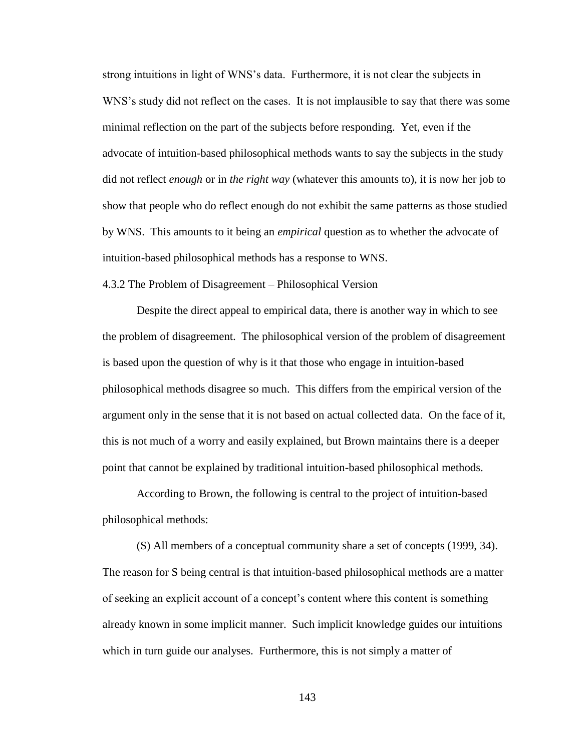strong intuitions in light of WNS's data. Furthermore, it is not clear the subjects in WNS's study did not reflect on the cases. It is not implausible to say that there was some minimal reflection on the part of the subjects before responding. Yet, even if the advocate of intuition-based philosophical methods wants to say the subjects in the study did not reflect *enough* or in *the right way* (whatever this amounts to), it is now her job to show that people who do reflect enough do not exhibit the same patterns as those studied by WNS. This amounts to it being an *empirical* question as to whether the advocate of intuition-based philosophical methods has a response to WNS.

### 4.3.2 The Problem of Disagreement – Philosophical Version

Despite the direct appeal to empirical data, there is another way in which to see the problem of disagreement. The philosophical version of the problem of disagreement is based upon the question of why is it that those who engage in intuition-based philosophical methods disagree so much. This differs from the empirical version of the argument only in the sense that it is not based on actual collected data. On the face of it, this is not much of a worry and easily explained, but Brown maintains there is a deeper point that cannot be explained by traditional intuition-based philosophical methods.

According to Brown, the following is central to the project of intuition-based philosophical methods:

(S) All members of a conceptual community share a set of concepts (1999, 34). The reason for S being central is that intuition-based philosophical methods are a matter of seeking an explicit account of a concept's content where this content is something already known in some implicit manner. Such implicit knowledge guides our intuitions which in turn guide our analyses. Furthermore, this is not simply a matter of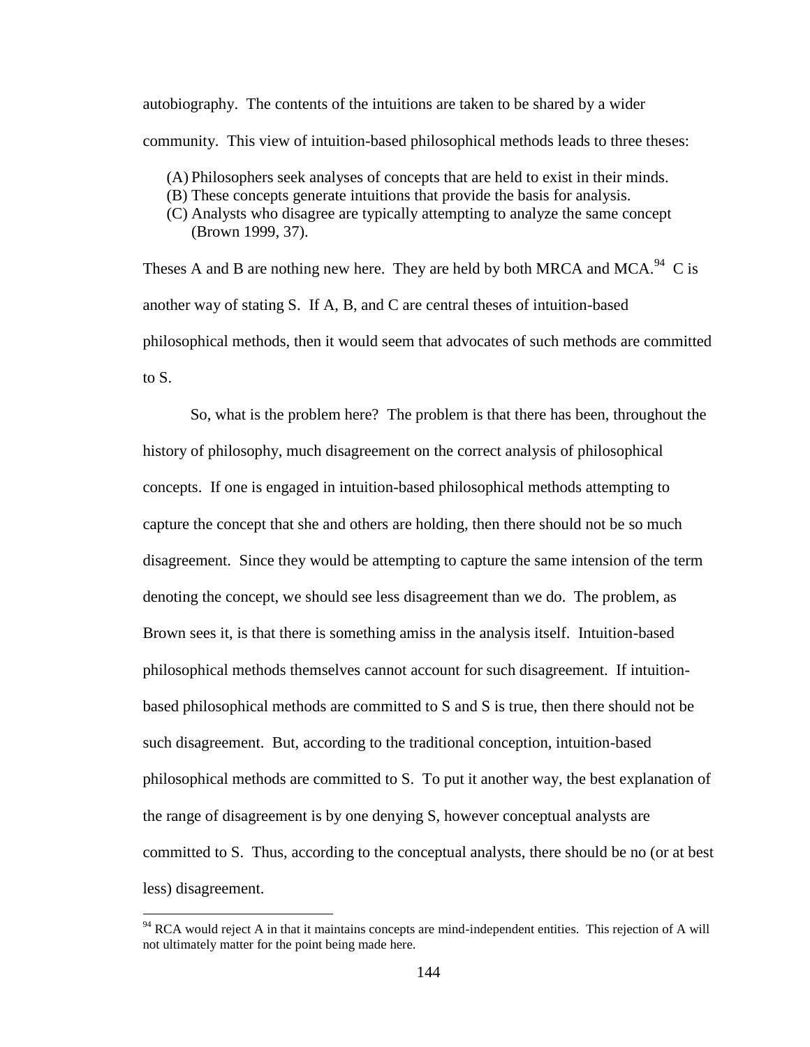autobiography. The contents of the intuitions are taken to be shared by a wider community. This view of intuition-based philosophical methods leads to three theses:

(A) Philosophers seek analyses of concepts that are held to exist in their minds.
(B) These concepts generate intuitions that provide the basis for analysis.
(C) Analysts who disagree are typically attempting to analyze the same concept (Brown 1999, 37).

Theses A and B are nothing new here. They are held by both MRCA and MCA.[94] C is another way of stating S. If A, B, and C are central theses of intuition-based philosophical methods, then it would seem that advocates of such methods are committed to S.

So, what is the problem here? The problem is that there has been, throughout the history of philosophy, much disagreement on the correct analysis of philosophical concepts. If one is engaged in intuition-based philosophical methods attempting to capture the concept that she and others are holding, then there should not be so much disagreement. Since they would be attempting to capture the same intension of the term denoting the concept, we should see less disagreement than we do. The problem, as Brown sees it, is that there is something amiss in the analysis itself. Intuition-based philosophical methods themselves cannot account for such disagreement. If intuition-based philosophical methods are committed to S and S is true, then there should not be such disagreement. But, according to the traditional conception, intuition-based philosophical methods are committed to S. To put it another way, the best explanation of the range of disagreement is by one denying S, however conceptual analysts are committed to S. Thus, according to the conceptual analysts, there should be no (or at best less) disagreement.

[94] RCA would reject A in that it maintains concepts are mind-independent entities. This rejection of A will not ultimately matter for the point being made here.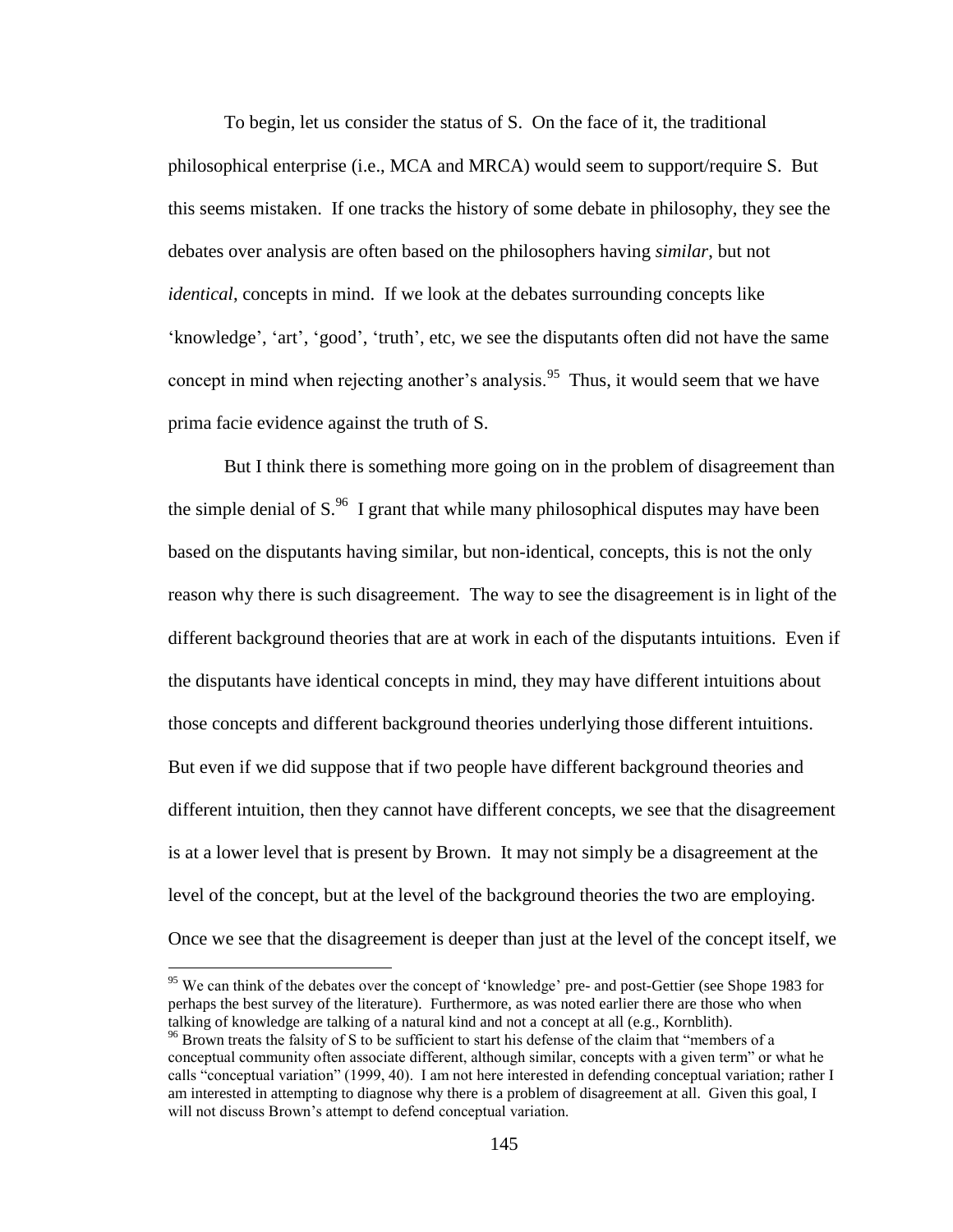To begin, let us consider the status of S. On the face of it, the traditional philosophical enterprise (i.e., MCA and MRCA) would seem to support/require S. But this seems mistaken. If one tracks the history of some debate in philosophy, they see the debates over analysis are often based on the philosophers having *similar*, but not *identical*, concepts in mind. If we look at the debates surrounding concepts like 'knowledge', 'art', 'good', 'truth', etc, we see the disputants often did not have the same concept in mind when rejecting another's analysis.[95] Thus, it would seem that we have prima facie evidence against the truth of S.

But I think there is something more going on in the problem of disagreement than the simple denial of S.[96] I grant that while many philosophical disputes may have been based on the disputants having similar, but non-identical, concepts, this is not the only reason why there is such disagreement. The way to see the disagreement is in light of the different background theories that are at work in each of the disputants intuitions. Even if the disputants have identical concepts in mind, they may have different intuitions about those concepts and different background theories underlying those different intuitions. But even if we did suppose that if two people have different background theories and different intuition, then they cannot have different concepts, we see that the disagreement is at a lower level that is present by Brown. It may not simply be a disagreement at the level of the concept, but at the level of the background theories the two are employing. Once we see that the disagreement is deeper than just at the level of the concept itself, we

---

[95] We can think of the debates over the concept of 'knowledge' pre- and post-Gettier (see Shope 1983 for perhaps the best survey of the literature). Furthermore, as was noted earlier there are those who when talking of knowledge are talking of a natural kind and not a concept at all (e.g., Kornblith).

[96] Brown treats the falsity of S to be sufficient to start his defense of the claim that "members of a conceptual community often associate different, although similar, concepts with a given term" or what he calls "conceptual variation" (1999, 40). I am not here interested in defending conceptual variation; rather I am interested in attempting to diagnose why there is a problem of disagreement at all. Given this goal, I will not discuss Brown's attempt to defend conceptual variation.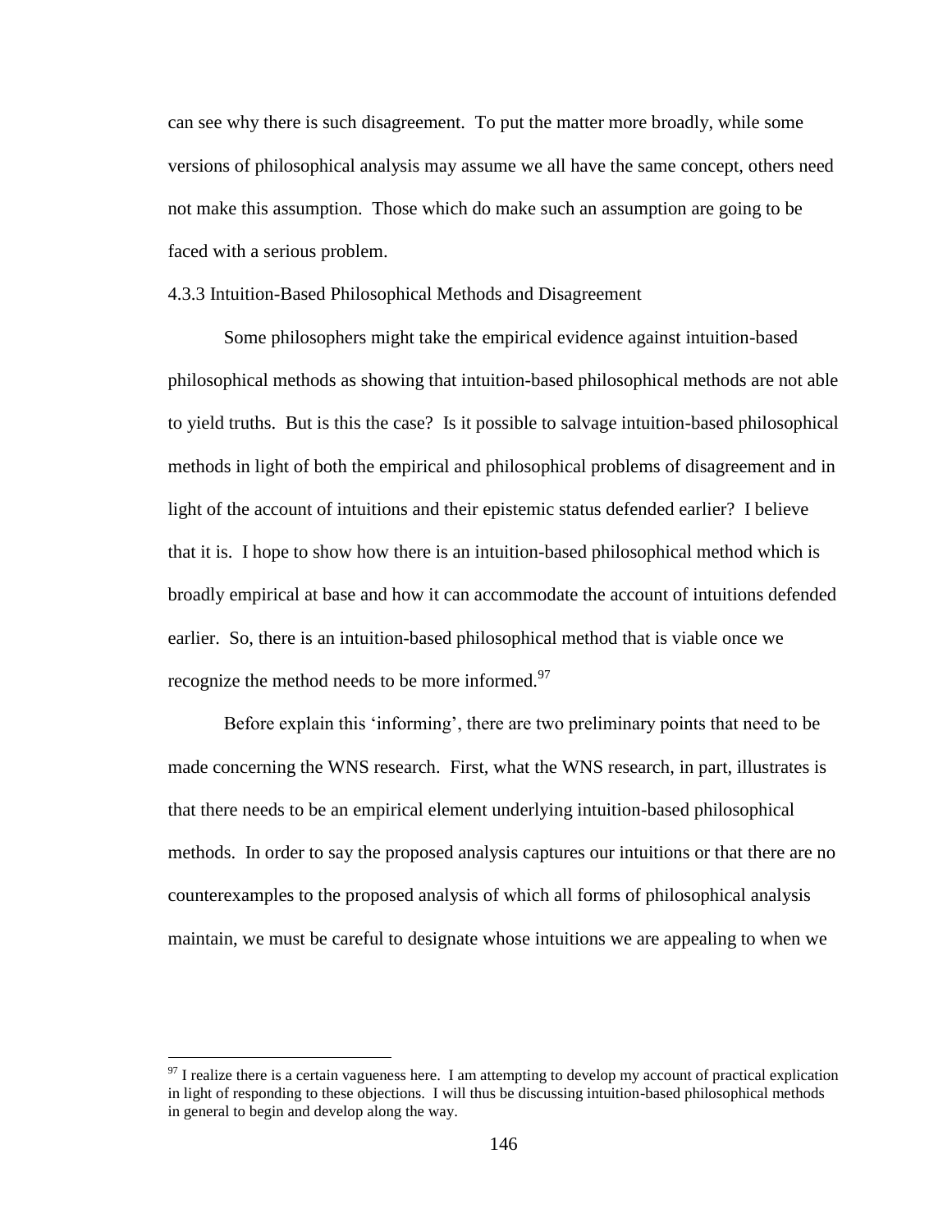can see why there is such disagreement. To put the matter more broadly, while some versions of philosophical analysis may assume we all have the same concept, others need not make this assumption. Those which do make such an assumption are going to be faced with a serious problem.

### 4.3.3 Intuition-Based Philosophical Methods and Disagreement

Some philosophers might take the empirical evidence against intuition-based philosophical methods as showing that intuition-based philosophical methods are not able to yield truths. But is this the case? Is it possible to salvage intuition-based philosophical methods in light of both the empirical and philosophical problems of disagreement and in light of the account of intuitions and their epistemic status defended earlier? I believe that it is. I hope to show how there is an intuition-based philosophical method which is broadly empirical at base and how it can accommodate the account of intuitions defended earlier. So, there is an intuition-based philosophical method that is viable once we recognize the method needs to be more informed.[97]

Before explain this 'informing', there are two preliminary points that need to be made concerning the WNS research. First, what the WNS research, in part, illustrates is that there needs to be an empirical element underlying intuition-based philosophical methods. In order to say the proposed analysis captures our intuitions or that there are no counterexamples to the proposed analysis of which all forms of philosophical analysis maintain, we must be careful to designate whose intuitions we are appealing to when we

[97] I realize there is a certain vagueness here. I am attempting to develop my account of practical explication in light of responding to these objections. I will thus be discussing intuition-based philosophical methods in general to begin and develop along the way.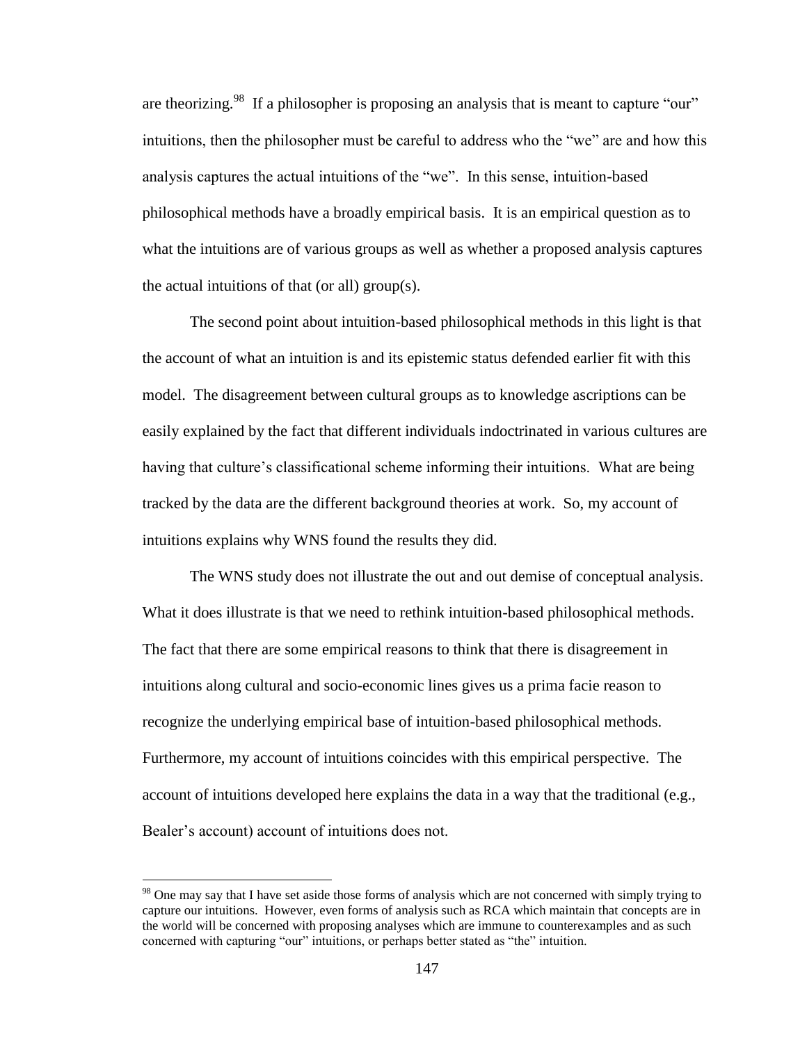are theorizing.[98] If a philosopher is proposing an analysis that is meant to capture "our" intuitions, then the philosopher must be careful to address who the "we" are and how this analysis captures the actual intuitions of the "we". In this sense, intuition-based philosophical methods have a broadly empirical basis. It is an empirical question as to what the intuitions are of various groups as well as whether a proposed analysis captures the actual intuitions of that (or all) group(s).

The second point about intuition-based philosophical methods in this light is that the account of what an intuition is and its epistemic status defended earlier fit with this model. The disagreement between cultural groups as to knowledge ascriptions can be easily explained by the fact that different individuals indoctrinated in various cultures are having that culture's classificational scheme informing their intuitions. What are being tracked by the data are the different background theories at work. So, my account of intuitions explains why WNS found the results they did.

The WNS study does not illustrate the out and out demise of conceptual analysis. What it does illustrate is that we need to rethink intuition-based philosophical methods. The fact that there are some empirical reasons to think that there is disagreement in intuitions along cultural and socio-economic lines gives us a prima facie reason to recognize the underlying empirical base of intuition-based philosophical methods. Furthermore, my account of intuitions coincides with this empirical perspective. The account of intuitions developed here explains the data in a way that the traditional (e.g., Bealer's account) account of intuitions does not.

---

[98] One may say that I have set aside those forms of analysis which are not concerned with simply trying to capture our intuitions. However, even forms of analysis such as RCA which maintain that concepts are in the world will be concerned with proposing analyses which are immune to counterexamples and as such concerned with capturing "our" intuitions, or perhaps better stated as "the" intuition.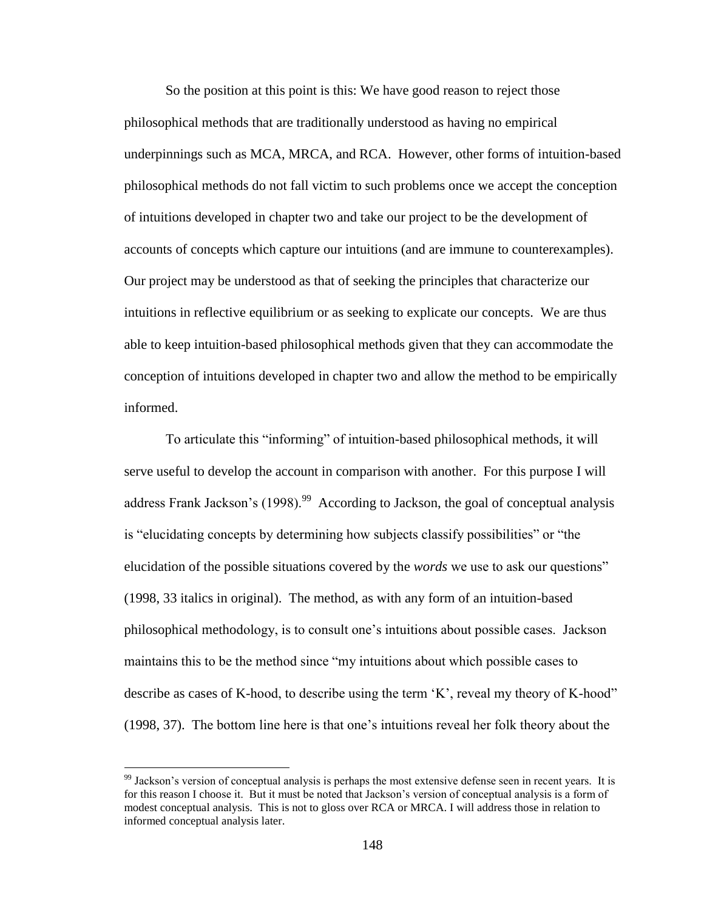So the position at this point is this: We have good reason to reject those philosophical methods that are traditionally understood as having no empirical underpinnings such as MCA, MRCA, and RCA. However, other forms of intuition-based philosophical methods do not fall victim to such problems once we accept the conception of intuitions developed in chapter two and take our project to be the development of accounts of concepts which capture our intuitions (and are immune to counterexamples). Our project may be understood as that of seeking the principles that characterize our intuitions in reflective equilibrium or as seeking to explicate our concepts. We are thus able to keep intuition-based philosophical methods given that they can accommodate the conception of intuitions developed in chapter two and allow the method to be empirically informed.

To articulate this "informing" of intuition-based philosophical methods, it will serve useful to develop the account in comparison with another. For this purpose I will address Frank Jackson's (1998).[99] According to Jackson, the goal of conceptual analysis is "elucidating concepts by determining how subjects classify possibilities" or "the elucidation of the possible situations covered by the *words* we use to ask our questions" (1998, 33 italics in original). The method, as with any form of an intuition-based philosophical methodology, is to consult one's intuitions about possible cases. Jackson maintains this to be the method since "my intuitions about which possible cases to describe as cases of K-hood, to describe using the term 'K', reveal my theory of K-hood" (1998, 37). The bottom line here is that one's intuitions reveal her folk theory about the

[99] Jackson's version of conceptual analysis is perhaps the most extensive defense seen in recent years. It is for this reason I choose it. But it must be noted that Jackson's version of conceptual analysis is a form of modest conceptual analysis. This is not to gloss over RCA or MRCA. I will address those in relation to informed conceptual analysis later.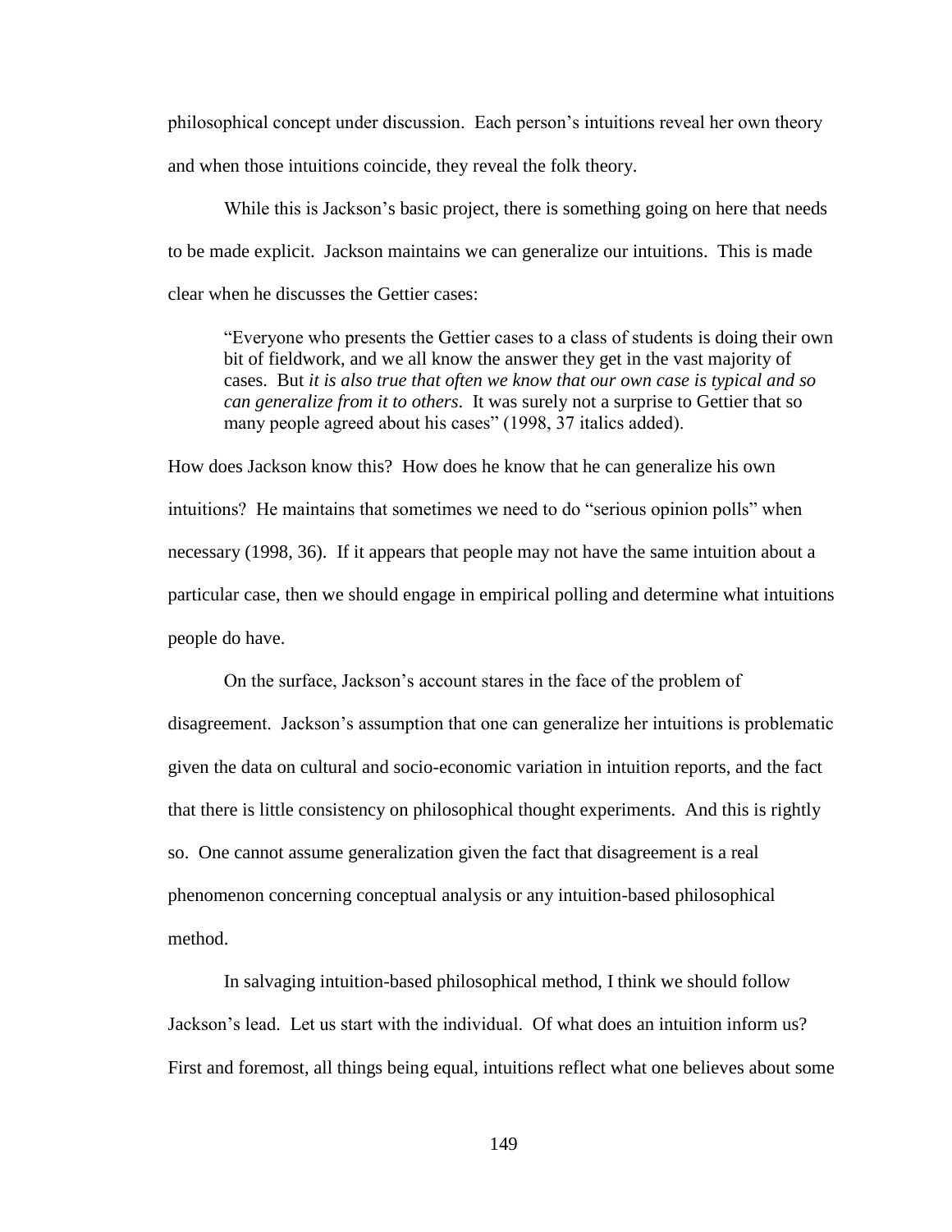philosophical concept under discussion. Each person's intuitions reveal her own theory and when those intuitions coincide, they reveal the folk theory.

While this is Jackson's basic project, there is something going on here that needs to be made explicit. Jackson maintains we can generalize our intuitions. This is made clear when he discusses the Gettier cases:

> "Everyone who presents the Gettier cases to a class of students is doing their own bit of fieldwork, and we all know the answer they get in the vast majority of cases. But *it is also true that often we know that our own case is typical and so can generalize from it to others*. It was surely not a surprise to Gettier that so many people agreed about his cases" (1998, 37 italics added).

How does Jackson know this? How does he know that he can generalize his own intuitions? He maintains that sometimes we need to do "serious opinion polls" when necessary (1998, 36). If it appears that people may not have the same intuition about a particular case, then we should engage in empirical polling and determine what intuitions people do have.

On the surface, Jackson's account stares in the face of the problem of disagreement. Jackson's assumption that one can generalize her intuitions is problematic given the data on cultural and socio-economic variation in intuition reports, and the fact that there is little consistency on philosophical thought experiments. And this is rightly so. One cannot assume generalization given the fact that disagreement is a real phenomenon concerning conceptual analysis or any intuition-based philosophical method.

In salvaging intuition-based philosophical method, I think we should follow Jackson's lead. Let us start with the individual. Of what does an intuition inform us? First and foremost, all things being equal, intuitions reflect what one believes about some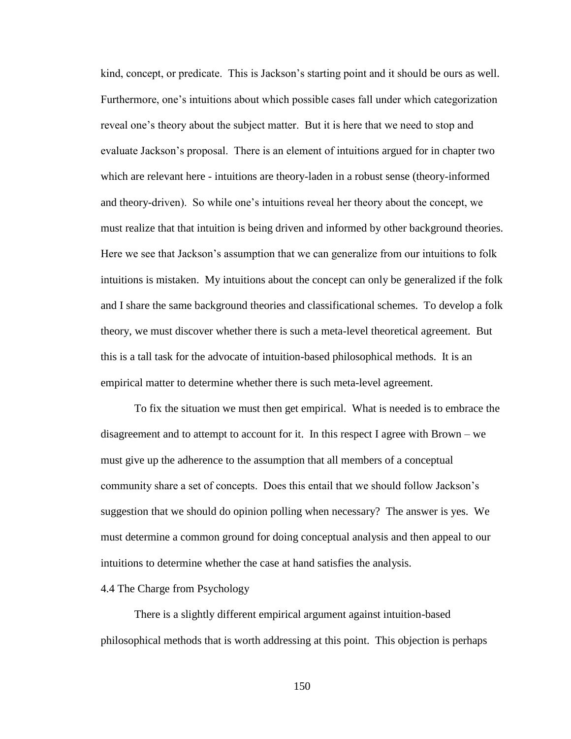kind, concept, or predicate. This is Jackson's starting point and it should be ours as well. Furthermore, one's intuitions about which possible cases fall under which categorization reveal one's theory about the subject matter. But it is here that we need to stop and evaluate Jackson's proposal. There is an element of intuitions argued for in chapter two which are relevant here - intuitions are theory-laden in a robust sense (theory-informed and theory-driven). So while one's intuitions reveal her theory about the concept, we must realize that that intuition is being driven and informed by other background theories. Here we see that Jackson's assumption that we can generalize from our intuitions to folk intuitions is mistaken. My intuitions about the concept can only be generalized if the folk and I share the same background theories and classificational schemes. To develop a folk theory, we must discover whether there is such a meta-level theoretical agreement. But this is a tall task for the advocate of intuition-based philosophical methods. It is an empirical matter to determine whether there is such meta-level agreement.

To fix the situation we must then get empirical. What is needed is to embrace the disagreement and to attempt to account for it. In this respect I agree with Brown – we must give up the adherence to the assumption that all members of a conceptual community share a set of concepts. Does this entail that we should follow Jackson's suggestion that we should do opinion polling when necessary? The answer is yes. We must determine a common ground for doing conceptual analysis and then appeal to our intuitions to determine whether the case at hand satisfies the analysis.

### 4.4 The Charge from Psychology

There is a slightly different empirical argument against intuition-based philosophical methods that is worth addressing at this point. This objection is perhaps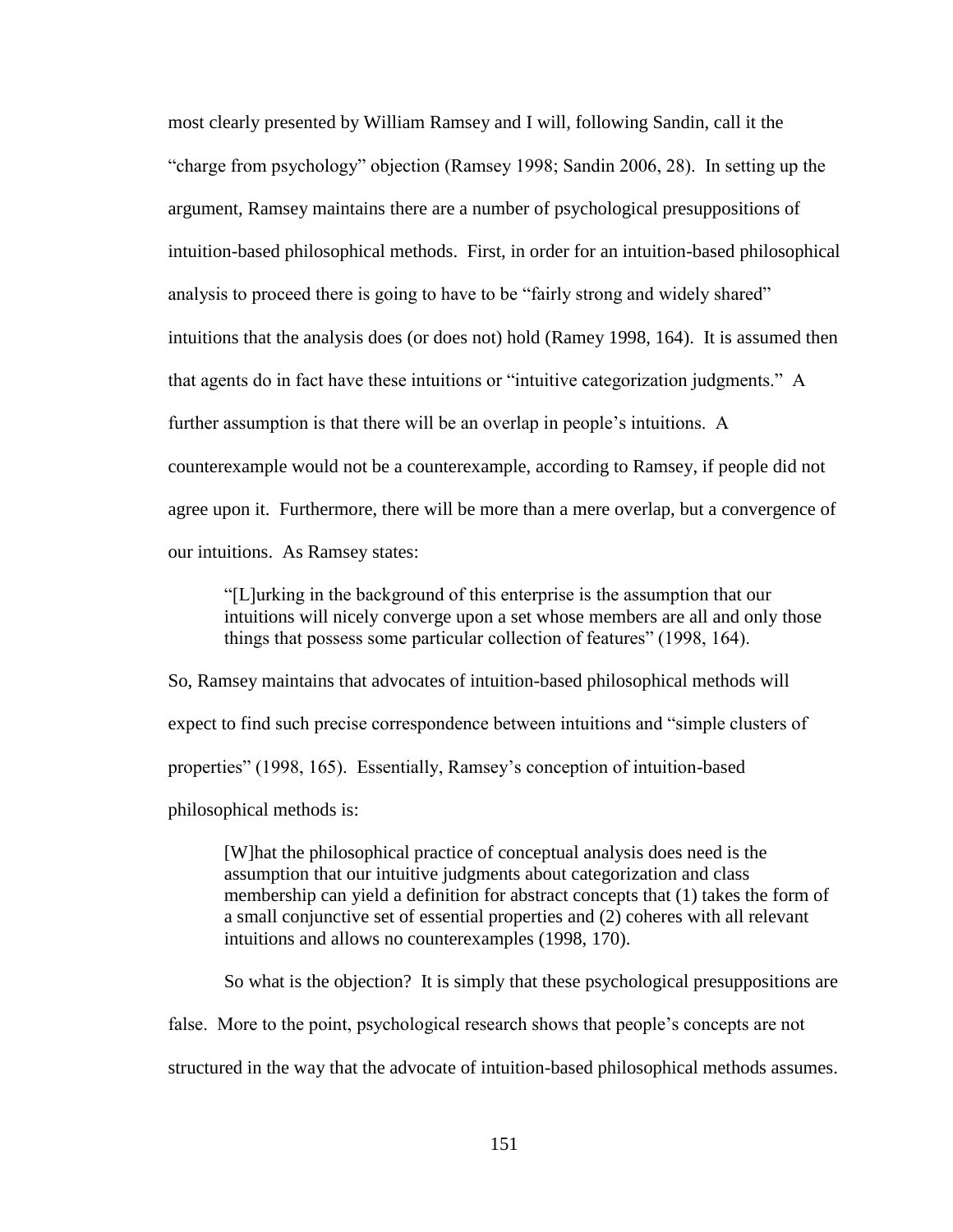most clearly presented by William Ramsey and I will, following Sandin, call it the "charge from psychology" objection (Ramsey 1998; Sandin 2006, 28). In setting up the argument, Ramsey maintains there are a number of psychological presuppositions of intuition-based philosophical methods. First, in order for an intuition-based philosophical analysis to proceed there is going to have to be "fairly strong and widely shared" intuitions that the analysis does (or does not) hold (Ramey 1998, 164). It is assumed then that agents do in fact have these intuitions or "intuitive categorization judgments." A further assumption is that there will be an overlap in people's intuitions. A counterexample would not be a counterexample, according to Ramsey, if people did not agree upon it. Furthermore, there will be more than a mere overlap, but a convergence of our intuitions. As Ramsey states:

> "[L]urking in the background of this enterprise is the assumption that our intuitions will nicely converge upon a set whose members are all and only those things that possess some particular collection of features" (1998, 164).

So, Ramsey maintains that advocates of intuition-based philosophical methods will expect to find such precise correspondence between intuitions and "simple clusters of properties" (1998, 165). Essentially, Ramsey's conception of intuition-based philosophical methods is:

> [W]hat the philosophical practice of conceptual analysis does need is the assumption that our intuitive judgments about categorization and class membership can yield a definition for abstract concepts that (1) takes the form of a small conjunctive set of essential properties and (2) coheres with all relevant intuitions and allows no counterexamples (1998, 170).

So what is the objection? It is simply that these psychological presuppositions are false. More to the point, psychological research shows that people's concepts are not structured in the way that the advocate of intuition-based philosophical methods assumes.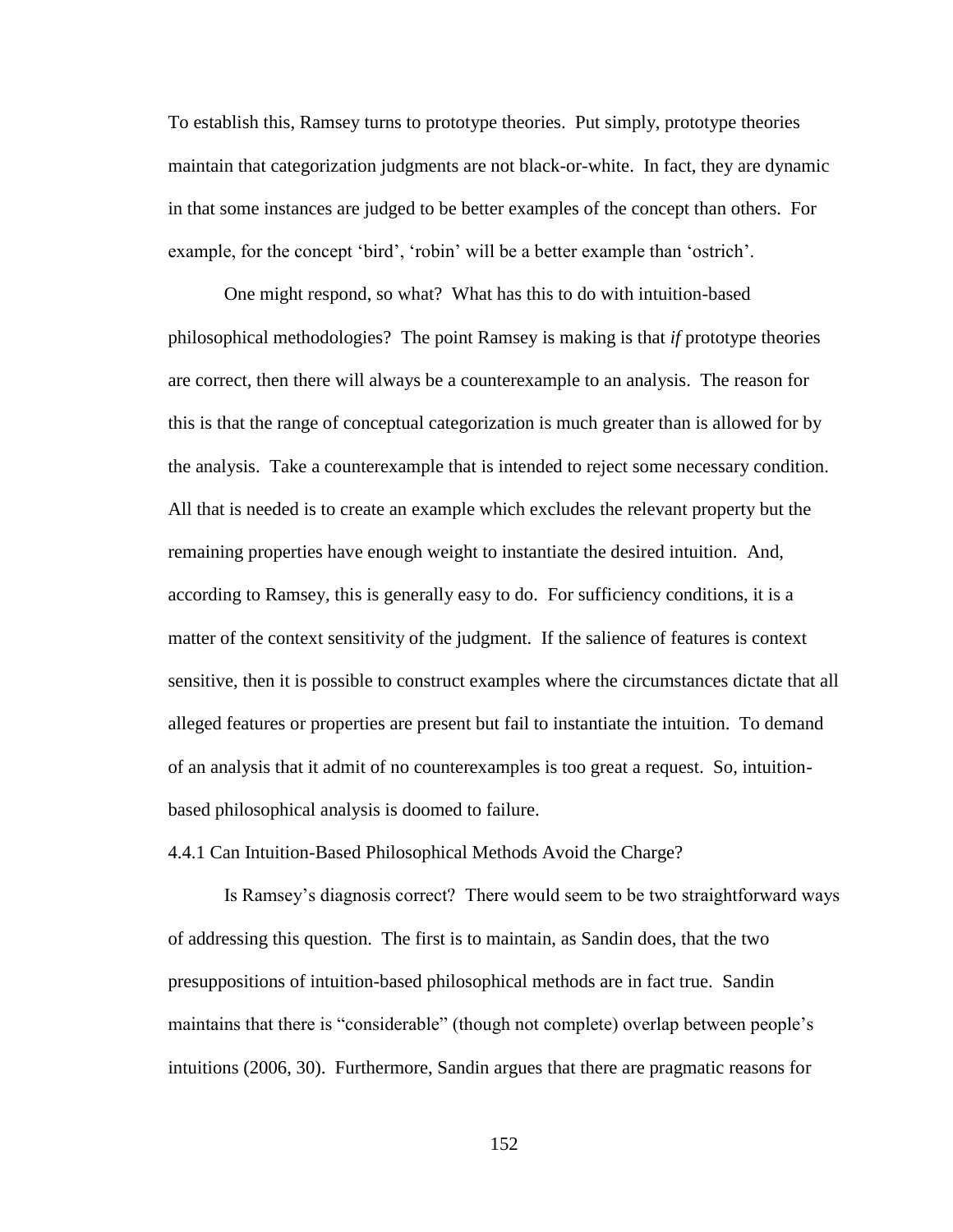To establish this, Ramsey turns to prototype theories. Put simply, prototype theories maintain that categorization judgments are not black-or-white. In fact, they are dynamic in that some instances are judged to be better examples of the concept than others. For example, for the concept 'bird', 'robin' will be a better example than 'ostrich'.

One might respond, so what? What has this to do with intuition-based philosophical methodologies? The point Ramsey is making is that *if* prototype theories are correct, then there will always be a counterexample to an analysis. The reason for this is that the range of conceptual categorization is much greater than is allowed for by the analysis. Take a counterexample that is intended to reject some necessary condition. All that is needed is to create an example which excludes the relevant property but the remaining properties have enough weight to instantiate the desired intuition. And, according to Ramsey, this is generally easy to do. For sufficiency conditions, it is a matter of the context sensitivity of the judgment. If the salience of features is context sensitive, then it is possible to construct examples where the circumstances dictate that all alleged features or properties are present but fail to instantiate the intuition. To demand of an analysis that it admit of no counterexamples is too great a request. So, intuition-based philosophical analysis is doomed to failure.

### 4.4.1 Can Intuition-Based Philosophical Methods Avoid the Charge?

Is Ramsey's diagnosis correct? There would seem to be two straightforward ways of addressing this question. The first is to maintain, as Sandin does, that the two presuppositions of intuition-based philosophical methods are in fact true. Sandin maintains that there is "considerable" (though not complete) overlap between people's intuitions (2006, 30). Furthermore, Sandin argues that there are pragmatic reasons for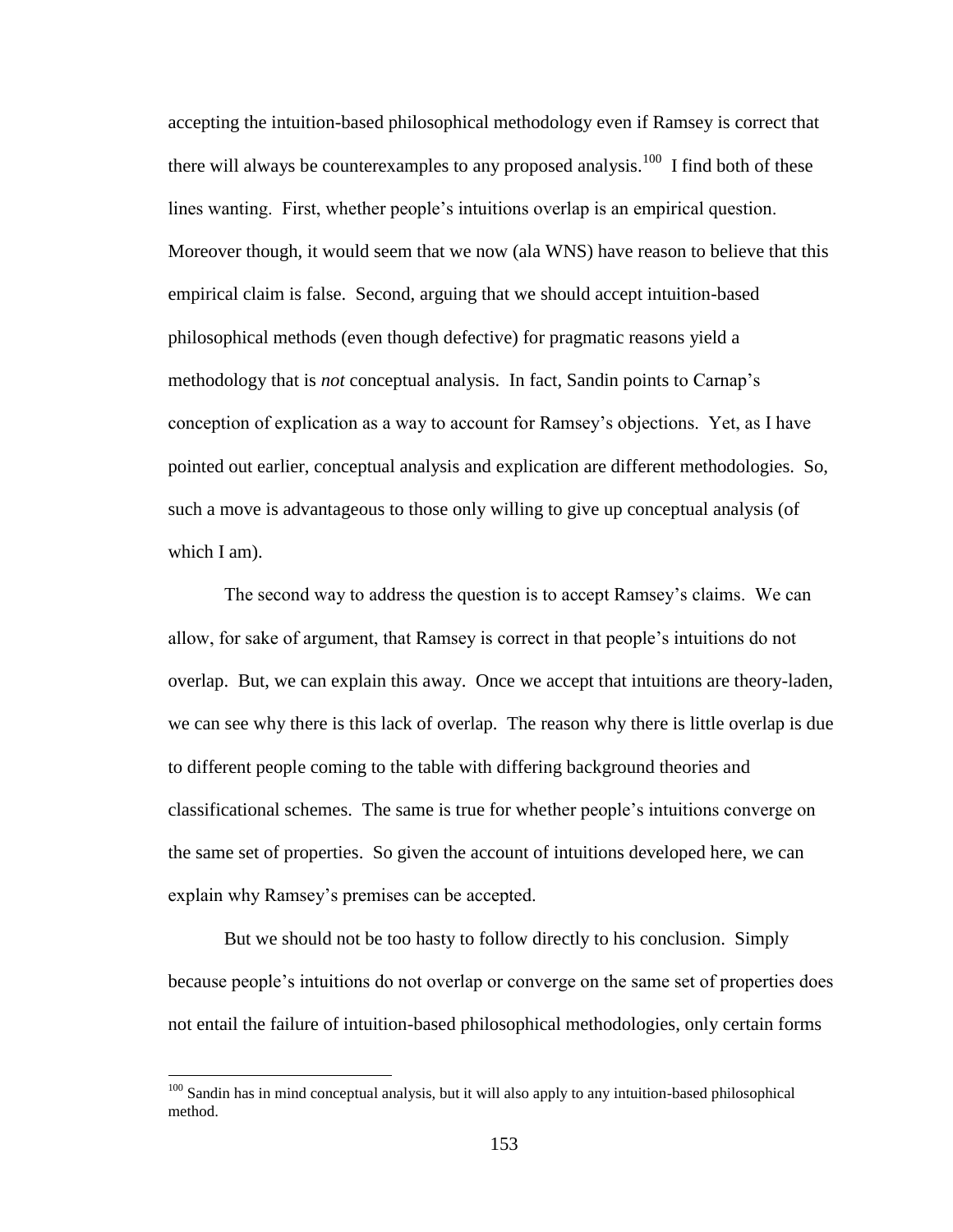accepting the intuition-based philosophical methodology even if Ramsey is correct that there will always be counterexamples to any proposed analysis.[100] I find both of these lines wanting. First, whether people's intuitions overlap is an empirical question. Moreover though, it would seem that we now (ala WNS) have reason to believe that this empirical claim is false. Second, arguing that we should accept intuition-based philosophical methods (even though defective) for pragmatic reasons yield a methodology that is *not* conceptual analysis. In fact, Sandin points to Carnap's conception of explication as a way to account for Ramsey's objections. Yet, as I have pointed out earlier, conceptual analysis and explication are different methodologies. So, such a move is advantageous to those only willing to give up conceptual analysis (of which I am).

The second way to address the question is to accept Ramsey's claims. We can allow, for sake of argument, that Ramsey is correct in that people's intuitions do not overlap. But, we can explain this away. Once we accept that intuitions are theory-laden, we can see why there is this lack of overlap. The reason why there is little overlap is due to different people coming to the table with differing background theories and classificational schemes. The same is true for whether people's intuitions converge on the same set of properties. So given the account of intuitions developed here, we can explain why Ramsey's premises can be accepted.

But we should not be too hasty to follow directly to his conclusion. Simply because people's intuitions do not overlap or converge on the same set of properties does not entail the failure of intuition-based philosophical methodologies, only certain forms

[100] Sandin has in mind conceptual analysis, but it will also apply to any intuition-based philosophical method.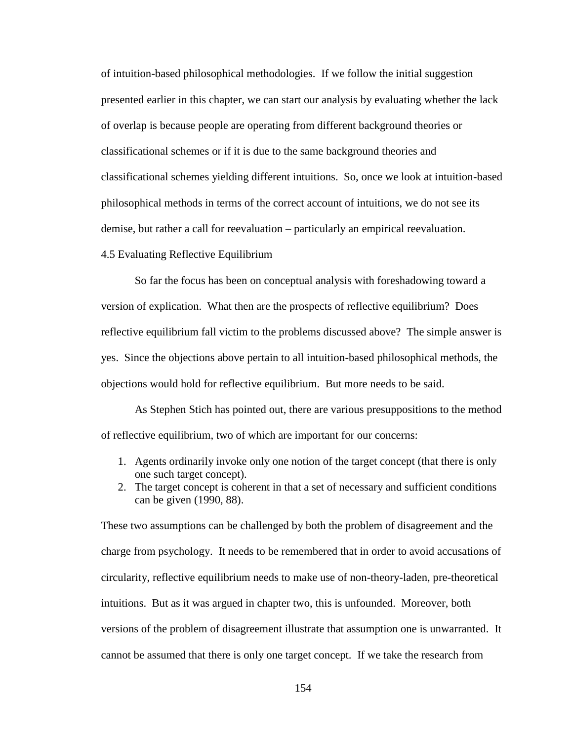of intuition-based philosophical methodologies. If we follow the initial suggestion presented earlier in this chapter, we can start our analysis by evaluating whether the lack of overlap is because people are operating from different background theories or classificational schemes or if it is due to the same background theories and classificational schemes yielding different intuitions. So, once we look at intuition-based philosophical methods in terms of the correct account of intuitions, we do not see its demise, but rather a call for reevaluation – particularly an empirical reevaluation.

## 4.5 Evaluating Reflective Equilibrium

So far the focus has been on conceptual analysis with foreshadowing toward a version of explication. What then are the prospects of reflective equilibrium? Does reflective equilibrium fall victim to the problems discussed above? The simple answer is yes. Since the objections above pertain to all intuition-based philosophical methods, the objections would hold for reflective equilibrium. But more needs to be said.

As Stephen Stich has pointed out, there are various presuppositions to the method of reflective equilibrium, two of which are important for our concerns:

1. Agents ordinarily invoke only one notion of the target concept (that there is only one such target concept).
2. The target concept is coherent in that a set of necessary and sufficient conditions can be given (1990, 88).

These two assumptions can be challenged by both the problem of disagreement and the charge from psychology. It needs to be remembered that in order to avoid accusations of circularity, reflective equilibrium needs to make use of non-theory-laden, pre-theoretical intuitions. But as it was argued in chapter two, this is unfounded. Moreover, both versions of the problem of disagreement illustrate that assumption one is unwarranted. It cannot be assumed that there is only one target concept. If we take the research from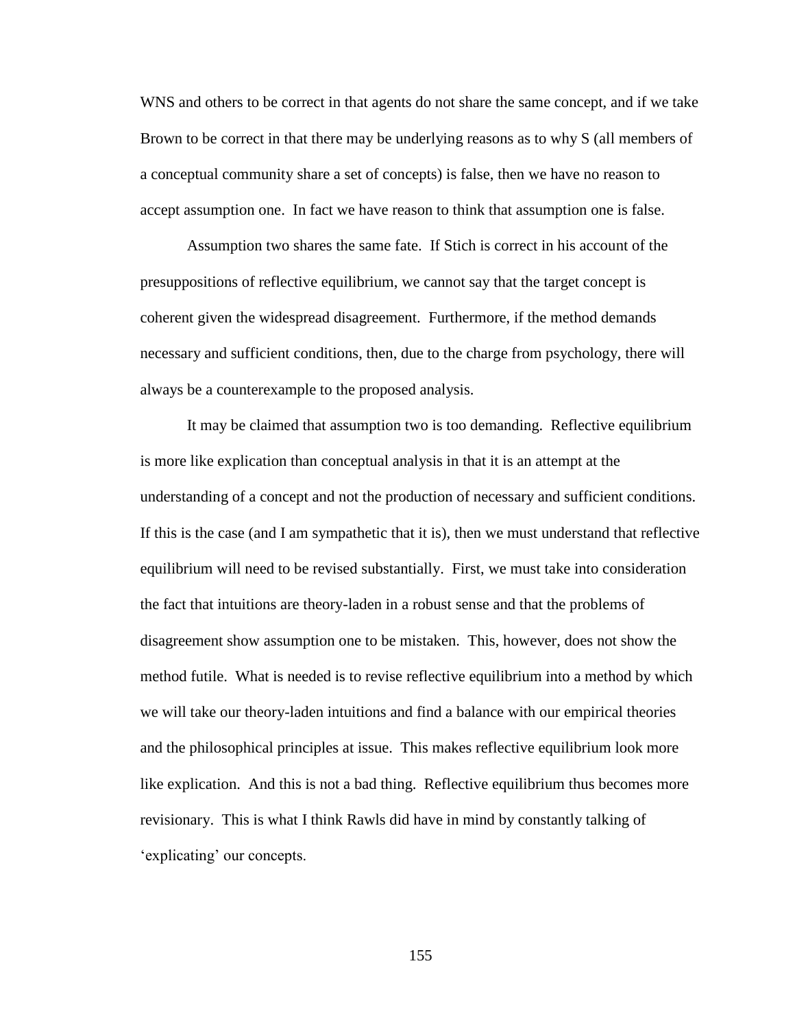WNS and others to be correct in that agents do not share the same concept, and if we take Brown to be correct in that there may be underlying reasons as to why S (all members of a conceptual community share a set of concepts) is false, then we have no reason to accept assumption one. In fact we have reason to think that assumption one is false.

Assumption two shares the same fate. If Stich is correct in his account of the presuppositions of reflective equilibrium, we cannot say that the target concept is coherent given the widespread disagreement. Furthermore, if the method demands necessary and sufficient conditions, then, due to the charge from psychology, there will always be a counterexample to the proposed analysis.

It may be claimed that assumption two is too demanding. Reflective equilibrium is more like explication than conceptual analysis in that it is an attempt at the understanding of a concept and not the production of necessary and sufficient conditions. If this is the case (and I am sympathetic that it is), then we must understand that reflective equilibrium will need to be revised substantially. First, we must take into consideration the fact that intuitions are theory-laden in a robust sense and that the problems of disagreement show assumption one to be mistaken. This, however, does not show the method futile. What is needed is to revise reflective equilibrium into a method by which we will take our theory-laden intuitions and find a balance with our empirical theories and the philosophical principles at issue. This makes reflective equilibrium look more like explication. And this is not a bad thing. Reflective equilibrium thus becomes more revisionary. This is what I think Rawls did have in mind by constantly talking of 'explicating' our concepts.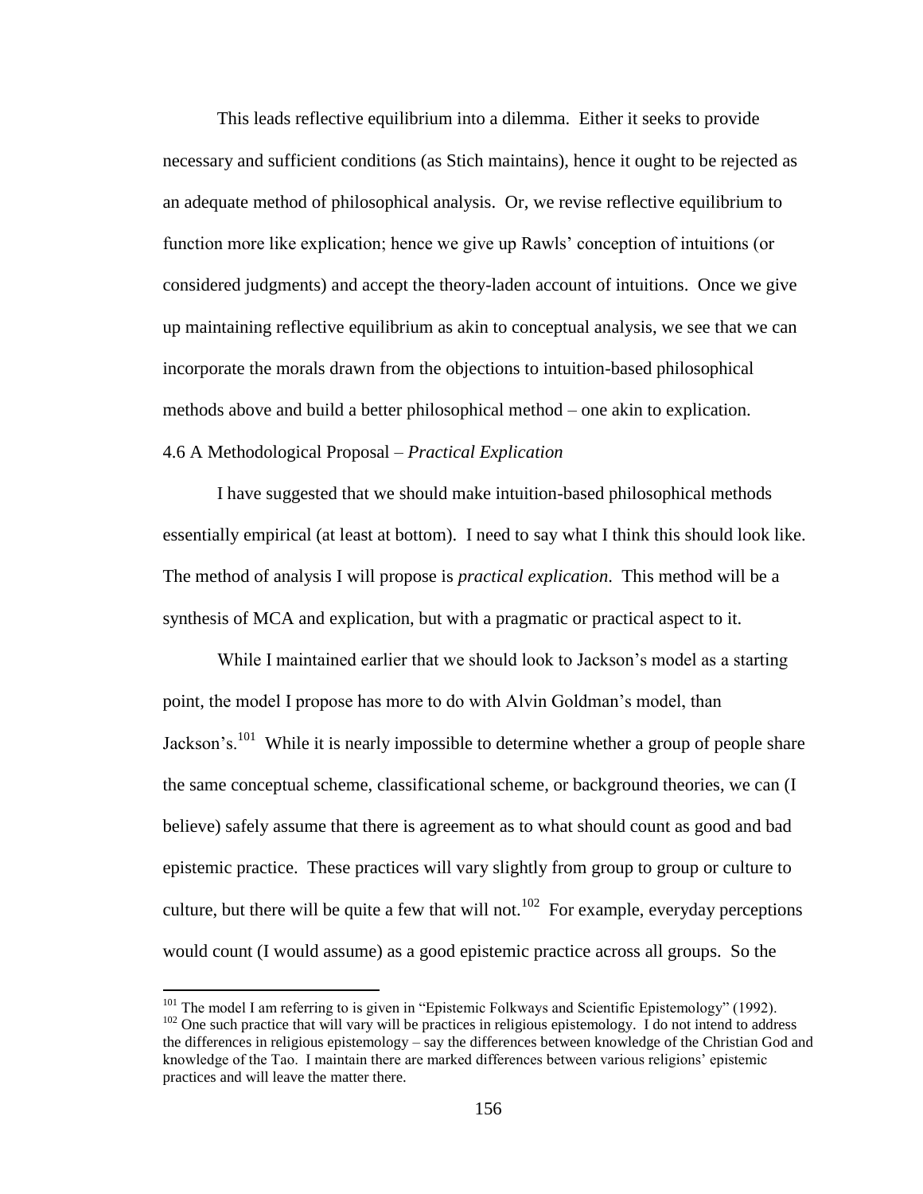This leads reflective equilibrium into a dilemma. Either it seeks to provide necessary and sufficient conditions (as Stich maintains), hence it ought to be rejected as an adequate method of philosophical analysis. Or, we revise reflective equilibrium to function more like explication; hence we give up Rawls' conception of intuitions (or considered judgments) and accept the theory-laden account of intuitions. Once we give up maintaining reflective equilibrium as akin to conceptual analysis, we see that we can incorporate the morals drawn from the objections to intuition-based philosophical methods above and build a better philosophical method – one akin to explication.

## 4.6 A Methodological Proposal – *Practical Explication*

I have suggested that we should make intuition-based philosophical methods essentially empirical (at least at bottom). I need to say what I think this should look like. The method of analysis I will propose is *practical explication*. This method will be a synthesis of MCA and explication, but with a pragmatic or practical aspect to it.

While I maintained earlier that we should look to Jackson's model as a starting point, the model I propose has more to do with Alvin Goldman's model, than Jackson's.[101] While it is nearly impossible to determine whether a group of people share the same conceptual scheme, classificational scheme, or background theories, we can (I believe) safely assume that there is agreement as to what should count as good and bad epistemic practice. These practices will vary slightly from group to group or culture to culture, but there will be quite a few that will not.[102] For example, everyday perceptions would count (I would assume) as a good epistemic practice across all groups. So the

---

[101] The model I am referring to is given in "Epistemic Folkways and Scientific Epistemology" (1992).

[102] One such practice that will vary will be practices in religious epistemology. I do not intend to address the differences in religious epistemology – say the differences between knowledge of the Christian God and knowledge of the Tao. I maintain there are marked differences between various religions' epistemic practices and will leave the matter there.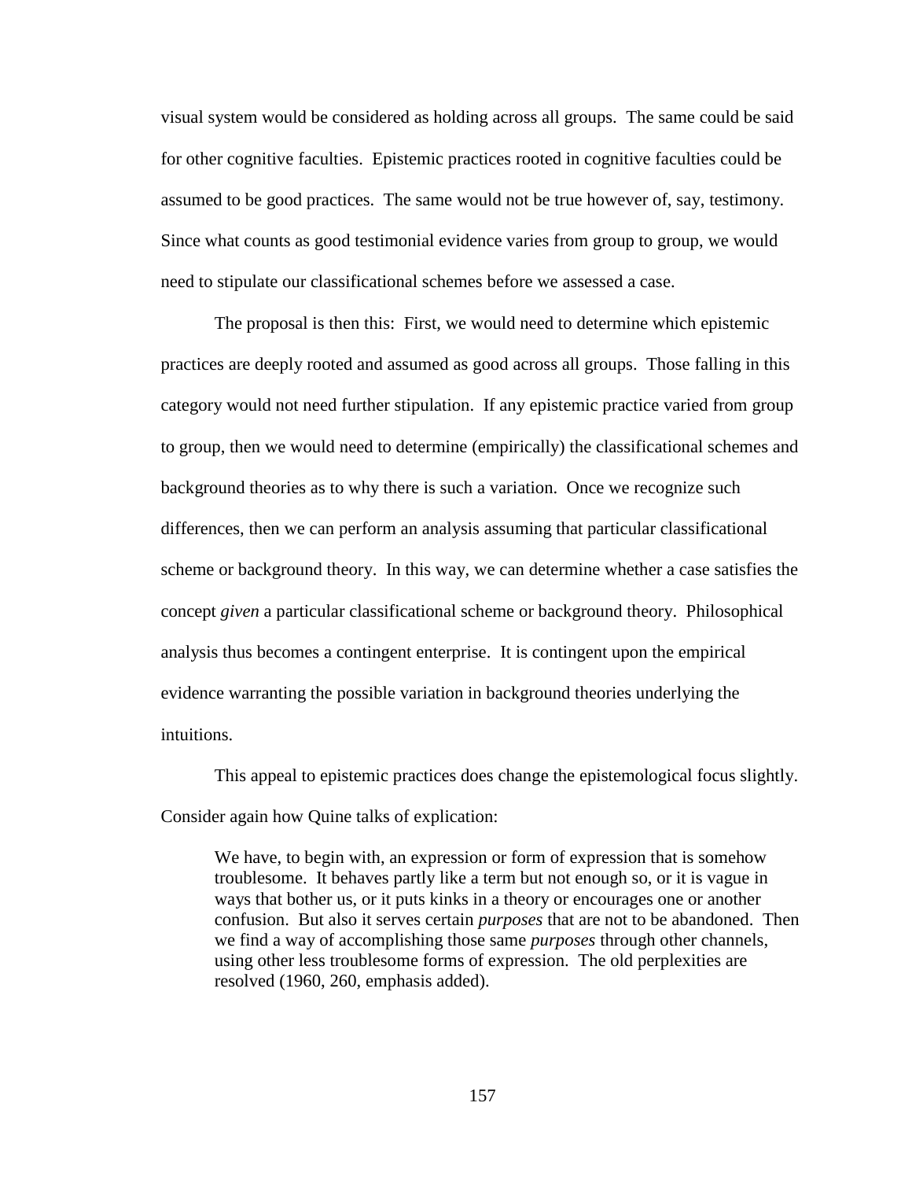visual system would be considered as holding across all groups. The same could be said for other cognitive faculties. Epistemic practices rooted in cognitive faculties could be assumed to be good practices. The same would not be true however of, say, testimony. Since what counts as good testimonial evidence varies from group to group, we would need to stipulate our classificational schemes before we assessed a case.

The proposal is then this: First, we would need to determine which epistemic practices are deeply rooted and assumed as good across all groups. Those falling in this category would not need further stipulation. If any epistemic practice varied from group to group, then we would need to determine (empirically) the classificational schemes and background theories as to why there is such a variation. Once we recognize such differences, then we can perform an analysis assuming that particular classificational scheme or background theory. In this way, we can determine whether a case satisfies the concept *given* a particular classificational scheme or background theory. Philosophical analysis thus becomes a contingent enterprise. It is contingent upon the empirical evidence warranting the possible variation in background theories underlying the intuitions.

This appeal to epistemic practices does change the epistemological focus slightly. Consider again how Quine talks of explication:

> We have, to begin with, an expression or form of expression that is somehow troublesome. It behaves partly like a term but not enough so, or it is vague in ways that bother us, or it puts kinks in a theory or encourages one or another confusion. But also it serves certain *purposes* that are not to be abandoned. Then we find a way of accomplishing those same *purposes* through other channels, using other less troublesome forms of expression. The old perplexities are resolved (1960, 260, emphasis added).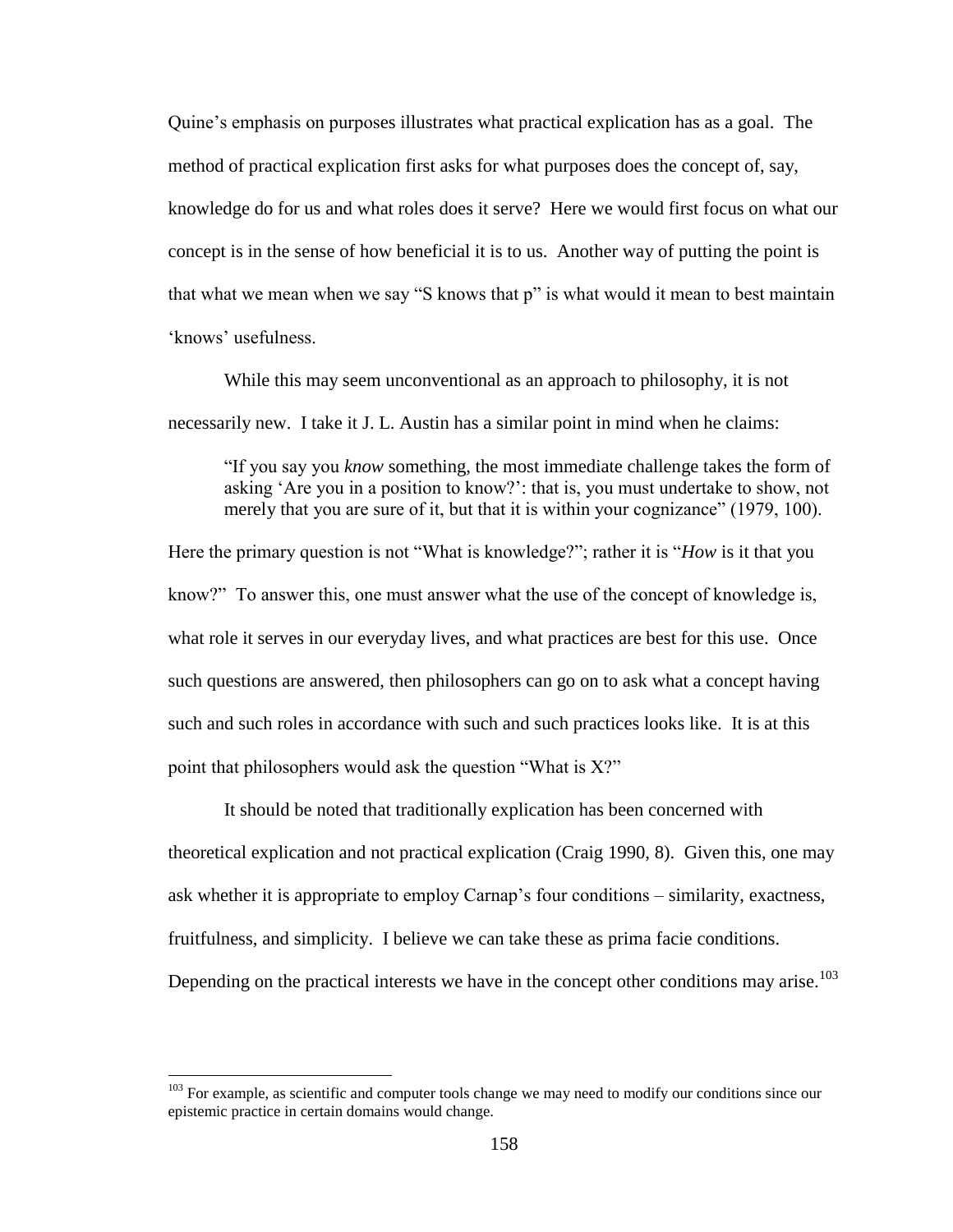Quine's emphasis on purposes illustrates what practical explication has as a goal. The method of practical explication first asks for what purposes does the concept of, say, knowledge do for us and what roles does it serve? Here we would first focus on what our concept is in the sense of how beneficial it is to us. Another way of putting the point is that what we mean when we say "S knows that p" is what would it mean to best maintain 'knows' usefulness.

While this may seem unconventional as an approach to philosophy, it is not necessarily new. I take it J. L. Austin has a similar point in mind when he claims:

> "If you say you *know* something, the most immediate challenge takes the form of asking 'Are you in a position to know?': that is, you must undertake to show, not merely that you are sure of it, but that it is within your cognizance" (1979, 100).

Here the primary question is not "What is knowledge?"; rather it is "*How* is it that you know?" To answer this, one must answer what the use of the concept of knowledge is, what role it serves in our everyday lives, and what practices are best for this use. Once such questions are answered, then philosophers can go on to ask what a concept having such and such roles in accordance with such and such practices looks like. It is at this point that philosophers would ask the question "What is X?"

It should be noted that traditionally explication has been concerned with theoretical explication and not practical explication (Craig 1990, 8). Given this, one may ask whether it is appropriate to employ Carnap's four conditions – similarity, exactness, fruitfulness, and simplicity. I believe we can take these as prima facie conditions. Depending on the practical interests we have in the concept other conditions may arise.[103]

[103] For example, as scientific and computer tools change we may need to modify our conditions since our epistemic practice in certain domains would change.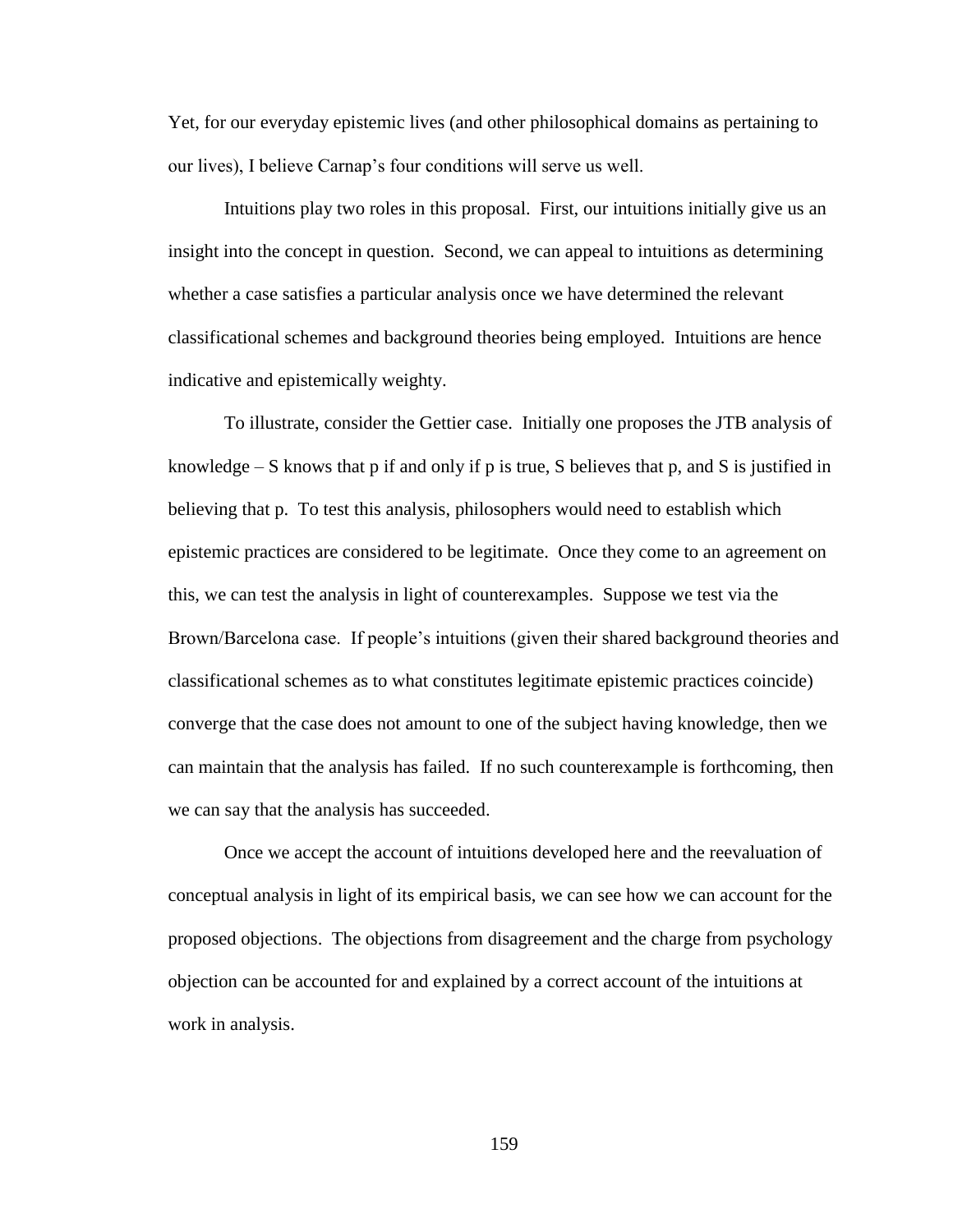Yet, for our everyday epistemic lives (and other philosophical domains as pertaining to our lives), I believe Carnap's four conditions will serve us well.

Intuitions play two roles in this proposal. First, our intuitions initially give us an insight into the concept in question. Second, we can appeal to intuitions as determining whether a case satisfies a particular analysis once we have determined the relevant classificational schemes and background theories being employed. Intuitions are hence indicative and epistemically weighty.

To illustrate, consider the Gettier case. Initially one proposes the JTB analysis of knowledge – S knows that p if and only if p is true, S believes that p, and S is justified in believing that p. To test this analysis, philosophers would need to establish which epistemic practices are considered to be legitimate. Once they come to an agreement on this, we can test the analysis in light of counterexamples. Suppose we test via the Brown/Barcelona case. If people's intuitions (given their shared background theories and classificational schemes as to what constitutes legitimate epistemic practices coincide) converge that the case does not amount to one of the subject having knowledge, then we can maintain that the analysis has failed. If no such counterexample is forthcoming, then we can say that the analysis has succeeded.

Once we accept the account of intuitions developed here and the reevaluation of conceptual analysis in light of its empirical basis, we can see how we can account for the proposed objections. The objections from disagreement and the charge from psychology objection can be accounted for and explained by a correct account of the intuitions at work in analysis.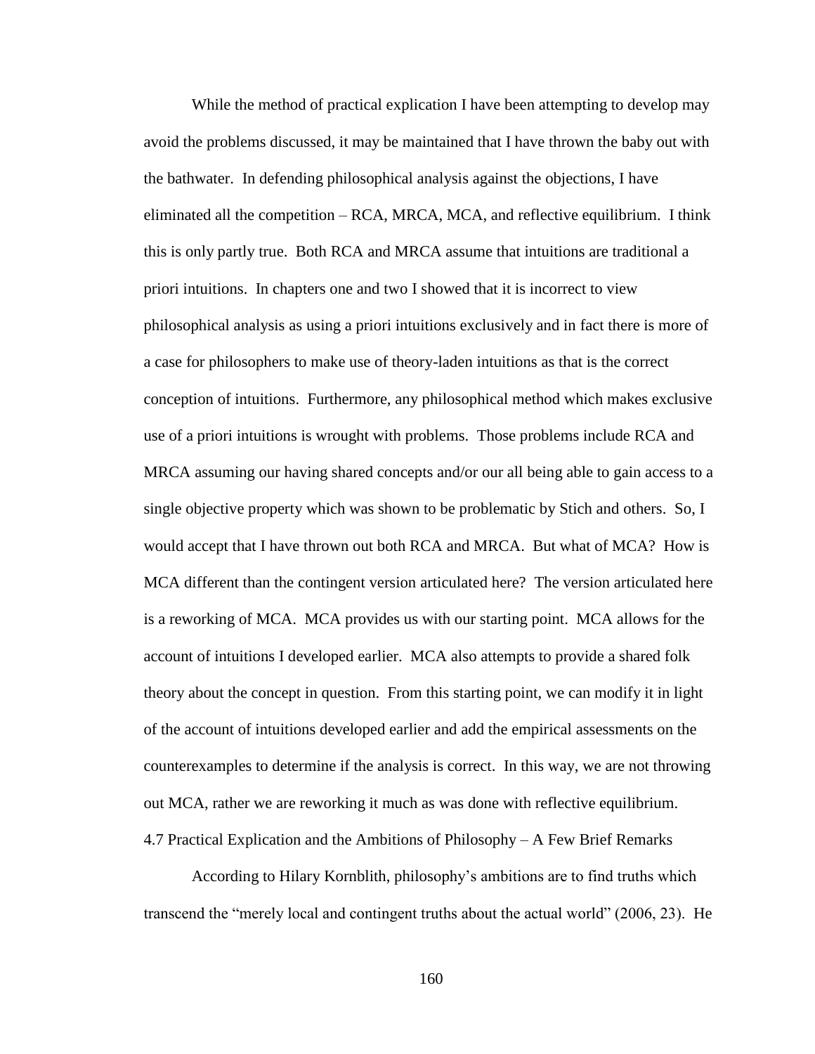While the method of practical explication I have been attempting to develop may avoid the problems discussed, it may be maintained that I have thrown the baby out with the bathwater. In defending philosophical analysis against the objections, I have eliminated all the competition – RCA, MRCA, MCA, and reflective equilibrium. I think this is only partly true. Both RCA and MRCA assume that intuitions are traditional a priori intuitions. In chapters one and two I showed that it is incorrect to view philosophical analysis as using a priori intuitions exclusively and in fact there is more of a case for philosophers to make use of theory-laden intuitions as that is the correct conception of intuitions. Furthermore, any philosophical method which makes exclusive use of a priori intuitions is wrought with problems. Those problems include RCA and MRCA assuming our having shared concepts and/or our all being able to gain access to a single objective property which was shown to be problematic by Stich and others. So, I would accept that I have thrown out both RCA and MRCA. But what of MCA? How is MCA different than the contingent version articulated here? The version articulated here is a reworking of MCA. MCA provides us with our starting point. MCA allows for the account of intuitions I developed earlier. MCA also attempts to provide a shared folk theory about the concept in question. From this starting point, we can modify it in light of the account of intuitions developed earlier and add the empirical assessments on the counterexamples to determine if the analysis is correct. In this way, we are not throwing out MCA, rather we are reworking it much as was done with reflective equilibrium.

### 4.7 Practical Explication and the Ambitions of Philosophy – A Few Brief Remarks

According to Hilary Kornblith, philosophy's ambitions are to find truths which transcend the "merely local and contingent truths about the actual world" (2006, 23). He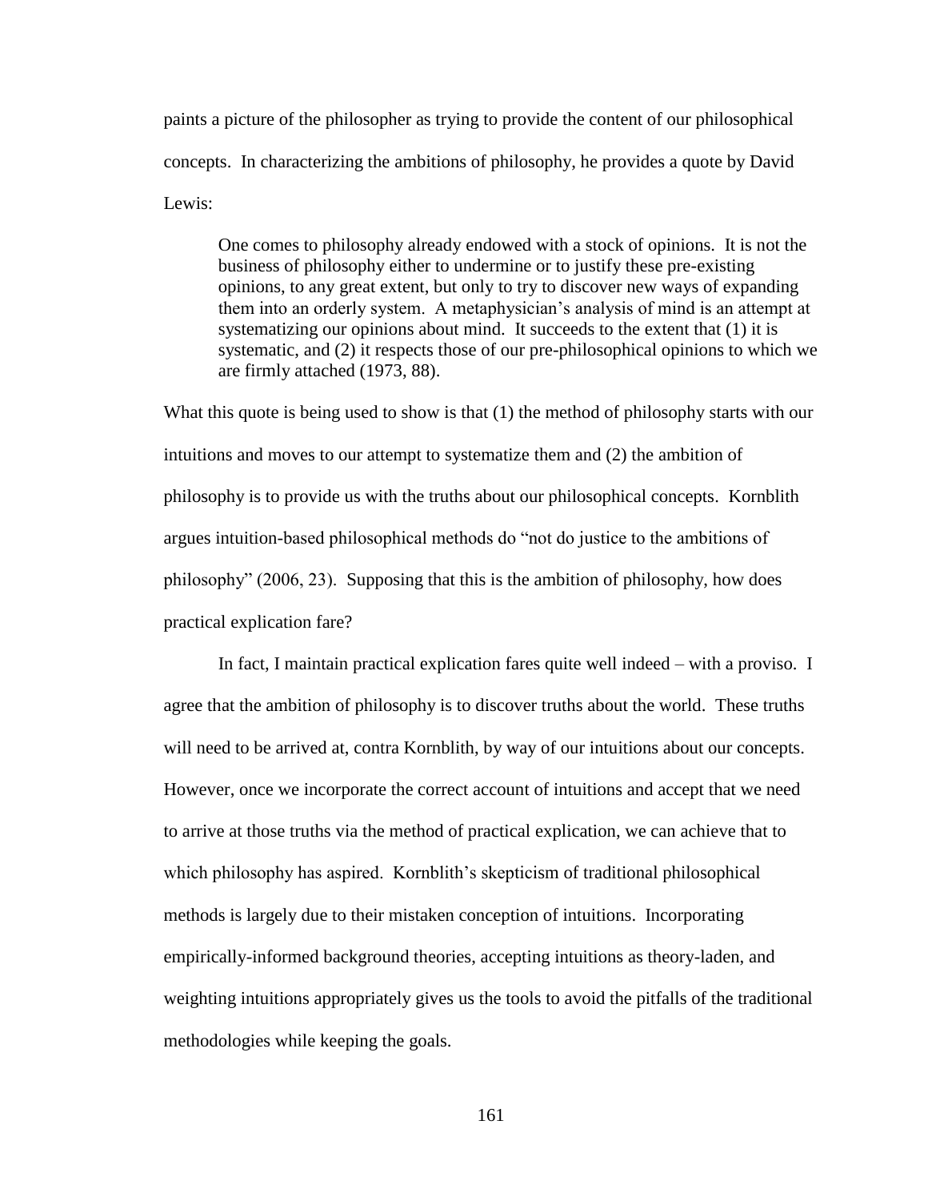paints a picture of the philosopher as trying to provide the content of our philosophical concepts. In characterizing the ambitions of philosophy, he provides a quote by David Lewis:

> One comes to philosophy already endowed with a stock of opinions. It is not the business of philosophy either to undermine or to justify these pre-existing opinions, to any great extent, but only to try to discover new ways of expanding them into an orderly system. A metaphysician's analysis of mind is an attempt at systematizing our opinions about mind. It succeeds to the extent that (1) it is systematic, and (2) it respects those of our pre-philosophical opinions to which we are firmly attached (1973, 88).

What this quote is being used to show is that (1) the method of philosophy starts with our intuitions and moves to our attempt to systematize them and (2) the ambition of philosophy is to provide us with the truths about our philosophical concepts. Kornblith argues intuition-based philosophical methods do "not do justice to the ambitions of philosophy" (2006, 23). Supposing that this is the ambition of philosophy, how does practical explication fare?

In fact, I maintain practical explication fares quite well indeed – with a proviso. I agree that the ambition of philosophy is to discover truths about the world. These truths will need to be arrived at, contra Kornblith, by way of our intuitions about our concepts. However, once we incorporate the correct account of intuitions and accept that we need to arrive at those truths via the method of practical explication, we can achieve that to which philosophy has aspired. Kornblith's skepticism of traditional philosophical methods is largely due to their mistaken conception of intuitions. Incorporating empirically-informed background theories, accepting intuitions as theory-laden, and weighting intuitions appropriately gives us the tools to avoid the pitfalls of the traditional methodologies while keeping the goals.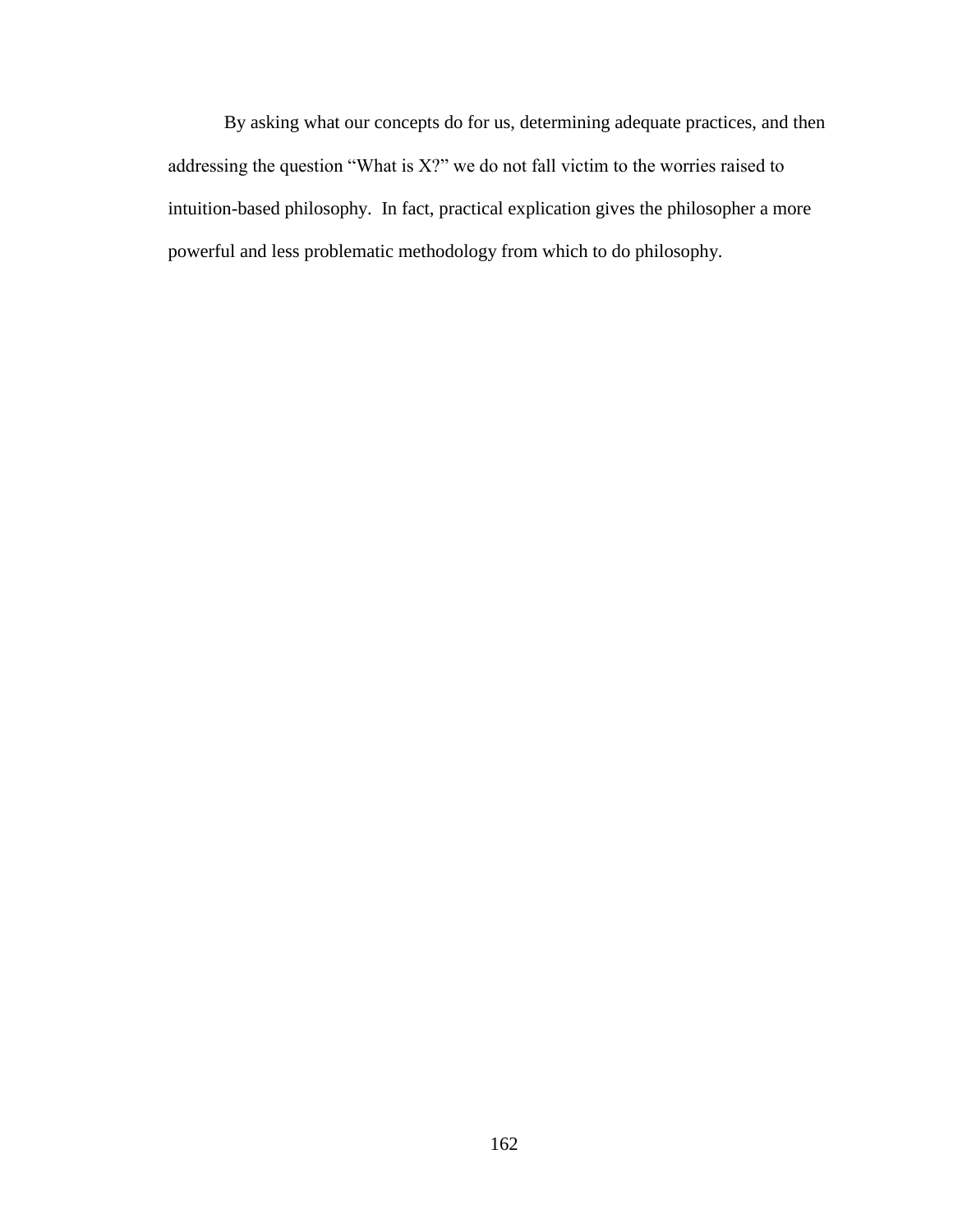By asking what our concepts do for us, determining adequate practices, and then addressing the question "What is X?" we do not fall victim to the worries raised to intuition-based philosophy. In fact, practical explication gives the philosopher a more powerful and less problematic methodology from which to do philosophy.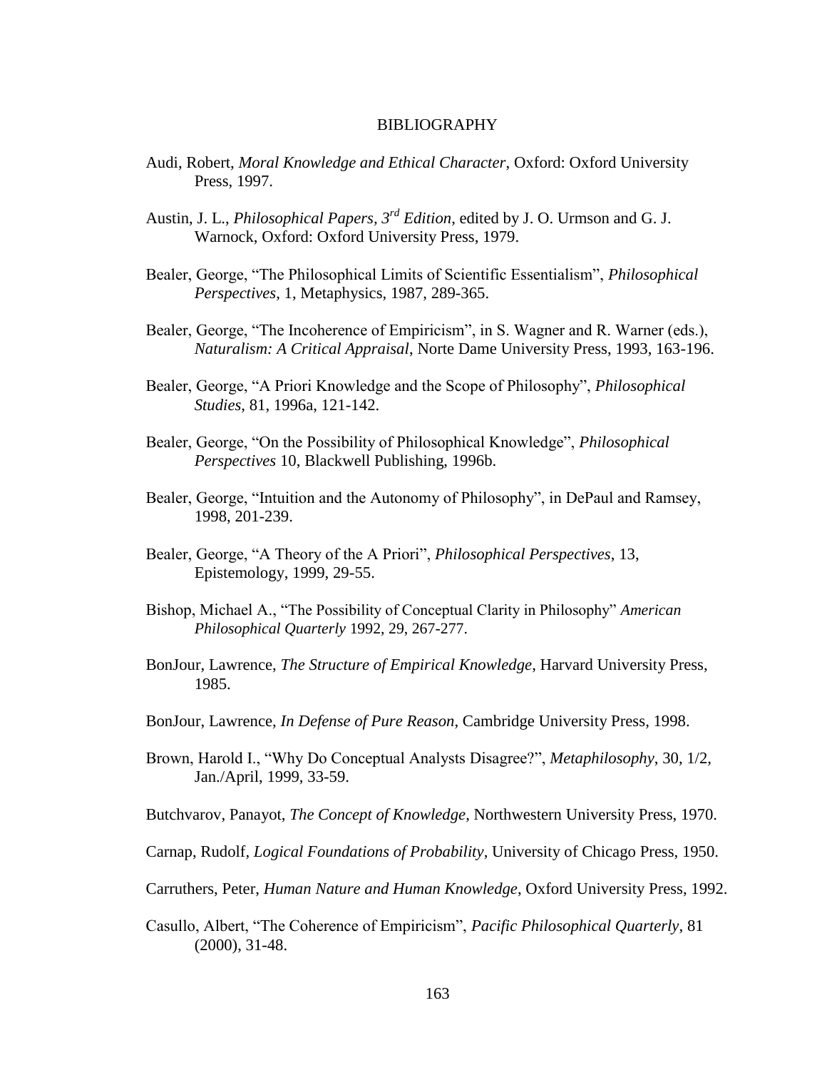# BIBLIOGRAPHY

Audi, Robert, *Moral Knowledge and Ethical Character*, Oxford: Oxford University Press, 1997.

Austin, J. L., *Philosophical Papers, 3rd Edition*, edited by J. O. Urmson and G. J. Warnock, Oxford: Oxford University Press, 1979.

Bealer, George, "The Philosophical Limits of Scientific Essentialism", *Philosophical Perspectives*, 1, Metaphysics, 1987, 289-365.

Bealer, George, "The Incoherence of Empiricism", in S. Wagner and R. Warner (eds.), *Naturalism: A Critical Appraisal*, Norte Dame University Press, 1993, 163-196.

Bealer, George, "A Priori Knowledge and the Scope of Philosophy", *Philosophical Studies*, 81, 1996a, 121-142.

Bealer, George, "On the Possibility of Philosophical Knowledge", *Philosophical Perspectives* 10, Blackwell Publishing, 1996b.

Bealer, George, "Intuition and the Autonomy of Philosophy", in DePaul and Ramsey, 1998, 201-239.

Bealer, George, "A Theory of the A Priori", *Philosophical Perspectives*, 13, Epistemology, 1999, 29-55.

Bishop, Michael A., "The Possibility of Conceptual Clarity in Philosophy" *American Philosophical Quarterly* 1992, 29, 267-277.

BonJour, Lawrence, *The Structure of Empirical Knowledge*, Harvard University Press, 1985.

BonJour, Lawrence, *In Defense of Pure Reason*, Cambridge University Press, 1998.

Brown, Harold I., "Why Do Conceptual Analysts Disagree?", *Metaphilosophy*, 30, 1/2, Jan./April, 1999, 33-59.

Butchvarov, Panayot, *The Concept of Knowledge*, Northwestern University Press, 1970.

Carnap, Rudolf, *Logical Foundations of Probability*, University of Chicago Press, 1950.

Carruthers, Peter, *Human Nature and Human Knowledge*, Oxford University Press, 1992.

Casullo, Albert, "The Coherence of Empiricism", *Pacific Philosophical Quarterly*, 81 (2000), 31-48.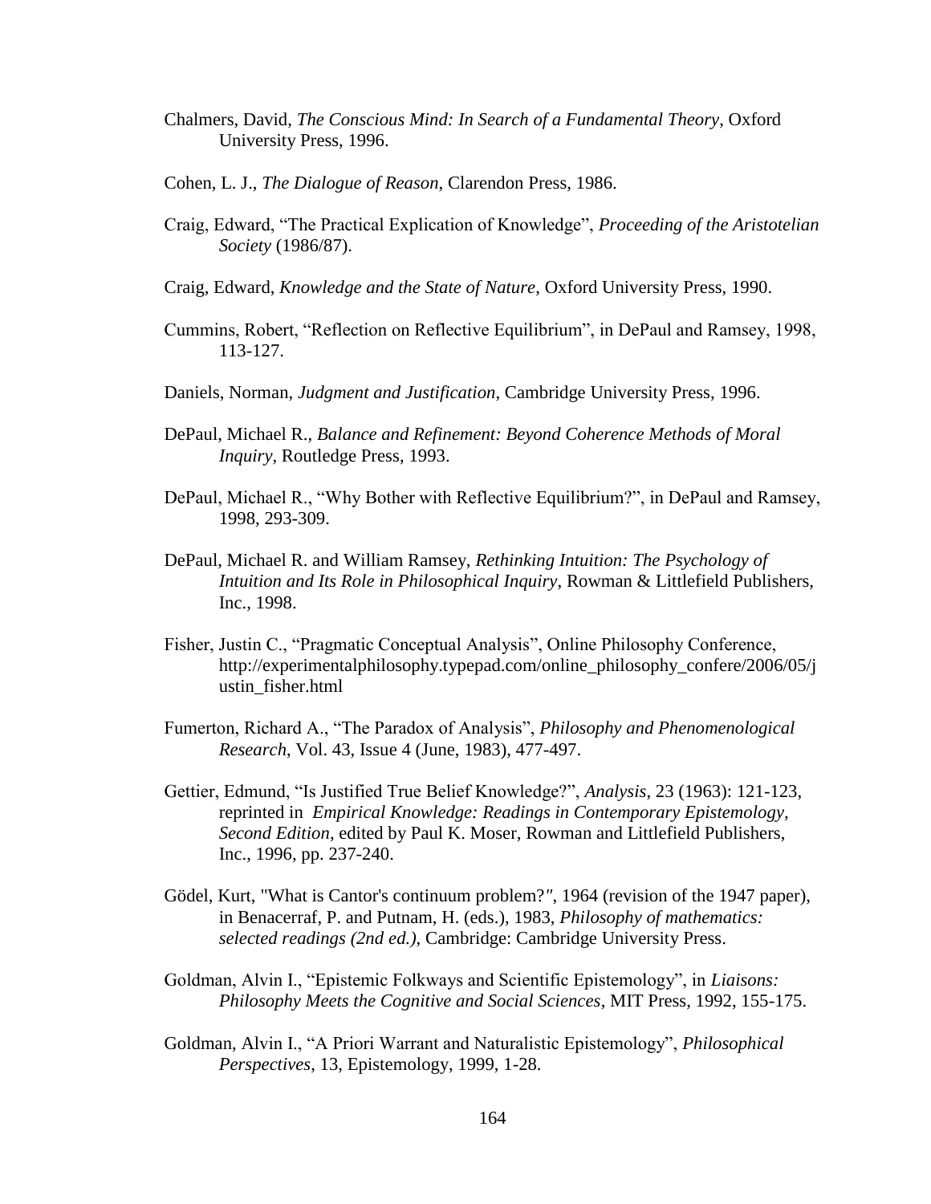Chalmers, David, *The Conscious Mind: In Search of a Fundamental Theory*, Oxford University Press, 1996.

Cohen, L. J., *The Dialogue of Reason*, Clarendon Press, 1986.

Craig, Edward, "The Practical Explication of Knowledge", *Proceeding of the Aristotelian Society* (1986/87).

Craig, Edward, *Knowledge and the State of Nature*, Oxford University Press, 1990.

Cummins, Robert, "Reflection on Reflective Equilibrium", in DePaul and Ramsey, 1998, 113-127.

Daniels, Norman, *Judgment and Justification*, Cambridge University Press, 1996.

DePaul, Michael R., *Balance and Refinement: Beyond Coherence Methods of Moral Inquiry*, Routledge Press, 1993.

DePaul, Michael R., "Why Bother with Reflective Equilibrium?", in DePaul and Ramsey, 1998, 293-309.

DePaul, Michael R. and William Ramsey, *Rethinking Intuition: The Psychology of Intuition and Its Role in Philosophical Inquiry*, Rowman & Littlefield Publishers, Inc., 1998.

Fisher, Justin C., "Pragmatic Conceptual Analysis", Online Philosophy Conference, http://experimentalphilosophy.typepad.com/online_philosophy_confere/2006/05/justin_fisher.html

Fumerton, Richard A., "The Paradox of Analysis", *Philosophy and Phenomenological Research*, Vol. 43, Issue 4 (June, 1983), 477-497.

Gettier, Edmund, "Is Justified True Belief Knowledge?", *Analysis*, 23 (1963): 121-123, reprinted in *Empirical Knowledge: Readings in Contemporary Epistemology, Second Edition*, edited by Paul K. Moser, Rowman and Littlefield Publishers, Inc., 1996, pp. 237-240.

Gödel, Kurt, "What is Cantor's continuum problem?", 1964 (revision of the 1947 paper), in Benacerraf, P. and Putnam, H. (eds.), 1983, *Philosophy of mathematics: selected readings (2nd ed.)*, Cambridge: Cambridge University Press.

Goldman, Alvin I., "Epistemic Folkways and Scientific Epistemology", in *Liaisons: Philosophy Meets the Cognitive and Social Sciences*, MIT Press, 1992, 155-175.

Goldman, Alvin I., "A Priori Warrant and Naturalistic Epistemology", *Philosophical Perspectives*, 13, Epistemology, 1999, 1-28.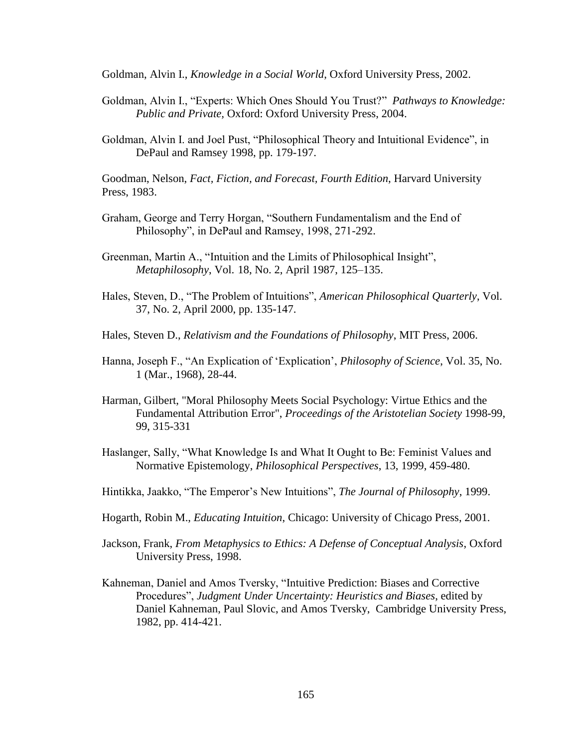Goldman, Alvin I., *Knowledge in a Social World*, Oxford University Press, 2002.

Goldman, Alvin I., "Experts: Which Ones Should You Trust?" *Pathways to Knowledge: Public and Private*, Oxford: Oxford University Press, 2004.

Goldman, Alvin I. and Joel Pust, "Philosophical Theory and Intuitional Evidence", in DePaul and Ramsey 1998, pp. 179-197.

Goodman, Nelson, *Fact, Fiction, and Forecast, Fourth Edition*, Harvard University Press, 1983.

Graham, George and Terry Horgan, "Southern Fundamentalism and the End of Philosophy", in DePaul and Ramsey, 1998, 271-292.

Greenman, Martin A., "Intuition and the Limits of Philosophical Insight", *Metaphilosophy*, Vol. 18, No. 2, April 1987, 125–135.

Hales, Steven, D., "The Problem of Intuitions", *American Philosophical Quarterly*, Vol. 37, No. 2, April 2000, pp. 135-147.

Hales, Steven D., *Relativism and the Foundations of Philosophy*, MIT Press, 2006.

Hanna, Joseph F., "An Explication of 'Explication', *Philosophy of Science*, Vol. 35, No. 1 (Mar., 1968), 28-44.

Harman, Gilbert, "Moral Philosophy Meets Social Psychology: Virtue Ethics and the Fundamental Attribution Error", *Proceedings of the Aristotelian Society* 1998-99, 99, 315-331

Haslanger, Sally, "What Knowledge Is and What It Ought to Be: Feminist Values and Normative Epistemology, *Philosophical Perspectives*, 13, 1999, 459-480.

Hintikka, Jaakko, "The Emperor's New Intuitions", *The Journal of Philosophy*, 1999.

Hogarth, Robin M., *Educating Intuition*, Chicago: University of Chicago Press, 2001.

Jackson, Frank, *From Metaphysics to Ethics: A Defense of Conceptual Analysis*, Oxford University Press, 1998.

Kahneman, Daniel and Amos Tversky, "Intuitive Prediction: Biases and Corrective Procedures", *Judgment Under Uncertainty: Heuristics and Biases*, edited by Daniel Kahneman, Paul Slovic, and Amos Tversky, Cambridge University Press, 1982, pp. 414-421.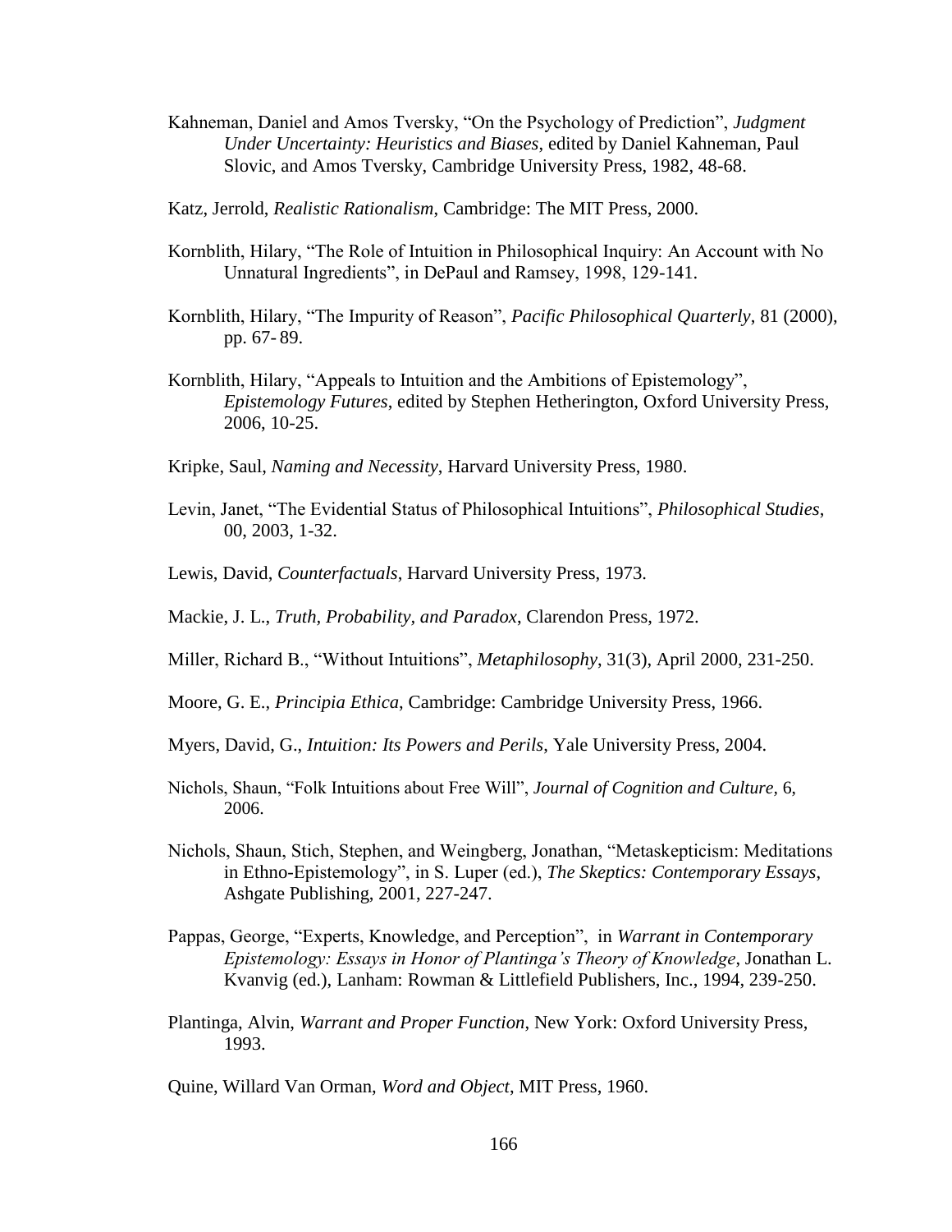Kahneman, Daniel and Amos Tversky, "On the Psychology of Prediction", *Judgment Under Uncertainty: Heuristics and Biases*, edited by Daniel Kahneman, Paul Slovic, and Amos Tversky, Cambridge University Press, 1982, 48-68.

Katz, Jerrold, *Realistic Rationalism*, Cambridge: The MIT Press, 2000.

Kornblith, Hilary, "The Role of Intuition in Philosophical Inquiry: An Account with No Unnatural Ingredients", in DePaul and Ramsey, 1998, 129-141.

Kornblith, Hilary, "The Impurity of Reason", *Pacific Philosophical Quarterly*, 81 (2000), pp. 67- 89.

Kornblith, Hilary, "Appeals to Intuition and the Ambitions of Epistemology", *Epistemology Futures*, edited by Stephen Hetherington, Oxford University Press, 2006, 10-25.

Kripke, Saul, *Naming and Necessity*, Harvard University Press, 1980.

Levin, Janet, "The Evidential Status of Philosophical Intuitions", *Philosophical Studies*, 00, 2003, 1-32.

Lewis, David, *Counterfactuals*, Harvard University Press, 1973.

Mackie, J. L., *Truth, Probability, and Paradox*, Clarendon Press, 1972.

Miller, Richard B., "Without Intuitions", *Metaphilosophy*, 31(3), April 2000, 231-250.

Moore, G. E., *Principia Ethica*, Cambridge: Cambridge University Press, 1966.

Myers, David, G., *Intuition: Its Powers and Perils*, Yale University Press, 2004.

Nichols, Shaun, "Folk Intuitions about Free Will", *Journal of Cognition and Culture*, 6, 2006.

Nichols, Shaun, Stich, Stephen, and Weingberg, Jonathan, "Metaskepticism: Meditations in Ethno-Epistemology", in S. Luper (ed.), *The Skeptics: Contemporary Essays*, Ashgate Publishing, 2001, 227-247.

Pappas, George, "Experts, Knowledge, and Perception", in *Warrant in Contemporary Epistemology: Essays in Honor of Plantinga's Theory of Knowledge*, Jonathan L. Kvanvig (ed.), Lanham: Rowman & Littlefield Publishers, Inc., 1994, 239-250.

Plantinga, Alvin, *Warrant and Proper Function*, New York: Oxford University Press, 1993.

Quine, Willard Van Orman, *Word and Object*, MIT Press, 1960.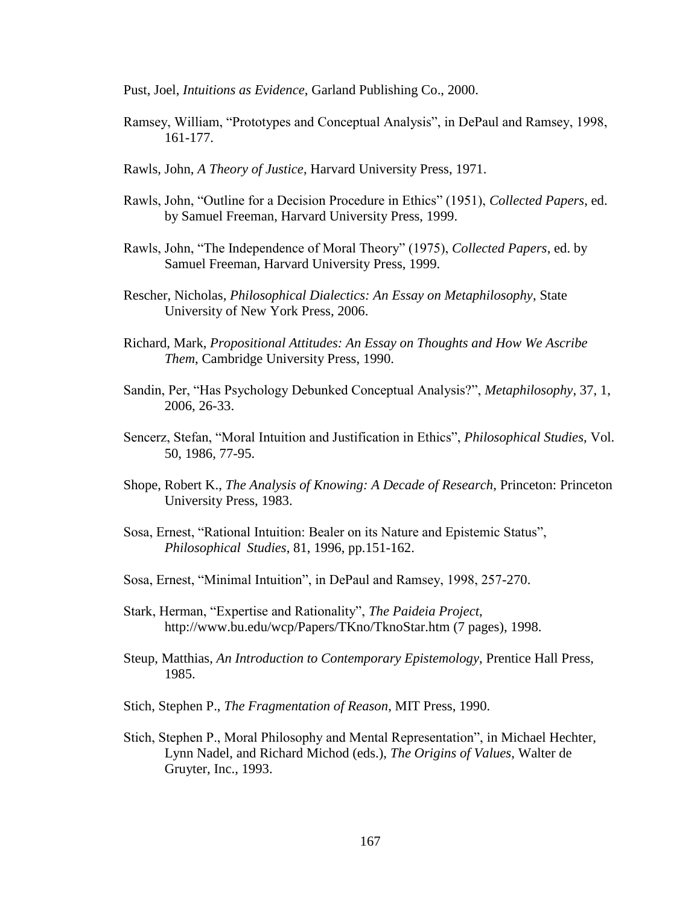Pust, Joel, *Intuitions as Evidence*, Garland Publishing Co., 2000.

Ramsey, William, "Prototypes and Conceptual Analysis", in DePaul and Ramsey, 1998, 161-177.

Rawls, John, *A Theory of Justice*, Harvard University Press, 1971.

Rawls, John, "Outline for a Decision Procedure in Ethics" (1951), *Collected Papers*, ed. by Samuel Freeman, Harvard University Press, 1999.

Rawls, John, "The Independence of Moral Theory" (1975), *Collected Papers*, ed. by Samuel Freeman, Harvard University Press, 1999.

Rescher, Nicholas, *Philosophical Dialectics: An Essay on Metaphilosophy*, State University of New York Press, 2006.

Richard, Mark, *Propositional Attitudes: An Essay on Thoughts and How We Ascribe Them*, Cambridge University Press, 1990.

Sandin, Per, "Has Psychology Debunked Conceptual Analysis?", *Metaphilosophy*, 37, 1, 2006, 26-33.

Sencerz, Stefan, "Moral Intuition and Justification in Ethics", *Philosophical Studies*, Vol. 50, 1986, 77-95.

Shope, Robert K., *The Analysis of Knowing: A Decade of Research*, Princeton: Princeton University Press, 1983.

Sosa, Ernest, "Rational Intuition: Bealer on its Nature and Epistemic Status", *Philosophical Studies*, 81, 1996, pp.151-162.

Sosa, Ernest, "Minimal Intuition", in DePaul and Ramsey, 1998, 257-270.

Stark, Herman, "Expertise and Rationality", *The Paideia Project*, http://www.bu.edu/wcp/Papers/TKno/TknoStar.htm (7 pages), 1998.

Steup, Matthias, *An Introduction to Contemporary Epistemology*, Prentice Hall Press, 1985.

Stich, Stephen P., *The Fragmentation of Reason*, MIT Press, 1990.

Stich, Stephen P., Moral Philosophy and Mental Representation", in Michael Hechter, Lynn Nadel, and Richard Michod (eds.), *The Origins of Values*, Walter de Gruyter, Inc., 1993.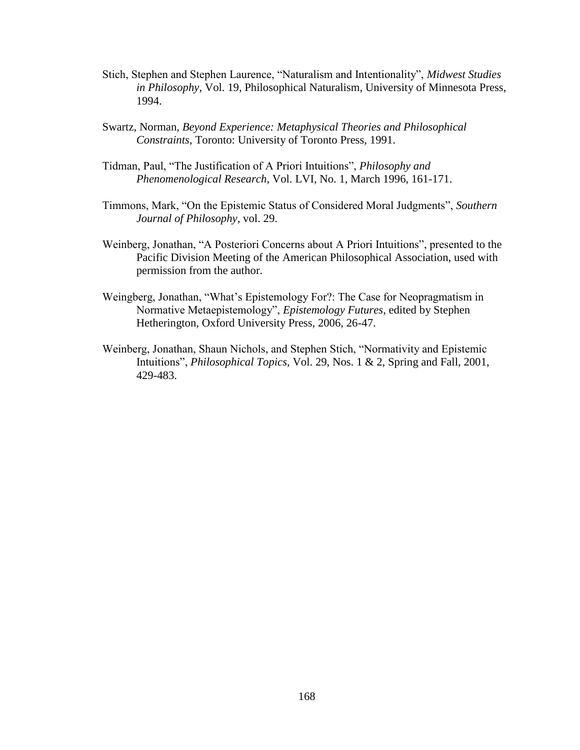Stich, Stephen and Stephen Laurence, “Naturalism and Intentionality”, *Midwest Studies in Philosophy*, Vol. 19, Philosophical Naturalism, University of Minnesota Press, 1994.

Swartz, Norman, *Beyond Experience: Metaphysical Theories and Philosophical Constraints*, Toronto: University of Toronto Press, 1991.

Tidman, Paul, “The Justification of A Priori Intuitions”, *Philosophy and Phenomenological Research*, Vol. LVI, No. 1, March 1996, 161-171.

Timmons, Mark, “On the Epistemic Status of Considered Moral Judgments”, *Southern Journal of Philosophy*, vol. 29.

Weinberg, Jonathan, “A Posteriori Concerns about A Priori Intuitions”, presented to the Pacific Division Meeting of the American Philosophical Association, used with permission from the author.

Weingberg, Jonathan, “What’s Epistemology For?: The Case for Neopragmatism in Normative Metaepistemology”, *Epistemology Futures*, edited by Stephen Hetherington, Oxford University Press, 2006, 26-47.

Weinberg, Jonathan, Shaun Nichols, and Stephen Stich, “Normativity and Epistemic Intuitions”, *Philosophical Topics*, Vol. 29, Nos. 1 & 2, Spring and Fall, 2001, 429-483.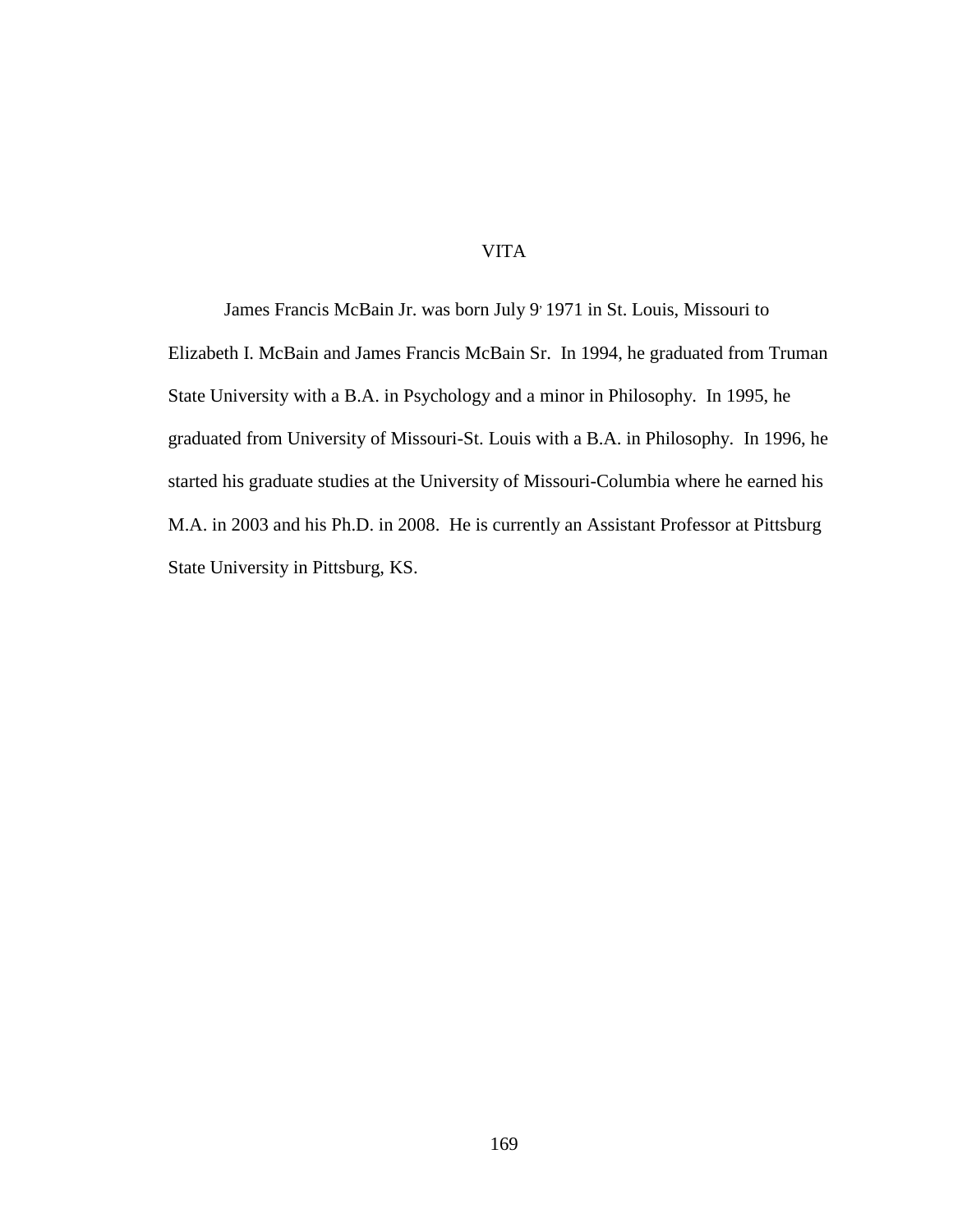# VITA

James Francis McBain Jr. was born July 9, 1971 in St. Louis, Missouri to Elizabeth I. McBain and James Francis McBain Sr. In 1994, he graduated from Truman State University with a B.A. in Psychology and a minor in Philosophy. In 1995, he graduated from University of Missouri-St. Louis with a B.A. in Philosophy. In 1996, he started his graduate studies at the University of Missouri-Columbia where he earned his M.A. in 2003 and his Ph.D. in 2008. He is currently an Assistant Professor at Pittsburg State University in Pittsburg, KS.